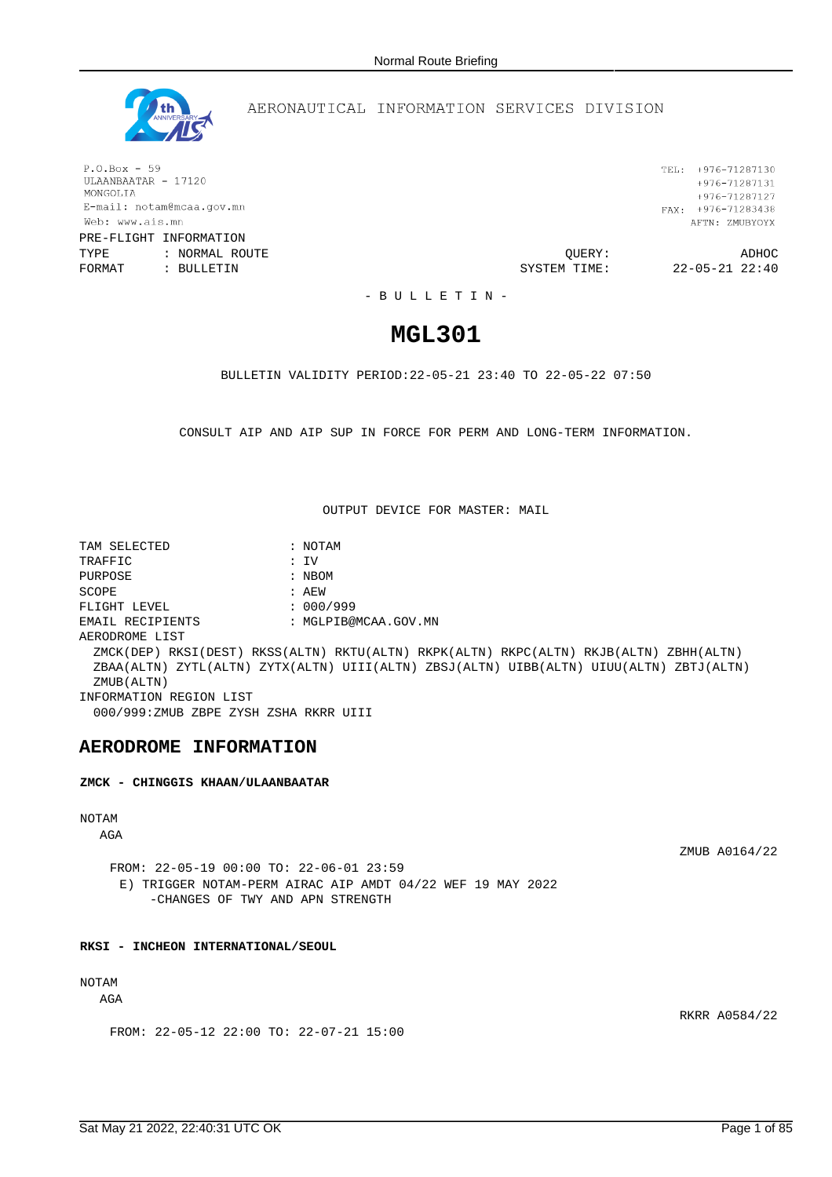AERONAUTICAL INFORMATION SERVICES DIVISION

P.O.Box - 59
ULAANBAATAR - 17120
MONGOLIA
E-mail: notam@mcaa.gov.mn
Web: www.ais.mn

TEL: +976-71287130
+976-71287131
+976-71287127
FAX: +976-71283438
AFTN: ZMUBYOYX

PRE-FLIGHT INFORMATION

TYPE : NORMAL ROUTE
FORMAT : BULLETIN

QUERY: ADHOC
SYSTEM TIME: 22-05-21 22:40

- B U L L E T I N -

# MGL301

BULLETIN VALIDITY PERIOD:22-05-21 23:40 TO 22-05-22 07:50

CONSULT AIP AND AIP SUP IN FORCE FOR PERM AND LONG-TERM INFORMATION.

OUTPUT DEVICE FOR MASTER: MAIL

TAM SELECTED : NOTAM
TRAFFIC : IV
PURPOSE : NBOM
SCOPE : AEW
FLIGHT LEVEL : 000/999
EMAIL RECIPIENTS : MGLPIB@MCAA.GOV.MN

AERODROME LIST

ZMCK(DEP) RKSI(DEST) RKSS(ALTN) RKTU(ALTN) RKPK(ALTN) RKPC(ALTN) RKJB(ALTN) ZBHH(ALTN) ZBAA(ALTN) ZYTL(ALTN) ZYTX(ALTN) UIII(ALTN) ZBSJ(ALTN) UIBB(ALTN) UIUU(ALTN) ZBTJ(ALTN) ZMUB(ALTN)

INFORMATION REGION LIST

000/999:ZMUB ZBPE ZYSH ZSHA RKRR UIII

## AERODROME INFORMATION

**ZMCK - CHINGGIS KHAAN/ULAANBAATAR**

NOTAM

AGA

ZMUB A0164/22

FROM: 22-05-19 00:00 TO: 22-06-01 23:59

E) TRIGGER NOTAM-PERM AIRAC AIP AMDT 04/22 WEF 19 MAY 2022
-CHANGES OF TWY AND APN STRENGTH

**RKSI - INCHEON INTERNATIONAL/SEOUL**

NOTAM

AGA

RKRR A0584/22

FROM: 22-05-12 22:00 TO: 22-07-21 15:00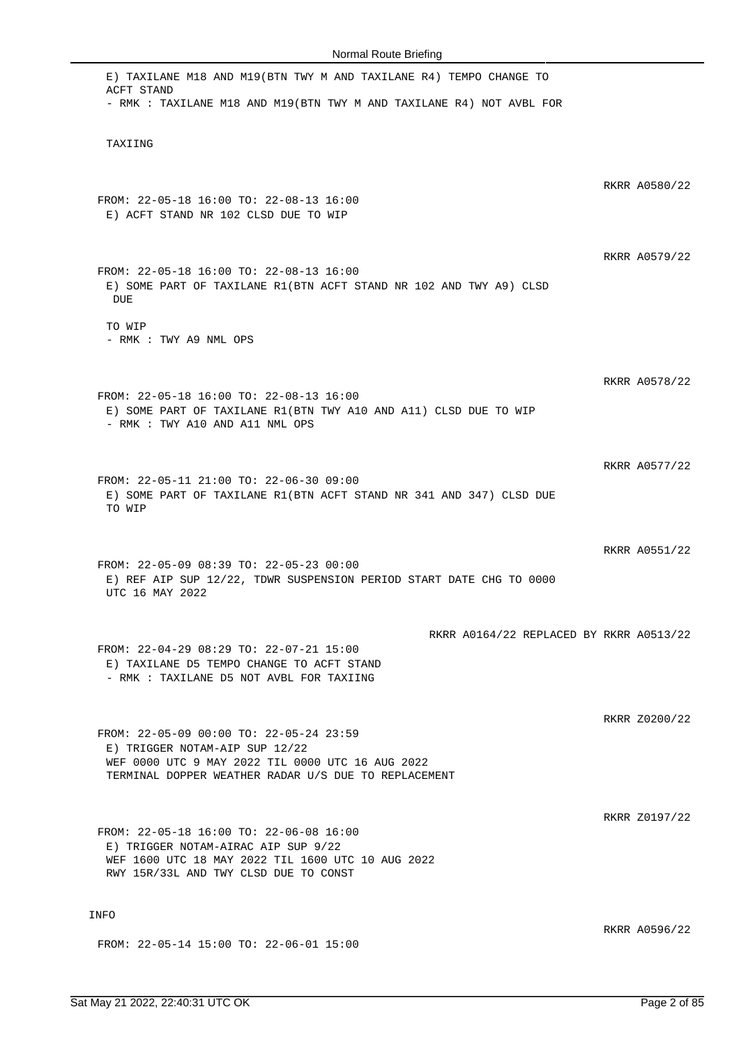E) TAXILANE M18 AND M19(BTN TWY M AND TAXILANE R4) TEMPO CHANGE TO ACFT STAND
- RMK : TAXILANE M18 AND M19(BTN TWY M AND TAXILANE R4) NOT AVBL FOR

TAXIING

RKRR A0580/22

FROM: 22-05-18 16:00 TO: 22-08-13 16:00
E) ACFT STAND NR 102 CLSD DUE TO WIP

RKRR A0579/22

FROM: 22-05-18 16:00 TO: 22-08-13 16:00
E) SOME PART OF TAXILANE R1(BTN ACFT STAND NR 102 AND TWY A9) CLSD DUE

TO WIP
- RMK : TWY A9 NML OPS

RKRR A0578/22

FROM: 22-05-18 16:00 TO: 22-08-13 16:00
E) SOME PART OF TAXILANE R1(BTN TWY A10 AND A11) CLSD DUE TO WIP
- RMK : TWY A10 AND A11 NML OPS

RKRR A0577/22

FROM: 22-05-11 21:00 TO: 22-06-30 09:00
E) SOME PART OF TAXILANE R1(BTN ACFT STAND NR 341 AND 347) CLSD DUE TO WIP

RKRR A0551/22

FROM: 22-05-09 08:39 TO: 22-05-23 00:00
E) REF AIP SUP 12/22, TDWR SUSPENSION PERIOD START DATE CHG TO 0000 UTC 16 MAY 2022

RKRR A0164/22 REPLACED BY RKRR A0513/22

FROM: 22-04-29 08:29 TO: 22-07-21 15:00
E) TAXILANE D5 TEMPO CHANGE TO ACFT STAND
- RMK : TAXILANE D5 NOT AVBL FOR TAXIING

RKRR Z0200/22

FROM: 22-05-09 00:00 TO: 22-05-24 23:59
E) TRIGGER NOTAM-AIP SUP 12/22
WEF 0000 UTC 9 MAY 2022 TIL 0000 UTC 16 AUG 2022
TERMINAL DOPPER WEATHER RADAR U/S DUE TO REPLACEMENT

RKRR Z0197/22

FROM: 22-05-18 16:00 TO: 22-06-08 16:00
E) TRIGGER NOTAM-AIRAC AIP SUP 9/22
WEF 1600 UTC 18 MAY 2022 TIL 1600 UTC 10 AUG 2022
RWY 15R/33L AND TWY CLSD DUE TO CONST

INFO

RKRR A0596/22

FROM: 22-05-14 15:00 TO: 22-06-01 15:00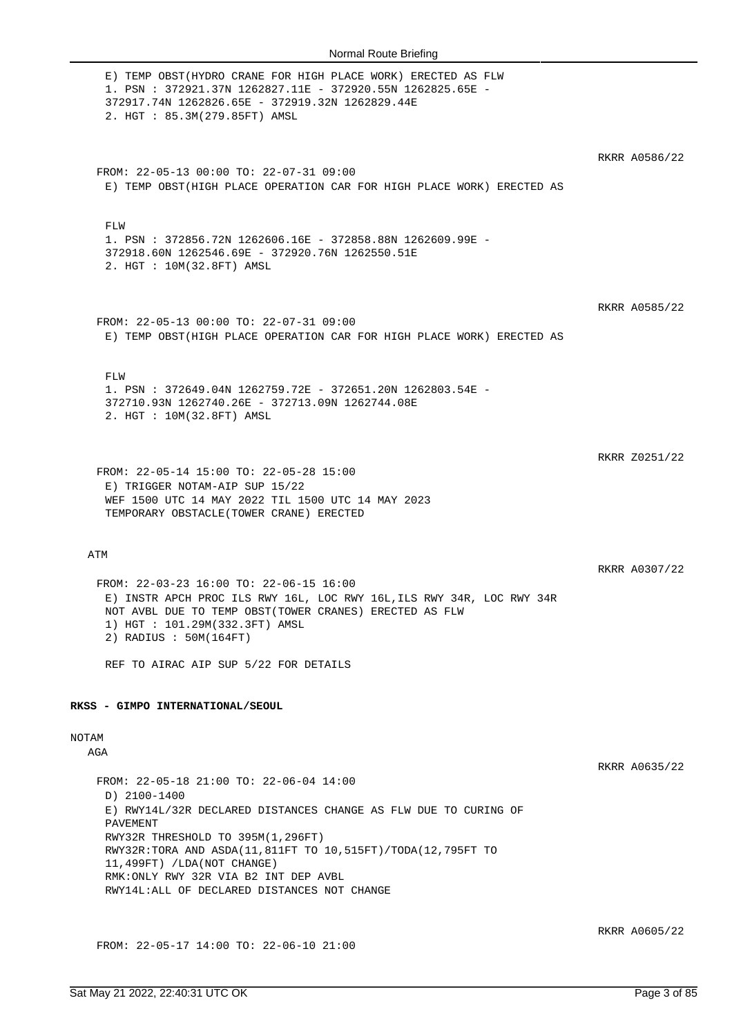E) TEMP OBST(HYDRO CRANE FOR HIGH PLACE WORK) ERECTED AS FLW
1. PSN : 372921.37N 1262827.11E - 372920.55N 1262825.65E -
372917.74N 1262826.65E - 372919.32N 1262829.44E
2. HGT : 85.3M(279.85FT) AMSL

RKRR A0586/22

FROM: 22-05-13 00:00 TO: 22-07-31 09:00
E) TEMP OBST(HIGH PLACE OPERATION CAR FOR HIGH PLACE WORK) ERECTED AS

FLW
1. PSN : 372856.72N 1262606.16E - 372858.88N 1262609.99E -
372918.60N 1262546.69E - 372920.76N 1262550.51E
2. HGT : 10M(32.8FT) AMSL

RKRR A0585/22

FROM: 22-05-13 00:00 TO: 22-07-31 09:00
E) TEMP OBST(HIGH PLACE OPERATION CAR FOR HIGH PLACE WORK) ERECTED AS

FLW
1. PSN : 372649.04N 1262759.72E - 372651.20N 1262803.54E -
372710.93N 1262740.26E - 372713.09N 1262744.08E
2. HGT : 10M(32.8FT) AMSL

RKRR Z0251/22

FROM: 22-05-14 15:00 TO: 22-05-28 15:00
E) TRIGGER NOTAM-AIP SUP 15/22
WEF 1500 UTC 14 MAY 2022 TIL 1500 UTC 14 MAY 2023
TEMPORARY OBSTACLE(TOWER CRANE) ERECTED

ATM

RKRR A0307/22

FROM: 22-03-23 16:00 TO: 22-06-15 16:00
E) INSTR APCH PROC ILS RWY 16L, LOC RWY 16L,ILS RWY 34R, LOC RWY 34R
NOT AVBL DUE TO TEMP OBST(TOWER CRANES) ERECTED AS FLW
1) HGT : 101.29M(332.3FT) AMSL
2) RADIUS : 50M(164FT)

REF TO AIRAC AIP SUP 5/22 FOR DETAILS

**RKSS - GIMPO INTERNATIONAL/SEOUL**

NOTAM

AGA

RKRR A0635/22

FROM: 22-05-18 21:00 TO: 22-06-04 14:00
D) 2100-1400
E) RWY14L/32R DECLARED DISTANCES CHANGE AS FLW DUE TO CURING OF
PAVEMENT
RWY32R THRESHOLD TO 395M(1,296FT)
RWY32R:TORA AND ASDA(11,811FT TO 10,515FT)/TODA(12,795FT TO
11,499FT) /LDA(NOT CHANGE)
RMK:ONLY RWY 32R VIA B2 INT DEP AVBL
RWY14L:ALL OF DECLARED DISTANCES NOT CHANGE

RKRR A0605/22

FROM: 22-05-17 14:00 TO: 22-06-10 21:00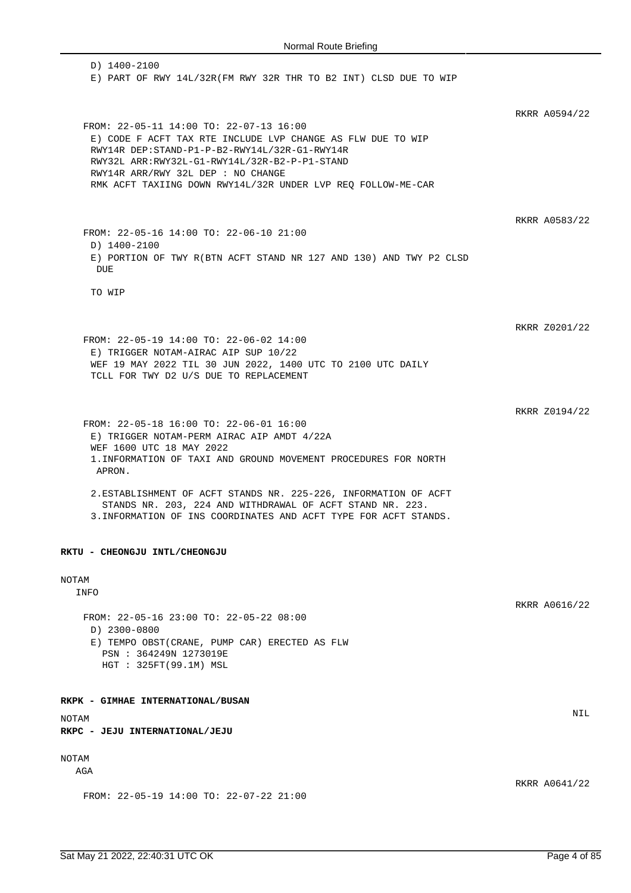D) 1400-2100
E) PART OF RWY 14L/32R(FM RWY 32R THR TO B2 INT) CLSD DUE TO WIP

RKRR A0594/22

FROM: 22-05-11 14:00 TO: 22-07-13 16:00
E) CODE F ACFT TAX RTE INCLUDE LVP CHANGE AS FLW DUE TO WIP
RWY14R DEP:STAND-P1-P-B2-RWY14L/32R-G1-RWY14R
RWY32L ARR:RWY32L-G1-RWY14L/32R-B2-P-P1-STAND
RWY14R ARR/RWY 32L DEP : NO CHANGE
RMK ACFT TAXIING DOWN RWY14L/32R UNDER LVP REQ FOLLOW-ME-CAR

RKRR A0583/22

FROM: 22-05-16 14:00 TO: 22-06-10 21:00
D) 1400-2100
E) PORTION OF TWY R(BTN ACFT STAND NR 127 AND 130) AND TWY P2 CLSD DUE

TO WIP

RKRR Z0201/22

FROM: 22-05-19 14:00 TO: 22-06-02 14:00
E) TRIGGER NOTAM-AIRAC AIP SUP 10/22
WEF 19 MAY 2022 TIL 30 JUN 2022, 1400 UTC TO 2100 UTC DAILY
TCLL FOR TWY D2 U/S DUE TO REPLACEMENT

RKRR Z0194/22

FROM: 22-05-18 16:00 TO: 22-06-01 16:00
E) TRIGGER NOTAM-PERM AIRAC AIP AMDT 4/22A
WEF 1600 UTC 18 MAY 2022
1.INFORMATION OF TAXI AND GROUND MOVEMENT PROCEDURES FOR NORTH APRON.

2.ESTABLISHMENT OF ACFT STANDS NR. 225-226, INFORMATION OF ACFT STANDS NR. 203, 224 AND WITHDRAWAL OF ACFT STAND NR. 223.
3.INFORMATION OF INS COORDINATES AND ACFT TYPE FOR ACFT STANDS.

**RKTU - CHEONGJU INTL/CHEONGJU**

NOTAM
INFO

RKRR A0616/22

FROM: 22-05-16 23:00 TO: 22-05-22 08:00
D) 2300-0800
E) TEMPO OBST(CRANE, PUMP CAR) ERECTED AS FLW
PSN : 364249N 1273019E
HGT : 325FT(99.1M) MSL

**RKPK - GIMHAE INTERNATIONAL/BUSAN**

NOTAM

NIL

**RKPC - JEJU INTERNATIONAL/JEJU**

NOTAM
AGA

RKRR A0641/22

FROM: 22-05-19 14:00 TO: 22-07-22 21:00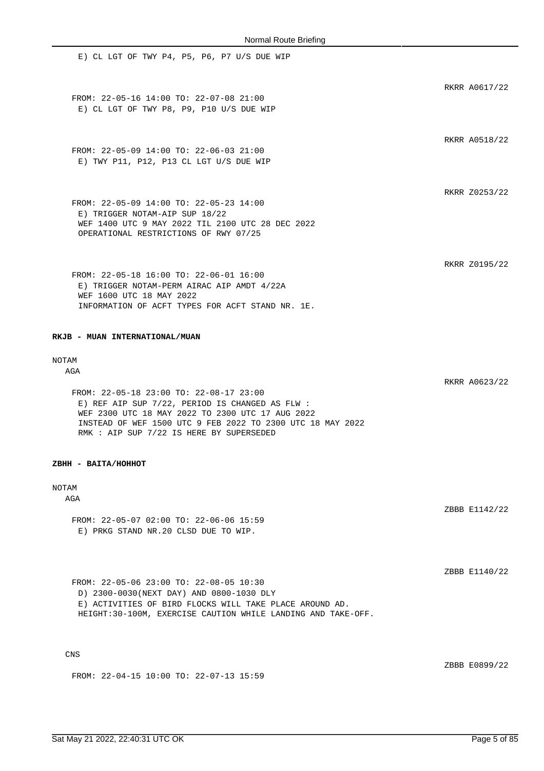E) CL LGT OF TWY P4, P5, P6, P7 U/S DUE WIP

RKRR A0617/22

FROM: 22-05-16 14:00 TO: 22-07-08 21:00
E) CL LGT OF TWY P8, P9, P10 U/S DUE WIP

RKRR A0518/22

FROM: 22-05-09 14:00 TO: 22-06-03 21:00
E) TWY P11, P12, P13 CL LGT U/S DUE WIP

RKRR Z0253/22

FROM: 22-05-09 14:00 TO: 22-05-23 14:00
E) TRIGGER NOTAM-AIP SUP 18/22
WEF 1400 UTC 9 MAY 2022 TIL 2100 UTC 28 DEC 2022
OPERATIONAL RESTRICTIONS OF RWY 07/25

RKRR Z0195/22

FROM: 22-05-18 16:00 TO: 22-06-01 16:00
E) TRIGGER NOTAM-PERM AIRAC AIP AMDT 4/22A
WEF 1600 UTC 18 MAY 2022
INFORMATION OF ACFT TYPES FOR ACFT STAND NR. 1E.

**RKJB - MUAN INTERNATIONAL/MUAN**

NOTAM

AGA

RKRR A0623/22

FROM: 22-05-18 23:00 TO: 22-08-17 23:00
E) REF AIP SUP 7/22, PERIOD IS CHANGED AS FLW :
WEF 2300 UTC 18 MAY 2022 TO 2300 UTC 17 AUG 2022
INSTEAD OF WEF 1500 UTC 9 FEB 2022 TO 2300 UTC 18 MAY 2022
RMK : AIP SUP 7/22 IS HERE BY SUPERSEDED

**ZBHH - BAITA/HOHHOT**

NOTAM

AGA

ZBBB E1142/22

FROM: 22-05-07 02:00 TO: 22-06-06 15:59
E) PRKG STAND NR.20 CLSD DUE TO WIP.

ZBBB E1140/22

FROM: 22-05-06 23:00 TO: 22-08-05 10:30
D) 2300-0030(NEXT DAY) AND 0800-1030 DLY
E) ACTIVITIES OF BIRD FLOCKS WILL TAKE PLACE AROUND AD.
HEIGHT:30-100M, EXERCISE CAUTION WHILE LANDING AND TAKE-OFF.

CNS

ZBBB E0899/22

FROM: 22-04-15 10:00 TO: 22-07-13 15:59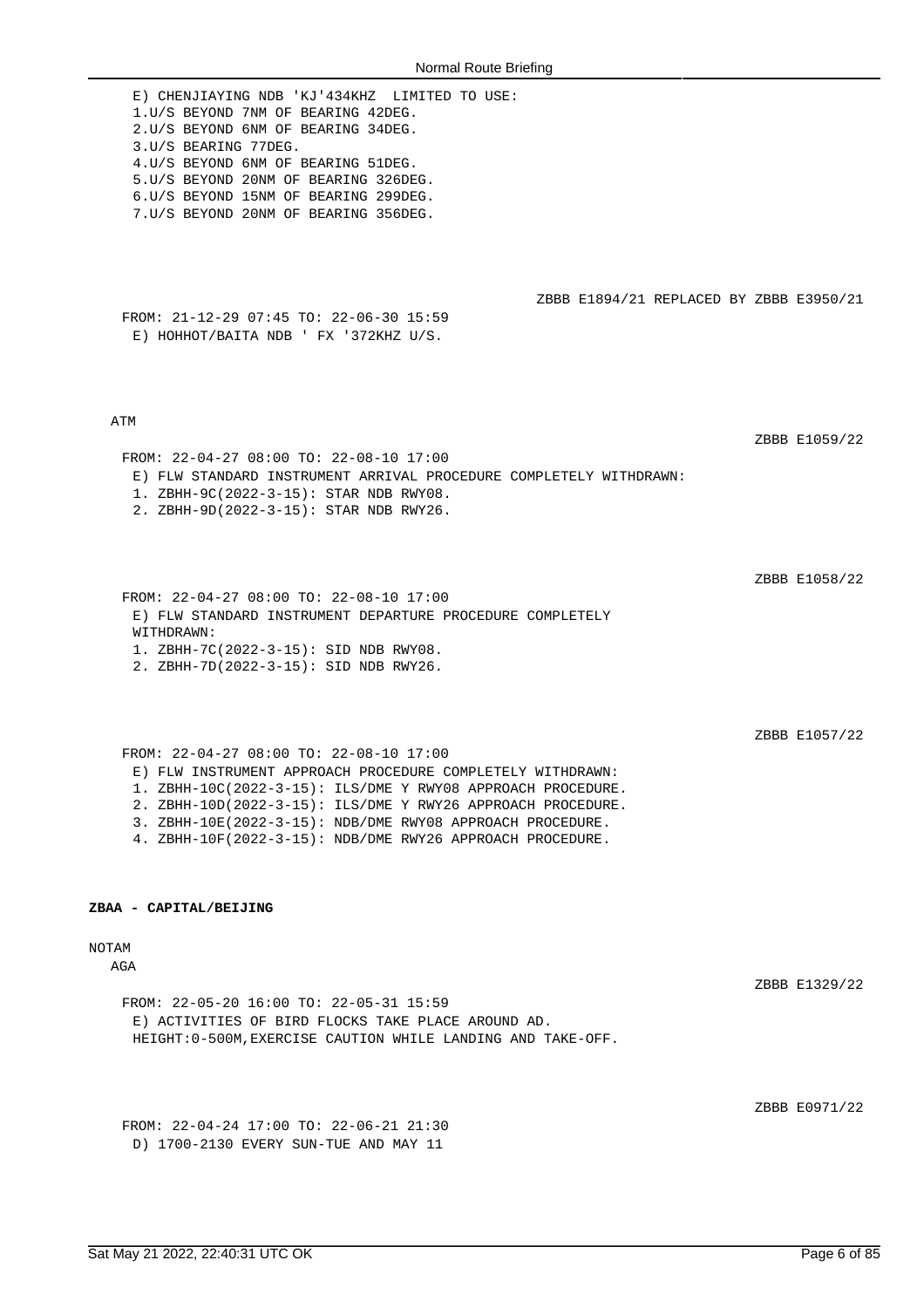E) CHENJIAYING NDB 'KJ'434KHZ LIMITED TO USE:
1.U/S BEYOND 7NM OF BEARING 42DEG.
2.U/S BEYOND 6NM OF BEARING 34DEG.
3.U/S BEARING 77DEG.
4.U/S BEYOND 6NM OF BEARING 51DEG.
5.U/S BEYOND 20NM OF BEARING 326DEG.
6.U/S BEYOND 15NM OF BEARING 299DEG.
7.U/S BEYOND 20NM OF BEARING 356DEG.

ZBBB E1894/21 REPLACED BY ZBBB E3950/21

FROM: 21-12-29 07:45 TO: 22-06-30 15:59
E) HOHHOT/BAITA NDB ' FX '372KHZ U/S.

ATM

ZBBB E1059/22

FROM: 22-04-27 08:00 TO: 22-08-10 17:00
E) FLW STANDARD INSTRUMENT ARRIVAL PROCEDURE COMPLETELY WITHDRAWN:
1. ZBHH-9C(2022-3-15): STAR NDB RWY08.
2. ZBHH-9D(2022-3-15): STAR NDB RWY26.

ZBBB E1058/22

FROM: 22-04-27 08:00 TO: 22-08-10 17:00
E) FLW STANDARD INSTRUMENT DEPARTURE PROCEDURE COMPLETELY WITHDRAWN:
1. ZBHH-7C(2022-3-15): SID NDB RWY08.
2. ZBHH-7D(2022-3-15): SID NDB RWY26.

ZBBB E1057/22

FROM: 22-04-27 08:00 TO: 22-08-10 17:00
E) FLW INSTRUMENT APPROACH PROCEDURE COMPLETELY WITHDRAWN:
1. ZBHH-10C(2022-3-15): ILS/DME Y RWY08 APPROACH PROCEDURE.
2. ZBHH-10D(2022-3-15): ILS/DME Y RWY26 APPROACH PROCEDURE.
3. ZBHH-10E(2022-3-15): NDB/DME RWY08 APPROACH PROCEDURE.
4. ZBHH-10F(2022-3-15): NDB/DME RWY26 APPROACH PROCEDURE.

**ZBAA - CAPITAL/BEIJING**

NOTAM

AGA

ZBBB E1329/22

FROM: 22-05-20 16:00 TO: 22-05-31 15:59
E) ACTIVITIES OF BIRD FLOCKS TAKE PLACE AROUND AD.
HEIGHT:0-500M,EXERCISE CAUTION WHILE LANDING AND TAKE-OFF.

ZBBB E0971/22

FROM: 22-04-24 17:00 TO: 22-06-21 21:30
D) 1700-2130 EVERY SUN-TUE AND MAY 11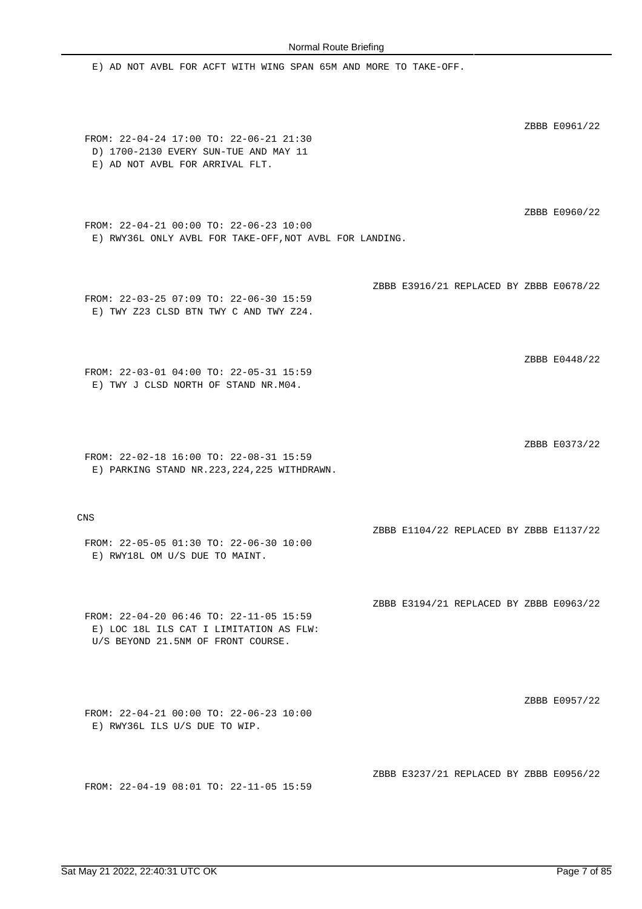E) AD NOT AVBL FOR ACFT WITH WING SPAN 65M AND MORE TO TAKE-OFF.

ZBBB E0961/22

FROM: 22-04-24 17:00 TO: 22-06-21 21:30
D) 1700-2130 EVERY SUN-TUE AND MAY 11
E) AD NOT AVBL FOR ARRIVAL FLT.

ZBBB E0960/22

FROM: 22-04-21 00:00 TO: 22-06-23 10:00
E) RWY36L ONLY AVBL FOR TAKE-OFF,NOT AVBL FOR LANDING.

ZBBB E3916/21 REPLACED BY ZBBB E0678/22

FROM: 22-03-25 07:09 TO: 22-06-30 15:59
E) TWY Z23 CLSD BTN TWY C AND TWY Z24.

ZBBB E0448/22

FROM: 22-03-01 04:00 TO: 22-05-31 15:59
E) TWY J CLSD NORTH OF STAND NR.M04.

ZBBB E0373/22

FROM: 22-02-18 16:00 TO: 22-08-31 15:59
E) PARKING STAND NR.223,224,225 WITHDRAWN.

CNS

ZBBB E1104/22 REPLACED BY ZBBB E1137/22

FROM: 22-05-05 01:30 TO: 22-06-30 10:00
E) RWY18L OM U/S DUE TO MAINT.

ZBBB E3194/21 REPLACED BY ZBBB E0963/22

FROM: 22-04-20 06:46 TO: 22-11-05 15:59
E) LOC 18L ILS CAT I LIMITATION AS FLW:
U/S BEYOND 21.5NM OF FRONT COURSE.

ZBBB E0957/22

FROM: 22-04-21 00:00 TO: 22-06-23 10:00
E) RWY36L ILS U/S DUE TO WIP.

ZBBB E3237/21 REPLACED BY ZBBB E0956/22

FROM: 22-04-19 08:01 TO: 22-11-05 15:59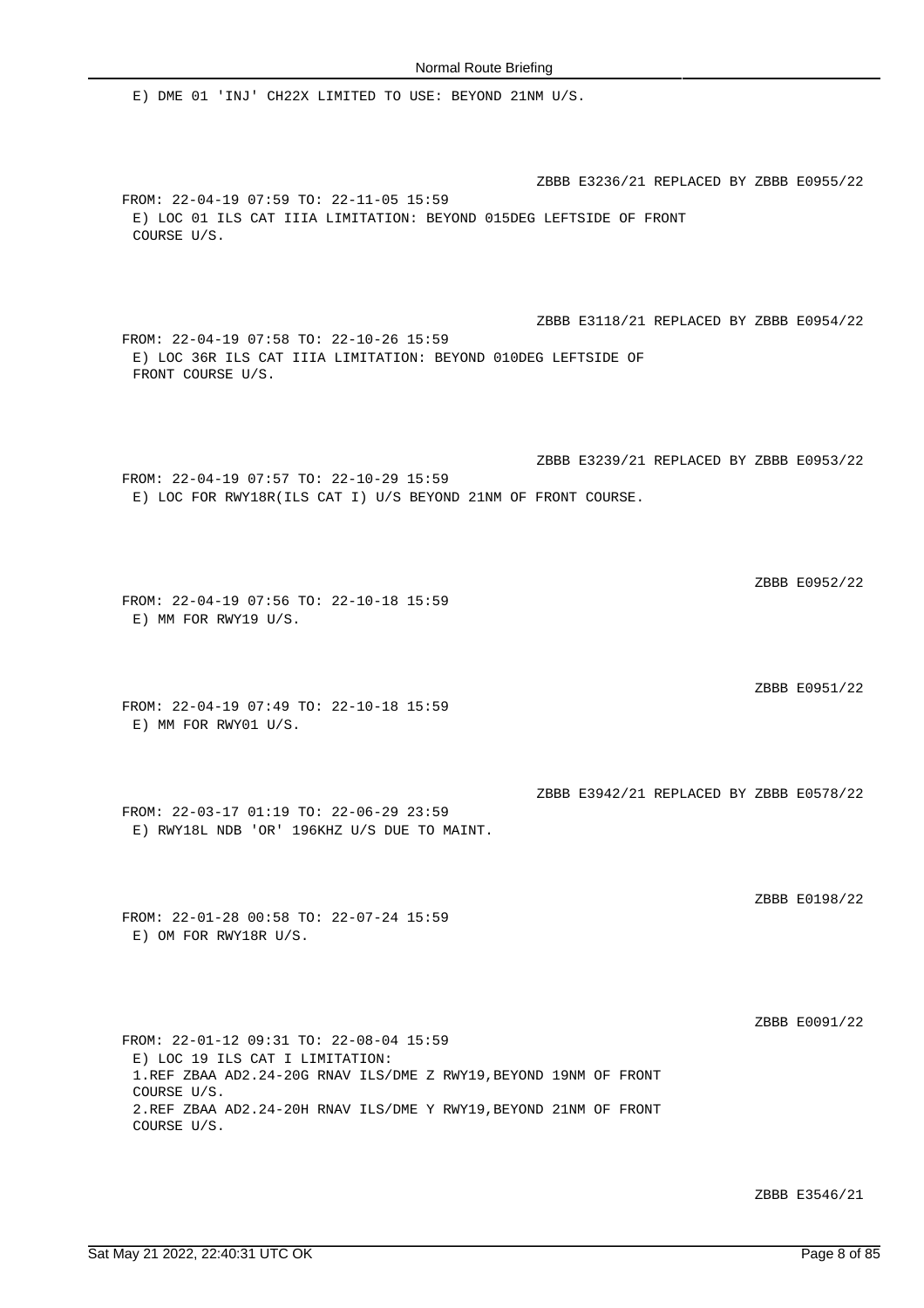E) DME 01 'INJ' CH22X LIMITED TO USE: BEYOND 21NM U/S.

ZBBB E3236/21 REPLACED BY ZBBB E0955/22

FROM: 22-04-19 07:59 TO: 22-11-05 15:59
E) LOC 01 ILS CAT IIIA LIMITATION: BEYOND 015DEG LEFTSIDE OF FRONT COURSE U/S.

ZBBB E3118/21 REPLACED BY ZBBB E0954/22

FROM: 22-04-19 07:58 TO: 22-10-26 15:59
E) LOC 36R ILS CAT IIIA LIMITATION: BEYOND 010DEG LEFTSIDE OF FRONT COURSE U/S.

ZBBB E3239/21 REPLACED BY ZBBB E0953/22

FROM: 22-04-19 07:57 TO: 22-10-29 15:59
E) LOC FOR RWY18R(ILS CAT I) U/S BEYOND 21NM OF FRONT COURSE.

ZBBB E0952/22

FROM: 22-04-19 07:56 TO: 22-10-18 15:59
E) MM FOR RWY19 U/S.

ZBBB E0951/22

FROM: 22-04-19 07:49 TO: 22-10-18 15:59
E) MM FOR RWY01 U/S.

ZBBB E3942/21 REPLACED BY ZBBB E0578/22

FROM: 22-03-17 01:19 TO: 22-06-29 23:59
E) RWY18L NDB 'OR' 196KHZ U/S DUE TO MAINT.

ZBBB E0198/22

FROM: 22-01-28 00:58 TO: 22-07-24 15:59
E) OM FOR RWY18R U/S.

ZBBB E0091/22

FROM: 22-01-12 09:31 TO: 22-08-04 15:59
E) LOC 19 ILS CAT I LIMITATION:
1.REF ZBAA AD2.24-20G RNAV ILS/DME Z RWY19,BEYOND 19NM OF FRONT COURSE U/S.
2.REF ZBAA AD2.24-20H RNAV ILS/DME Y RWY19,BEYOND 21NM OF FRONT COURSE U/S.

ZBBB E3546/21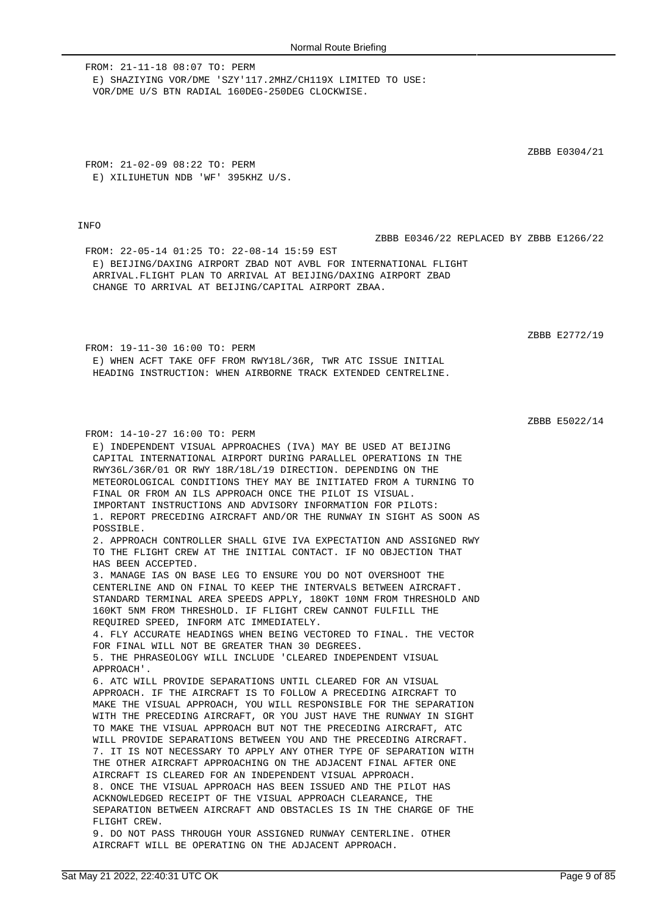FROM: 21-11-18 08:07 TO: PERM
E) SHAZIYING VOR/DME 'SZY'117.2MHZ/CH119X LIMITED TO USE:
VOR/DME U/S BTN RADIAL 160DEG-250DEG CLOCKWISE.

ZBBB E0304/21

FROM: 21-02-09 08:22 TO: PERM
E) XILIUHETUN NDB 'WF' 395KHZ U/S.

INFO

ZBBB E0346/22 REPLACED BY ZBBB E1266/22

FROM: 22-05-14 01:25 TO: 22-08-14 15:59 EST
E) BEIJING/DAXING AIRPORT ZBAD NOT AVBL FOR INTERNATIONAL FLIGHT
ARRIVAL.FLIGHT PLAN TO ARRIVAL AT BEIJING/DAXING AIRPORT ZBAD
CHANGE TO ARRIVAL AT BEIJING/CAPITAL AIRPORT ZBAA.

ZBBB E2772/19

FROM: 19-11-30 16:00 TO: PERM
E) WHEN ACFT TAKE OFF FROM RWY18L/36R, TWR ATC ISSUE INITIAL
HEADING INSTRUCTION: WHEN AIRBORNE TRACK EXTENDED CENTRELINE.

ZBBB E5022/14

FROM: 14-10-27 16:00 TO: PERM
E) INDEPENDENT VISUAL APPROACHES (IVA) MAY BE USED AT BEIJING
CAPITAL INTERNATIONAL AIRPORT DURING PARALLEL OPERATIONS IN THE
RWY36L/36R/01 OR RWY 18R/18L/19 DIRECTION. DEPENDING ON THE
METEOROLOGICAL CONDITIONS THEY MAY BE INITIATED FROM A TURNING TO
FINAL OR FROM AN ILS APPROACH ONCE THE PILOT IS VISUAL.
IMPORTANT INSTRUCTIONS AND ADVISORY INFORMATION FOR PILOTS:
1. REPORT PRECEDING AIRCRAFT AND/OR THE RUNWAY IN SIGHT AS SOON AS
POSSIBLE.
2. APPROACH CONTROLLER SHALL GIVE IVA EXPECTATION AND ASSIGNED RWY
TO THE FLIGHT CREW AT THE INITIAL CONTACT. IF NO OBJECTION THAT
HAS BEEN ACCEPTED.
3. MANAGE IAS ON BASE LEG TO ENSURE YOU DO NOT OVERSHOOT THE
CENTERLINE AND ON FINAL TO KEEP THE INTERVALS BETWEEN AIRCRAFT.
STANDARD TERMINAL AREA SPEEDS APPLY, 180KT 10NM FROM THRESHOLD AND
160KT 5NM FROM THRESHOLD. IF FLIGHT CREW CANNOT FULFILL THE
REQUIRED SPEED, INFORM ATC IMMEDIATELY.
4. FLY ACCURATE HEADINGS WHEN BEING VECTORED TO FINAL. THE VECTOR
FOR FINAL WILL NOT BE GREATER THAN 30 DEGREES.
5. THE PHRASEOLOGY WILL INCLUDE 'CLEARED INDEPENDENT VISUAL
APPROACH'.
6. ATC WILL PROVIDE SEPARATIONS UNTIL CLEARED FOR AN VISUAL
APPROACH. IF THE AIRCRAFT IS TO FOLLOW A PRECEDING AIRCRAFT TO
MAKE THE VISUAL APPROACH, YOU WILL RESPONSIBLE FOR THE SEPARATION
WITH THE PRECEDING AIRCRAFT, OR YOU JUST HAVE THE RUNWAY IN SIGHT
TO MAKE THE VISUAL APPROACH BUT NOT THE PRECEDING AIRCRAFT, ATC
WILL PROVIDE SEPARATIONS BETWEEN YOU AND THE PRECEDING AIRCRAFT.
7. IT IS NOT NECESSARY TO APPLY ANY OTHER TYPE OF SEPARATION WITH
THE OTHER AIRCRAFT APPROACHING ON THE ADJACENT FINAL AFTER ONE
AIRCRAFT IS CLEARED FOR AN INDEPENDENT VISUAL APPROACH.
8. ONCE THE VISUAL APPROACH HAS BEEN ISSUED AND THE PILOT HAS
ACKNOWLEDGED RECEIPT OF THE VISUAL APPROACH CLEARANCE, THE
SEPARATION BETWEEN AIRCRAFT AND OBSTACLES IS IN THE CHARGE OF THE
FLIGHT CREW.
9. DO NOT PASS THROUGH YOUR ASSIGNED RUNWAY CENTERLINE. OTHER
AIRCRAFT WILL BE OPERATING ON THE ADJACENT APPROACH.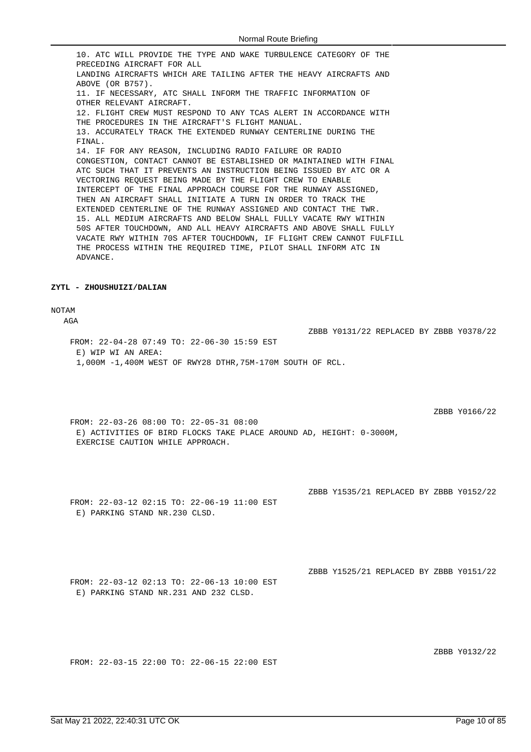10. ATC WILL PROVIDE THE TYPE AND WAKE TURBULENCE CATEGORY OF THE PRECEDING AIRCRAFT FOR ALL LANDING AIRCRAFTS WHICH ARE TAILING AFTER THE HEAVY AIRCRAFTS AND ABOVE (OR B757).
11. IF NECESSARY, ATC SHALL INFORM THE TRAFFIC INFORMATION OF OTHER RELEVANT AIRCRAFT.
12. FLIGHT CREW MUST RESPOND TO ANY TCAS ALERT IN ACCORDANCE WITH THE PROCEDURES IN THE AIRCRAFT'S FLIGHT MANUAL.
13. ACCURATELY TRACK THE EXTENDED RUNWAY CENTERLINE DURING THE FINAL.
14. IF FOR ANY REASON, INCLUDING RADIO FAILURE OR RADIO CONGESTION, CONTACT CANNOT BE ESTABLISHED OR MAINTAINED WITH FINAL ATC SUCH THAT IT PREVENTS AN INSTRUCTION BEING ISSUED BY ATC OR A VECTORING REQUEST BEING MADE BY THE FLIGHT CREW TO ENABLE INTERCEPT OF THE FINAL APPROACH COURSE FOR THE RUNWAY ASSIGNED, THEN AN AIRCRAFT SHALL INITIATE A TURN IN ORDER TO TRACK THE EXTENDED CENTERLINE OF THE RUNWAY ASSIGNED AND CONTACT THE TWR.
15. ALL MEDIUM AIRCRAFTS AND BELOW SHALL FULLY VACATE RWY WITHIN 50S AFTER TOUCHDOWN, AND ALL HEAVY AIRCRAFTS AND ABOVE SHALL FULLY VACATE RWY WITHIN 70S AFTER TOUCHDOWN, IF FLIGHT CREW CANNOT FULFILL THE PROCESS WITHIN THE REQUIRED TIME, PILOT SHALL INFORM ATC IN ADVANCE.

**ZYTL - ZHOUSHUIZI/DALIAN**

NOTAM

AGA

ZBBB Y0131/22 REPLACED BY ZBBB Y0378/22

FROM: 22-04-28 07:49 TO: 22-06-30 15:59 EST
E) WIP WI AN AREA:
1,000M -1,400M WEST OF RWY28 DTHR,75M-170M SOUTH OF RCL.

ZBBB Y0166/22

FROM: 22-03-26 08:00 TO: 22-05-31 08:00
E) ACTIVITIES OF BIRD FLOCKS TAKE PLACE AROUND AD, HEIGHT: 0-3000M, EXERCISE CAUTION WHILE APPROACH.

ZBBB Y1535/21 REPLACED BY ZBBB Y0152/22

FROM: 22-03-12 02:15 TO: 22-06-19 11:00 EST
E) PARKING STAND NR.230 CLSD.

ZBBB Y1525/21 REPLACED BY ZBBB Y0151/22

FROM: 22-03-12 02:13 TO: 22-06-13 10:00 EST
E) PARKING STAND NR.231 AND 232 CLSD.

ZBBB Y0132/22

FROM: 22-03-15 22:00 TO: 22-06-15 22:00 EST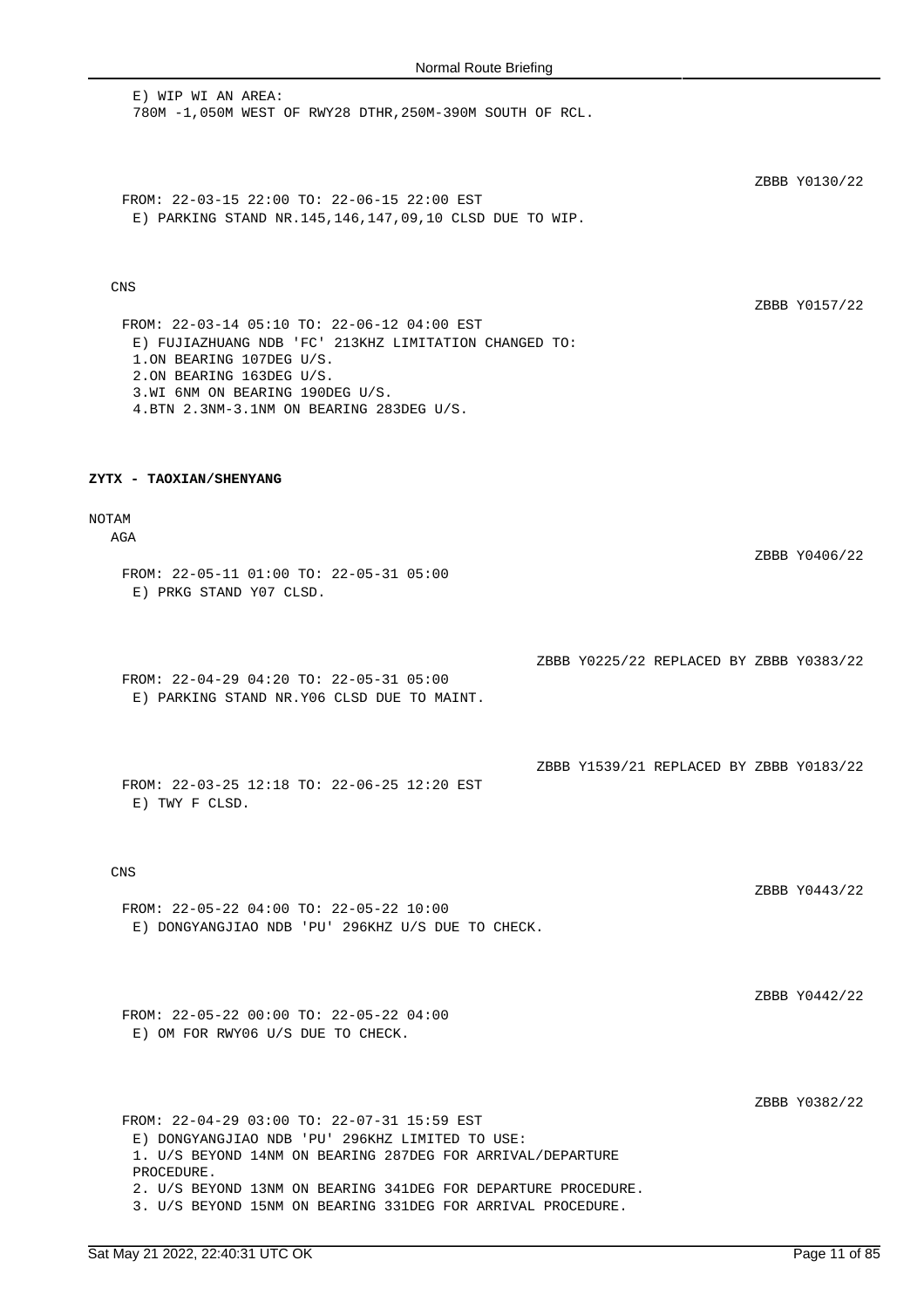E) WIP WI AN AREA:
780M -1,050M WEST OF RWY28 DTHR,250M-390M SOUTH OF RCL.

ZBBB Y0130/22

FROM: 22-03-15 22:00 TO: 22-06-15 22:00 EST
E) PARKING STAND NR.145,146,147,09,10 CLSD DUE TO WIP.

CNS

ZBBB Y0157/22

FROM: 22-03-14 05:10 TO: 22-06-12 04:00 EST
E) FUJIAZHUANG NDB 'FC' 213KHZ LIMITATION CHANGED TO:
1.ON BEARING 107DEG U/S.
2.ON BEARING 163DEG U/S.
3.WI 6NM ON BEARING 190DEG U/S.
4.BTN 2.3NM-3.1NM ON BEARING 283DEG U/S.

**ZYTX - TAOXIAN/SHENYANG**

NOTAM

AGA

ZBBB Y0406/22

FROM: 22-05-11 01:00 TO: 22-05-31 05:00
E) PRKG STAND Y07 CLSD.

ZBBB Y0225/22 REPLACED BY ZBBB Y0383/22

FROM: 22-04-29 04:20 TO: 22-05-31 05:00
E) PARKING STAND NR.Y06 CLSD DUE TO MAINT.

ZBBB Y1539/21 REPLACED BY ZBBB Y0183/22

FROM: 22-03-25 12:18 TO: 22-06-25 12:20 EST
E) TWY F CLSD.

CNS

ZBBB Y0443/22

FROM: 22-05-22 04:00 TO: 22-05-22 10:00
E) DONGYANGJIAO NDB 'PU' 296KHZ U/S DUE TO CHECK.

ZBBB Y0442/22

FROM: 22-05-22 00:00 TO: 22-05-22 04:00
E) OM FOR RWY06 U/S DUE TO CHECK.

ZBBB Y0382/22

FROM: 22-04-29 03:00 TO: 22-07-31 15:59 EST
E) DONGYANGJIAO NDB 'PU' 296KHZ LIMITED TO USE:
1. U/S BEYOND 14NM ON BEARING 287DEG FOR ARRIVAL/DEPARTURE PROCEDURE.
2. U/S BEYOND 13NM ON BEARING 341DEG FOR DEPARTURE PROCEDURE.
3. U/S BEYOND 15NM ON BEARING 331DEG FOR ARRIVAL PROCEDURE.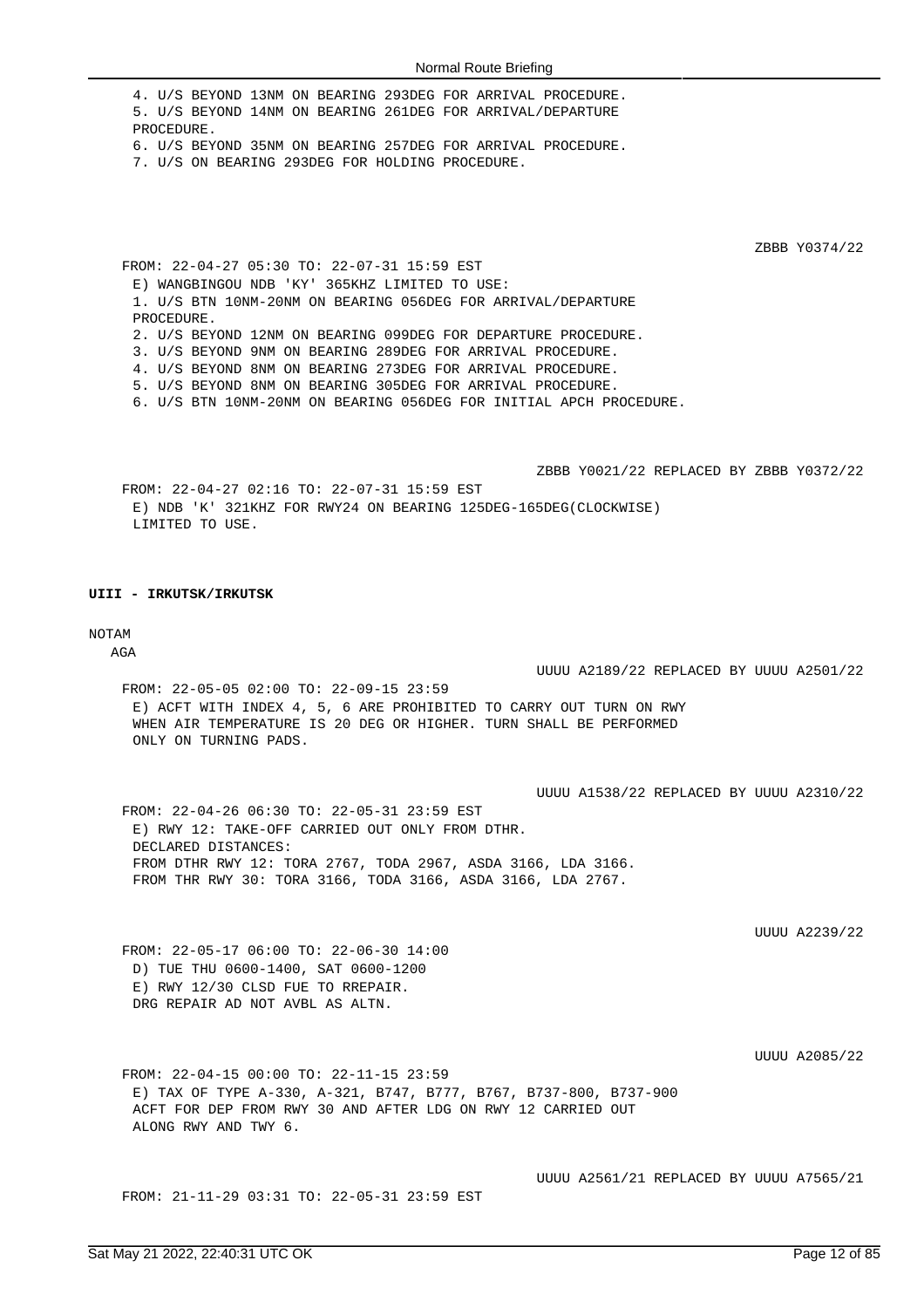4. U/S BEYOND 13NM ON BEARING 293DEG FOR ARRIVAL PROCEDURE.
5. U/S BEYOND 14NM ON BEARING 261DEG FOR ARRIVAL/DEPARTURE PROCEDURE.
6. U/S BEYOND 35NM ON BEARING 257DEG FOR ARRIVAL PROCEDURE.
7. U/S ON BEARING 293DEG FOR HOLDING PROCEDURE.

ZBBB Y0374/22

FROM: 22-04-27 05:30 TO: 22-07-31 15:59 EST
E) WANGBINGOU NDB 'KY' 365KHZ LIMITED TO USE:
1. U/S BTN 10NM-20NM ON BEARING 056DEG FOR ARRIVAL/DEPARTURE PROCEDURE.
2. U/S BEYOND 12NM ON BEARING 099DEG FOR DEPARTURE PROCEDURE.
3. U/S BEYOND 9NM ON BEARING 289DEG FOR ARRIVAL PROCEDURE.
4. U/S BEYOND 8NM ON BEARING 273DEG FOR ARRIVAL PROCEDURE.
5. U/S BEYOND 8NM ON BEARING 305DEG FOR ARRIVAL PROCEDURE.
6. U/S BTN 10NM-20NM ON BEARING 056DEG FOR INITIAL APCH PROCEDURE.

ZBBB Y0021/22 REPLACED BY ZBBB Y0372/22

FROM: 22-04-27 02:16 TO: 22-07-31 15:59 EST
E) NDB 'K' 321KHZ FOR RWY24 ON BEARING 125DEG-165DEG(CLOCKWISE) LIMITED TO USE.

**UIII - IRKUTSK/IRKUTSK**

NOTAM

AGA

UUUU A2189/22 REPLACED BY UUUU A2501/22

FROM: 22-05-05 02:00 TO: 22-09-15 23:59
E) ACFT WITH INDEX 4, 5, 6 ARE PROHIBITED TO CARRY OUT TURN ON RWY WHEN AIR TEMPERATURE IS 20 DEG OR HIGHER. TURN SHALL BE PERFORMED ONLY ON TURNING PADS.

UUUU A1538/22 REPLACED BY UUUU A2310/22

FROM: 22-04-26 06:30 TO: 22-05-31 23:59 EST
E) RWY 12: TAKE-OFF CARRIED OUT ONLY FROM DTHR.
DECLARED DISTANCES:
FROM DTHR RWY 12: TORA 2767, TODA 2967, ASDA 3166, LDA 3166.
FROM THR RWY 30: TORA 3166, TODA 3166, ASDA 3166, LDA 2767.

UUUU A2239/22

FROM: 22-05-17 06:00 TO: 22-06-30 14:00
D) TUE THU 0600-1400, SAT 0600-1200
E) RWY 12/30 CLSD FUE TO RREPAIR.
DRG REPAIR AD NOT AVBL AS ALTN.

UUUU A2085/22

FROM: 22-04-15 00:00 TO: 22-11-15 23:59
E) TAX OF TYPE A-330, A-321, B747, B777, B767, B737-800, B737-900 ACFT FOR DEP FROM RWY 30 AND AFTER LDG ON RWY 12 CARRIED OUT ALONG RWY AND TWY 6.

UUUU A2561/21 REPLACED BY UUUU A7565/21

FROM: 21-11-29 03:31 TO: 22-05-31 23:59 EST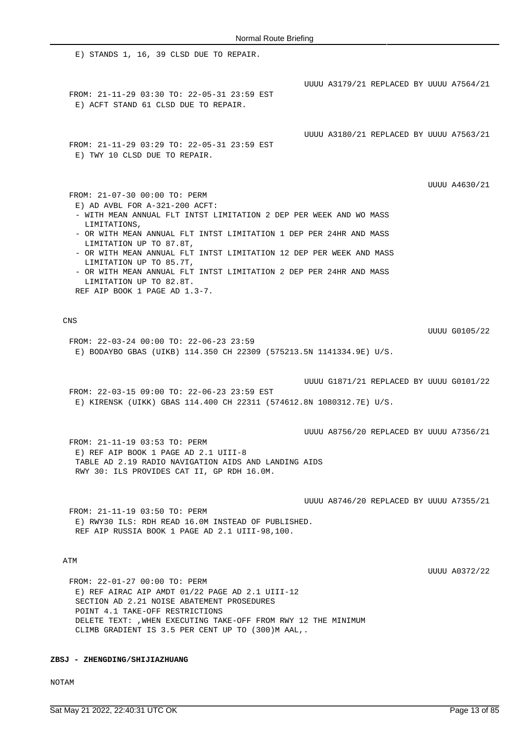E) STANDS 1, 16, 39 CLSD DUE TO REPAIR.

UUUU A3179/21 REPLACED BY UUUU A7564/21

FROM: 21-11-29 03:30 TO: 22-05-31 23:59 EST
E) ACFT STAND 61 CLSD DUE TO REPAIR.

UUUU A3180/21 REPLACED BY UUUU A7563/21

FROM: 21-11-29 03:29 TO: 22-05-31 23:59 EST
E) TWY 10 CLSD DUE TO REPAIR.

UUUU A4630/21

FROM: 21-07-30 00:00 TO: PERM
E) AD AVBL FOR A-321-200 ACFT:
- WITH MEAN ANNUAL FLT INTST LIMITATION 2 DEP PER WEEK AND WO MASS LIMITATIONS,
- OR WITH MEAN ANNUAL FLT INTST LIMITATION 1 DEP PER 24HR AND MASS LIMITATION UP TO 87.8T,
- OR WITH MEAN ANNUAL FLT INTST LIMITATION 12 DEP PER WEEK AND MASS LIMITATION UP TO 85.7T,
- OR WITH MEAN ANNUAL FLT INTST LIMITATION 2 DEP PER 24HR AND MASS LIMITATION UP TO 82.8T.
REF AIP BOOK 1 PAGE AD 1.3-7.

CNS

UUUU G0105/22

FROM: 22-03-24 00:00 TO: 22-06-23 23:59
E) BODAYBO GBAS (UIKB) 114.350 CH 22309 (575213.5N 1141334.9E) U/S.

UUUU G1871/21 REPLACED BY UUUU G0101/22

FROM: 22-03-15 09:00 TO: 22-06-23 23:59 EST
E) KIRENSK (UIKK) GBAS 114.400 CH 22311 (574612.8N 1080312.7E) U/S.

UUUU A8756/20 REPLACED BY UUUU A7356/21

FROM: 21-11-19 03:53 TO: PERM
E) REF AIP BOOK 1 PAGE AD 2.1 UIII-8
TABLE AD 2.19 RADIO NAVIGATION AIDS AND LANDING AIDS
RWY 30: ILS PROVIDES CAT II, GP RDH 16.0M.

UUUU A8746/20 REPLACED BY UUUU A7355/21

FROM: 21-11-19 03:50 TO: PERM
E) RWY30 ILS: RDH READ 16.0M INSTEAD OF PUBLISHED.
REF AIP RUSSIA BOOK 1 PAGE AD 2.1 UIII-98,100.

ATM

UUUU A0372/22

FROM: 22-01-27 00:00 TO: PERM
E) REF AIRAC AIP AMDT 01/22 PAGE AD 2.1 UIII-12
SECTION AD 2.21 NOISE ABATEMENT PROSEDURES
POINT 4.1 TAKE-OFF RESTRICTIONS
DELETE TEXT: ,WHEN EXECUTING TAKE-OFF FROM RWY 12 THE MINIMUM CLIMB GRADIENT IS 3.5 PER CENT UP TO (300)M AAL,.

**ZBSJ - ZHENGDING/SHIJIAZHUANG**

NOTAM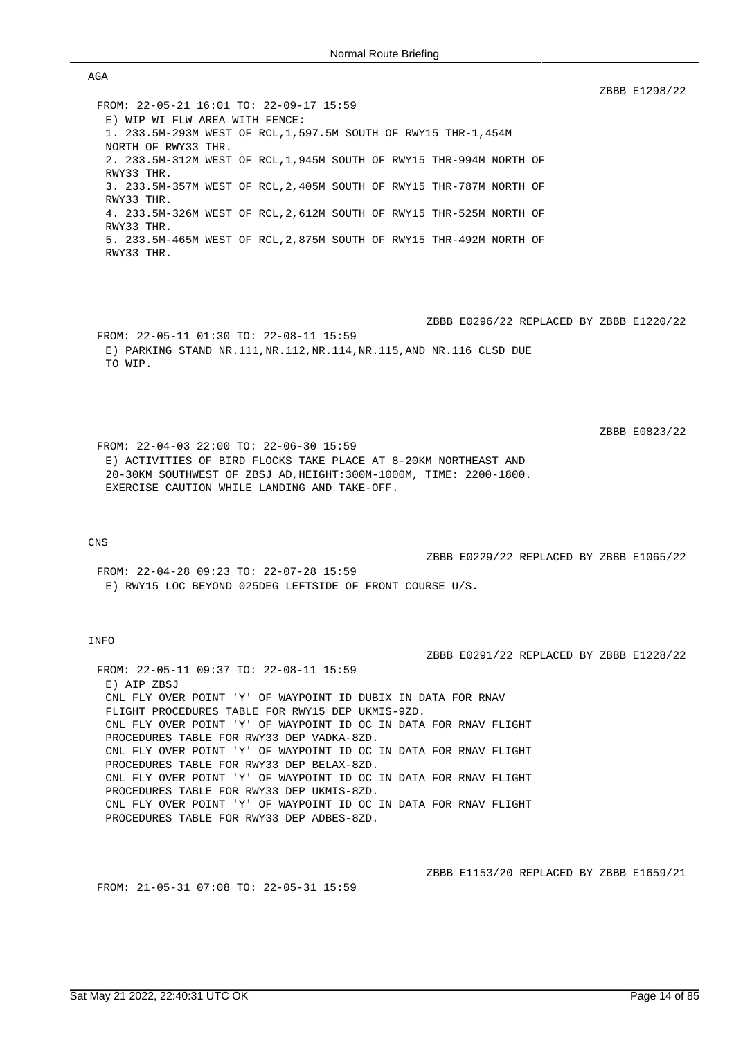## AGA

ZBBB E1298/22

FROM: 22-05-21 16:01 TO: 22-09-17 15:59
E) WIP WI FLW AREA WITH FENCE:
1. 233.5M-293M WEST OF RCL,1,597.5M SOUTH OF RWY15 THR-1,454M NORTH OF RWY33 THR.
2. 233.5M-312M WEST OF RCL,1,945M SOUTH OF RWY15 THR-994M NORTH OF RWY33 THR.
3. 233.5M-357M WEST OF RCL,2,405M SOUTH OF RWY15 THR-787M NORTH OF RWY33 THR.
4. 233.5M-326M WEST OF RCL,2,612M SOUTH OF RWY15 THR-525M NORTH OF RWY33 THR.
5. 233.5M-465M WEST OF RCL,2,875M SOUTH OF RWY15 THR-492M NORTH OF RWY33 THR.

ZBBB E0296/22 REPLACED BY ZBBB E1220/22

FROM: 22-05-11 01:30 TO: 22-08-11 15:59
E) PARKING STAND NR.111,NR.112,NR.114,NR.115,AND NR.116 CLSD DUE TO WIP.

ZBBB E0823/22

FROM: 22-04-03 22:00 TO: 22-06-30 15:59
E) ACTIVITIES OF BIRD FLOCKS TAKE PLACE AT 8-20KM NORTHEAST AND 20-30KM SOUTHWEST OF ZBSJ AD,HEIGHT:300M-1000M, TIME: 2200-1800. EXERCISE CAUTION WHILE LANDING AND TAKE-OFF.

## CNS

ZBBB E0229/22 REPLACED BY ZBBB E1065/22

FROM: 22-04-28 09:23 TO: 22-07-28 15:59
E) RWY15 LOC BEYOND 025DEG LEFTSIDE OF FRONT COURSE U/S.

## INFO

ZBBB E0291/22 REPLACED BY ZBBB E1228/22

FROM: 22-05-11 09:37 TO: 22-08-11 15:59
E) AIP ZBSJ
CNL FLY OVER POINT 'Y' OF WAYPOINT ID DUBIX IN DATA FOR RNAV FLIGHT PROCEDURES TABLE FOR RWY15 DEP UKMIS-9ZD.
CNL FLY OVER POINT 'Y' OF WAYPOINT ID OC IN DATA FOR RNAV FLIGHT PROCEDURES TABLE FOR RWY33 DEP VADKA-8ZD.
CNL FLY OVER POINT 'Y' OF WAYPOINT ID OC IN DATA FOR RNAV FLIGHT PROCEDURES TABLE FOR RWY33 DEP BELAX-8ZD.
CNL FLY OVER POINT 'Y' OF WAYPOINT ID OC IN DATA FOR RNAV FLIGHT PROCEDURES TABLE FOR RWY33 DEP UKMIS-8ZD.
CNL FLY OVER POINT 'Y' OF WAYPOINT ID OC IN DATA FOR RNAV FLIGHT PROCEDURES TABLE FOR RWY33 DEP ADBES-8ZD.

ZBBB E1153/20 REPLACED BY ZBBB E1659/21

FROM: 21-05-31 07:08 TO: 22-05-31 15:59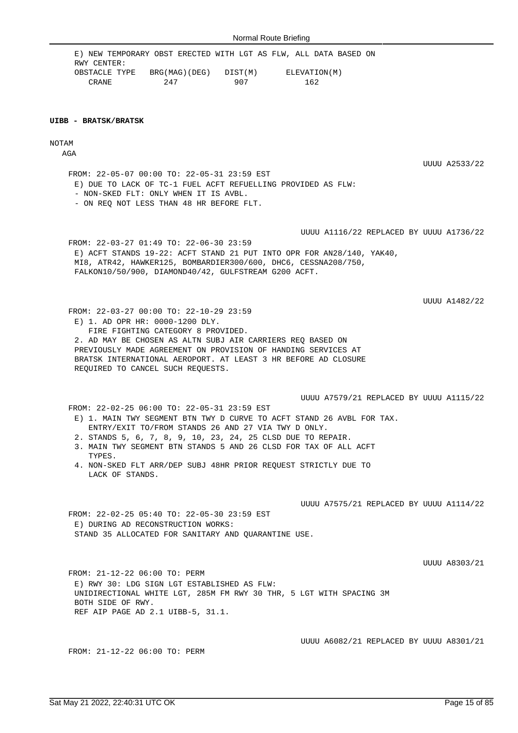E) NEW TEMPORARY OBST ERECTED WITH LGT AS FLW, ALL DATA BASED ON RWY CENTER:

| OBSTACLE TYPE | BRG(MAG)(DEG) | DIST(M) | ELEVATION(M) |
|---|---|---|---|
| CRANE | 247 | 907 | 162 |

**UIBB - BRATSK/BRATSK**

NOTAM

AGA

UUUU A2533/22

FROM: 22-05-07 00:00 TO: 22-05-31 23:59 EST

E) DUE TO LACK OF TC-1 FUEL ACFT REFUELLING PROVIDED AS FLW:
- NON-SKED FLT: ONLY WHEN IT IS AVBL.
- ON REQ NOT LESS THAN 48 HR BEFORE FLT.

UUUU A1116/22 REPLACED BY UUUU A1736/22

FROM: 22-03-27 01:49 TO: 22-06-30 23:59

E) ACFT STANDS 19-22: ACFT STAND 21 PUT INTO OPR FOR AN28/140, YAK40, MI8, ATR42, HAWKER125, BOMBARDIER300/600, DHC6, CESSNA208/750, FALKON10/50/900, DIAMOND40/42, GULFSTREAM G200 ACFT.

UUUU A1482/22

FROM: 22-03-27 00:00 TO: 22-10-29 23:59

E) 1. AD OPR HR: 0000-1200 DLY.
FIRE FIGHTING CATEGORY 8 PROVIDED.
2. AD MAY BE CHOSEN AS ALTN SUBJ AIR CARRIERS REQ BASED ON PREVIOUSLY MADE AGREEMENT ON PROVISION OF HANDING SERVICES AT BRATSK INTERNATIONAL AEROPORT. AT LEAST 3 HR BEFORE AD CLOSURE REQUIRED TO CANCEL SUCH REQUESTS.

UUUU A7579/21 REPLACED BY UUUU A1115/22

FROM: 22-02-25 06:00 TO: 22-05-31 23:59 EST

E) 1. MAIN TWY SEGMENT BTN TWY D CURVE TO ACFT STAND 26 AVBL FOR TAX. ENTRY/EXIT TO/FROM STANDS 26 AND 27 VIA TWY D ONLY.
2. STANDS 5, 6, 7, 8, 9, 10, 23, 24, 25 CLSD DUE TO REPAIR.
3. MAIN TWY SEGMENT BTN STANDS 5 AND 26 CLSD FOR TAX OF ALL ACFT TYPES.
4. NON-SKED FLT ARR/DEP SUBJ 48HR PRIOR REQUEST STRICTLY DUE TO LACK OF STANDS.

UUUU A7575/21 REPLACED BY UUUU A1114/22

FROM: 22-02-25 05:40 TO: 22-05-30 23:59 EST

E) DURING AD RECONSTRUCTION WORKS:
STAND 35 ALLOCATED FOR SANITARY AND QUARANTINE USE.

UUUU A8303/21

FROM: 21-12-22 06:00 TO: PERM

E) RWY 30: LDG SIGN LGT ESTABLISHED AS FLW:
UNIDIRECTIONAL WHITE LGT, 285M FM RWY 30 THR, 5 LGT WITH SPACING 3M BOTH SIDE OF RWY.
REF AIP PAGE AD 2.1 UIBB-5, 31.1.

UUUU A6082/21 REPLACED BY UUUU A8301/21

FROM: 21-12-22 06:00 TO: PERM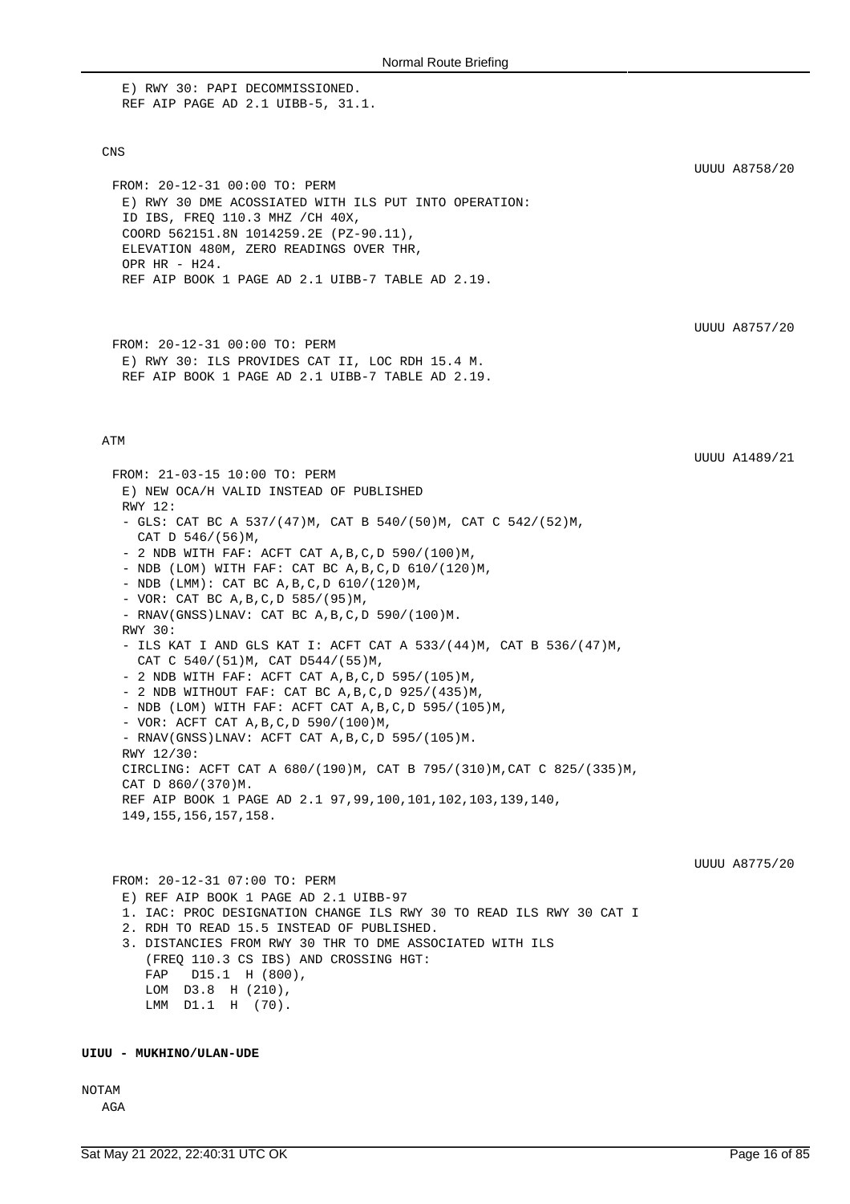E) RWY 30: PAPI DECOMMISSIONED.
REF AIP PAGE AD 2.1 UIBB-5, 31.1.

CNS

UUUU A8758/20

FROM: 20-12-31 00:00 TO: PERM
E) RWY 30 DME ACOSSIATED WITH ILS PUT INTO OPERATION:
ID IBS, FREQ 110.3 MHZ /CH 40X,
COORD 562151.8N 1014259.2E (PZ-90.11),
ELEVATION 480M, ZERO READINGS OVER THR,
OPR HR - H24.
REF AIP BOOK 1 PAGE AD 2.1 UIBB-7 TABLE AD 2.19.

UUUU A8757/20

FROM: 20-12-31 00:00 TO: PERM
E) RWY 30: ILS PROVIDES CAT II, LOC RDH 15.4 M.
REF AIP BOOK 1 PAGE AD 2.1 UIBB-7 TABLE AD 2.19.

ATM

UUUU A1489/21

FROM: 21-03-15 10:00 TO: PERM
E) NEW OCA/H VALID INSTEAD OF PUBLISHED
RWY 12:
- GLS: CAT BC A 537/(47)M, CAT B 540/(50)M, CAT C 542/(52)M,
  CAT D 546/(56)M,
- 2 NDB WITH FAF: ACFT CAT A,B,C,D 590/(100)M,
- NDB (LOM) WITH FAF: CAT BC A,B,C,D 610/(120)M,
- NDB (LMM): CAT BC A,B,C,D 610/(120)M,
- VOR: CAT BC A,B,C,D 585/(95)M,
- RNAV(GNSS)LNAV: CAT BC A,B,C,D 590/(100)M.
RWY 30:
- ILS KAT I AND GLS KAT I: ACFT CAT A 533/(44)M, CAT B 536/(47)M,
  CAT C 540/(51)M, CAT D544/(55)M,
- 2 NDB WITH FAF: ACFT CAT A,B,C,D 595/(105)M,
- 2 NDB WITHOUT FAF: CAT BC A,B,C,D 925/(435)M,
- NDB (LOM) WITH FAF: ACFT CAT A,B,C,D 595/(105)M,
- VOR: ACFT CAT A,B,C,D 590/(100)M,
- RNAV(GNSS)LNAV: ACFT CAT A,B,C,D 595/(105)M.
RWY 12/30:
CIRCLING: ACFT CAT A 680/(190)M, CAT B 795/(310)M,CAT C 825/(335)M,
CAT D 860/(370)M.
REF AIP BOOK 1 PAGE AD 2.1 97,99,100,101,102,103,139,140,
149,155,156,157,158.

UUUU A8775/20

FROM: 20-12-31 07:00 TO: PERM
E) REF AIP BOOK 1 PAGE AD 2.1 UIBB-97
1. IAC: PROC DESIGNATION CHANGE ILS RWY 30 TO READ ILS RWY 30 CAT I
2. RDH TO READ 15.5 INSTEAD OF PUBLISHED.
3. DISTANCIES FROM RWY 30 THR TO DME ASSOCIATED WITH ILS
   (FREQ 110.3 CS IBS) AND CROSSING HGT:
   FAP D15.1 H (800),
   LOM D3.8 H (210),
   LMM D1.1 H (70).

**UIUU - MUKHINO/ULAN-UDE**

NOTAM

AGA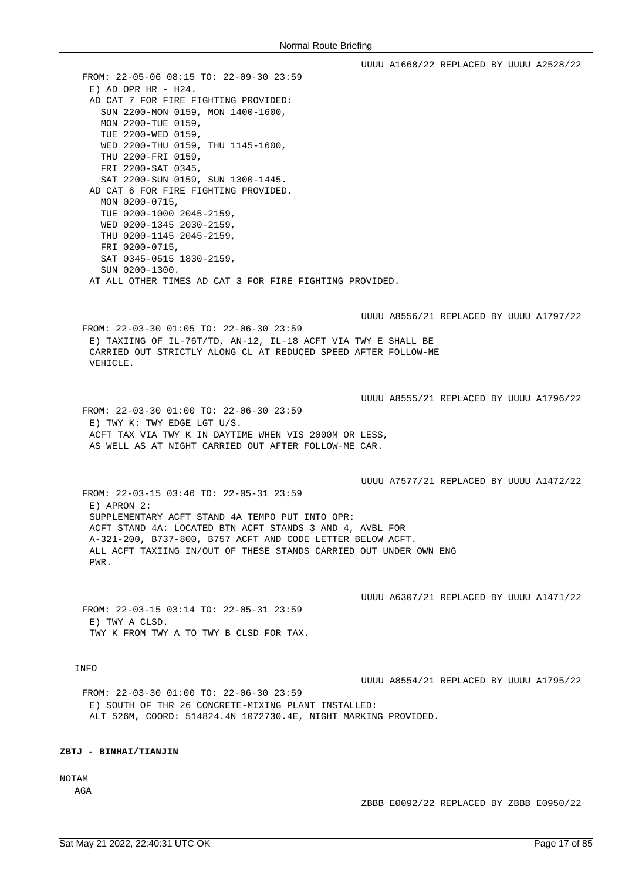UUUU A1668/22 REPLACED BY UUUU A2528/22

FROM: 22-05-06 08:15 TO: 22-09-30 23:59
E) AD OPR HR - H24.
AD CAT 7 FOR FIRE FIGHTING PROVIDED:
SUN 2200-MON 0159, MON 1400-1600,
MON 2200-TUE 0159,
TUE 2200-WED 0159,
WED 2200-THU 0159, THU 1145-1600,
THU 2200-FRI 0159,
FRI 2200-SAT 0345,
SAT 2200-SUN 0159, SUN 1300-1445.
AD CAT 6 FOR FIRE FIGHTING PROVIDED.
MON 0200-0715,
TUE 0200-1000 2045-2159,
WED 0200-1345 2030-2159,
THU 0200-1145 2045-2159,
FRI 0200-0715,
SAT 0345-0515 1830-2159,
SUN 0200-1300.
AT ALL OTHER TIMES AD CAT 3 FOR FIRE FIGHTING PROVIDED.

UUUU A8556/21 REPLACED BY UUUU A1797/22

FROM: 22-03-30 01:05 TO: 22-06-30 23:59
E) TAXIING OF IL-76T/TD, AN-12, IL-18 ACFT VIA TWY E SHALL BE
CARRIED OUT STRICTLY ALONG CL AT REDUCED SPEED AFTER FOLLOW-ME
VEHICLE.

UUUU A8555/21 REPLACED BY UUUU A1796/22

FROM: 22-03-30 01:00 TO: 22-06-30 23:59
E) TWY K: TWY EDGE LGT U/S.
ACFT TAX VIA TWY K IN DAYTIME WHEN VIS 2000M OR LESS,
AS WELL AS AT NIGHT CARRIED OUT AFTER FOLLOW-ME CAR.

UUUU A7577/21 REPLACED BY UUUU A1472/22

FROM: 22-03-15 03:46 TO: 22-05-31 23:59
E) APRON 2:
SUPPLEMENTARY ACFT STAND 4A TEMPO PUT INTO OPR:
ACFT STAND 4A: LOCATED BTN ACFT STANDS 3 AND 4, AVBL FOR
A-321-200, B737-800, B757 ACFT AND CODE LETTER BELOW ACFT.
ALL ACFT TAXIING IN/OUT OF THESE STANDS CARRIED OUT UNDER OWN ENG
PWR.

UUUU A6307/21 REPLACED BY UUUU A1471/22

FROM: 22-03-15 03:14 TO: 22-05-31 23:59
E) TWY A CLSD.
TWY K FROM TWY A TO TWY B CLSD FOR TAX.

INFO

UUUU A8554/21 REPLACED BY UUUU A1795/22

FROM: 22-03-30 01:00 TO: 22-06-30 23:59
E) SOUTH OF THR 26 CONCRETE-MIXING PLANT INSTALLED:
ALT 526M, COORD: 514824.4N 1072730.4E, NIGHT MARKING PROVIDED.

**ZBTJ - BINHAI/TIANJIN**

NOTAM

AGA

ZBBB E0092/22 REPLACED BY ZBBB E0950/22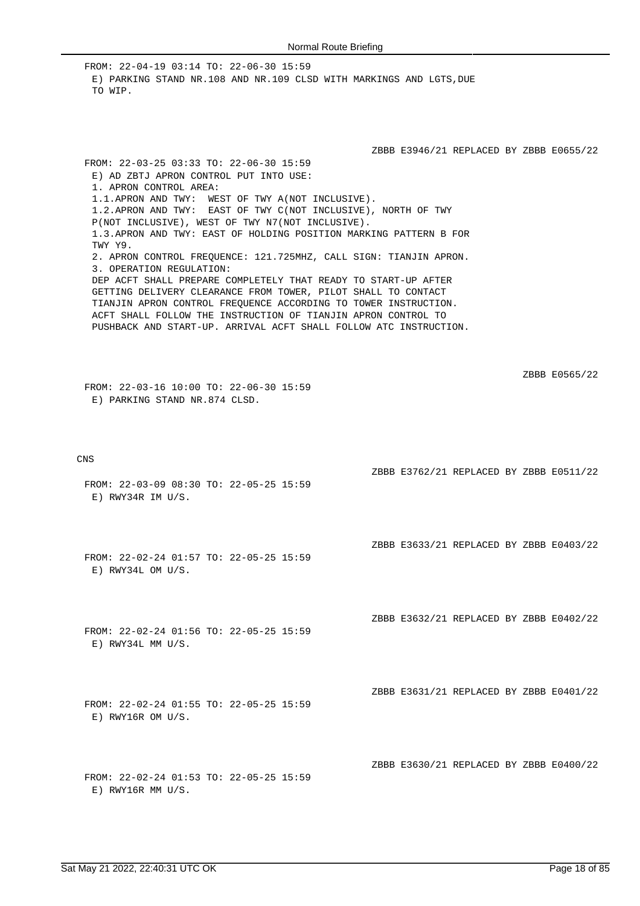FROM: 22-04-19 03:14 TO: 22-06-30 15:59
E) PARKING STAND NR.108 AND NR.109 CLSD WITH MARKINGS AND LGTS,DUE TO WIP.

ZBBB E3946/21 REPLACED BY ZBBB E0655/22

FROM: 22-03-25 03:33 TO: 22-06-30 15:59
E) AD ZBTJ APRON CONTROL PUT INTO USE:
1. APRON CONTROL AREA:
1.1.APRON AND TWY: WEST OF TWY A(NOT INCLUSIVE).
1.2.APRON AND TWY: EAST OF TWY C(NOT INCLUSIVE), NORTH OF TWY P(NOT INCLUSIVE), WEST OF TWY N7(NOT INCLUSIVE).
1.3.APRON AND TWY: EAST OF HOLDING POSITION MARKING PATTERN B FOR TWY Y9.
2. APRON CONTROL FREQUENCE: 121.725MHZ, CALL SIGN: TIANJIN APRON.
3. OPERATION REGULATION:
DEP ACFT SHALL PREPARE COMPLETELY THAT READY TO START-UP AFTER GETTING DELIVERY CLEARANCE FROM TOWER, PILOT SHALL TO CONTACT TIANJIN APRON CONTROL FREQUENCE ACCORDING TO TOWER INSTRUCTION. ACFT SHALL FOLLOW THE INSTRUCTION OF TIANJIN APRON CONTROL TO PUSHBACK AND START-UP. ARRIVAL ACFT SHALL FOLLOW ATC INSTRUCTION.

ZBBB E0565/22

FROM: 22-03-16 10:00 TO: 22-06-30 15:59
E) PARKING STAND NR.874 CLSD.

CNS

ZBBB E3762/21 REPLACED BY ZBBB E0511/22

FROM: 22-03-09 08:30 TO: 22-05-25 15:59
E) RWY34R IM U/S.

ZBBB E3633/21 REPLACED BY ZBBB E0403/22

FROM: 22-02-24 01:57 TO: 22-05-25 15:59
E) RWY34L OM U/S.

ZBBB E3632/21 REPLACED BY ZBBB E0402/22

FROM: 22-02-24 01:56 TO: 22-05-25 15:59
E) RWY34L MM U/S.

ZBBB E3631/21 REPLACED BY ZBBB E0401/22

FROM: 22-02-24 01:55 TO: 22-05-25 15:59
E) RWY16R OM U/S.

ZBBB E3630/21 REPLACED BY ZBBB E0400/22

FROM: 22-02-24 01:53 TO: 22-05-25 15:59
E) RWY16R MM U/S.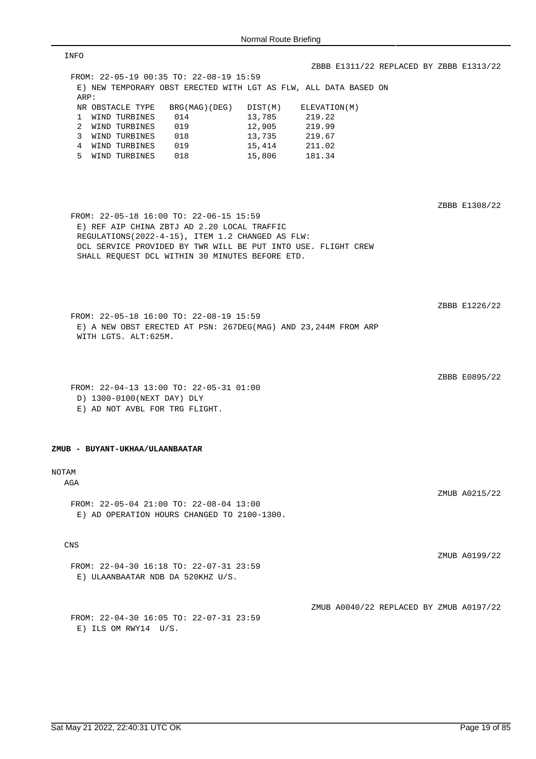INFO

ZBBB E1311/22 REPLACED BY ZBBB E1313/22

FROM: 22-05-19 00:35 TO: 22-08-19 15:59
E) NEW TEMPORARY OBST ERECTED WITH LGT AS FLW, ALL DATA BASED ON ARP:

| NR | OBSTACLE TYPE | BRG(MAG)(DEG) | DIST(M) | ELEVATION(M) |
|---|---|---|---|---|
| 1 | WIND TURBINES | 014 | 13,785 | 219.22 |
| 2 | WIND TURBINES | 019 | 12,905 | 219.99 |
| 3 | WIND TURBINES | 018 | 13,735 | 219.67 |
| 4 | WIND TURBINES | 019 | 15,414 | 211.02 |
| 5 | WIND TURBINES | 018 | 15,806 | 181.34 |

ZBBB E1308/22

FROM: 22-05-18 16:00 TO: 22-06-15 15:59
E) REF AIP CHINA ZBTJ AD 2.20 LOCAL TRAFFIC REGULATIONS(2022-4-15), ITEM 1.2 CHANGED AS FLW:
DCL SERVICE PROVIDED BY TWR WILL BE PUT INTO USE. FLIGHT CREW SHALL REQUEST DCL WITHIN 30 MINUTES BEFORE ETD.

ZBBB E1226/22

FROM: 22-05-18 16:00 TO: 22-08-19 15:59
E) A NEW OBST ERECTED AT PSN: 267DEG(MAG) AND 23,244M FROM ARP WITH LGTS. ALT:625M.

ZBBB E0895/22

FROM: 22-04-13 13:00 TO: 22-05-31 01:00
D) 1300-0100(NEXT DAY) DLY
E) AD NOT AVBL FOR TRG FLIGHT.

**ZMUB - BUYANT-UKHAA/ULAANBAATAR**

NOTAM

AGA

ZMUB A0215/22

FROM: 22-05-04 21:00 TO: 22-08-04 13:00
E) AD OPERATION HOURS CHANGED TO 2100-1300.

CNS

ZMUB A0199/22

FROM: 22-04-30 16:18 TO: 22-07-31 23:59
E) ULAANBAATAR NDB DA 520KHZ U/S.

ZMUB A0040/22 REPLACED BY ZMUB A0197/22

FROM: 22-04-30 16:05 TO: 22-07-31 23:59
E) ILS OM RWY14 U/S.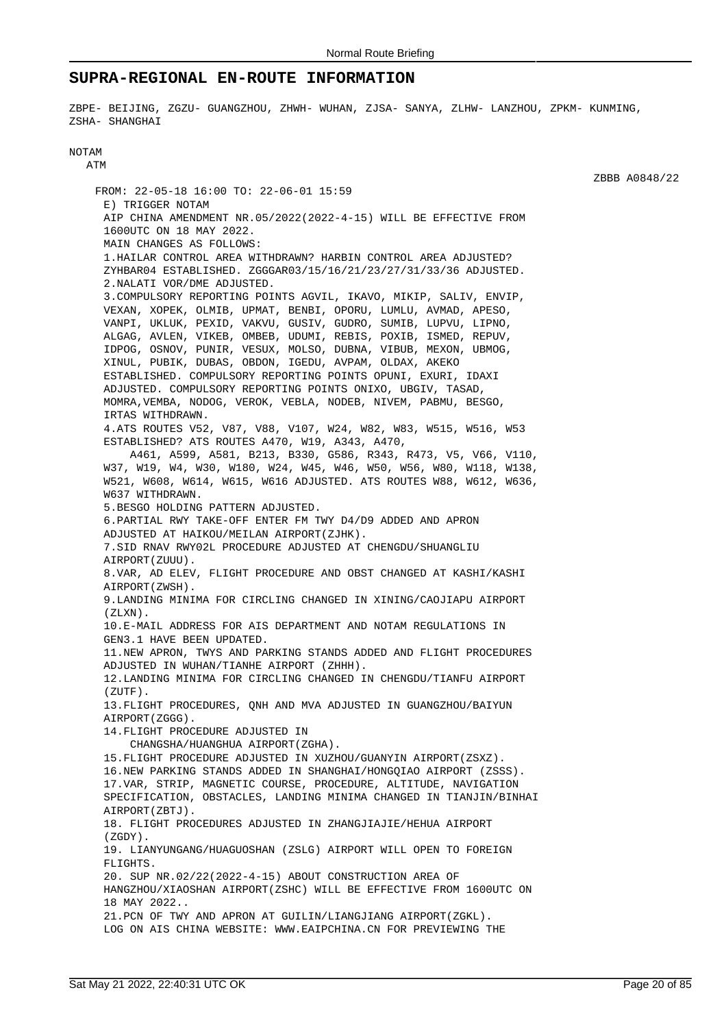## SUPRA-REGIONAL EN-ROUTE INFORMATION

ZBPE- BEIJING, ZGZU- GUANGZHOU, ZHWH- WUHAN, ZJSA- SANYA, ZLHW- LANZHOU, ZPKM- KUNMING, ZSHA- SHANGHAI

NOTAM

ATM

ZBBB A0848/22

FROM: 22-05-18 16:00 TO: 22-06-01 15:59

E) TRIGGER NOTAM
AIP CHINA AMENDMENT NR.05/2022(2022-4-15) WILL BE EFFECTIVE FROM 1600UTC ON 18 MAY 2022.
MAIN CHANGES AS FOLLOWS:
1.HAILAR CONTROL AREA WITHDRAWN? HARBIN CONTROL AREA ADJUSTED? ZYHBAR04 ESTABLISHED. ZGGGAR03/15/16/21/23/27/31/33/36 ADJUSTED.
2.NALATI VOR/DME ADJUSTED.
3.COMPULSORY REPORTING POINTS AGVIL, IKAVO, MIKIP, SALIV, ENVIP, VEXAN, XOPEK, OLMIB, UPMAT, BENBI, OPORU, LUMLU, AVMAD, APESO, VANPI, UKLUK, PEXID, VAKVU, GUSIV, GUDRO, SUMIB, LUPVU, LIPNO, ALGAG, AVLEN, VIKEB, OMBEB, UDUMI, REBIS, POXIB, ISMED, REPUV, IDPOG, OSNOV, PUNIR, VESUX, MOLSO, DUBNA, VIBUB, MEXON, UBMOG, XINUL, PUBIK, DUBAS, OBDON, IGEDU, AVPAM, OLDAX, AKEKO ESTABLISHED. COMPULSORY REPORTING POINTS OPUNI, EXURI, IDAXI ADJUSTED. COMPULSORY REPORTING POINTS ONIXO, UBGIV, TASAD, MOMRA,VEMBA, NODOG, VEROK, VEBLA, NODEB, NIVEM, PABMU, BESGO, IRTAS WITHDRAWN.
4.ATS ROUTES V52, V87, V88, V107, W24, W82, W83, W515, W516, W53 ESTABLISHED? ATS ROUTES A470, W19, A343, A470, A461, A599, A581, B213, B330, G586, R343, R473, V5, V66, V110, W37, W19, W4, W30, W180, W24, W45, W46, W50, W56, W80, W118, W138, W521, W608, W614, W615, W616 ADJUSTED. ATS ROUTES W88, W612, W636, W637 WITHDRAWN.
5.BESGO HOLDING PATTERN ADJUSTED.
6.PARTIAL RWY TAKE-OFF ENTER FM TWY D4/D9 ADDED AND APRON ADJUSTED AT HAIKOU/MEILAN AIRPORT(ZJHK).
7.SID RNAV RWY02L PROCEDURE ADJUSTED AT CHENGDU/SHUANGLIU AIRPORT(ZUUU).
8.VAR, AD ELEV, FLIGHT PROCEDURE AND OBST CHANGED AT KASHI/KASHI AIRPORT(ZWSH).
9.LANDING MINIMA FOR CIRCLING CHANGED IN XINING/CAOJIAPU AIRPORT (ZLXN).
10.E-MAIL ADDRESS FOR AIS DEPARTMENT AND NOTAM REGULATIONS IN GEN3.1 HAVE BEEN UPDATED.
11.NEW APRON, TWYS AND PARKING STANDS ADDED AND FLIGHT PROCEDURES ADJUSTED IN WUHAN/TIANHE AIRPORT (ZHHH).
12.LANDING MINIMA FOR CIRCLING CHANGED IN CHENGDU/TIANFU AIRPORT (ZUTF).
13.FLIGHT PROCEDURES, QNH AND MVA ADJUSTED IN GUANGZHOU/BAIYUN AIRPORT(ZGGG).
14.FLIGHT PROCEDURE ADJUSTED IN CHANGSHA/HUANGHUA AIRPORT(ZGHA).
15.FLIGHT PROCEDURE ADJUSTED IN XUZHOU/GUANYIN AIRPORT(ZSXZ).
16.NEW PARKING STANDS ADDED IN SHANGHAI/HONGQIAO AIRPORT (ZSSS).
17.VAR, STRIP, MAGNETIC COURSE, PROCEDURE, ALTITUDE, NAVIGATION SPECIFICATION, OBSTACLES, LANDING MINIMA CHANGED IN TIANJIN/BINHAI AIRPORT(ZBTJ).
18. FLIGHT PROCEDURES ADJUSTED IN ZHANGJIAJIE/HEHUA AIRPORT (ZGDY).
19. LIANYUNGANG/HUAGUOSHAN (ZSLG) AIRPORT WILL OPEN TO FOREIGN FLIGHTS.
20. SUP NR.02/22(2022-4-15) ABOUT CONSTRUCTION AREA OF HANGZHOU/XIAOSHAN AIRPORT(ZSHC) WILL BE EFFECTIVE FROM 1600UTC ON 18 MAY 2022..
21.PCN OF TWY AND APRON AT GUILIN/LIANGJIANG AIRPORT(ZGKL).
LOG ON AIS CHINA WEBSITE: WWW.EAIPCHINA.CN FOR PREVIEWING THE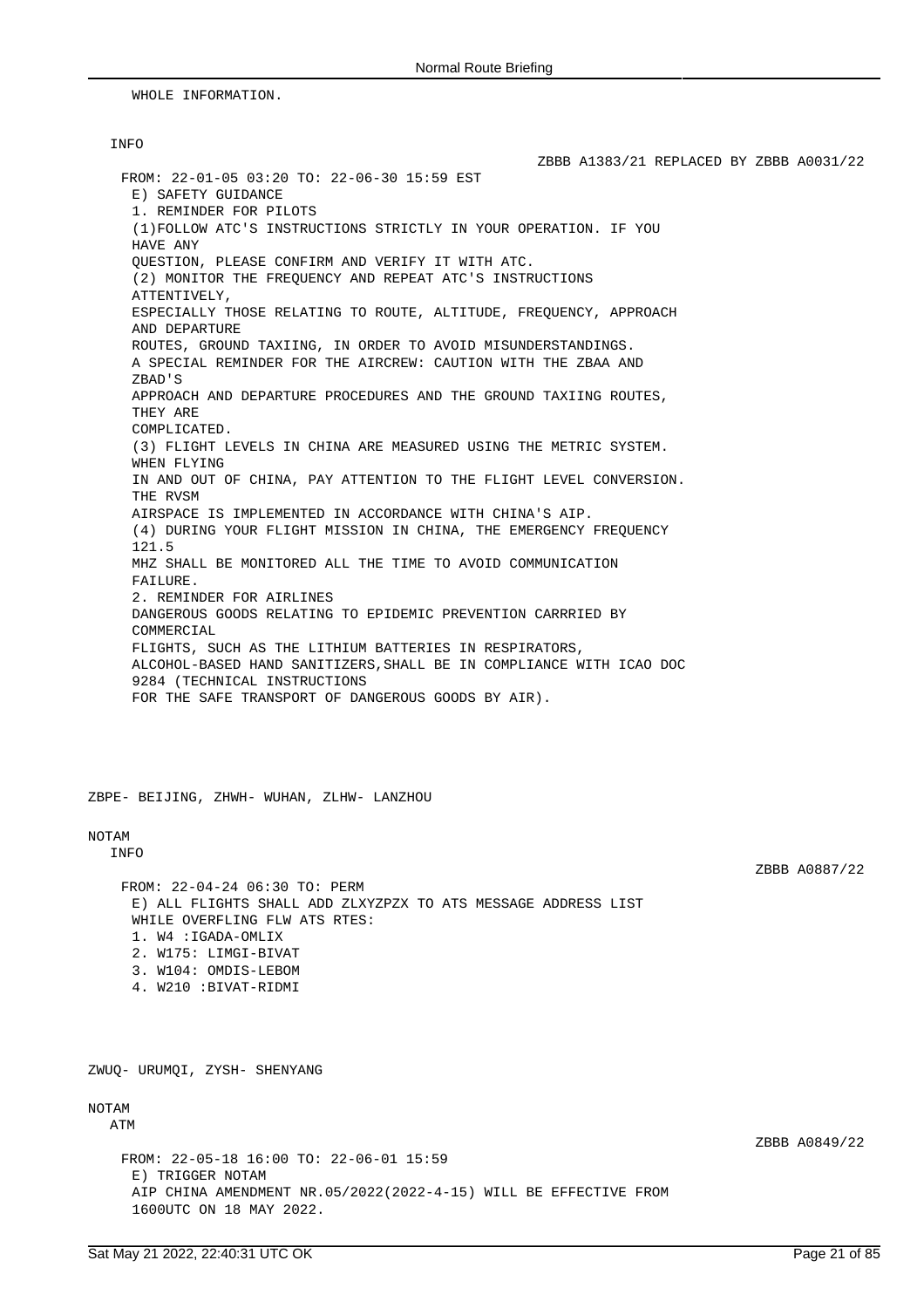WHOLE INFORMATION.

INFO

ZBBB A1383/21 REPLACED BY ZBBB A0031/22

FROM: 22-01-05 03:20 TO: 22-06-30 15:59 EST
E) SAFETY GUIDANCE
1. REMINDER FOR PILOTS
(1)FOLLOW ATC'S INSTRUCTIONS STRICTLY IN YOUR OPERATION. IF YOU HAVE ANY
QUESTION, PLEASE CONFIRM AND VERIFY IT WITH ATC.
(2) MONITOR THE FREQUENCY AND REPEAT ATC'S INSTRUCTIONS ATTENTIVELY,
ESPECIALLY THOSE RELATING TO ROUTE, ALTITUDE, FREQUENCY, APPROACH AND DEPARTURE
ROUTES, GROUND TAXIING, IN ORDER TO AVOID MISUNDERSTANDINGS.
A SPECIAL REMINDER FOR THE AIRCREW: CAUTION WITH THE ZBAA AND ZBAD'S
APPROACH AND DEPARTURE PROCEDURES AND THE GROUND TAXIING ROUTES, THEY ARE
COMPLICATED.
(3) FLIGHT LEVELS IN CHINA ARE MEASURED USING THE METRIC SYSTEM. WHEN FLYING
IN AND OUT OF CHINA, PAY ATTENTION TO THE FLIGHT LEVEL CONVERSION. THE RVSM
AIRSPACE IS IMPLEMENTED IN ACCORDANCE WITH CHINA'S AIP.
(4) DURING YOUR FLIGHT MISSION IN CHINA, THE EMERGENCY FREQUENCY 121.5
MHZ SHALL BE MONITORED ALL THE TIME TO AVOID COMMUNICATION FAILURE.
2. REMINDER FOR AIRLINES
DANGEROUS GOODS RELATING TO EPIDEMIC PREVENTION CARRRIED BY COMMERCIAL
FLIGHTS, SUCH AS THE LITHIUM BATTERIES IN RESPIRATORS,
ALCOHOL-BASED HAND SANITIZERS,SHALL BE IN COMPLIANCE WITH ICAO DOC 9284 (TECHNICAL INSTRUCTIONS
FOR THE SAFE TRANSPORT OF DANGEROUS GOODS BY AIR).

ZBPE- BEIJING, ZHWH- WUHAN, ZLHW- LANZHOU

NOTAM

INFO

ZBBB A0887/22

FROM: 22-04-24 06:30 TO: PERM
E) ALL FLIGHTS SHALL ADD ZLXYZPZX TO ATS MESSAGE ADDRESS LIST
WHILE OVERFLING FLW ATS RTES:
1. W4 :IGADA-OMLIX
2. W175: LIMGI-BIVAT
3. W104: OMDIS-LEBOM
4. W210 :BIVAT-RIDMI

ZWUQ- URUMQI, ZYSH- SHENYANG

NOTAM

ATM

ZBBB A0849/22

FROM: 22-05-18 16:00 TO: 22-06-01 15:59
E) TRIGGER NOTAM
AIP CHINA AMENDMENT NR.05/2022(2022-4-15) WILL BE EFFECTIVE FROM
1600UTC ON 18 MAY 2022.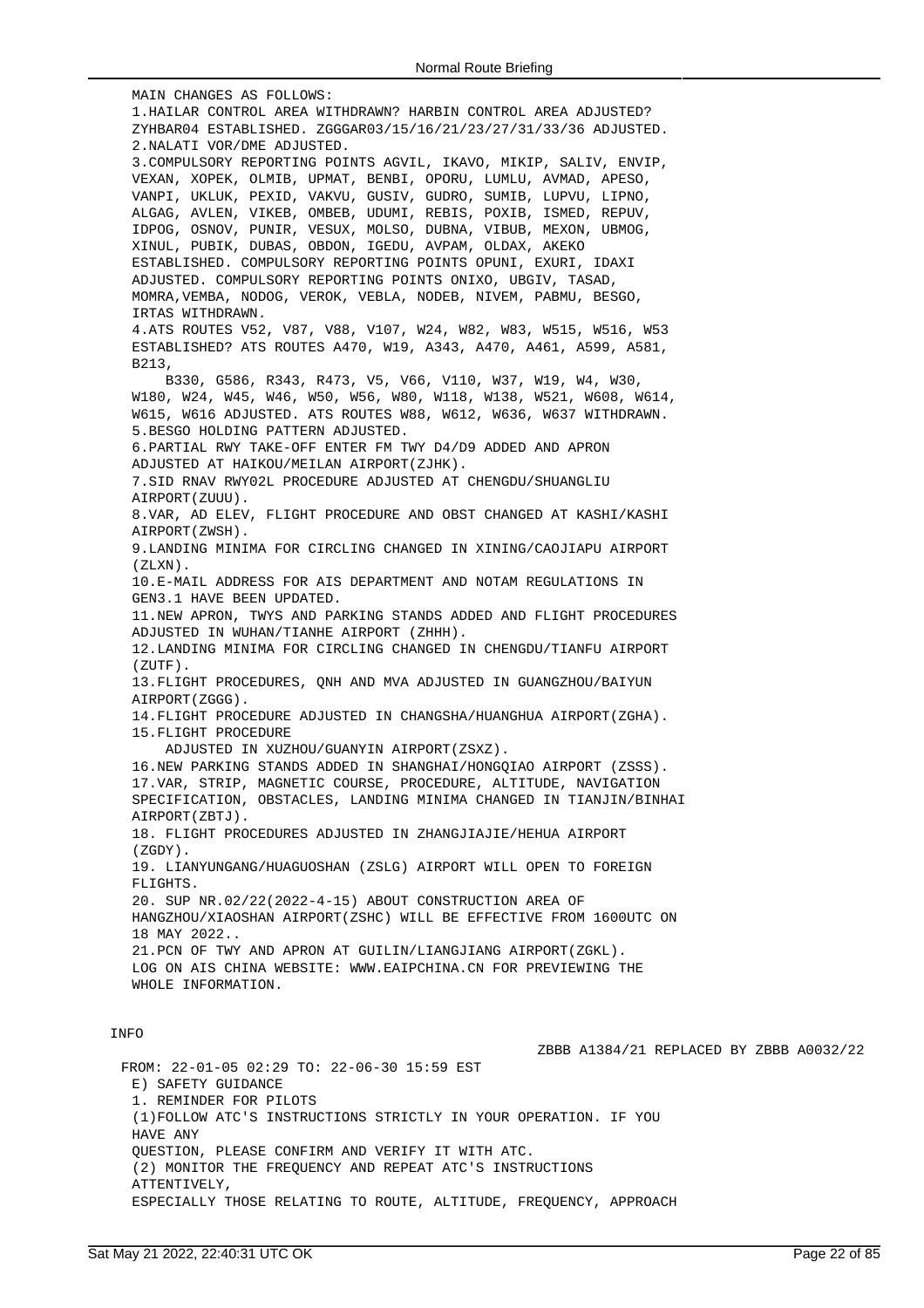MAIN CHANGES AS FOLLOWS:
1.HAILAR CONTROL AREA WITHDRAWN? HARBIN CONTROL AREA ADJUSTED? ZYHBAR04 ESTABLISHED. ZGGGAR03/15/16/21/23/27/31/33/36 ADJUSTED.
2.NALATI VOR/DME ADJUSTED.
3.COMPULSORY REPORTING POINTS AGVIL, IKAVO, MIKIP, SALIV, ENVIP, VEXAN, XOPEK, OLMIB, UPMAT, BENBI, OPORU, LUMLU, AVMAD, APESO, VANPI, UKLUK, PEXID, VAKVU, GUSIV, GUDRO, SUMIB, LUPVU, LIPNO, ALGAG, AVLEN, VIKEB, OMBEB, UDUMI, REBIS, POXIB, ISMED, REPUV, IDPOG, OSNOV, PUNIR, VESUX, MOLSO, DUBNA, VIBUB, MEXON, UBMOG, XINUL, PUBIK, DUBAS, OBDON, IGEDU, AVPAM, OLDAX, AKEKO ESTABLISHED. COMPULSORY REPORTING POINTS OPUNI, EXURI, IDAXI ADJUSTED. COMPULSORY REPORTING POINTS ONIXO, UBGIV, TASAD, MOMRA,VEMBA, NODOG, VEROK, VEBLA, NODEB, NIVEM, PABMU, BESGO, IRTAS WITHDRAWN.
4.ATS ROUTES V52, V87, V88, V107, W24, W82, W83, W515, W516, W53 ESTABLISHED? ATS ROUTES A470, W19, A343, A470, A461, A599, A581, B213,
B330, G586, R343, R473, V5, V66, V110, W37, W19, W4, W30, W180, W24, W45, W46, W50, W56, W80, W118, W138, W521, W608, W614, W615, W616 ADJUSTED. ATS ROUTES W88, W612, W636, W637 WITHDRAWN.
5.BESGO HOLDING PATTERN ADJUSTED.
6.PARTIAL RWY TAKE-OFF ENTER FM TWY D4/D9 ADDED AND APRON ADJUSTED AT HAIKOU/MEILAN AIRPORT(ZJHK).
7.SID RNAV RWY02L PROCEDURE ADJUSTED AT CHENGDU/SHUANGLIU AIRPORT(ZUUU).
8.VAR, AD ELEV, FLIGHT PROCEDURE AND OBST CHANGED AT KASHI/KASHI AIRPORT(ZWSH).
9.LANDING MINIMA FOR CIRCLING CHANGED IN XINING/CAOJIAPU AIRPORT (ZLXN).
10.E-MAIL ADDRESS FOR AIS DEPARTMENT AND NOTAM REGULATIONS IN GEN3.1 HAVE BEEN UPDATED.
11.NEW APRON, TWYS AND PARKING STANDS ADDED AND FLIGHT PROCEDURES ADJUSTED IN WUHAN/TIANHE AIRPORT (ZHHH).
12.LANDING MINIMA FOR CIRCLING CHANGED IN CHENGDU/TIANFU AIRPORT (ZUTF).
13.FLIGHT PROCEDURES, QNH AND MVA ADJUSTED IN GUANGZHOU/BAIYUN AIRPORT(ZGGG).
14.FLIGHT PROCEDURE ADJUSTED IN CHANGSHA/HUANGHUA AIRPORT(ZGHA).
15.FLIGHT PROCEDURE
ADJUSTED IN XUZHOU/GUANYIN AIRPORT(ZSXZ).
16.NEW PARKING STANDS ADDED IN SHANGHAI/HONGQIAO AIRPORT (ZSSS).
17.VAR, STRIP, MAGNETIC COURSE, PROCEDURE, ALTITUDE, NAVIGATION SPECIFICATION, OBSTACLES, LANDING MINIMA CHANGED IN TIANJIN/BINHAI AIRPORT(ZBTJ).
18. FLIGHT PROCEDURES ADJUSTED IN ZHANGJIAJIE/HEHUA AIRPORT (ZGDY).
19. LIANYUNGANG/HUAGUOSHAN (ZSLG) AIRPORT WILL OPEN TO FOREIGN FLIGHTS.
20. SUP NR.02/22(2022-4-15) ABOUT CONSTRUCTION AREA OF HANGZHOU/XIAOSHAN AIRPORT(ZSHC) WILL BE EFFECTIVE FROM 1600UTC ON 18 MAY 2022..
21.PCN OF TWY AND APRON AT GUILIN/LIANGJIANG AIRPORT(ZGKL).
LOG ON AIS CHINA WEBSITE: WWW.EAIPCHINA.CN FOR PREVIEWING THE WHOLE INFORMATION.

INFO

ZBBB A1384/21 REPLACED BY ZBBB A0032/22

FROM: 22-01-05 02:29 TO: 22-06-30 15:59 EST
E) SAFETY GUIDANCE
1. REMINDER FOR PILOTS
(1)FOLLOW ATC'S INSTRUCTIONS STRICTLY IN YOUR OPERATION. IF YOU HAVE ANY
QUESTION, PLEASE CONFIRM AND VERIFY IT WITH ATC.
(2) MONITOR THE FREQUENCY AND REPEAT ATC'S INSTRUCTIONS ATTENTIVELY,
ESPECIALLY THOSE RELATING TO ROUTE, ALTITUDE, FREQUENCY, APPROACH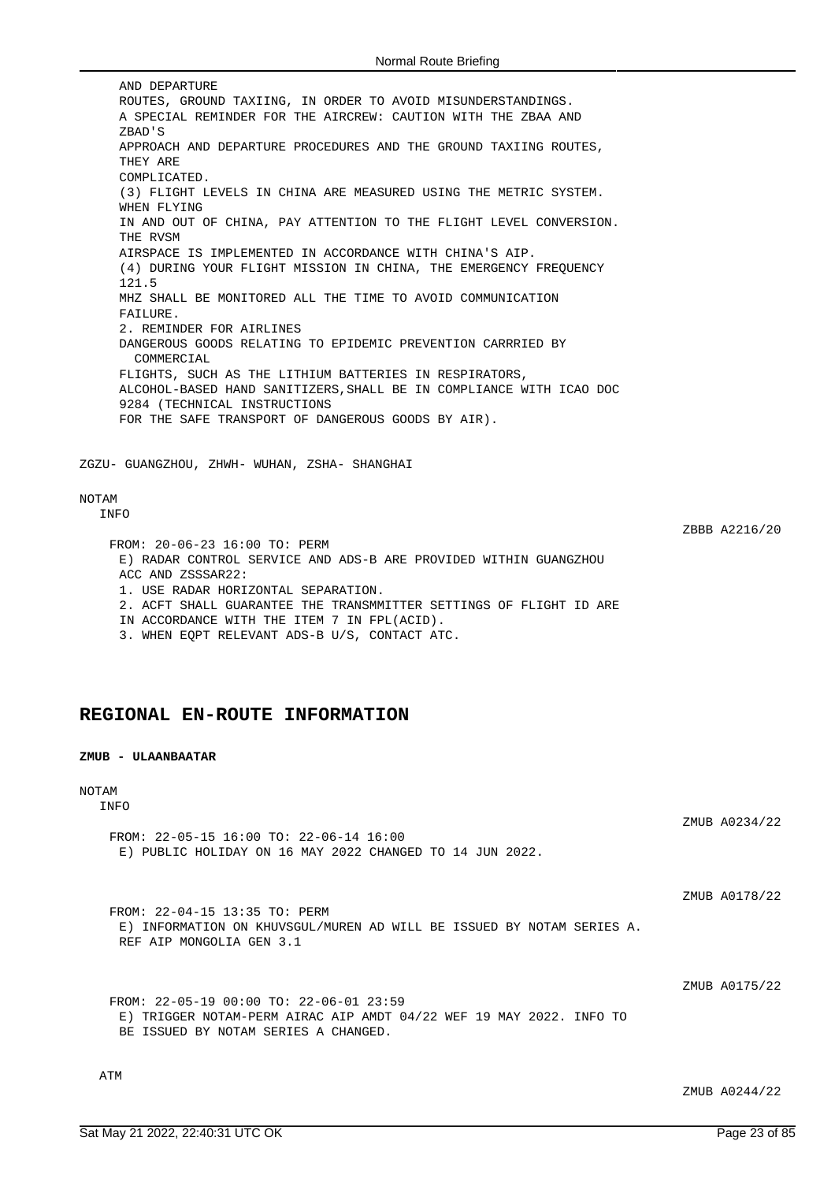AND DEPARTURE
ROUTES, GROUND TAXIING, IN ORDER TO AVOID MISUNDERSTANDINGS.
A SPECIAL REMINDER FOR THE AIRCREW: CAUTION WITH THE ZBAA AND ZBAD'S
APPROACH AND DEPARTURE PROCEDURES AND THE GROUND TAXIING ROUTES, THEY ARE
COMPLICATED.
(3) FLIGHT LEVELS IN CHINA ARE MEASURED USING THE METRIC SYSTEM. WHEN FLYING
IN AND OUT OF CHINA, PAY ATTENTION TO THE FLIGHT LEVEL CONVERSION. THE RVSM
AIRSPACE IS IMPLEMENTED IN ACCORDANCE WITH CHINA'S AIP.
(4) DURING YOUR FLIGHT MISSION IN CHINA, THE EMERGENCY FREQUENCY 121.5
MHZ SHALL BE MONITORED ALL THE TIME TO AVOID COMMUNICATION FAILURE.
2. REMINDER FOR AIRLINES
DANGEROUS GOODS RELATING TO EPIDEMIC PREVENTION CARRRIED BY COMMERCIAL
FLIGHTS, SUCH AS THE LITHIUM BATTERIES IN RESPIRATORS,
ALCOHOL-BASED HAND SANITIZERS,SHALL BE IN COMPLIANCE WITH ICAO DOC 9284 (TECHNICAL INSTRUCTIONS
FOR THE SAFE TRANSPORT OF DANGEROUS GOODS BY AIR).

ZGZU- GUANGZHOU, ZHWH- WUHAN, ZSHA- SHANGHAI

NOTAM

INFO

ZBBB A2216/20

FROM: 20-06-23 16:00 TO: PERM
E) RADAR CONTROL SERVICE AND ADS-B ARE PROVIDED WITHIN GUANGZHOU ACC AND ZSSSAR22:
1. USE RADAR HORIZONTAL SEPARATION.
2. ACFT SHALL GUARANTEE THE TRANSMMITTER SETTINGS OF FLIGHT ID ARE IN ACCORDANCE WITH THE ITEM 7 IN FPL(ACID).
3. WHEN EQPT RELEVANT ADS-B U/S, CONTACT ATC.

## REGIONAL EN-ROUTE INFORMATION

**ZMUB - ULAANBAATAR**

NOTAM

INFO

ZMUB A0234/22

FROM: 22-05-15 16:00 TO: 22-06-14 16:00
E) PUBLIC HOLIDAY ON 16 MAY 2022 CHANGED TO 14 JUN 2022.

ZMUB A0178/22

FROM: 22-04-15 13:35 TO: PERM
E) INFORMATION ON KHUVSGUL/MUREN AD WILL BE ISSUED BY NOTAM SERIES A. REF AIP MONGOLIA GEN 3.1

ZMUB A0175/22

FROM: 22-05-19 00:00 TO: 22-06-01 23:59
E) TRIGGER NOTAM-PERM AIRAC AIP AMDT 04/22 WEF 19 MAY 2022. INFO TO BE ISSUED BY NOTAM SERIES A CHANGED.

ATM

ZMUB A0244/22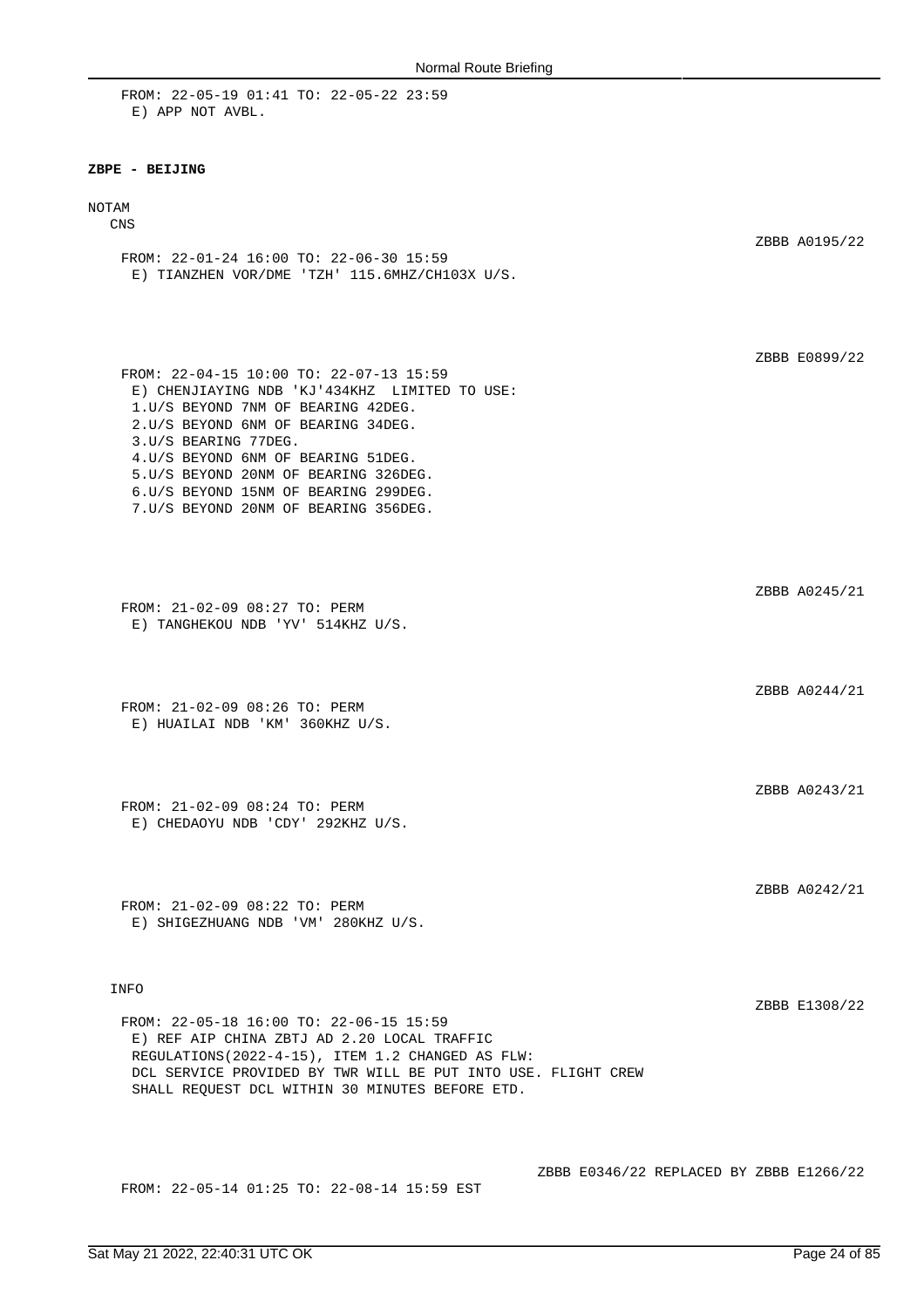FROM: 22-05-19 01:41 TO: 22-05-22 23:59
E) APP NOT AVBL.

**ZBPE - BEIJING**

NOTAM

CNS

ZBBB A0195/22

FROM: 22-01-24 16:00 TO: 22-06-30 15:59
E) TIANZHEN VOR/DME 'TZH' 115.6MHZ/CH103X U/S.

ZBBB E0899/22

FROM: 22-04-15 10:00 TO: 22-07-13 15:59
E) CHENJIAYING NDB 'KJ'434KHZ LIMITED TO USE:
1.U/S BEYOND 7NM OF BEARING 42DEG.
2.U/S BEYOND 6NM OF BEARING 34DEG.
3.U/S BEARING 77DEG.
4.U/S BEYOND 6NM OF BEARING 51DEG.
5.U/S BEYOND 20NM OF BEARING 326DEG.
6.U/S BEYOND 15NM OF BEARING 299DEG.
7.U/S BEYOND 20NM OF BEARING 356DEG.

ZBBB A0245/21

FROM: 21-02-09 08:27 TO: PERM
E) TANGHEKOU NDB 'YV' 514KHZ U/S.

ZBBB A0244/21

FROM: 21-02-09 08:26 TO: PERM
E) HUAILAI NDB 'KM' 360KHZ U/S.

ZBBB A0243/21

FROM: 21-02-09 08:24 TO: PERM
E) CHEDAOYU NDB 'CDY' 292KHZ U/S.

ZBBB A0242/21

FROM: 21-02-09 08:22 TO: PERM
E) SHIGEZHUANG NDB 'VM' 280KHZ U/S.

INFO

ZBBB E1308/22

FROM: 22-05-18 16:00 TO: 22-06-15 15:59
E) REF AIP CHINA ZBTJ AD 2.20 LOCAL TRAFFIC
REGULATIONS(2022-4-15), ITEM 1.2 CHANGED AS FLW:
DCL SERVICE PROVIDED BY TWR WILL BE PUT INTO USE. FLIGHT CREW
SHALL REQUEST DCL WITHIN 30 MINUTES BEFORE ETD.

ZBBB E0346/22 REPLACED BY ZBBB E1266/22

FROM: 22-05-14 01:25 TO: 22-08-14 15:59 EST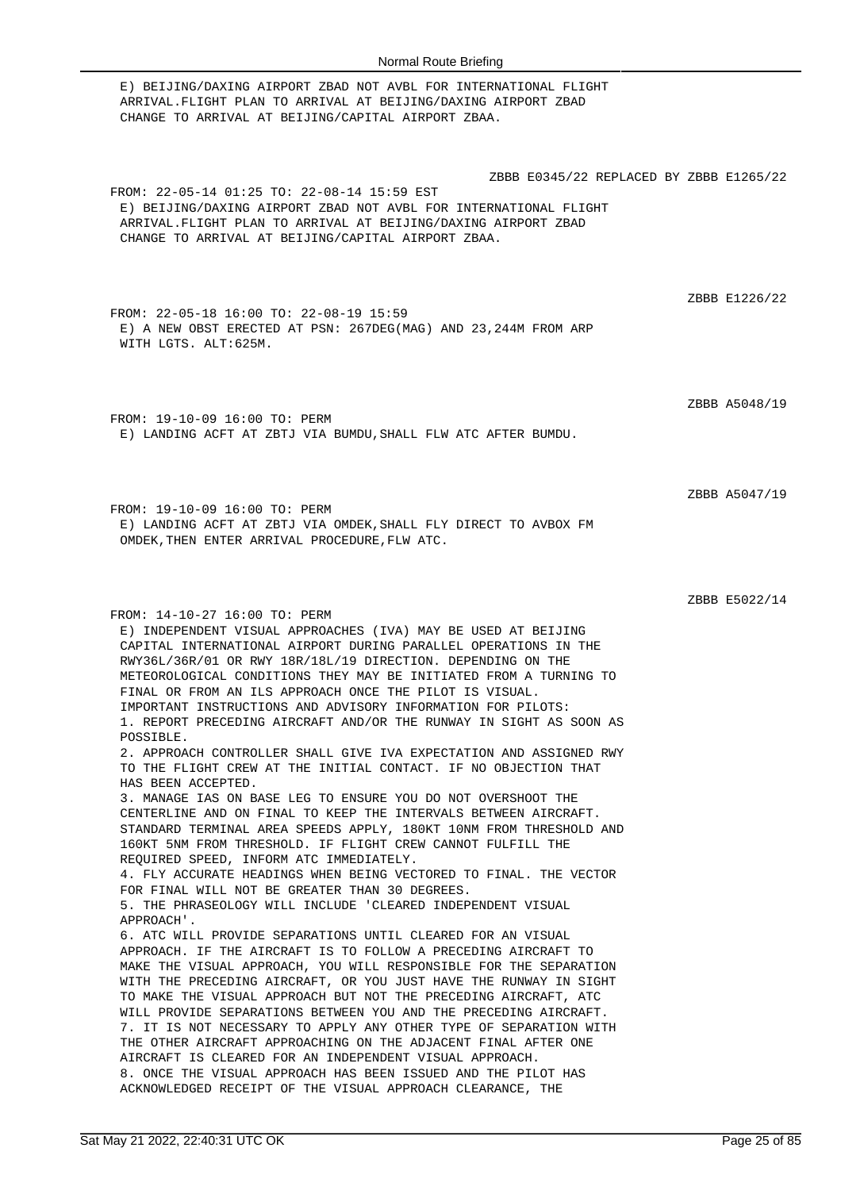E) BEIJING/DAXING AIRPORT ZBAD NOT AVBL FOR INTERNATIONAL FLIGHT ARRIVAL.FLIGHT PLAN TO ARRIVAL AT BEIJING/DAXING AIRPORT ZBAD CHANGE TO ARRIVAL AT BEIJING/CAPITAL AIRPORT ZBAA.

ZBBB E0345/22 REPLACED BY ZBBB E1265/22

FROM: 22-05-14 01:25 TO: 22-08-14 15:59 EST

E) BEIJING/DAXING AIRPORT ZBAD NOT AVBL FOR INTERNATIONAL FLIGHT ARRIVAL.FLIGHT PLAN TO ARRIVAL AT BEIJING/DAXING AIRPORT ZBAD CHANGE TO ARRIVAL AT BEIJING/CAPITAL AIRPORT ZBAA.

ZBBB E1226/22

FROM: 22-05-18 16:00 TO: 22-08-19 15:59

E) A NEW OBST ERECTED AT PSN: 267DEG(MAG) AND 23,244M FROM ARP WITH LGTS. ALT:625M.

ZBBB A5048/19

FROM: 19-10-09 16:00 TO: PERM

E) LANDING ACFT AT ZBTJ VIA BUMDU,SHALL FLW ATC AFTER BUMDU.

ZBBB A5047/19

FROM: 19-10-09 16:00 TO: PERM

E) LANDING ACFT AT ZBTJ VIA OMDEK,SHALL FLY DIRECT TO AVBOX FM OMDEK,THEN ENTER ARRIVAL PROCEDURE,FLW ATC.

ZBBB E5022/14

FROM: 14-10-27 16:00 TO: PERM

E) INDEPENDENT VISUAL APPROACHES (IVA) MAY BE USED AT BEIJING CAPITAL INTERNATIONAL AIRPORT DURING PARALLEL OPERATIONS IN THE RWY36L/36R/01 OR RWY 18R/18L/19 DIRECTION. DEPENDING ON THE METEOROLOGICAL CONDITIONS THEY MAY BE INITIATED FROM A TURNING TO FINAL OR FROM AN ILS APPROACH ONCE THE PILOT IS VISUAL.

IMPORTANT INSTRUCTIONS AND ADVISORY INFORMATION FOR PILOTS:

1. REPORT PRECEDING AIRCRAFT AND/OR THE RUNWAY IN SIGHT AS SOON AS POSSIBLE.
2. APPROACH CONTROLLER SHALL GIVE IVA EXPECTATION AND ASSIGNED RWY TO THE FLIGHT CREW AT THE INITIAL CONTACT. IF NO OBJECTION THAT HAS BEEN ACCEPTED.
3. MANAGE IAS ON BASE LEG TO ENSURE YOU DO NOT OVERSHOOT THE CENTERLINE AND ON FINAL TO KEEP THE INTERVALS BETWEEN AIRCRAFT. STANDARD TERMINAL AREA SPEEDS APPLY, 180KT 10NM FROM THRESHOLD AND 160KT 5NM FROM THRESHOLD. IF FLIGHT CREW CANNOT FULFILL THE REQUIRED SPEED, INFORM ATC IMMEDIATELY.
4. FLY ACCURATE HEADINGS WHEN BEING VECTORED TO FINAL. THE VECTOR FOR FINAL WILL NOT BE GREATER THAN 30 DEGREES.
5. THE PHRASEOLOGY WILL INCLUDE 'CLEARED INDEPENDENT VISUAL APPROACH'.
6. ATC WILL PROVIDE SEPARATIONS UNTIL CLEARED FOR AN VISUAL APPROACH. IF THE AIRCRAFT IS TO FOLLOW A PRECEDING AIRCRAFT TO MAKE THE VISUAL APPROACH, YOU WILL RESPONSIBLE FOR THE SEPARATION WITH THE PRECEDING AIRCRAFT, OR YOU JUST HAVE THE RUNWAY IN SIGHT TO MAKE THE VISUAL APPROACH BUT NOT THE PRECEDING AIRCRAFT, ATC WILL PROVIDE SEPARATIONS BETWEEN YOU AND THE PRECEDING AIRCRAFT.
7. IT IS NOT NECESSARY TO APPLY ANY OTHER TYPE OF SEPARATION WITH THE OTHER AIRCRAFT APPROACHING ON THE ADJACENT FINAL AFTER ONE AIRCRAFT IS CLEARED FOR AN INDEPENDENT VISUAL APPROACH.
8. ONCE THE VISUAL APPROACH HAS BEEN ISSUED AND THE PILOT HAS ACKNOWLEDGED RECEIPT OF THE VISUAL APPROACH CLEARANCE, THE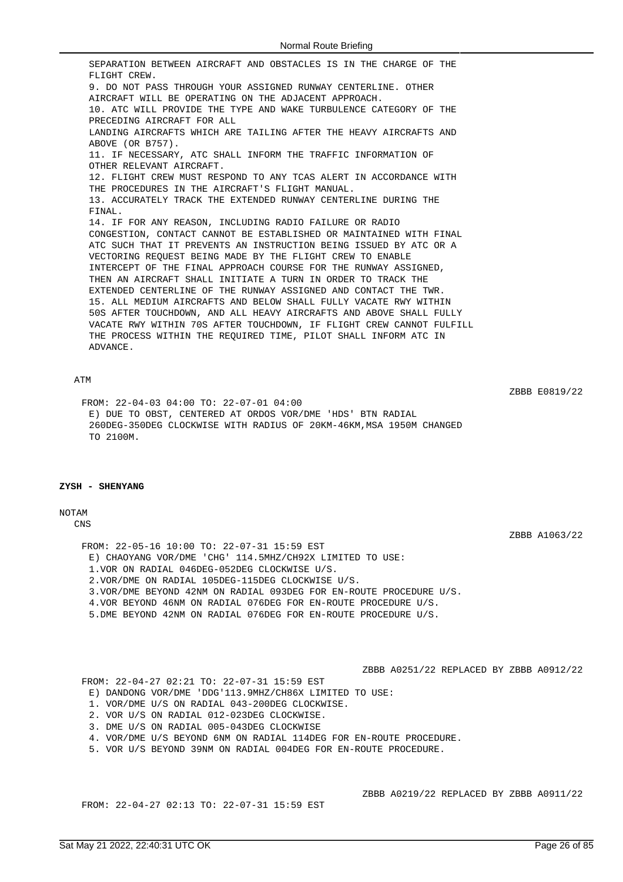SEPARATION BETWEEN AIRCRAFT AND OBSTACLES IS IN THE CHARGE OF THE FLIGHT CREW.
9. DO NOT PASS THROUGH YOUR ASSIGNED RUNWAY CENTERLINE. OTHER AIRCRAFT WILL BE OPERATING ON THE ADJACENT APPROACH.
10. ATC WILL PROVIDE THE TYPE AND WAKE TURBULENCE CATEGORY OF THE PRECEDING AIRCRAFT FOR ALL LANDING AIRCRAFTS WHICH ARE TAILING AFTER THE HEAVY AIRCRAFTS AND ABOVE (OR B757).
11. IF NECESSARY, ATC SHALL INFORM THE TRAFFIC INFORMATION OF OTHER RELEVANT AIRCRAFT.
12. FLIGHT CREW MUST RESPOND TO ANY TCAS ALERT IN ACCORDANCE WITH THE PROCEDURES IN THE AIRCRAFT'S FLIGHT MANUAL.
13. ACCURATELY TRACK THE EXTENDED RUNWAY CENTERLINE DURING THE FINAL.
14. IF FOR ANY REASON, INCLUDING RADIO FAILURE OR RADIO CONGESTION, CONTACT CANNOT BE ESTABLISHED OR MAINTAINED WITH FINAL ATC SUCH THAT IT PREVENTS AN INSTRUCTION BEING ISSUED BY ATC OR A VECTORING REQUEST BEING MADE BY THE FLIGHT CREW TO ENABLE INTERCEPT OF THE FINAL APPROACH COURSE FOR THE RUNWAY ASSIGNED, THEN AN AIRCRAFT SHALL INITIATE A TURN IN ORDER TO TRACK THE EXTENDED CENTERLINE OF THE RUNWAY ASSIGNED AND CONTACT THE TWR.
15. ALL MEDIUM AIRCRAFTS AND BELOW SHALL FULLY VACATE RWY WITHIN 50S AFTER TOUCHDOWN, AND ALL HEAVY AIRCRAFTS AND ABOVE SHALL FULLY VACATE RWY WITHIN 70S AFTER TOUCHDOWN, IF FLIGHT CREW CANNOT FULFILL THE PROCESS WITHIN THE REQUIRED TIME, PILOT SHALL INFORM ATC IN ADVANCE.

ATM

ZBBB E0819/22

FROM: 22-04-03 04:00 TO: 22-07-01 04:00
E) DUE TO OBST, CENTERED AT ORDOS VOR/DME 'HDS' BTN RADIAL 260DEG-350DEG CLOCKWISE WITH RADIUS OF 20KM-46KM,MSA 1950M CHANGED TO 2100M.

**ZYSH - SHENYANG**

NOTAM

CNS

ZBBB A1063/22

FROM: 22-05-16 10:00 TO: 22-07-31 15:59 EST
E) CHAOYANG VOR/DME 'CHG' 114.5MHZ/CH92X LIMITED TO USE:
1.VOR ON RADIAL 046DEG-052DEG CLOCKWISE U/S.
2.VOR/DME ON RADIAL 105DEG-115DEG CLOCKWISE U/S.
3.VOR/DME BEYOND 42NM ON RADIAL 093DEG FOR EN-ROUTE PROCEDURE U/S.
4.VOR BEYOND 46NM ON RADIAL 076DEG FOR EN-ROUTE PROCEDURE U/S.
5.DME BEYOND 42NM ON RADIAL 076DEG FOR EN-ROUTE PROCEDURE U/S.

ZBBB A0251/22 REPLACED BY ZBBB A0912/22

FROM: 22-04-27 02:21 TO: 22-07-31 15:59 EST
E) DANDONG VOR/DME 'DDG'113.9MHZ/CH86X LIMITED TO USE:
1. VOR/DME U/S ON RADIAL 043-200DEG CLOCKWISE.
2. VOR U/S ON RADIAL 012-023DEG CLOCKWISE.
3. DME U/S ON RADIAL 005-043DEG CLOCKWISE
4. VOR/DME U/S BEYOND 6NM ON RADIAL 114DEG FOR EN-ROUTE PROCEDURE.
5. VOR U/S BEYOND 39NM ON RADIAL 004DEG FOR EN-ROUTE PROCEDURE.

ZBBB A0219/22 REPLACED BY ZBBB A0911/22

FROM: 22-04-27 02:13 TO: 22-07-31 15:59 EST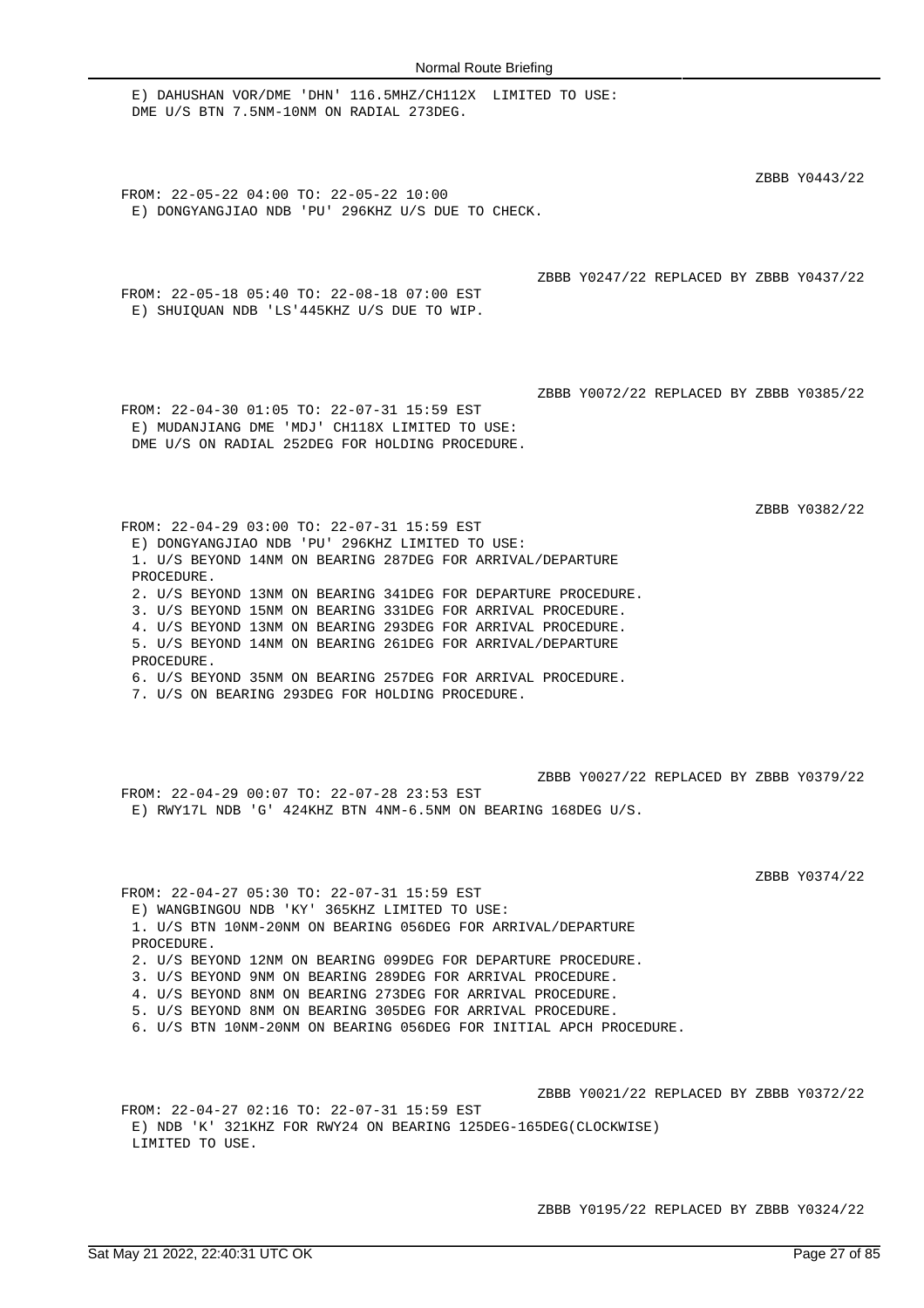E) DAHUSHAN VOR/DME 'DHN' 116.5MHZ/CH112X LIMITED TO USE:
DME U/S BTN 7.5NM-10NM ON RADIAL 273DEG.

ZBBB Y0443/22

FROM: 22-05-22 04:00 TO: 22-05-22 10:00
E) DONGYANGJIAO NDB 'PU' 296KHZ U/S DUE TO CHECK.

ZBBB Y0247/22 REPLACED BY ZBBB Y0437/22

FROM: 22-05-18 05:40 TO: 22-08-18 07:00 EST
E) SHUIQUAN NDB 'LS'445KHZ U/S DUE TO WIP.

ZBBB Y0072/22 REPLACED BY ZBBB Y0385/22

FROM: 22-04-30 01:05 TO: 22-07-31 15:59 EST
E) MUDANJIANG DME 'MDJ' CH118X LIMITED TO USE:
DME U/S ON RADIAL 252DEG FOR HOLDING PROCEDURE.

ZBBB Y0382/22

FROM: 22-04-29 03:00 TO: 22-07-31 15:59 EST
E) DONGYANGJIAO NDB 'PU' 296KHZ LIMITED TO USE:
1. U/S BEYOND 14NM ON BEARING 287DEG FOR ARRIVAL/DEPARTURE PROCEDURE.
2. U/S BEYOND 13NM ON BEARING 341DEG FOR DEPARTURE PROCEDURE.
3. U/S BEYOND 15NM ON BEARING 331DEG FOR ARRIVAL PROCEDURE.
4. U/S BEYOND 13NM ON BEARING 293DEG FOR ARRIVAL PROCEDURE.
5. U/S BEYOND 14NM ON BEARING 261DEG FOR ARRIVAL/DEPARTURE PROCEDURE.
6. U/S BEYOND 35NM ON BEARING 257DEG FOR ARRIVAL PROCEDURE.
7. U/S ON BEARING 293DEG FOR HOLDING PROCEDURE.

ZBBB Y0027/22 REPLACED BY ZBBB Y0379/22

FROM: 22-04-29 00:07 TO: 22-07-28 23:53 EST
E) RWY17L NDB 'G' 424KHZ BTN 4NM-6.5NM ON BEARING 168DEG U/S.

ZBBB Y0374/22

FROM: 22-04-27 05:30 TO: 22-07-31 15:59 EST
E) WANGBINGOU NDB 'KY' 365KHZ LIMITED TO USE:
1. U/S BTN 10NM-20NM ON BEARING 056DEG FOR ARRIVAL/DEPARTURE PROCEDURE.
2. U/S BEYOND 12NM ON BEARING 099DEG FOR DEPARTURE PROCEDURE.
3. U/S BEYOND 9NM ON BEARING 289DEG FOR ARRIVAL PROCEDURE.
4. U/S BEYOND 8NM ON BEARING 273DEG FOR ARRIVAL PROCEDURE.
5. U/S BEYOND 8NM ON BEARING 305DEG FOR ARRIVAL PROCEDURE.
6. U/S BTN 10NM-20NM ON BEARING 056DEG FOR INITIAL APCH PROCEDURE.

ZBBB Y0021/22 REPLACED BY ZBBB Y0372/22

FROM: 22-04-27 02:16 TO: 22-07-31 15:59 EST
E) NDB 'K' 321KHZ FOR RWY24 ON BEARING 125DEG-165DEG(CLOCKWISE)
LIMITED TO USE.

ZBBB Y0195/22 REPLACED BY ZBBB Y0324/22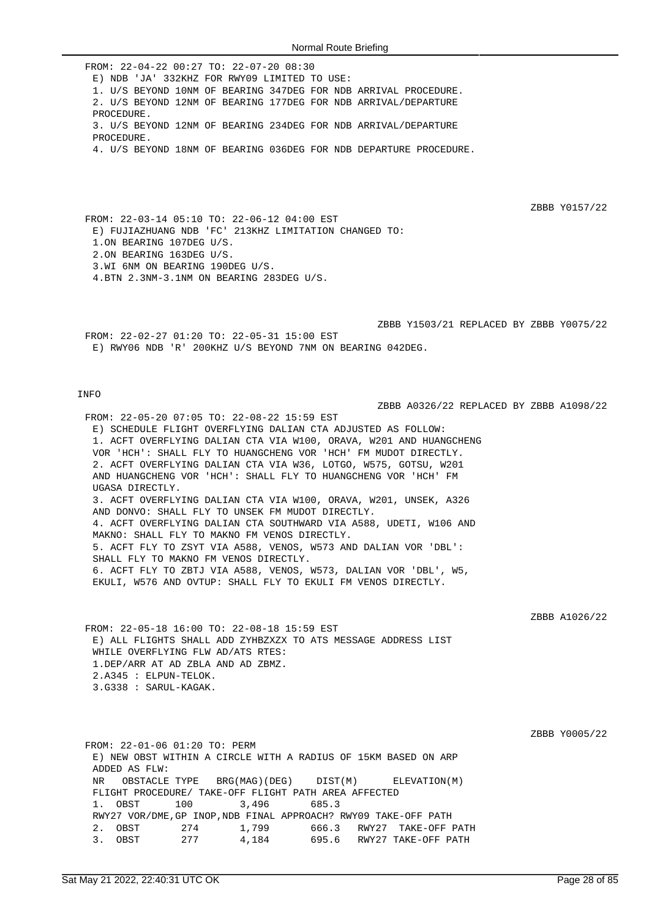FROM: 22-04-22 00:27 TO: 22-07-20 08:30
E) NDB 'JA' 332KHZ FOR RWY09 LIMITED TO USE:
1. U/S BEYOND 10NM OF BEARING 347DEG FOR NDB ARRIVAL PROCEDURE.
2. U/S BEYOND 12NM OF BEARING 177DEG FOR NDB ARRIVAL/DEPARTURE PROCEDURE.
3. U/S BEYOND 12NM OF BEARING 234DEG FOR NDB ARRIVAL/DEPARTURE PROCEDURE.
4. U/S BEYOND 18NM OF BEARING 036DEG FOR NDB DEPARTURE PROCEDURE.

ZBBB Y0157/22

FROM: 22-03-14 05:10 TO: 22-06-12 04:00 EST
E) FUJIAZHUANG NDB 'FC' 213KHZ LIMITATION CHANGED TO:
1.ON BEARING 107DEG U/S.
2.ON BEARING 163DEG U/S.
3.WI 6NM ON BEARING 190DEG U/S.
4.BTN 2.3NM-3.1NM ON BEARING 283DEG U/S.

ZBBB Y1503/21 REPLACED BY ZBBB Y0075/22

FROM: 22-02-27 01:20 TO: 22-05-31 15:00 EST
E) RWY06 NDB 'R' 200KHZ U/S BEYOND 7NM ON BEARING 042DEG.

INFO

ZBBB A0326/22 REPLACED BY ZBBB A1098/22

FROM: 22-05-20 07:05 TO: 22-08-22 15:59 EST
E) SCHEDULE FLIGHT OVERFLYING DALIAN CTA ADJUSTED AS FOLLOW:
1. ACFT OVERFLYING DALIAN CTA VIA W100, ORAVA, W201 AND HUANGCHENG VOR 'HCH': SHALL FLY TO HUANGCHENG VOR 'HCH' FM MUDOT DIRECTLY.
2. ACFT OVERFLYING DALIAN CTA VIA W36, LOTGO, W575, GOTSU, W201 AND HUANGCHENG VOR 'HCH': SHALL FLY TO HUANGCHENG VOR 'HCH' FM UGASA DIRECTLY.
3. ACFT OVERFLYING DALIAN CTA VIA W100, ORAVA, W201, UNSEK, A326 AND DONVO: SHALL FLY TO UNSEK FM MUDOT DIRECTLY.
4. ACFT OVERFLYING DALIAN CTA SOUTHWARD VIA A588, UDETI, W106 AND MAKNO: SHALL FLY TO MAKNO FM VENOS DIRECTLY.
5. ACFT FLY TO ZSYT VIA A588, VENOS, W573 AND DALIAN VOR 'DBL': SHALL FLY TO MAKNO FM VENOS DIRECTLY.
6. ACFT FLY TO ZBTJ VIA A588, VENOS, W573, DALIAN VOR 'DBL', W5, EKULI, W576 AND OVTUP: SHALL FLY TO EKULI FM VENOS DIRECTLY.

ZBBB A1026/22

FROM: 22-05-18 16:00 TO: 22-08-18 15:59 EST
E) ALL FLIGHTS SHALL ADD ZYHBZXZX TO ATS MESSAGE ADDRESS LIST WHILE OVERFLYING FLW AD/ATS RTES:
1.DEP/ARR AT AD ZBLA AND AD ZBMZ.
2.A345 : ELPUN-TELOK.
3.G338 : SARUL-KAGAK.

ZBBB Y0005/22

FROM: 22-01-06 01:20 TO: PERM
E) NEW OBST WITHIN A CIRCLE WITH A RADIUS OF 15KM BASED ON ARP ADDED AS FLW:

| NR | OBSTACLE TYPE | BRG(MAG)(DEG) | DIST(M) | ELEVATION(M) | FLIGHT PROCEDURE/ TAKE-OFF FLIGHT PATH AREA AFFECTED |
|---|---|---|---|---|---|
| 1. | OBST | 100 | 3,496 | 685.3 | RWY27 VOR/DME,GP INOP,NDB FINAL APPROACH? RWY09 TAKE-OFF PATH |
| 2. | OBST | 274 | 1,799 | 666.3 | RWY27 TAKE-OFF PATH |
| 3. | OBST | 277 | 4,184 | 695.6 | RWY27 TAKE-OFF PATH |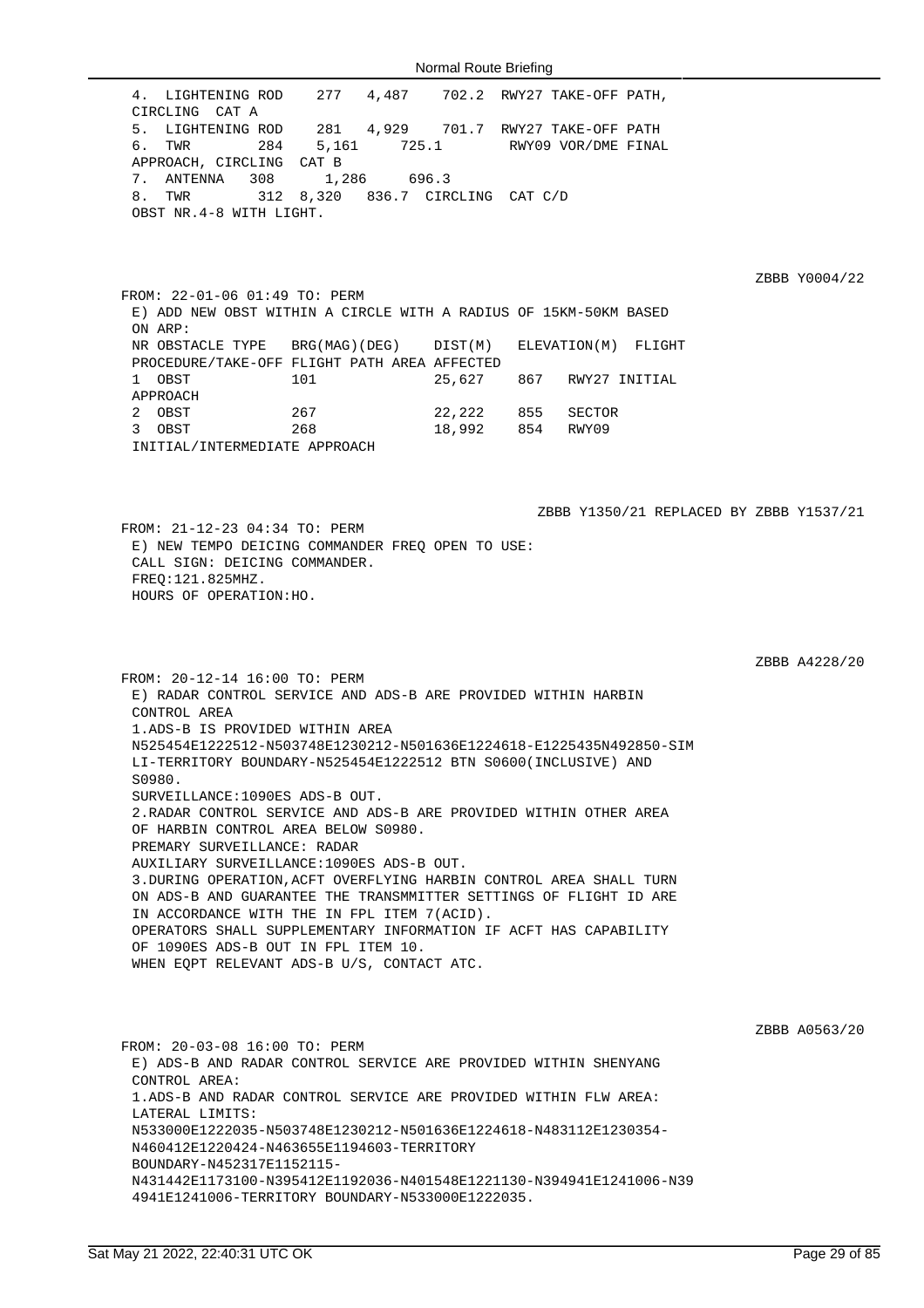4. LIGHTENING ROD 277 4,487 702.2 RWY27 TAKE-OFF PATH, CIRCLING CAT A
5. LIGHTENING ROD 281 4,929 701.7 RWY27 TAKE-OFF PATH
6. TWR 284 5,161 725.1 RWY09 VOR/DME FINAL APPROACH, CIRCLING CAT B
7. ANTENNA 308 1,286 696.3
8. TWR 312 8,320 836.7 CIRCLING CAT C/D
OBST NR.4-8 WITH LIGHT.

ZBBB Y0004/22

FROM: 22-01-06 01:49 TO: PERM
E) ADD NEW OBST WITHIN A CIRCLE WITH A RADIUS OF 15KM-50KM BASED ON ARP:
NR OBSTACLE TYPE BRG(MAG)(DEG) DIST(M) ELEVATION(M) FLIGHT PROCEDURE/TAKE-OFF FLIGHT PATH AREA AFFECTED
1 OBST 101 25,627 867 RWY27 INITIAL APPROACH
2 OBST 267 22,222 855 SECTOR
3 OBST 268 18,992 854 RWY09 INITIAL/INTERMEDIATE APPROACH

ZBBB Y1350/21 REPLACED BY ZBBB Y1537/21

FROM: 21-12-23 04:34 TO: PERM
E) NEW TEMPO DEICING COMMANDER FREQ OPEN TO USE:
CALL SIGN: DEICING COMMANDER.
FREQ:121.825MHZ.
HOURS OF OPERATION:HO.

ZBBB A4228/20

FROM: 20-12-14 16:00 TO: PERM
E) RADAR CONTROL SERVICE AND ADS-B ARE PROVIDED WITHIN HARBIN CONTROL AREA
1.ADS-B IS PROVIDED WITHIN AREA N525454E1222512-N503748E1230212-N501636E1224618-E1225435N492850-SIMLI-TERRITORY BOUNDARY-N525454E1222512 BTN S0600(INCLUSIVE) AND S0980.
SURVEILLANCE:1090ES ADS-B OUT.
2.RADAR CONTROL SERVICE AND ADS-B ARE PROVIDED WITHIN OTHER AREA OF HARBIN CONTROL AREA BELOW S0980.
PREMARY SURVEILLANCE: RADAR
AUXILIARY SURVEILLANCE:1090ES ADS-B OUT.
3.DURING OPERATION,ACFT OVERFLYING HARBIN CONTROL AREA SHALL TURN ON ADS-B AND GUARANTEE THE TRANSMMITTER SETTINGS OF FLIGHT ID ARE IN ACCORDANCE WITH THE IN FPL ITEM 7(ACID).
OPERATORS SHALL SUPPLEMENTARY INFORMATION IF ACFT HAS CAPABILITY OF 1090ES ADS-B OUT IN FPL ITEM 10.
WHEN EQPT RELEVANT ADS-B U/S, CONTACT ATC.

ZBBB A0563/20

FROM: 20-03-08 16:00 TO: PERM
E) ADS-B AND RADAR CONTROL SERVICE ARE PROVIDED WITHIN SHENYANG CONTROL AREA:
1.ADS-B AND RADAR CONTROL SERVICE ARE PROVIDED WITHIN FLW AREA:
LATERAL LIMITS:
N533000E1222035-N503748E1230212-N501636E1224618-N483112E1230354-N460412E1220424-N463655E1194603-TERRITORY BOUNDARY-N452317E1152115-N431442E1173100-N395412E1192036-N401548E1221130-N394941E1241006-N394941E1241006-TERRITORY BOUNDARY-N533000E1222035.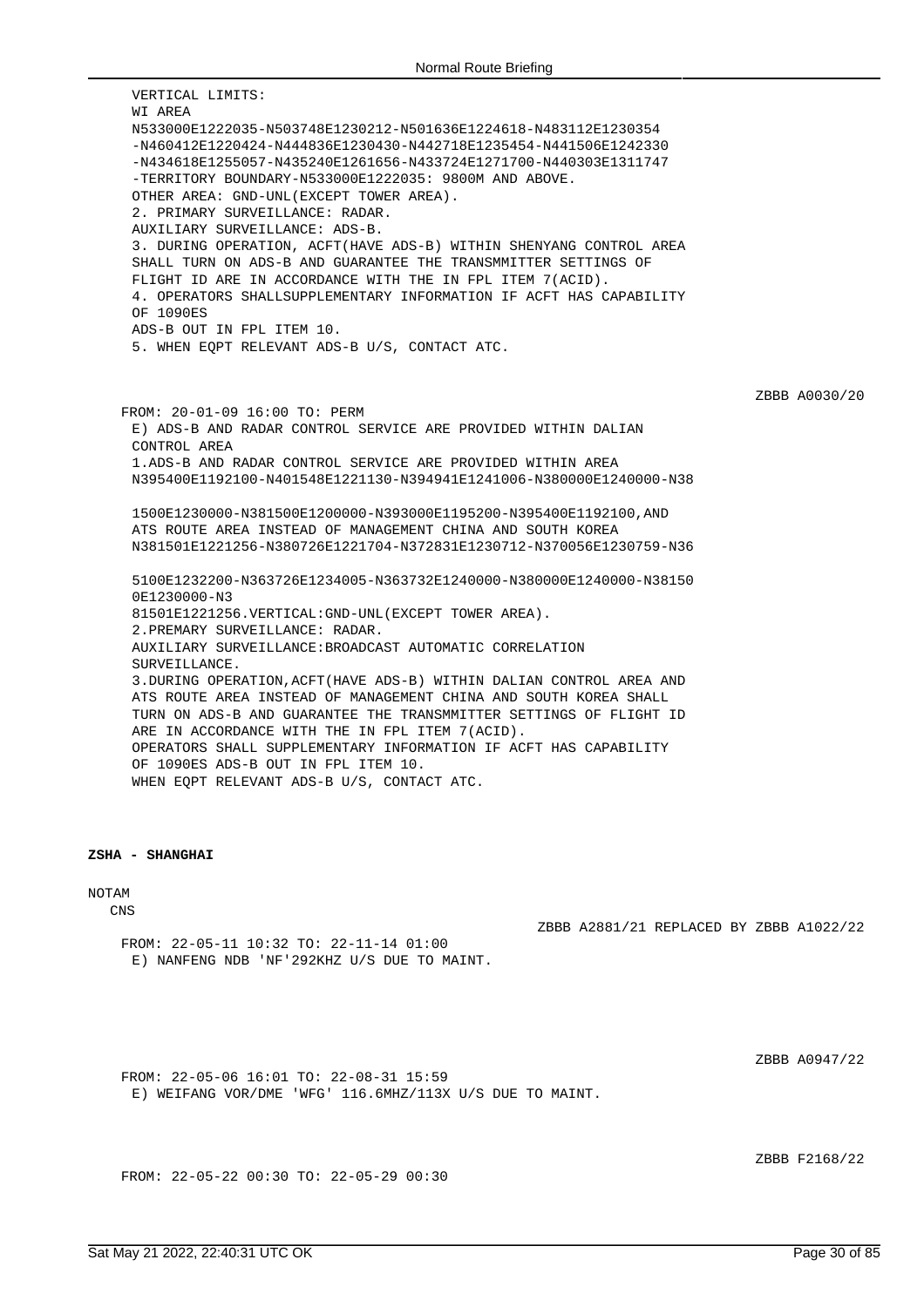VERTICAL LIMITS:
WI AREA
N533000E1222035-N503748E1230212-N501636E1224618-N483112E1230354
-N460412E1220424-N444836E1230430-N442718E1235454-N441506E1242330
-N434618E1255057-N435240E1261656-N433724E1271700-N440303E1311747
-TERRITORY BOUNDARY-N533000E1222035: 9800M AND ABOVE.
OTHER AREA: GND-UNL(EXCEPT TOWER AREA).
2. PRIMARY SURVEILLANCE: RADAR.
AUXILIARY SURVEILLANCE: ADS-B.
3. DURING OPERATION, ACFT(HAVE ADS-B) WITHIN SHENYANG CONTROL AREA
SHALL TURN ON ADS-B AND GUARANTEE THE TRANSMMITTER SETTINGS OF
FLIGHT ID ARE IN ACCORDANCE WITH THE IN FPL ITEM 7(ACID).
4. OPERATORS SHALLSUPPLEMENTARY INFORMATION IF ACFT HAS CAPABILITY
OF 1090ES
ADS-B OUT IN FPL ITEM 10.
5. WHEN EQPT RELEVANT ADS-B U/S, CONTACT ATC.

ZBBB A0030/20

FROM: 20-01-09 16:00 TO: PERM
E) ADS-B AND RADAR CONTROL SERVICE ARE PROVIDED WITHIN DALIAN
CONTROL AREA
1.ADS-B AND RADAR CONTROL SERVICE ARE PROVIDED WITHIN AREA
N395400E1192100-N401548E1221130-N394941E1241006-N380000E1240000-N38

1500E1230000-N381500E1200000-N393000E1195200-N395400E1192100,AND
ATS ROUTE AREA INSTEAD OF MANAGEMENT CHINA AND SOUTH KOREA
N381501E1221256-N380726E1221704-N372831E1230712-N370056E1230759-N36

5100E1232200-N363726E1234005-N363732E1240000-N380000E1240000-N38150
0E1230000-N3
81501E1221256.VERTICAL:GND-UNL(EXCEPT TOWER AREA).
2.PREMARY SURVEILLANCE: RADAR.
AUXILIARY SURVEILLANCE:BROADCAST AUTOMATIC CORRELATION
SURVEILLANCE.
3.DURING OPERATION,ACFT(HAVE ADS-B) WITHIN DALIAN CONTROL AREA AND
ATS ROUTE AREA INSTEAD OF MANAGEMENT CHINA AND SOUTH KOREA SHALL
TURN ON ADS-B AND GUARANTEE THE TRANSMMITTER SETTINGS OF FLIGHT ID
ARE IN ACCORDANCE WITH THE IN FPL ITEM 7(ACID).
OPERATORS SHALL SUPPLEMENTARY INFORMATION IF ACFT HAS CAPABILITY
OF 1090ES ADS-B OUT IN FPL ITEM 10.
WHEN EQPT RELEVANT ADS-B U/S, CONTACT ATC.

**ZSHA - SHANGHAI**

NOTAM

CNS

ZBBB A2881/21 REPLACED BY ZBBB A1022/22

FROM: 22-05-11 10:32 TO: 22-11-14 01:00
E) NANFENG NDB 'NF'292KHZ U/S DUE TO MAINT.

ZBBB A0947/22

FROM: 22-05-06 16:01 TO: 22-08-31 15:59
E) WEIFANG VOR/DME 'WFG' 116.6MHZ/113X U/S DUE TO MAINT.

ZBBB F2168/22

FROM: 22-05-22 00:30 TO: 22-05-29 00:30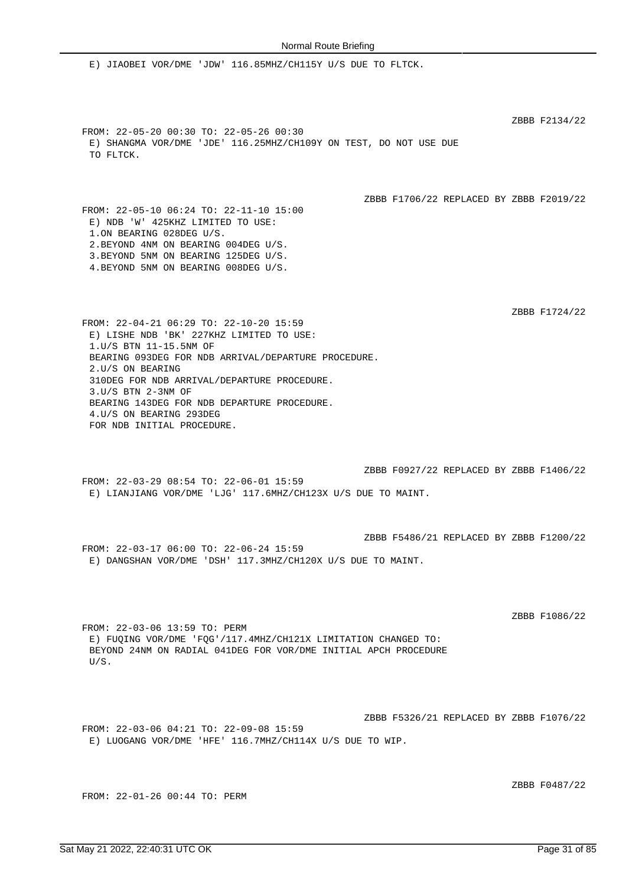E) JIAOBEI VOR/DME 'JDW' 116.85MHZ/CH115Y U/S DUE TO FLTCK.

ZBBB F2134/22

FROM: 22-05-20 00:30 TO: 22-05-26 00:30
E) SHANGMA VOR/DME 'JDE' 116.25MHZ/CH109Y ON TEST, DO NOT USE DUE TO FLTCK.

ZBBB F1706/22 REPLACED BY ZBBB F2019/22

FROM: 22-05-10 06:24 TO: 22-11-10 15:00
E) NDB 'W' 425KHZ LIMITED TO USE:
1.ON BEARING 028DEG U/S.
2.BEYOND 4NM ON BEARING 004DEG U/S.
3.BEYOND 5NM ON BEARING 125DEG U/S.
4.BEYOND 5NM ON BEARING 008DEG U/S.

ZBBB F1724/22

FROM: 22-04-21 06:29 TO: 22-10-20 15:59
E) LISHE NDB 'BK' 227KHZ LIMITED TO USE:
1.U/S BTN 11-15.5NM OF BEARING 093DEG FOR NDB ARRIVAL/DEPARTURE PROCEDURE.
2.U/S ON BEARING 310DEG FOR NDB ARRIVAL/DEPARTURE PROCEDURE.
3.U/S BTN 2-3NM OF BEARING 143DEG FOR NDB DEPARTURE PROCEDURE.
4.U/S ON BEARING 293DEG FOR NDB INITIAL PROCEDURE.

ZBBB F0927/22 REPLACED BY ZBBB F1406/22

FROM: 22-03-29 08:54 TO: 22-06-01 15:59
E) LIANJIANG VOR/DME 'LJG' 117.6MHZ/CH123X U/S DUE TO MAINT.

ZBBB F5486/21 REPLACED BY ZBBB F1200/22

FROM: 22-03-17 06:00 TO: 22-06-24 15:59
E) DANGSHAN VOR/DME 'DSH' 117.3MHZ/CH120X U/S DUE TO MAINT.

ZBBB F1086/22

FROM: 22-03-06 13:59 TO: PERM
E) FUQING VOR/DME 'FQG'/117.4MHZ/CH121X LIMITATION CHANGED TO: BEYOND 24NM ON RADIAL 041DEG FOR VOR/DME INITIAL APCH PROCEDURE U/S.

ZBBB F5326/21 REPLACED BY ZBBB F1076/22

FROM: 22-03-06 04:21 TO: 22-09-08 15:59
E) LUOGANG VOR/DME 'HFE' 116.7MHZ/CH114X U/S DUE TO WIP.

ZBBB F0487/22

FROM: 22-01-26 00:44 TO: PERM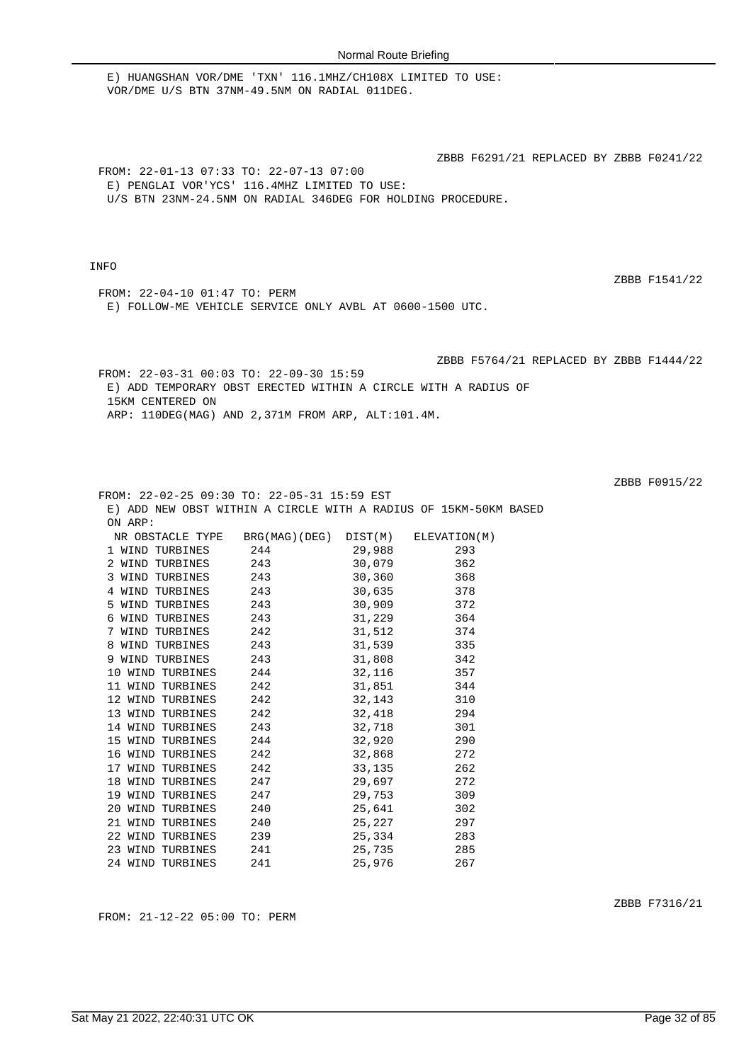E) HUANGSHAN VOR/DME 'TXN' 116.1MHZ/CH108X LIMITED TO USE:
VOR/DME U/S BTN 37NM-49.5NM ON RADIAL 011DEG.

ZBBB F6291/21 REPLACED BY ZBBB F0241/22

FROM: 22-01-13 07:33 TO: 22-07-13 07:00
E) PENGLAI VOR'YCS' 116.4MHZ LIMITED TO USE:
U/S BTN 23NM-24.5NM ON RADIAL 346DEG FOR HOLDING PROCEDURE.

INFO

ZBBB F1541/22

FROM: 22-04-10 01:47 TO: PERM
E) FOLLOW-ME VEHICLE SERVICE ONLY AVBL AT 0600-1500 UTC.

ZBBB F5764/21 REPLACED BY ZBBB F1444/22

FROM: 22-03-31 00:03 TO: 22-09-30 15:59
E) ADD TEMPORARY OBST ERECTED WITHIN A CIRCLE WITH A RADIUS OF
15KM CENTERED ON
ARP: 110DEG(MAG) AND 2,371M FROM ARP, ALT:101.4M.

ZBBB F0915/22

FROM: 22-02-25 09:30 TO: 22-05-31 15:59 EST
E) ADD NEW OBST WITHIN A CIRCLE WITH A RADIUS OF 15KM-50KM BASED
ON ARP:

| NR | OBSTACLE TYPE | BRG(MAG)(DEG) | DIST(M) | ELEVATION(M) |
|---|---|---|---|---|
| 1 | WIND TURBINES | 244 | 29,988 | 293 |
| 2 | WIND TURBINES | 243 | 30,079 | 362 |
| 3 | WIND TURBINES | 243 | 30,360 | 368 |
| 4 | WIND TURBINES | 243 | 30,635 | 378 |
| 5 | WIND TURBINES | 243 | 30,909 | 372 |
| 6 | WIND TURBINES | 243 | 31,229 | 364 |
| 7 | WIND TURBINES | 242 | 31,512 | 374 |
| 8 | WIND TURBINES | 243 | 31,539 | 335 |
| 9 | WIND TURBINES | 243 | 31,808 | 342 |
| 10 | WIND TURBINES | 244 | 32,116 | 357 |
| 11 | WIND TURBINES | 242 | 31,851 | 344 |
| 12 | WIND TURBINES | 242 | 32,143 | 310 |
| 13 | WIND TURBINES | 242 | 32,418 | 294 |
| 14 | WIND TURBINES | 243 | 32,718 | 301 |
| 15 | WIND TURBINES | 244 | 32,920 | 290 |
| 16 | WIND TURBINES | 242 | 32,868 | 272 |
| 17 | WIND TURBINES | 242 | 33,135 | 262 |
| 18 | WIND TURBINES | 247 | 29,697 | 272 |
| 19 | WIND TURBINES | 247 | 29,753 | 309 |
| 20 | WIND TURBINES | 240 | 25,641 | 302 |
| 21 | WIND TURBINES | 240 | 25,227 | 297 |
| 22 | WIND TURBINES | 239 | 25,334 | 283 |
| 23 | WIND TURBINES | 241 | 25,735 | 285 |
| 24 | WIND TURBINES | 241 | 25,976 | 267 |

ZBBB F7316/21

FROM: 21-12-22 05:00 TO: PERM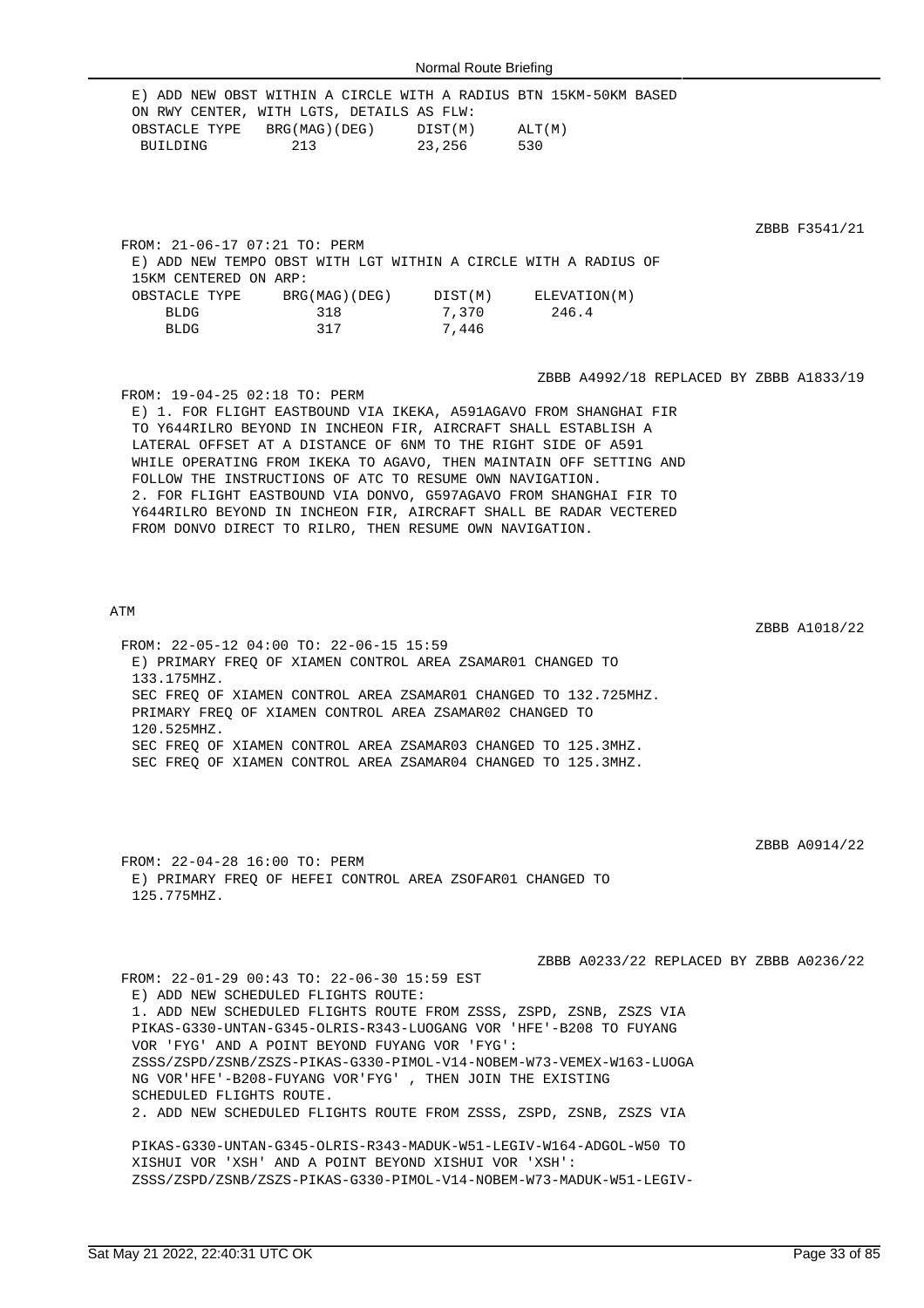E) ADD NEW OBST WITHIN A CIRCLE WITH A RADIUS BTN 15KM-50KM BASED ON RWY CENTER, WITH LGTS, DETAILS AS FLW:

| OBSTACLE TYPE | BRG(MAG)(DEG) | DIST(M) | ALT(M) |
|---|---|---|---|
| BUILDING | 213 | 23,256 | 530 |

ZBBB F3541/21

FROM: 21-06-17 07:21 TO: PERM

E) ADD NEW TEMPO OBST WITH LGT WITHIN A CIRCLE WITH A RADIUS OF 15KM CENTERED ON ARP:

| OBSTACLE TYPE | BRG(MAG)(DEG) | DIST(M) | ELEVATION(M) |
|---|---|---|---|
| BLDG | 318 | 7,370 | 246.4 |
| BLDG | 317 | 7,446 | |

ZBBB A4992/18 REPLACED BY ZBBB A1833/19

FROM: 19-04-25 02:18 TO: PERM

E) 1. FOR FLIGHT EASTBOUND VIA IKEKA, A591AGAVO FROM SHANGHAI FIR TO Y644RILRO BEYOND IN INCHEON FIR, AIRCRAFT SHALL ESTABLISH A LATERAL OFFSET AT A DISTANCE OF 6NM TO THE RIGHT SIDE OF A591 WHILE OPERATING FROM IKEKA TO AGAVO, THEN MAINTAIN OFF SETTING AND FOLLOW THE INSTRUCTIONS OF ATC TO RESUME OWN NAVIGATION.
2. FOR FLIGHT EASTBOUND VIA DONVO, G597AGAVO FROM SHANGHAI FIR TO Y644RILRO BEYOND IN INCHEON FIR, AIRCRAFT SHALL BE RADAR VECTERED FROM DONVO DIRECT TO RILRO, THEN RESUME OWN NAVIGATION.

## ATM

ZBBB A1018/22

FROM: 22-05-12 04:00 TO: 22-06-15 15:59

E) PRIMARY FREQ OF XIAMEN CONTROL AREA ZSAMAR01 CHANGED TO 133.175MHZ.
SEC FREQ OF XIAMEN CONTROL AREA ZSAMAR01 CHANGED TO 132.725MHZ.
PRIMARY FREQ OF XIAMEN CONTROL AREA ZSAMAR02 CHANGED TO 120.525MHZ.
SEC FREQ OF XIAMEN CONTROL AREA ZSAMAR03 CHANGED TO 125.3MHZ.
SEC FREQ OF XIAMEN CONTROL AREA ZSAMAR04 CHANGED TO 125.3MHZ.

ZBBB A0914/22

FROM: 22-04-28 16:00 TO: PERM

E) PRIMARY FREQ OF HEFEI CONTROL AREA ZSOFAR01 CHANGED TO 125.775MHZ.

ZBBB A0233/22 REPLACED BY ZBBB A0236/22

FROM: 22-01-29 00:43 TO: 22-06-30 15:59 EST

E) ADD NEW SCHEDULED FLIGHTS ROUTE:
1. ADD NEW SCHEDULED FLIGHTS ROUTE FROM ZSSS, ZSPD, ZSNB, ZSZS VIA PIKAS-G330-UNTAN-G345-OLRIS-R343-LUOGANG VOR 'HFE'-B208 TO FUYANG VOR 'FYG' AND A POINT BEYOND FUYANG VOR 'FYG':
ZSSS/ZSPD/ZSNB/ZSZS-PIKAS-G330-PIMOL-V14-NOBEM-W73-VEMEX-W163-LUOGANG VOR'HFE'-B208-FUYANG VOR'FYG' , THEN JOIN THE EXISTING SCHEDULED FLIGHTS ROUTE.
2. ADD NEW SCHEDULED FLIGHTS ROUTE FROM ZSSS, ZSPD, ZSNB, ZSZS VIA PIKAS-G330-UNTAN-G345-OLRIS-R343-MADUK-W51-LEGIV-W164-ADGOL-W50 TO XISHUI VOR 'XSH' AND A POINT BEYOND XISHUI VOR 'XSH':
ZSSS/ZSPD/ZSNB/ZSZS-PIKAS-G330-PIMOL-V14-NOBEM-W73-MADUK-W51-LEGIV-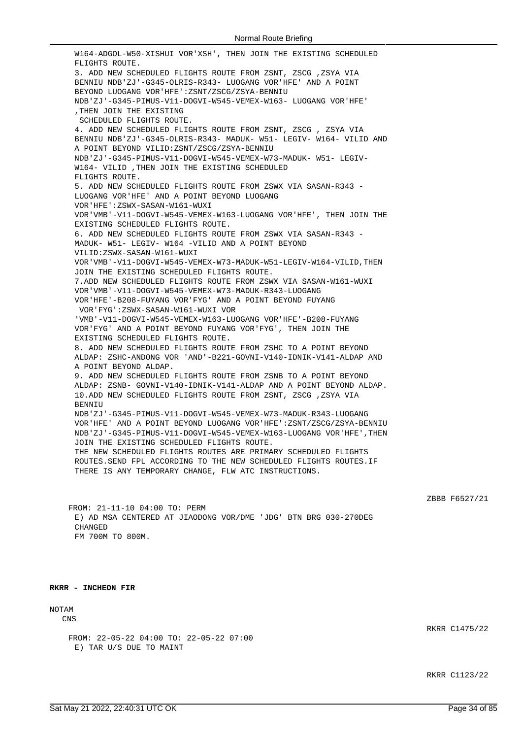W164-ADGOL-W50-XISHUI VOR'XSH', THEN JOIN THE EXISTING SCHEDULED FLIGHTS ROUTE.
3. ADD NEW SCHEDULED FLIGHTS ROUTE FROM ZSNT, ZSCG ,ZSYA VIA BENNIU NDB'ZJ'-G345-OLRIS-R343- LUOGANG VOR'HFE' AND A POINT BEYOND LUOGANG VOR'HFE':ZSNT/ZSCG/ZSYA-BENNIU NDB'ZJ'-G345-PIMUS-V11-DOGVI-W545-VEMEX-W163- LUOGANG VOR'HFE' ,THEN JOIN THE EXISTING SCHEDULED FLIGHTS ROUTE.
4. ADD NEW SCHEDULED FLIGHTS ROUTE FROM ZSNT, ZSCG , ZSYA VIA BENNIU NDB'ZJ'-G345-OLRIS-R343- MADUK- W51- LEGIV- W164- VILID AND A POINT BEYOND VILID:ZSNT/ZSCG/ZSYA-BENNIU NDB'ZJ'-G345-PIMUS-V11-DOGVI-W545-VEMEX-W73-MADUK- W51- LEGIV- W164- VILID ,THEN JOIN THE EXISTING SCHEDULED FLIGHTS ROUTE.
5. ADD NEW SCHEDULED FLIGHTS ROUTE FROM ZSWX VIA SASAN-R343 - LUOGANG VOR'HFE' AND A POINT BEYOND LUOGANG VOR'HFE':ZSWX-SASAN-W161-WUXI VOR'VMB'-V11-DOGVI-W545-VEMEX-W163-LUOGANG VOR'HFE', THEN JOIN THE EXISTING SCHEDULED FLIGHTS ROUTE.
6. ADD NEW SCHEDULED FLIGHTS ROUTE FROM ZSWX VIA SASAN-R343 - MADUK- W51- LEGIV- W164 -VILID AND A POINT BEYOND VILID:ZSWX-SASAN-W161-WUXI VOR'VMB'-V11-DOGVI-W545-VEMEX-W73-MADUK-W51-LEGIV-W164-VILID,THEN JOIN THE EXISTING SCHEDULED FLIGHTS ROUTE.
7.ADD NEW SCHEDULED FLIGHTS ROUTE FROM ZSWX VIA SASAN-W161-WUXI VOR'VMB'-V11-DOGVI-W545-VEMEX-W73-MADUK-R343-LUOGANG VOR'HFE'-B208-FUYANG VOR'FYG' AND A POINT BEYOND FUYANG VOR'FYG':ZSWX-SASAN-W161-WUXI VOR 'VMB'-V11-DOGVI-W545-VEMEX-W163-LUOGANG VOR'HFE'-B208-FUYANG VOR'FYG' AND A POINT BEYOND FUYANG VOR'FYG', THEN JOIN THE EXISTING SCHEDULED FLIGHTS ROUTE.
8. ADD NEW SCHEDULED FLIGHTS ROUTE FROM ZSHC TO A POINT BEYOND ALDAP: ZSHC-ANDONG VOR 'AND'-B221-GOVNI-V140-IDNIK-V141-ALDAP AND A POINT BEYOND ALDAP.
9. ADD NEW SCHEDULED FLIGHTS ROUTE FROM ZSNB TO A POINT BEYOND ALDAP: ZSNB- GOVNI-V140-IDNIK-V141-ALDAP AND A POINT BEYOND ALDAP.
10.ADD NEW SCHEDULED FLIGHTS ROUTE FROM ZSNT, ZSCG ,ZSYA VIA BENNIU NDB'ZJ'-G345-PIMUS-V11-DOGVI-W545-VEMEX-W73-MADUK-R343-LUOGANG VOR'HFE' AND A POINT BEYOND LUOGANG VOR'HFE':ZSNT/ZSCG/ZSYA-BENNIU NDB'ZJ'-G345-PIMUS-V11-DOGVI-W545-VEMEX-W163-LUOGANG VOR'HFE',THEN JOIN THE EXISTING SCHEDULED FLIGHTS ROUTE.
THE NEW SCHEDULED FLIGHTS ROUTES ARE PRIMARY SCHEDULED FLIGHTS ROUTES.SEND FPL ACCORDING TO THE NEW SCHEDULED FLIGHTS ROUTES.IF THERE IS ANY TEMPORARY CHANGE, FLW ATC INSTRUCTIONS.

ZBBB F6527/21

FROM: 21-11-10 04:00 TO: PERM
E) AD MSA CENTERED AT JIAODONG VOR/DME 'JDG' BTN BRG 030-270DEG CHANGED
FM 700M TO 800M.

**RKRR - INCHEON FIR**

NOTAM
CNS

RKRR C1475/22

FROM: 22-05-22 04:00 TO: 22-05-22 07:00
E) TAR U/S DUE TO MAINT

RKRR C1123/22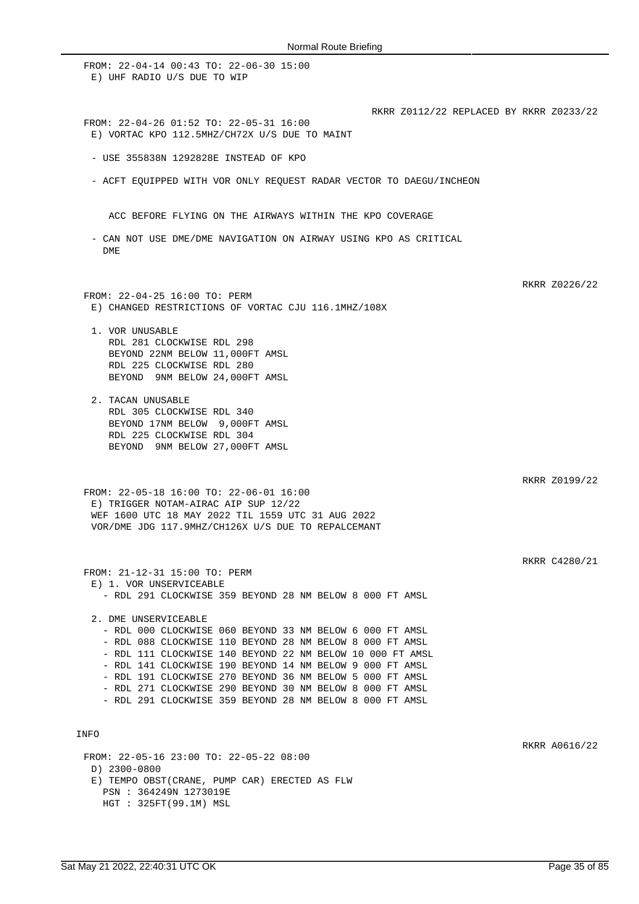FROM: 22-04-14 00:43 TO: 22-06-30 15:00
E) UHF RADIO U/S DUE TO WIP

RKRR Z0112/22 REPLACED BY RKRR Z0233/22

FROM: 22-04-26 01:52 TO: 22-05-31 16:00
E) VORTAC KPO 112.5MHZ/CH72X U/S DUE TO MAINT

- USE 355838N 1292828E INSTEAD OF KPO

- ACFT EQUIPPED WITH VOR ONLY REQUEST RADAR VECTOR TO DAEGU/INCHEON

  ACC BEFORE FLYING ON THE AIRWAYS WITHIN THE KPO COVERAGE

- CAN NOT USE DME/DME NAVIGATION ON AIRWAY USING KPO AS CRITICAL DME

RKRR Z0226/22

FROM: 22-04-25 16:00 TO: PERM
E) CHANGED RESTRICTIONS OF VORTAC CJU 116.1MHZ/108X

1. VOR UNUSABLE
   RDL 281 CLOCKWISE RDL 298
   BEYOND 22NM BELOW 11,000FT AMSL
   RDL 225 CLOCKWISE RDL 280
   BEYOND 9NM BELOW 24,000FT AMSL

2. TACAN UNUSABLE
   RDL 305 CLOCKWISE RDL 340
   BEYOND 17NM BELOW 9,000FT AMSL
   RDL 225 CLOCKWISE RDL 304
   BEYOND 9NM BELOW 27,000FT AMSL

RKRR Z0199/22

FROM: 22-05-18 16:00 TO: 22-06-01 16:00
E) TRIGGER NOTAM-AIRAC AIP SUP 12/22
WEF 1600 UTC 18 MAY 2022 TIL 1559 UTC 31 AUG 2022
VOR/DME JDG 117.9MHZ/CH126X U/S DUE TO REPALCEMANT

RKRR C4280/21

FROM: 21-12-31 15:00 TO: PERM
E) 1. VOR UNSERVICEABLE
   - RDL 291 CLOCKWISE 359 BEYOND 28 NM BELOW 8 000 FT AMSL

2. DME UNSERVICEABLE
   - RDL 000 CLOCKWISE 060 BEYOND 33 NM BELOW 6 000 FT AMSL
   - RDL 088 CLOCKWISE 110 BEYOND 28 NM BELOW 8 000 FT AMSL
   - RDL 111 CLOCKWISE 140 BEYOND 22 NM BELOW 10 000 FT AMSL
   - RDL 141 CLOCKWISE 190 BEYOND 14 NM BELOW 9 000 FT AMSL
   - RDL 191 CLOCKWISE 270 BEYOND 36 NM BELOW 5 000 FT AMSL
   - RDL 271 CLOCKWISE 290 BEYOND 30 NM BELOW 8 000 FT AMSL
   - RDL 291 CLOCKWISE 359 BEYOND 28 NM BELOW 8 000 FT AMSL

INFO

RKRR A0616/22

FROM: 22-05-16 23:00 TO: 22-05-22 08:00
D) 2300-0800
E) TEMPO OBST(CRANE, PUMP CAR) ERECTED AS FLW
   PSN : 364249N 1273019E
   HGT : 325FT(99.1M) MSL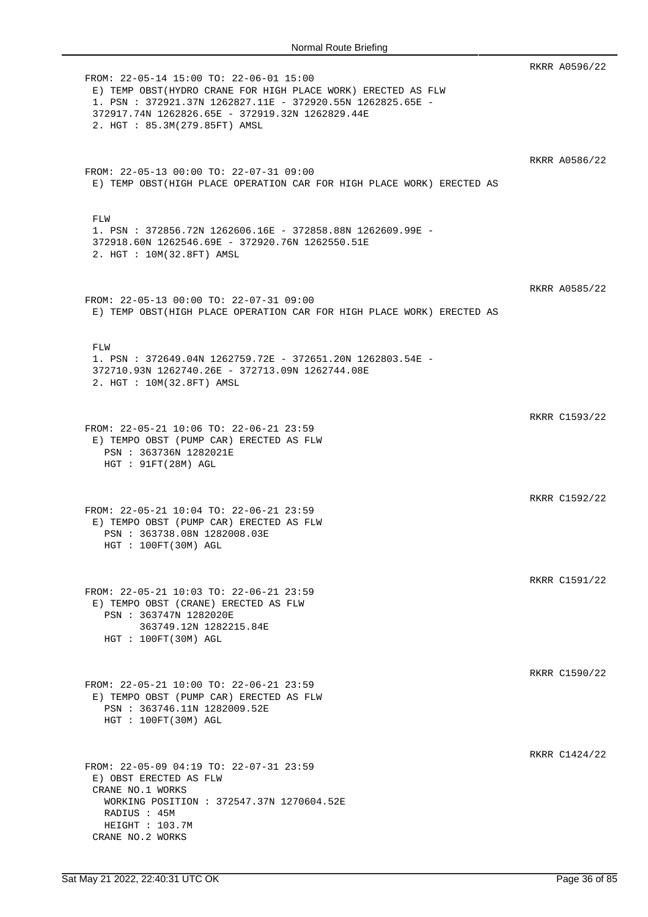RKRR A0596/22

```
FROM: 22-05-14 15:00 TO: 22-06-01 15:00
 E) TEMP OBST(HYDRO CRANE FOR HIGH PLACE WORK) ERECTED AS FLW
 1. PSN : 372921.37N 1262827.11E - 372920.55N 1262825.65E -
 372917.74N 1262826.65E - 372919.32N 1262829.44E
 2. HGT : 85.3M(279.85FT) AMSL
```

RKRR A0586/22

```
FROM: 22-05-13 00:00 TO: 22-07-31 09:00
 E) TEMP OBST(HIGH PLACE OPERATION CAR FOR HIGH PLACE WORK) ERECTED AS


 FLW
 1. PSN : 372856.72N 1262606.16E - 372858.88N 1262609.99E -
 372918.60N 1262546.69E - 372920.76N 1262550.51E
 2. HGT : 10M(32.8FT) AMSL
```

RKRR A0585/22

```
FROM: 22-05-13 00:00 TO: 22-07-31 09:00
 E) TEMP OBST(HIGH PLACE OPERATION CAR FOR HIGH PLACE WORK) ERECTED AS


 FLW
 1. PSN : 372649.04N 1262759.72E - 372651.20N 1262803.54E -
 372710.93N 1262740.26E - 372713.09N 1262744.08E
 2. HGT : 10M(32.8FT) AMSL
```

RKRR C1593/22

```
FROM: 22-05-21 10:06 TO: 22-06-21 23:59
 E) TEMPO OBST (PUMP CAR) ERECTED AS FLW
   PSN : 363736N 1282021E
   HGT : 91FT(28M) AGL
```

RKRR C1592/22

```
FROM: 22-05-21 10:04 TO: 22-06-21 23:59
 E) TEMPO OBST (PUMP CAR) ERECTED AS FLW
   PSN : 363738.08N 1282008.03E
   HGT : 100FT(30M) AGL
```

RKRR C1591/22

```
FROM: 22-05-21 10:03 TO: 22-06-21 23:59
 E) TEMPO OBST (CRANE) ERECTED AS FLW
   PSN : 363747N 1282020E
         363749.12N 1282215.84E
   HGT : 100FT(30M) AGL
```

RKRR C1590/22

```
FROM: 22-05-21 10:00 TO: 22-06-21 23:59
 E) TEMPO OBST (PUMP CAR) ERECTED AS FLW
   PSN : 363746.11N 1282009.52E
   HGT : 100FT(30M) AGL
```

RKRR C1424/22

```
FROM: 22-05-09 04:19 TO: 22-07-31 23:59
 E) OBST ERECTED AS FLW
 CRANE NO.1 WORKS
   WORKING POSITION : 372547.37N 1270604.52E
   RADIUS : 45M
   HEIGHT : 103.7M
 CRANE NO.2 WORKS
```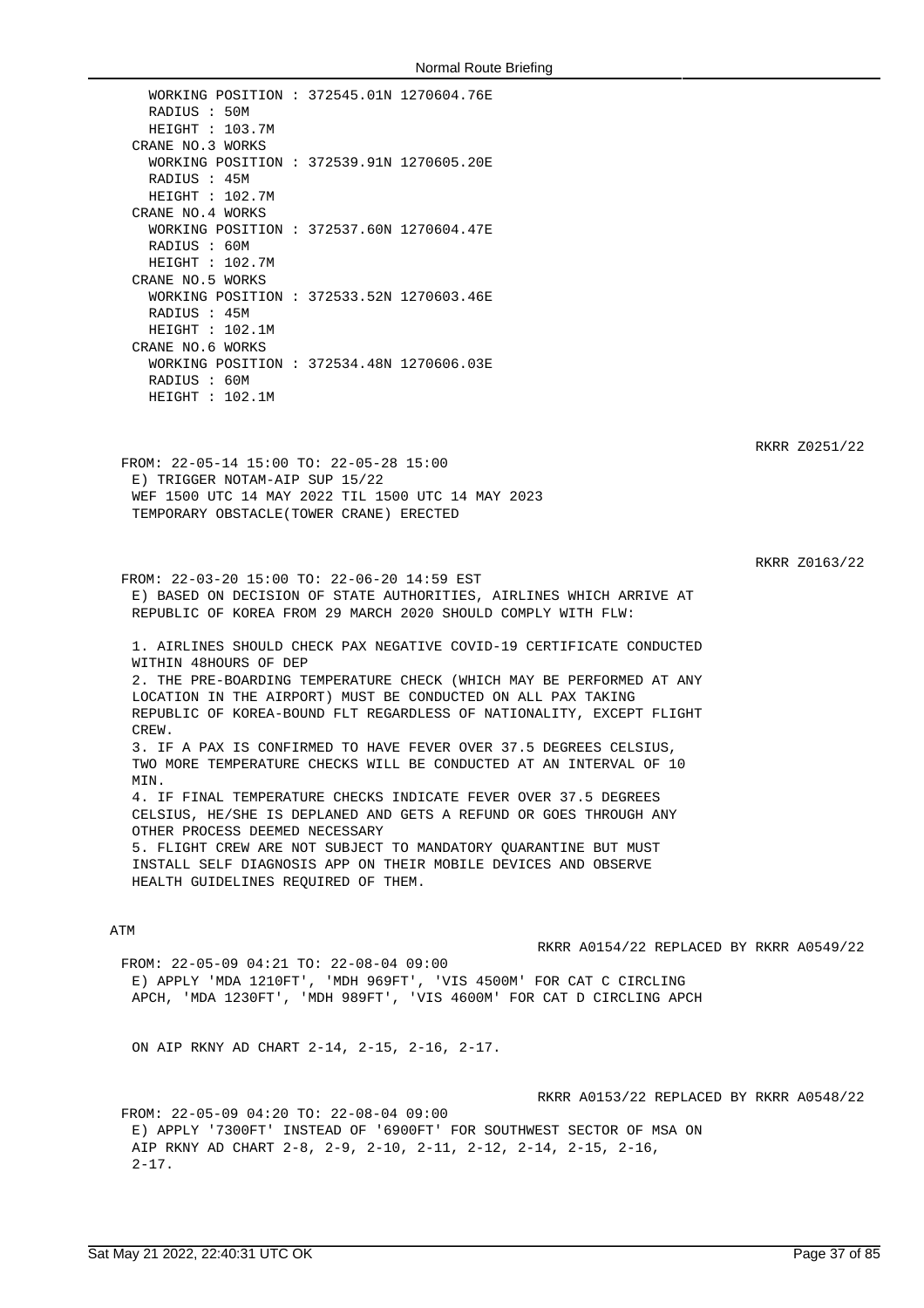WORKING POSITION : 372545.01N 1270604.76E
RADIUS : 50M
HEIGHT : 103.7M

CRANE NO.3 WORKS
WORKING POSITION : 372539.91N 1270605.20E
RADIUS : 45M
HEIGHT : 102.7M

CRANE NO.4 WORKS
WORKING POSITION : 372537.60N 1270604.47E
RADIUS : 60M
HEIGHT : 102.7M

CRANE NO.5 WORKS
WORKING POSITION : 372533.52N 1270603.46E
RADIUS : 45M
HEIGHT : 102.1M

CRANE NO.6 WORKS
WORKING POSITION : 372534.48N 1270606.03E
RADIUS : 60M
HEIGHT : 102.1M

RKRR Z0251/22

FROM: 22-05-14 15:00 TO: 22-05-28 15:00
E) TRIGGER NOTAM-AIP SUP 15/22
WEF 1500 UTC 14 MAY 2022 TIL 1500 UTC 14 MAY 2023
TEMPORARY OBSTACLE(TOWER CRANE) ERECTED

RKRR Z0163/22

FROM: 22-03-20 15:00 TO: 22-06-20 14:59 EST
E) BASED ON DECISION OF STATE AUTHORITIES, AIRLINES WHICH ARRIVE AT REPUBLIC OF KOREA FROM 29 MARCH 2020 SHOULD COMPLY WITH FLW:

1. AIRLINES SHOULD CHECK PAX NEGATIVE COVID-19 CERTIFICATE CONDUCTED WITHIN 48HOURS OF DEP
2. THE PRE-BOARDING TEMPERATURE CHECK (WHICH MAY BE PERFORMED AT ANY LOCATION IN THE AIRPORT) MUST BE CONDUCTED ON ALL PAX TAKING REPUBLIC OF KOREA-BOUND FLT REGARDLESS OF NATIONALITY, EXCEPT FLIGHT CREW.
3. IF A PAX IS CONFIRMED TO HAVE FEVER OVER 37.5 DEGREES CELSIUS, TWO MORE TEMPERATURE CHECKS WILL BE CONDUCTED AT AN INTERVAL OF 10 MIN.
4. IF FINAL TEMPERATURE CHECKS INDICATE FEVER OVER 37.5 DEGREES CELSIUS, HE/SHE IS DEPLANED AND GETS A REFUND OR GOES THROUGH ANY OTHER PROCESS DEEMED NECESSARY
5. FLIGHT CREW ARE NOT SUBJECT TO MANDATORY QUARANTINE BUT MUST INSTALL SELF DIAGNOSIS APP ON THEIR MOBILE DEVICES AND OBSERVE HEALTH GUIDELINES REQUIRED OF THEM.

ATM

RKRR A0154/22 REPLACED BY RKRR A0549/22

FROM: 22-05-09 04:21 TO: 22-08-04 09:00
E) APPLY 'MDA 1210FT', 'MDH 969FT', 'VIS 4500M' FOR CAT C CIRCLING APCH, 'MDA 1230FT', 'MDH 989FT', 'VIS 4600M' FOR CAT D CIRCLING APCH

ON AIP RKNY AD CHART 2-14, 2-15, 2-16, 2-17.

RKRR A0153/22 REPLACED BY RKRR A0548/22

FROM: 22-05-09 04:20 TO: 22-08-04 09:00
E) APPLY '7300FT' INSTEAD OF '6900FT' FOR SOUTHWEST SECTOR OF MSA ON AIP RKNY AD CHART 2-8, 2-9, 2-10, 2-11, 2-12, 2-14, 2-15, 2-16, 2-17.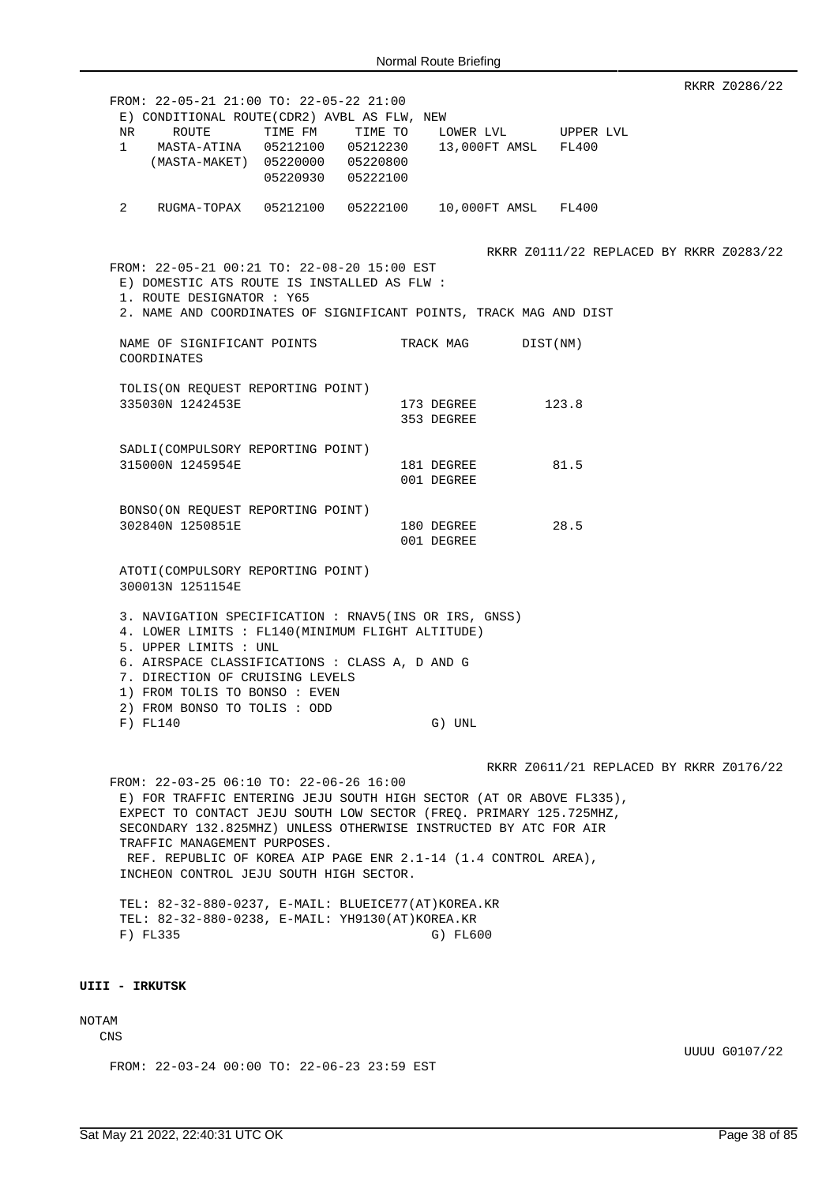RKRR Z0286/22

FROM: 22-05-21 21:00 TO: 22-05-22 21:00

E) CONDITIONAL ROUTE(CDR2) AVBL AS FLW, NEW

| NR | ROUTE | TIME FM | TIME TO | LOWER LVL | UPPER LVL |
|---|---|---|---|---|---|
| 1 | MASTA-ATINA | 05212100 | 05212230 | 13,000FT AMSL | FL400 |
| | (MASTA-MAKET) | 05220000 | 05220800 | | |
| | | 05220930 | 05222100 | | |
| 2 | RUGMA-TOPAX | 05212100 | 05222100 | 10,000FT AMSL | FL400 |

RKRR Z0111/22 REPLACED BY RKRR Z0283/22

FROM: 22-05-21 00:21 TO: 22-08-20 15:00 EST

E) DOMESTIC ATS ROUTE IS INSTALLED AS FLW :

1. ROUTE DESIGNATOR : Y65
2. NAME AND COORDINATES OF SIGNIFICANT POINTS, TRACK MAG AND DIST

| NAME OF SIGNIFICANT POINTS COORDINATES | TRACK MAG | DIST(NM) |
|---|---|---|
| TOLIS(ON REQUEST REPORTING POINT) 335030N 1242453E | | |
| | 173 DEGREE / 353 DEGREE | 123.8 |
| SADLI(COMPULSORY REPORTING POINT) 315000N 1245954E | | |
| | 181 DEGREE / 001 DEGREE | 81.5 |
| BONSO(ON REQUEST REPORTING POINT) 302840N 1250851E | | |
| | 180 DEGREE / 001 DEGREE | 28.5 |
| ATOTI(COMPULSORY REPORTING POINT) 300013N 1251154E | | |

3. NAVIGATION SPECIFICATION : RNAV5(INS OR IRS, GNSS)
4. LOWER LIMITS : FL140(MINIMUM FLIGHT ALTITUDE)
5. UPPER LIMITS : UNL
6. AIRSPACE CLASSIFICATIONS : CLASS A, D AND G
7. DIRECTION OF CRUISING LEVELS
   1) FROM TOLIS TO BONSO : EVEN
   2) FROM BONSO TO TOLIS : ODD

F) FL140 G) UNL

RKRR Z0611/21 REPLACED BY RKRR Z0176/22

FROM: 22-03-25 06:10 TO: 22-06-26 16:00

E) FOR TRAFFIC ENTERING JEJU SOUTH HIGH SECTOR (AT OR ABOVE FL335), EXPECT TO CONTACT JEJU SOUTH LOW SECTOR (FREQ. PRIMARY 125.725MHZ, SECONDARY 132.825MHZ) UNLESS OTHERWISE INSTRUCTED BY ATC FOR AIR TRAFFIC MANAGEMENT PURPOSES.
REF. REPUBLIC OF KOREA AIP PAGE ENR 2.1-14 (1.4 CONTROL AREA), INCHEON CONTROL JEJU SOUTH HIGH SECTOR.

TEL: 82-32-880-0237, E-MAIL: BLUEICE77(AT)KOREA.KR
TEL: 82-32-880-0238, E-MAIL: YH9130(AT)KOREA.KR

F) FL335 G) FL600

**UIII - IRKUTSK**

NOTAM

CNS

UUUU G0107/22

FROM: 22-03-24 00:00 TO: 22-06-23 23:59 EST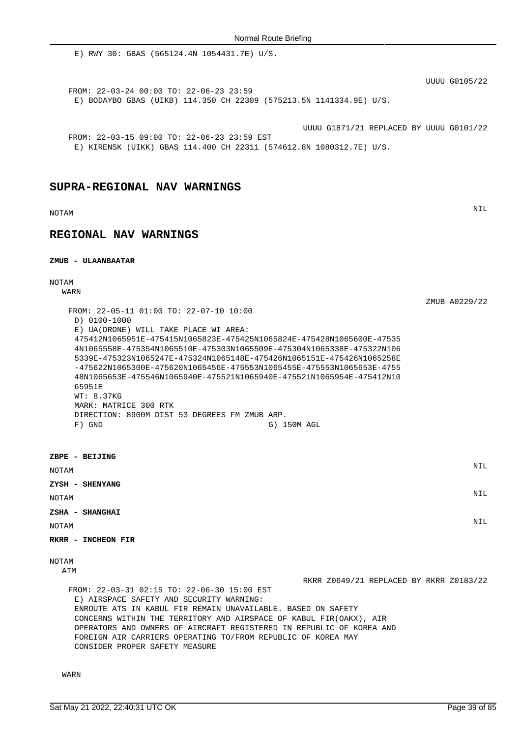E) RWY 30: GBAS (565124.4N 1054431.7E) U/S.

UUUU G0105/22

FROM: 22-03-24 00:00 TO: 22-06-23 23:59
E) BODAYBO GBAS (UIKB) 114.350 CH 22309 (575213.5N 1141334.9E) U/S.

UUUU G1871/21 REPLACED BY UUUU G0101/22

FROM: 22-03-15 09:00 TO: 22-06-23 23:59 EST
E) KIRENSK (UIKK) GBAS 114.400 CH 22311 (574612.8N 1080312.7E) U/S.

## SUPRA-REGIONAL NAV WARNINGS

NOTAM

NIL

## REGIONAL NAV WARNINGS

**ZMUB - ULAANBAATAR**

NOTAM
WARN

ZMUB A0229/22

FROM: 22-05-11 01:00 TO: 22-07-10 10:00
D) 0100-1000
E) UA(DRONE) WILL TAKE PLACE WI AREA:
475412N1065951E-475415N1065823E-475425N1065824E-475428N1065600E-47535
4N1065558E-475354N1065510E-475303N1065509E-475304N1065338E-475322N106
5339E-475323N1065247E-475324N1065148E-475426N1065151E-475426N1065258E
-475622N1065300E-475620N1065456E-475553N1065455E-475553N1065653E-4755
48N1065653E-475546N1065940E-475521N1065940E-475521N1065954E-475412N10
65951E
WT: 8.37KG
MARK: MATRICE 300 RTK
DIRECTION: 8900M DIST 53 DEGREES FM ZMUB ARP.
F) GND G) 150M AGL

**ZBPE - BEIJING**

NOTAM

NIL

**ZYSH - SHENYANG**

NOTAM

NIL

**ZSHA - SHANGHAI**

NOTAM

NIL

**RKRR - INCHEON FIR**

NOTAM
ATM

RKRR Z0649/21 REPLACED BY RKRR Z0183/22

FROM: 22-03-31 02:15 TO: 22-06-30 15:00 EST
E) AIRSPACE SAFETY AND SECURITY WARNING:
ENROUTE ATS IN KABUL FIR REMAIN UNAVAILABLE. BASED ON SAFETY
CONCERNS WITHIN THE TERRITORY AND AIRSPACE OF KABUL FIR(OAKX), AIR
OPERATORS AND OWNERS OF AIRCRAFT REGISTERED IN REPUBLIC OF KOREA AND
FOREIGN AIR CARRIERS OPERATING TO/FROM REPUBLIC OF KOREA MAY
CONSIDER PROPER SAFETY MEASURE

WARN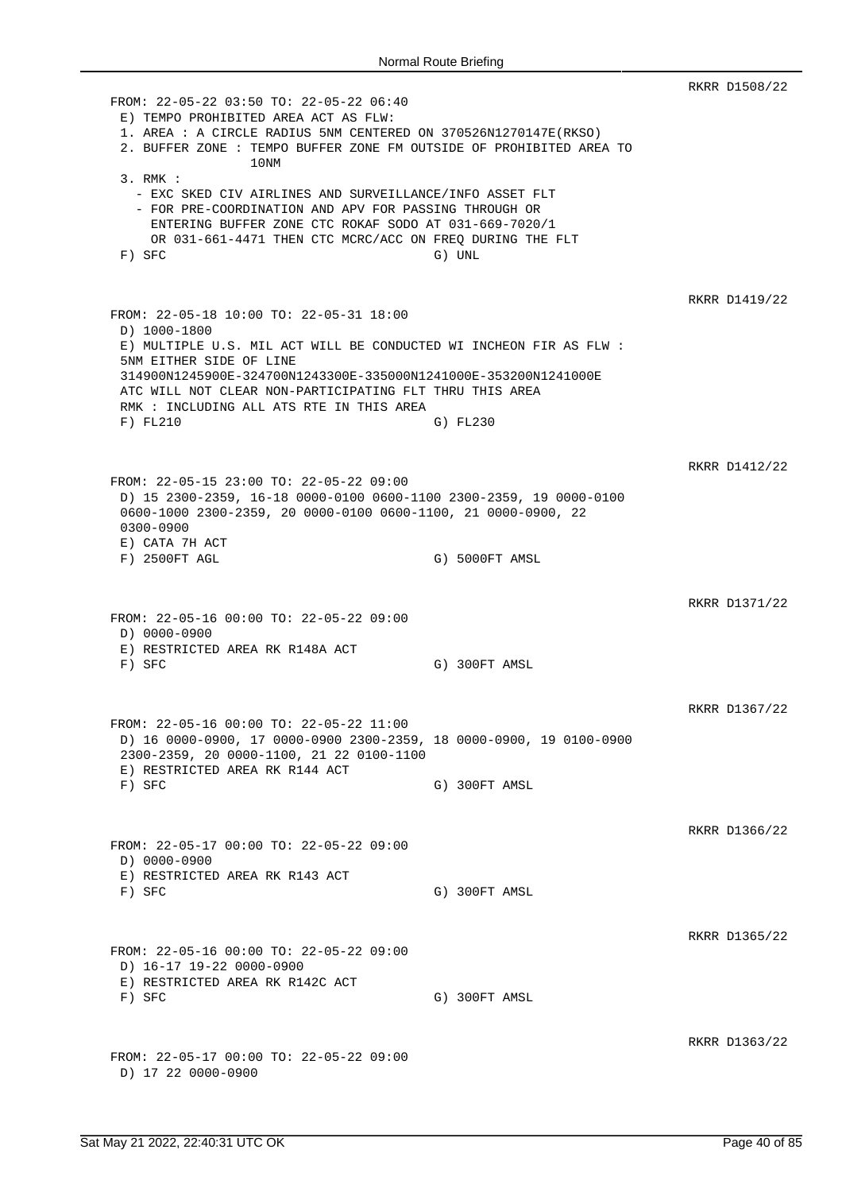RKRR D1508/22

```
FROM: 22-05-22 03:50 TO: 22-05-22 06:40
 E) TEMPO PROHIBITED AREA ACT AS FLW:
 1. AREA : A CIRCLE RADIUS 5NM CENTERED ON 370526N1270147E(RKSO)
 2. BUFFER ZONE : TEMPO BUFFER ZONE FM OUTSIDE OF PROHIBITED AREA TO
              10NM
 3. RMK :
   - EXC SKED CIV AIRLINES AND SURVEILLANCE/INFO ASSET FLT
   - FOR PRE-COORDINATION AND APV FOR PASSING THROUGH OR
     ENTERING BUFFER ZONE CTC ROKAF SODO AT 031-669-7020/1
     OR 031-661-4471 THEN CTC MCRC/ACC ON FREQ DURING THE FLT
 F) SFC                                  G) UNL
```

RKRR D1419/22

```
FROM: 22-05-18 10:00 TO: 22-05-31 18:00
 D) 1000-1800
 E) MULTIPLE U.S. MIL ACT WILL BE CONDUCTED WI INCHEON FIR AS FLW :
 5NM EITHER SIDE OF LINE
 314900N1245900E-324700N1243300E-335000N1241000E-353200N1241000E
 ATC WILL NOT CLEAR NON-PARTICIPATING FLT THRU THIS AREA
 RMK : INCLUDING ALL ATS RTE IN THIS AREA
 F) FL210                                G) FL230
```

RKRR D1412/22

```
FROM: 22-05-15 23:00 TO: 22-05-22 09:00
 D) 15 2300-2359, 16-18 0000-0100 0600-1100 2300-2359, 19 0000-0100
 0600-1000 2300-2359, 20 0000-0100 0600-1100, 21 0000-0900, 22
 0300-0900
 E) CATA 7H ACT
 F) 2500FT AGL                           G) 5000FT AMSL
```

RKRR D1371/22

```
FROM: 22-05-16 00:00 TO: 22-05-22 09:00
 D) 0000-0900
 E) RESTRICTED AREA RK R148A ACT
 F) SFC                                  G) 300FT AMSL
```

RKRR D1367/22

```
FROM: 22-05-16 00:00 TO: 22-05-22 11:00
 D) 16 0000-0900, 17 0000-0900 2300-2359, 18 0000-0900, 19 0100-0900
 2300-2359, 20 0000-1100, 21 22 0100-1100
 E) RESTRICTED AREA RK R144 ACT
 F) SFC                                  G) 300FT AMSL
```

RKRR D1366/22

```
FROM: 22-05-17 00:00 TO: 22-05-22 09:00
 D) 0000-0900
 E) RESTRICTED AREA RK R143 ACT
 F) SFC                                  G) 300FT AMSL
```

RKRR D1365/22

```
FROM: 22-05-16 00:00 TO: 22-05-22 09:00
 D) 16-17 19-22 0000-0900
 E) RESTRICTED AREA RK R142C ACT
 F) SFC                                  G) 300FT AMSL
```

RKRR D1363/22

```
FROM: 22-05-17 00:00 TO: 22-05-22 09:00
 D) 17 22 0000-0900
```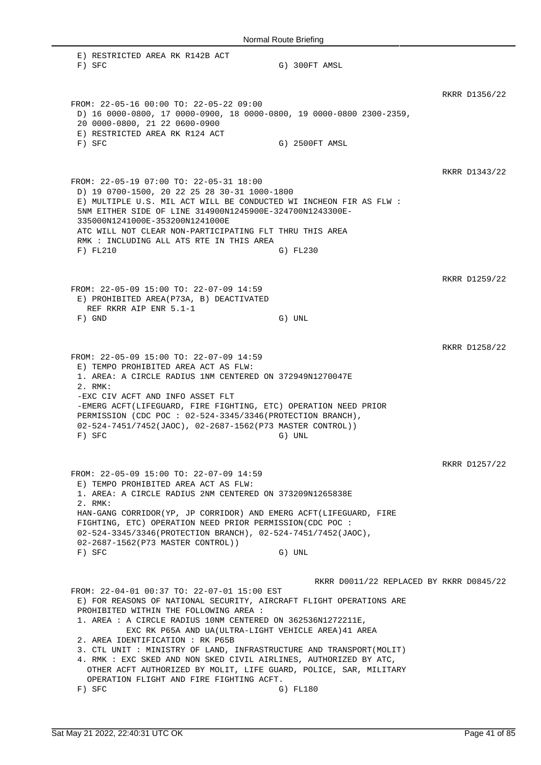```
 E) RESTRICTED AREA RK R142B ACT
 F) SFC                                 G) 300FT AMSL
```

RKRR D1356/22

```
FROM: 22-05-16 00:00 TO: 22-05-22 09:00
 D) 16 0000-0800, 17 0000-0900, 18 0000-0800, 19 0000-0800 2300-2359,
 20 0000-0800, 21 22 0600-0900
 E) RESTRICTED AREA RK R124 ACT
 F) SFC                                 G) 2500FT AMSL
```

RKRR D1343/22

```
FROM: 22-05-19 07:00 TO: 22-05-31 18:00
 D) 19 0700-1500, 20 22 25 28 30-31 1000-1800
 E) MULTIPLE U.S. MIL ACT WILL BE CONDUCTED WI INCHEON FIR AS FLW :
 5NM EITHER SIDE OF LINE 314900N1245900E-324700N1243300E-
 335000N1241000E-353200N1241000E
 ATC WILL NOT CLEAR NON-PARTICIPATING FLT THRU THIS AREA
 RMK : INCLUDING ALL ATS RTE IN THIS AREA
 F) FL210                               G) FL230
```

RKRR D1259/22

```
FROM: 22-05-09 15:00 TO: 22-07-09 14:59
 E) PROHIBITED AREA(P73A, B) DEACTIVATED
   REF RKRR AIP ENR 5.1-1
 F) GND                                 G) UNL
```

RKRR D1258/22

```
FROM: 22-05-09 15:00 TO: 22-07-09 14:59
 E) TEMPO PROHIBITED AREA ACT AS FLW:
 1. AREA: A CIRCLE RADIUS 1NM CENTERED ON 372949N1270047E
 2. RMK:
 -EXC CIV ACFT AND INFO ASSET FLT
 -EMERG ACFT(LIFEGUARD, FIRE FIGHTING, ETC) OPERATION NEED PRIOR
 PERMISSION (CDC POC : 02-524-3345/3346(PROTECTION BRANCH),
 02-524-7451/7452(JAOC), 02-2687-1562(P73 MASTER CONTROL))
 F) SFC                                 G) UNL
```

RKRR D1257/22

```
FROM: 22-05-09 15:00 TO: 22-07-09 14:59
 E) TEMPO PROHIBITED AREA ACT AS FLW:
 1. AREA: A CIRCLE RADIUS 2NM CENTERED ON 373209N1265838E
 2. RMK:
 HAN-GANG CORRIDOR(YP, JP CORRIDOR) AND EMERG ACFT(LIFEGUARD, FIRE
 FIGHTING, ETC) OPERATION NEED PRIOR PERMISSION(CDC POC :
 02-524-3345/3346(PROTECTION BRANCH), 02-524-7451/7452(JAOC),
 02-2687-1562(P73 MASTER CONTROL))
 F) SFC                                 G) UNL
```

RKRR D0011/22 REPLACED BY RKRR D0845/22

```
FROM: 22-04-01 00:37 TO: 22-07-01 15:00 EST
 E) FOR REASONS OF NATIONAL SECURITY, AIRCRAFT FLIGHT OPERATIONS ARE
 PROHIBITED WITHIN THE FOLLOWING AREA :
 1. AREA : A CIRCLE RADIUS 10NM CENTERED ON 362536N1272211E,
          EXC RK P65A AND UA(ULTRA-LIGHT VEHICLE AREA)41 AREA
 2. AREA IDENTIFICATION : RK P65B
 3. CTL UNIT : MINISTRY OF LAND, INFRASTRUCTURE AND TRANSPORT(MOLIT)
 4. RMK : EXC SKED AND NON SKED CIVIL AIRLINES, AUTHORIZED BY ATC,
   OTHER ACFT AUTHORIZED BY MOLIT, LIFE GUARD, POLICE, SAR, MILITARY
   OPERATION FLIGHT AND FIRE FIGHTING ACFT.
 F) SFC                                 G) FL180
```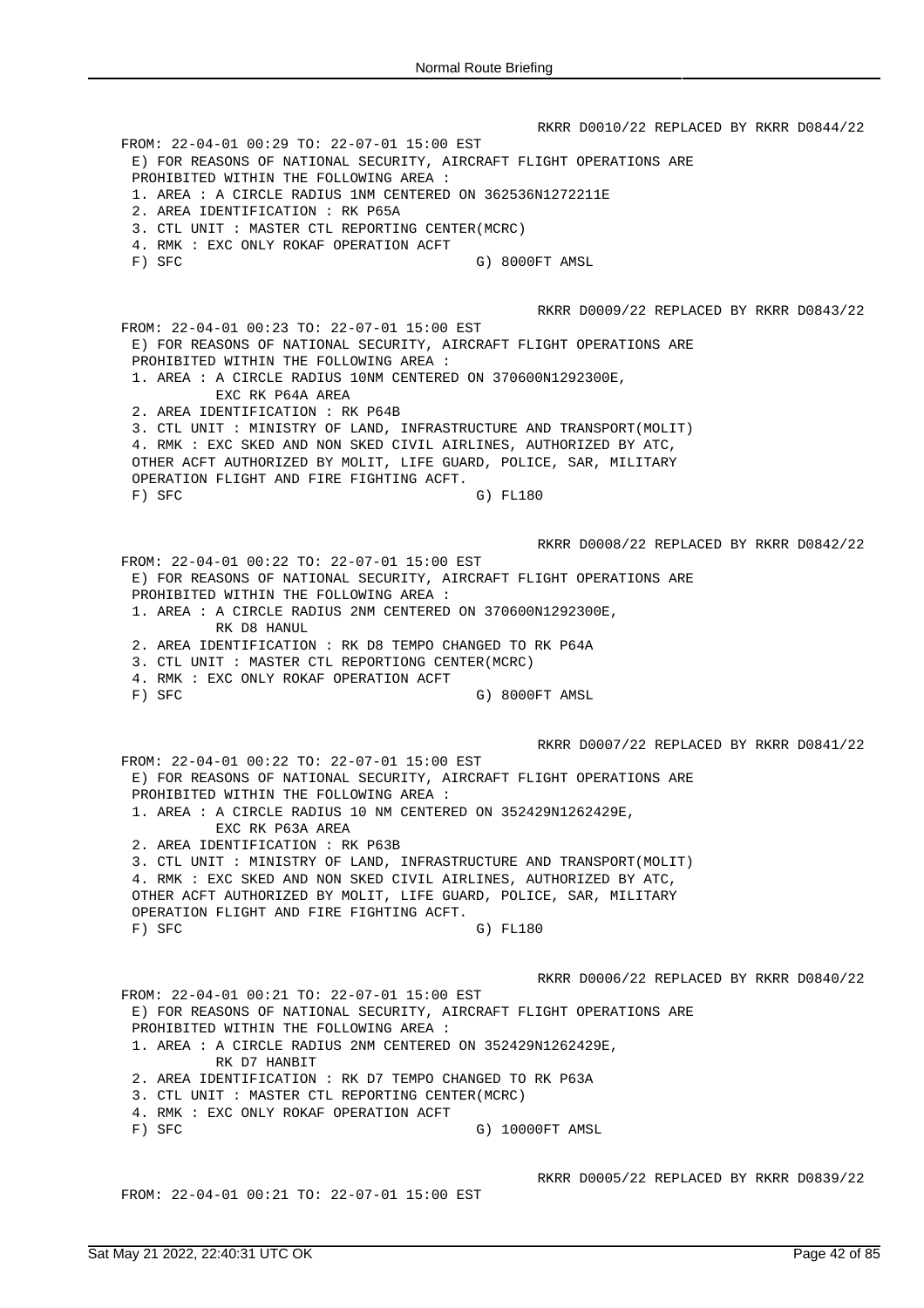```
                                           RKRR D0010/22 REPLACED BY RKRR D0844/22
FROM: 22-04-01 00:29 TO: 22-07-01 15:00 EST
 E) FOR REASONS OF NATIONAL SECURITY, AIRCRAFT FLIGHT OPERATIONS ARE
 PROHIBITED WITHIN THE FOLLOWING AREA :
 1. AREA : A CIRCLE RADIUS 1NM CENTERED ON 362536N1272211E
 2. AREA IDENTIFICATION : RK P65A
 3. CTL UNIT : MASTER CTL REPORTING CENTER(MCRC)
 4. RMK : EXC ONLY ROKAF OPERATION ACFT
 F) SFC                               G) 8000FT AMSL


                                           RKRR D0009/22 REPLACED BY RKRR D0843/22
FROM: 22-04-01 00:23 TO: 22-07-01 15:00 EST
 E) FOR REASONS OF NATIONAL SECURITY, AIRCRAFT FLIGHT OPERATIONS ARE
 PROHIBITED WITHIN THE FOLLOWING AREA :
 1. AREA : A CIRCLE RADIUS 10NM CENTERED ON 370600N1292300E,
          EXC RK P64A AREA
 2. AREA IDENTIFICATION : RK P64B
 3. CTL UNIT : MINISTRY OF LAND, INFRASTRUCTURE AND TRANSPORT(MOLIT)
 4. RMK : EXC SKED AND NON SKED CIVIL AIRLINES, AUTHORIZED BY ATC,
 OTHER ACFT AUTHORIZED BY MOLIT, LIFE GUARD, POLICE, SAR, MILITARY
 OPERATION FLIGHT AND FIRE FIGHTING ACFT.
 F) SFC                               G) FL180


                                           RKRR D0008/22 REPLACED BY RKRR D0842/22
FROM: 22-04-01 00:22 TO: 22-07-01 15:00 EST
 E) FOR REASONS OF NATIONAL SECURITY, AIRCRAFT FLIGHT OPERATIONS ARE
 PROHIBITED WITHIN THE FOLLOWING AREA :
 1. AREA : A CIRCLE RADIUS 2NM CENTERED ON 370600N1292300E,
          RK D8 HANUL
 2. AREA IDENTIFICATION : RK D8 TEMPO CHANGED TO RK P64A
 3. CTL UNIT : MASTER CTL REPORTIONG CENTER(MCRC)
 4. RMK : EXC ONLY ROKAF OPERATION ACFT
 F) SFC                               G) 8000FT AMSL


                                           RKRR D0007/22 REPLACED BY RKRR D0841/22
FROM: 22-04-01 00:22 TO: 22-07-01 15:00 EST
 E) FOR REASONS OF NATIONAL SECURITY, AIRCRAFT FLIGHT OPERATIONS ARE
 PROHIBITED WITHIN THE FOLLOWING AREA :
 1. AREA : A CIRCLE RADIUS 10 NM CENTERED ON 352429N1262429E,
          EXC RK P63A AREA
 2. AREA IDENTIFICATION : RK P63B
 3. CTL UNIT : MINISTRY OF LAND, INFRASTRUCTURE AND TRANSPORT(MOLIT)
 4. RMK : EXC SKED AND NON SKED CIVIL AIRLINES, AUTHORIZED BY ATC,
 OTHER ACFT AUTHORIZED BY MOLIT, LIFE GUARD, POLICE, SAR, MILITARY
 OPERATION FLIGHT AND FIRE FIGHTING ACFT.
 F) SFC                               G) FL180


                                           RKRR D0006/22 REPLACED BY RKRR D0840/22
FROM: 22-04-01 00:21 TO: 22-07-01 15:00 EST
 E) FOR REASONS OF NATIONAL SECURITY, AIRCRAFT FLIGHT OPERATIONS ARE
 PROHIBITED WITHIN THE FOLLOWING AREA :
 1. AREA : A CIRCLE RADIUS 2NM CENTERED ON 352429N1262429E,
          RK D7 HANBIT
 2. AREA IDENTIFICATION : RK D7 TEMPO CHANGED TO RK P63A
 3. CTL UNIT : MASTER CTL REPORTING CENTER(MCRC)
 4. RMK : EXC ONLY ROKAF OPERATION ACFT
 F) SFC                               G) 10000FT AMSL


                                           RKRR D0005/22 REPLACED BY RKRR D0839/22
FROM: 22-04-01 00:21 TO: 22-07-01 15:00 EST
```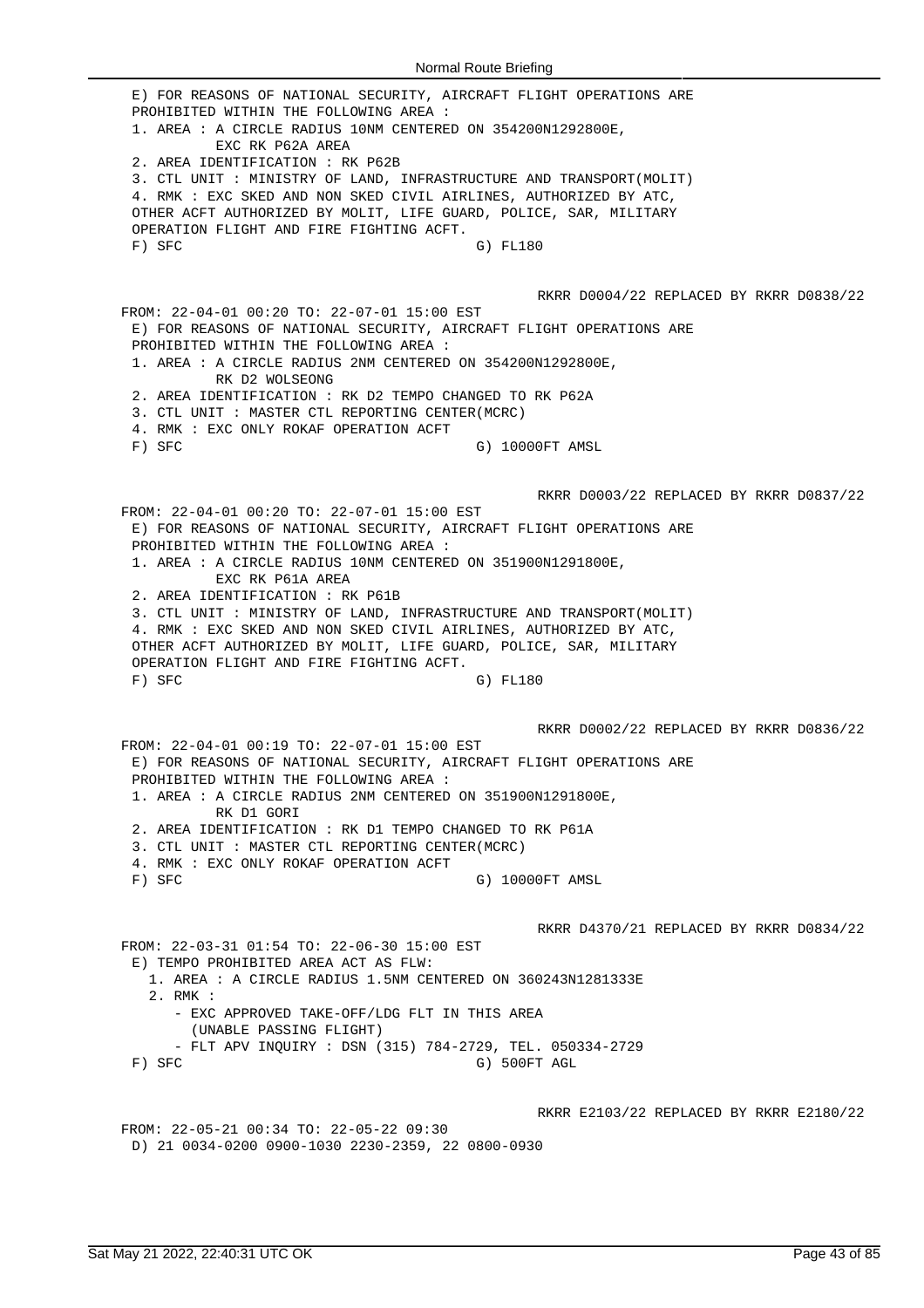```
 E) FOR REASONS OF NATIONAL SECURITY, AIRCRAFT FLIGHT OPERATIONS ARE
 PROHIBITED WITHIN THE FOLLOWING AREA :
 1. AREA : A CIRCLE RADIUS 10NM CENTERED ON 354200N1292800E,
          EXC RK P62A AREA
 2. AREA IDENTIFICATION : RK P62B
 3. CTL UNIT : MINISTRY OF LAND, INFRASTRUCTURE AND TRANSPORT(MOLIT)
 4. RMK : EXC SKED AND NON SKED CIVIL AIRLINES, AUTHORIZED BY ATC,
 OTHER ACFT AUTHORIZED BY MOLIT, LIFE GUARD, POLICE, SAR, MILITARY
 OPERATION FLIGHT AND FIRE FIGHTING ACFT.
 F) SFC                                 G) FL180
```

```
                                          RKRR D0004/22 REPLACED BY RKRR D0838/22
FROM: 22-04-01 00:20 TO: 22-07-01 15:00 EST
 E) FOR REASONS OF NATIONAL SECURITY, AIRCRAFT FLIGHT OPERATIONS ARE
 PROHIBITED WITHIN THE FOLLOWING AREA :
 1. AREA : A CIRCLE RADIUS 2NM CENTERED ON 354200N1292800E,
          RK D2 WOLSEONG
 2. AREA IDENTIFICATION : RK D2 TEMPO CHANGED TO RK P62A
 3. CTL UNIT : MASTER CTL REPORTING CENTER(MCRC)
 4. RMK : EXC ONLY ROKAF OPERATION ACFT
 F) SFC                                 G) 10000FT AMSL
```

```
                                          RKRR D0003/22 REPLACED BY RKRR D0837/22
FROM: 22-04-01 00:20 TO: 22-07-01 15:00 EST
 E) FOR REASONS OF NATIONAL SECURITY, AIRCRAFT FLIGHT OPERATIONS ARE
 PROHIBITED WITHIN THE FOLLOWING AREA :
 1. AREA : A CIRCLE RADIUS 10NM CENTERED ON 351900N1291800E,
          EXC RK P61A AREA
 2. AREA IDENTIFICATION : RK P61B
 3. CTL UNIT : MINISTRY OF LAND, INFRASTRUCTURE AND TRANSPORT(MOLIT)
 4. RMK : EXC SKED AND NON SKED CIVIL AIRLINES, AUTHORIZED BY ATC,
 OTHER ACFT AUTHORIZED BY MOLIT, LIFE GUARD, POLICE, SAR, MILITARY
 OPERATION FLIGHT AND FIRE FIGHTING ACFT.
 F) SFC                                 G) FL180
```

```
                                          RKRR D0002/22 REPLACED BY RKRR D0836/22
FROM: 22-04-01 00:19 TO: 22-07-01 15:00 EST
 E) FOR REASONS OF NATIONAL SECURITY, AIRCRAFT FLIGHT OPERATIONS ARE
 PROHIBITED WITHIN THE FOLLOWING AREA :
 1. AREA : A CIRCLE RADIUS 2NM CENTERED ON 351900N1291800E,
          RK D1 GORI
 2. AREA IDENTIFICATION : RK D1 TEMPO CHANGED TO RK P61A
 3. CTL UNIT : MASTER CTL REPORTING CENTER(MCRC)
 4. RMK : EXC ONLY ROKAF OPERATION ACFT
 F) SFC                                 G) 10000FT AMSL
```

```
                                          RKRR D4370/21 REPLACED BY RKRR D0834/22
FROM: 22-03-31 01:54 TO: 22-06-30 15:00 EST
 E) TEMPO PROHIBITED AREA ACT AS FLW:
   1. AREA : A CIRCLE RADIUS 1.5NM CENTERED ON 360243N1281333E
   2. RMK :
      - EXC APPROVED TAKE-OFF/LDG FLT IN THIS AREA
        (UNABLE PASSING FLIGHT)
      - FLT APV INQUIRY : DSN (315) 784-2729, TEL. 050334-2729
 F) SFC                                 G) 500FT AGL
```

```
                                          RKRR E2103/22 REPLACED BY RKRR E2180/22
FROM: 22-05-21 00:34 TO: 22-05-22 09:30
 D) 21 0034-0200 0900-1030 2230-2359, 22 0800-0930
```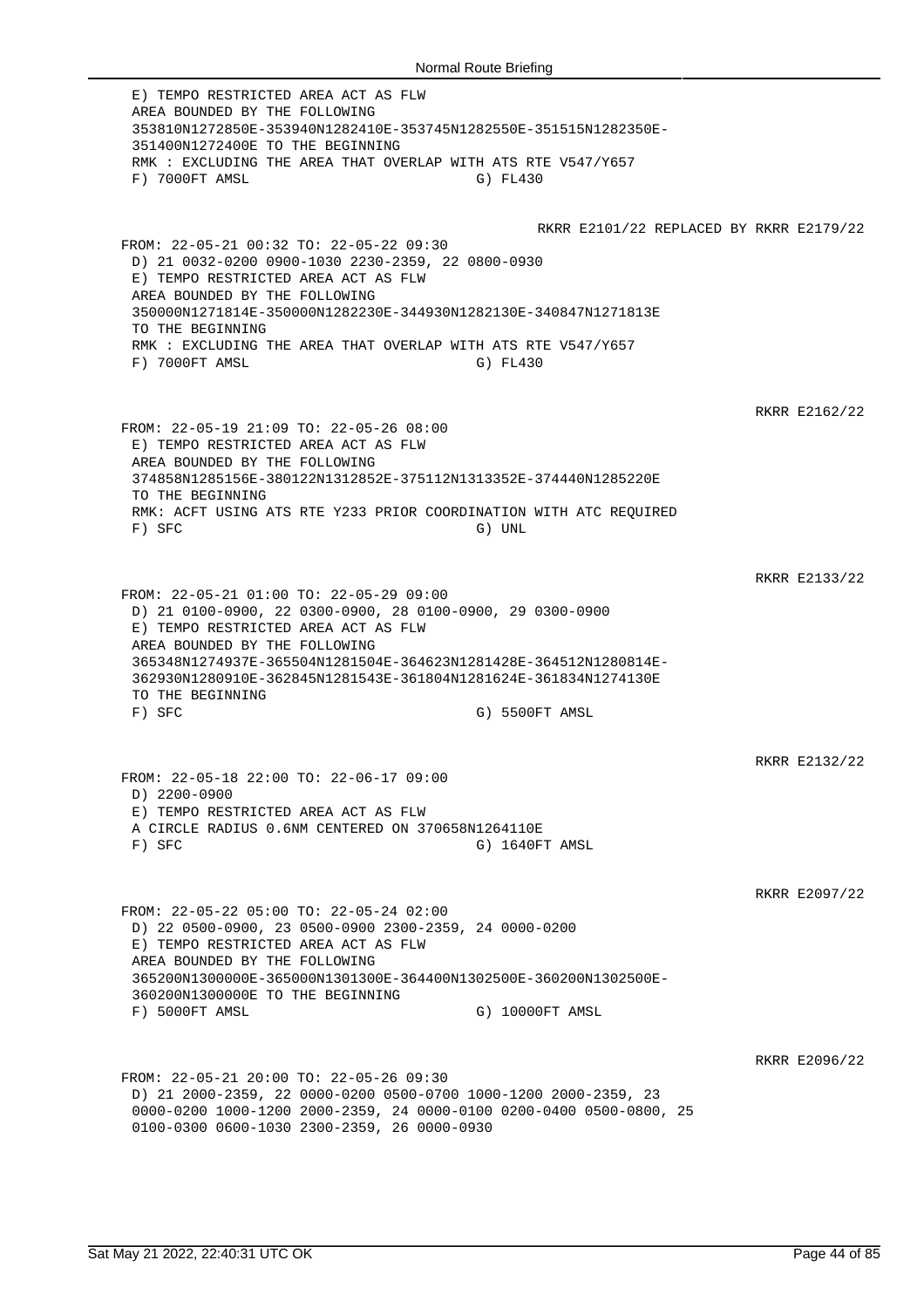E) TEMPO RESTRICTED AREA ACT AS FLW
AREA BOUNDED BY THE FOLLOWING
353810N1272850E-353940N1282410E-353745N1282550E-351515N1282350E-
351400N1272400E TO THE BEGINNING
RMK : EXCLUDING THE AREA THAT OVERLAP WITH ATS RTE V547/Y657
F) 7000FT AMSL G) FL430

RKRR E2101/22 REPLACED BY RKRR E2179/22

FROM: 22-05-21 00:32 TO: 22-05-22 09:30
D) 21 0032-0200 0900-1030 2230-2359, 22 0800-0930
E) TEMPO RESTRICTED AREA ACT AS FLW
AREA BOUNDED BY THE FOLLOWING
350000N1271814E-350000N1282230E-344930N1282130E-340847N1271813E
TO THE BEGINNING
RMK : EXCLUDING THE AREA THAT OVERLAP WITH ATS RTE V547/Y657
F) 7000FT AMSL G) FL430

RKRR E2162/22

FROM: 22-05-19 21:09 TO: 22-05-26 08:00
E) TEMPO RESTRICTED AREA ACT AS FLW
AREA BOUNDED BY THE FOLLOWING
374858N1285156E-380122N1312852E-375112N1313352E-374440N1285220E
TO THE BEGINNING
RMK: ACFT USING ATS RTE Y233 PRIOR COORDINATION WITH ATC REQUIRED
F) SFC G) UNL

RKRR E2133/22

FROM: 22-05-21 01:00 TO: 22-05-29 09:00
D) 21 0100-0900, 22 0300-0900, 28 0100-0900, 29 0300-0900
E) TEMPO RESTRICTED AREA ACT AS FLW
AREA BOUNDED BY THE FOLLOWING
365348N1274937E-365504N1281504E-364623N1281428E-364512N1280814E-
362930N1280910E-362845N1281543E-361804N1281624E-361834N1274130E
TO THE BEGINNING
F) SFC G) 5500FT AMSL

RKRR E2132/22

FROM: 22-05-18 22:00 TO: 22-06-17 09:00
D) 2200-0900
E) TEMPO RESTRICTED AREA ACT AS FLW
A CIRCLE RADIUS 0.6NM CENTERED ON 370658N1264110E
F) SFC G) 1640FT AMSL

RKRR E2097/22

FROM: 22-05-22 05:00 TO: 22-05-24 02:00
D) 22 0500-0900, 23 0500-0900 2300-2359, 24 0000-0200
E) TEMPO RESTRICTED AREA ACT AS FLW
AREA BOUNDED BY THE FOLLOWING
365200N1300000E-365000N1301300E-364400N1302500E-360200N1302500E-
360200N1300000E TO THE BEGINNING
F) 5000FT AMSL G) 10000FT AMSL

RKRR E2096/22

FROM: 22-05-21 20:00 TO: 22-05-26 09:30
D) 21 2000-2359, 22 0000-0200 0500-0700 1000-1200 2000-2359, 23
0000-0200 1000-1200 2000-2359, 24 0000-0100 0200-0400 0500-0800, 25
0100-0300 0600-1030 2300-2359, 26 0000-0930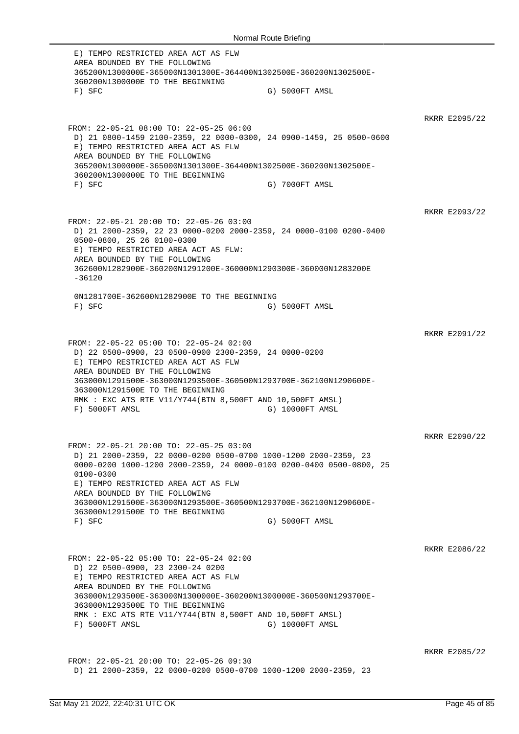```
 E) TEMPO RESTRICTED AREA ACT AS FLW
 AREA BOUNDED BY THE FOLLOWING
 365200N1300000E-365000N1301300E-364400N1302500E-360200N1302500E-
 360200N1300000E TO THE BEGINNING
 F) SFC                                    G) 5000FT AMSL
```

RKRR E2095/22

```
FROM: 22-05-21 08:00 TO: 22-05-25 06:00
 D) 21 0800-1459 2100-2359, 22 0000-0300, 24 0900-1459, 25 0500-0600
 E) TEMPO RESTRICTED AREA ACT AS FLW
 AREA BOUNDED BY THE FOLLOWING
 365200N1300000E-365000N1301300E-364400N1302500E-360200N1302500E-
 360200N1300000E TO THE BEGINNING
 F) SFC                                    G) 7000FT AMSL
```

RKRR E2093/22

```
FROM: 22-05-21 20:00 TO: 22-05-26 03:00
 D) 21 2000-2359, 22 23 0000-0200 2000-2359, 24 0000-0100 0200-0400
 0500-0800, 25 26 0100-0300
 E) TEMPO RESTRICTED AREA ACT AS FLW:
 AREA BOUNDED BY THE FOLLOWING
 362600N1282900E-360200N1291200E-360000N1290300E-360000N1283200E
 -36120

 0N1281700E-362600N1282900E TO THE BEGINNING
 F) SFC                                    G) 5000FT AMSL
```

RKRR E2091/22

```
FROM: 22-05-22 05:00 TO: 22-05-24 02:00
 D) 22 0500-0900, 23 0500-0900 2300-2359, 24 0000-0200
 E) TEMPO RESTRICTED AREA ACT AS FLW
 AREA BOUNDED BY THE FOLLOWING
 363000N1291500E-363000N1293500E-360500N1293700E-362100N1290600E-
 363000N1291500E TO THE BEGINNING
 RMK : EXC ATS RTE V11/Y744(BTN 8,500FT AND 10,500FT AMSL)
 F) 5000FT AMSL                            G) 10000FT AMSL
```

RKRR E2090/22

```
FROM: 22-05-21 20:00 TO: 22-05-25 03:00
 D) 21 2000-2359, 22 0000-0200 0500-0700 1000-1200 2000-2359, 23
 0000-0200 1000-1200 2000-2359, 24 0000-0100 0200-0400 0500-0800, 25
 0100-0300
 E) TEMPO RESTRICTED AREA ACT AS FLW
 AREA BOUNDED BY THE FOLLOWING
 363000N1291500E-363000N1293500E-360500N1293700E-362100N1290600E-
 363000N1291500E TO THE BEGINNING
 F) SFC                                    G) 5000FT AMSL
```

RKRR E2086/22

```
FROM: 22-05-22 05:00 TO: 22-05-24 02:00
 D) 22 0500-0900, 23 2300-24 0200
 E) TEMPO RESTRICTED AREA ACT AS FLW
 AREA BOUNDED BY THE FOLLOWING
 363000N1293500E-363000N1300000E-360200N1300000E-360500N1293700E-
 363000N1293500E TO THE BEGINNING
 RMK : EXC ATS RTE V11/Y744(BTN 8,500FT AND 10,500FT AMSL)
 F) 5000FT AMSL                            G) 10000FT AMSL
```

RKRR E2085/22

```
FROM: 22-05-21 20:00 TO: 22-05-26 09:30
 D) 21 2000-2359, 22 0000-0200 0500-0700 1000-1200 2000-2359, 23
```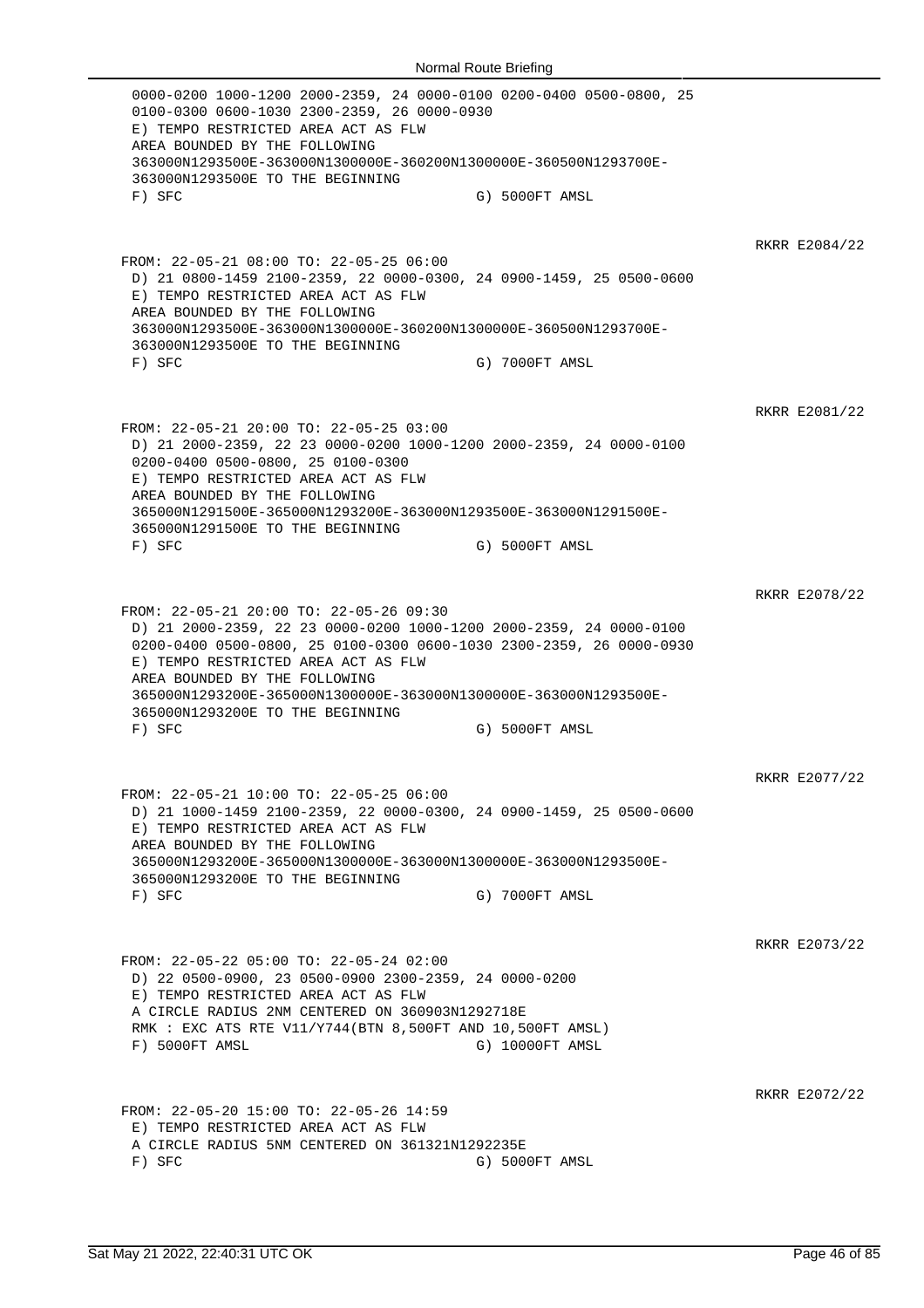0000-0200 1000-1200 2000-2359, 24 0000-0100 0200-0400 0500-0800, 25
0100-0300 0600-1030 2300-2359, 26 0000-0930
E) TEMPO RESTRICTED AREA ACT AS FLW
AREA BOUNDED BY THE FOLLOWING
363000N1293500E-363000N1300000E-360200N1300000E-360500N1293700E-
363000N1293500E TO THE BEGINNING
F) SFC G) 5000FT AMSL

RKRR E2084/22

FROM: 22-05-21 08:00 TO: 22-05-25 06:00
D) 21 0800-1459 2100-2359, 22 0000-0300, 24 0900-1459, 25 0500-0600
E) TEMPO RESTRICTED AREA ACT AS FLW
AREA BOUNDED BY THE FOLLOWING
363000N1293500E-363000N1300000E-360200N1300000E-360500N1293700E-
363000N1293500E TO THE BEGINNING
F) SFC G) 7000FT AMSL

RKRR E2081/22

FROM: 22-05-21 20:00 TO: 22-05-25 03:00
D) 21 2000-2359, 22 23 0000-0200 1000-1200 2000-2359, 24 0000-0100
0200-0400 0500-0800, 25 0100-0300
E) TEMPO RESTRICTED AREA ACT AS FLW
AREA BOUNDED BY THE FOLLOWING
365000N1291500E-365000N1293200E-363000N1293500E-363000N1291500E-
365000N1291500E TO THE BEGINNING
F) SFC G) 5000FT AMSL

RKRR E2078/22

FROM: 22-05-21 20:00 TO: 22-05-26 09:30
D) 21 2000-2359, 22 23 0000-0200 1000-1200 2000-2359, 24 0000-0100
0200-0400 0500-0800, 25 0100-0300 0600-1030 2300-2359, 26 0000-0930
E) TEMPO RESTRICTED AREA ACT AS FLW
AREA BOUNDED BY THE FOLLOWING
365000N1293200E-365000N1300000E-363000N1300000E-363000N1293500E-
365000N1293200E TO THE BEGINNING
F) SFC G) 5000FT AMSL

RKRR E2077/22

FROM: 22-05-21 10:00 TO: 22-05-25 06:00
D) 21 1000-1459 2100-2359, 22 0000-0300, 24 0900-1459, 25 0500-0600
E) TEMPO RESTRICTED AREA ACT AS FLW
AREA BOUNDED BY THE FOLLOWING
365000N1293200E-365000N1300000E-363000N1300000E-363000N1293500E-
365000N1293200E TO THE BEGINNING
F) SFC G) 7000FT AMSL

RKRR E2073/22

FROM: 22-05-22 05:00 TO: 22-05-24 02:00
D) 22 0500-0900, 23 0500-0900 2300-2359, 24 0000-0200
E) TEMPO RESTRICTED AREA ACT AS FLW
A CIRCLE RADIUS 2NM CENTERED ON 360903N1292718E
RMK : EXC ATS RTE V11/Y744(BTN 8,500FT AND 10,500FT AMSL)
F) 5000FT AMSL G) 10000FT AMSL

RKRR E2072/22

FROM: 22-05-20 15:00 TO: 22-05-26 14:59
E) TEMPO RESTRICTED AREA ACT AS FLW
A CIRCLE RADIUS 5NM CENTERED ON 361321N1292235E
F) SFC G) 5000FT AMSL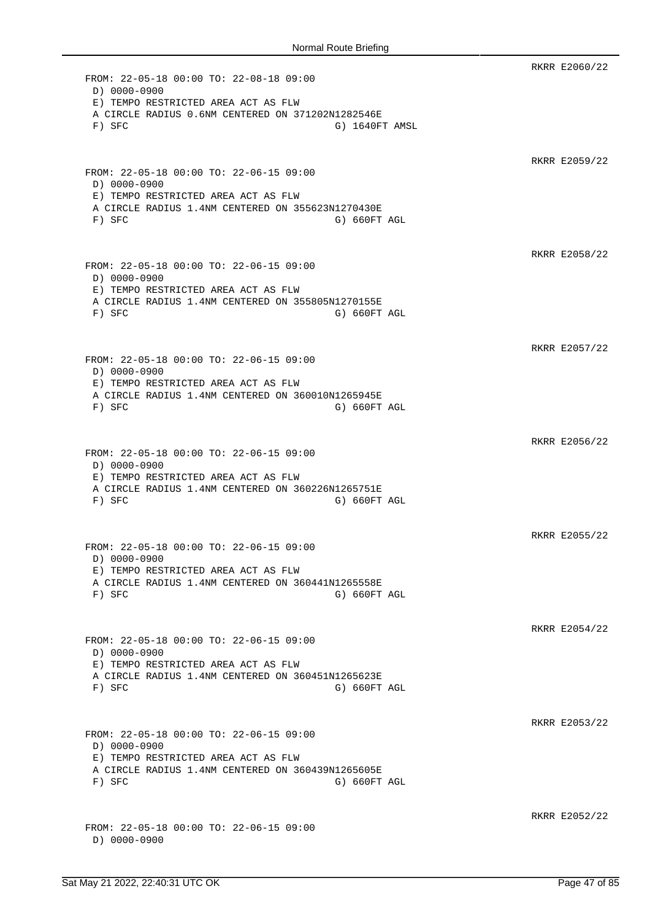RKRR E2060/22

```
FROM: 22-05-18 00:00 TO: 22-08-18 09:00
 D) 0000-0900
 E) TEMPO RESTRICTED AREA ACT AS FLW
 A CIRCLE RADIUS 0.6NM CENTERED ON 371202N1282546E
 F) SFC                                G) 1640FT AMSL
```

RKRR E2059/22

```
FROM: 22-05-18 00:00 TO: 22-06-15 09:00
 D) 0000-0900
 E) TEMPO RESTRICTED AREA ACT AS FLW
 A CIRCLE RADIUS 1.4NM CENTERED ON 355623N1270430E
 F) SFC                                G) 660FT AGL
```

RKRR E2058/22

```
FROM: 22-05-18 00:00 TO: 22-06-15 09:00
 D) 0000-0900
 E) TEMPO RESTRICTED AREA ACT AS FLW
 A CIRCLE RADIUS 1.4NM CENTERED ON 355805N1270155E
 F) SFC                                G) 660FT AGL
```

RKRR E2057/22

```
FROM: 22-05-18 00:00 TO: 22-06-15 09:00
 D) 0000-0900
 E) TEMPO RESTRICTED AREA ACT AS FLW
 A CIRCLE RADIUS 1.4NM CENTERED ON 360010N1265945E
 F) SFC                                G) 660FT AGL
```

RKRR E2056/22

```
FROM: 22-05-18 00:00 TO: 22-06-15 09:00
 D) 0000-0900
 E) TEMPO RESTRICTED AREA ACT AS FLW
 A CIRCLE RADIUS 1.4NM CENTERED ON 360226N1265751E
 F) SFC                                G) 660FT AGL
```

RKRR E2055/22

```
FROM: 22-05-18 00:00 TO: 22-06-15 09:00
 D) 0000-0900
 E) TEMPO RESTRICTED AREA ACT AS FLW
 A CIRCLE RADIUS 1.4NM CENTERED ON 360441N1265558E
 F) SFC                                G) 660FT AGL
```

RKRR E2054/22

```
FROM: 22-05-18 00:00 TO: 22-06-15 09:00
 D) 0000-0900
 E) TEMPO RESTRICTED AREA ACT AS FLW
 A CIRCLE RADIUS 1.4NM CENTERED ON 360451N1265623E
 F) SFC                                G) 660FT AGL
```

RKRR E2053/22

```
FROM: 22-05-18 00:00 TO: 22-06-15 09:00
 D) 0000-0900
 E) TEMPO RESTRICTED AREA ACT AS FLW
 A CIRCLE RADIUS 1.4NM CENTERED ON 360439N1265605E
 F) SFC                                G) 660FT AGL
```

RKRR E2052/22

```
FROM: 22-05-18 00:00 TO: 22-06-15 09:00
 D) 0000-0900
```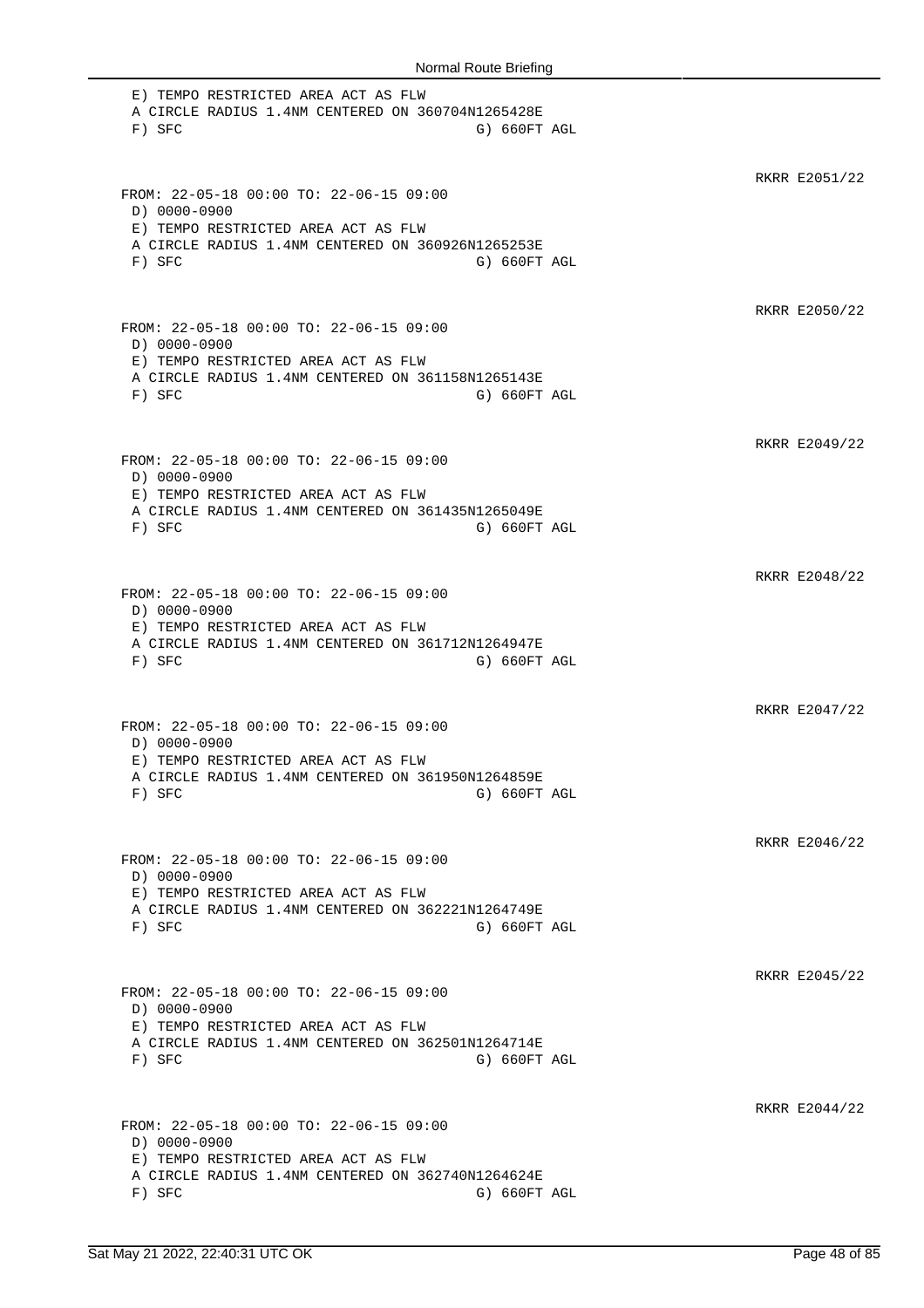E) TEMPO RESTRICTED AREA ACT AS FLW
A CIRCLE RADIUS 1.4NM CENTERED ON 360704N1265428E
F) SFC G) 660FT AGL

RKRR E2051/22

FROM: 22-05-18 00:00 TO: 22-06-15 09:00
D) 0000-0900
E) TEMPO RESTRICTED AREA ACT AS FLW
A CIRCLE RADIUS 1.4NM CENTERED ON 360926N1265253E
F) SFC G) 660FT AGL

RKRR E2050/22

FROM: 22-05-18 00:00 TO: 22-06-15 09:00
D) 0000-0900
E) TEMPO RESTRICTED AREA ACT AS FLW
A CIRCLE RADIUS 1.4NM CENTERED ON 361158N1265143E
F) SFC G) 660FT AGL

RKRR E2049/22

FROM: 22-05-18 00:00 TO: 22-06-15 09:00
D) 0000-0900
E) TEMPO RESTRICTED AREA ACT AS FLW
A CIRCLE RADIUS 1.4NM CENTERED ON 361435N1265049E
F) SFC G) 660FT AGL

RKRR E2048/22

FROM: 22-05-18 00:00 TO: 22-06-15 09:00
D) 0000-0900
E) TEMPO RESTRICTED AREA ACT AS FLW
A CIRCLE RADIUS 1.4NM CENTERED ON 361712N1264947E
F) SFC G) 660FT AGL

RKRR E2047/22

FROM: 22-05-18 00:00 TO: 22-06-15 09:00
D) 0000-0900
E) TEMPO RESTRICTED AREA ACT AS FLW
A CIRCLE RADIUS 1.4NM CENTERED ON 361950N1264859E
F) SFC G) 660FT AGL

RKRR E2046/22

FROM: 22-05-18 00:00 TO: 22-06-15 09:00
D) 0000-0900
E) TEMPO RESTRICTED AREA ACT AS FLW
A CIRCLE RADIUS 1.4NM CENTERED ON 362221N1264749E
F) SFC G) 660FT AGL

RKRR E2045/22

FROM: 22-05-18 00:00 TO: 22-06-15 09:00
D) 0000-0900
E) TEMPO RESTRICTED AREA ACT AS FLW
A CIRCLE RADIUS 1.4NM CENTERED ON 362501N1264714E
F) SFC G) 660FT AGL

RKRR E2044/22

FROM: 22-05-18 00:00 TO: 22-06-15 09:00
D) 0000-0900
E) TEMPO RESTRICTED AREA ACT AS FLW
A CIRCLE RADIUS 1.4NM CENTERED ON 362740N1264624E
F) SFC G) 660FT AGL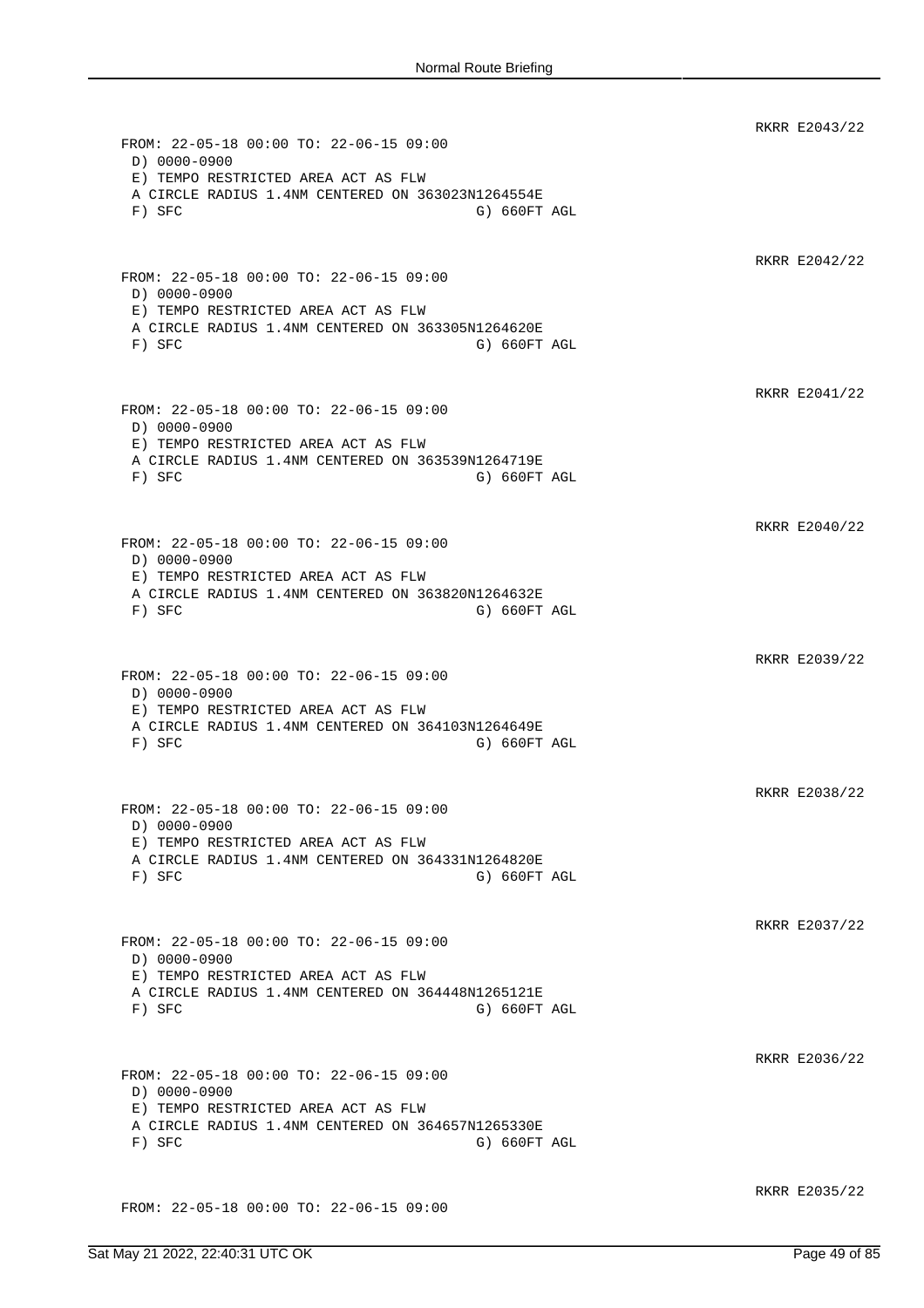RKRR E2043/22

```
FROM: 22-05-18 00:00 TO: 22-06-15 09:00
 D) 0000-0900
 E) TEMPO RESTRICTED AREA ACT AS FLW
 A CIRCLE RADIUS 1.4NM CENTERED ON 363023N1264554E
 F) SFC                                G) 660FT AGL
```

RKRR E2042/22

```
FROM: 22-05-18 00:00 TO: 22-06-15 09:00
 D) 0000-0900
 E) TEMPO RESTRICTED AREA ACT AS FLW
 A CIRCLE RADIUS 1.4NM CENTERED ON 363305N1264620E
 F) SFC                                G) 660FT AGL
```

RKRR E2041/22

```
FROM: 22-05-18 00:00 TO: 22-06-15 09:00
 D) 0000-0900
 E) TEMPO RESTRICTED AREA ACT AS FLW
 A CIRCLE RADIUS 1.4NM CENTERED ON 363539N1264719E
 F) SFC                                G) 660FT AGL
```

RKRR E2040/22

```
FROM: 22-05-18 00:00 TO: 22-06-15 09:00
 D) 0000-0900
 E) TEMPO RESTRICTED AREA ACT AS FLW
 A CIRCLE RADIUS 1.4NM CENTERED ON 363820N1264632E
 F) SFC                                G) 660FT AGL
```

RKRR E2039/22

```
FROM: 22-05-18 00:00 TO: 22-06-15 09:00
 D) 0000-0900
 E) TEMPO RESTRICTED AREA ACT AS FLW
 A CIRCLE RADIUS 1.4NM CENTERED ON 364103N1264649E
 F) SFC                                G) 660FT AGL
```

RKRR E2038/22

```
FROM: 22-05-18 00:00 TO: 22-06-15 09:00
 D) 0000-0900
 E) TEMPO RESTRICTED AREA ACT AS FLW
 A CIRCLE RADIUS 1.4NM CENTERED ON 364331N1264820E
 F) SFC                                G) 660FT AGL
```

RKRR E2037/22

```
FROM: 22-05-18 00:00 TO: 22-06-15 09:00
 D) 0000-0900
 E) TEMPO RESTRICTED AREA ACT AS FLW
 A CIRCLE RADIUS 1.4NM CENTERED ON 364448N1265121E
 F) SFC                                G) 660FT AGL
```

RKRR E2036/22

```
FROM: 22-05-18 00:00 TO: 22-06-15 09:00
 D) 0000-0900
 E) TEMPO RESTRICTED AREA ACT AS FLW
 A CIRCLE RADIUS 1.4NM CENTERED ON 364657N1265330E
 F) SFC                                G) 660FT AGL
```

RKRR E2035/22

```
FROM: 22-05-18 00:00 TO: 22-06-15 09:00
```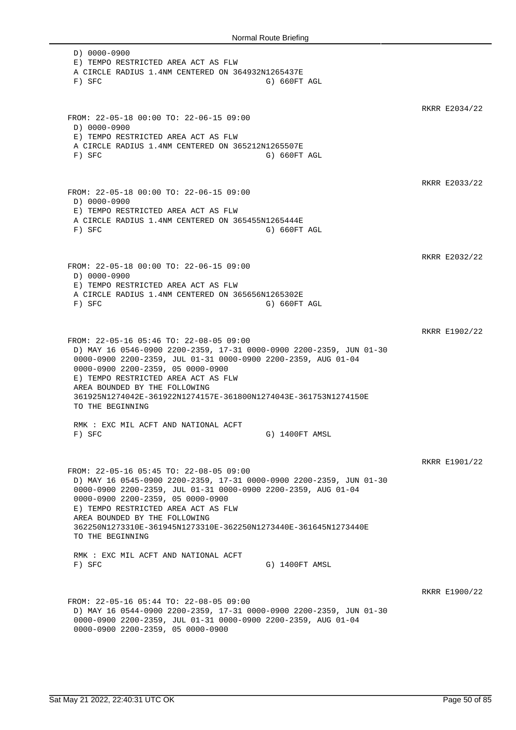D) 0000-0900
E) TEMPO RESTRICTED AREA ACT AS FLW
A CIRCLE RADIUS 1.4NM CENTERED ON 364932N1265437E
F) SFC G) 660FT AGL

RKRR E2034/22

FROM: 22-05-18 00:00 TO: 22-06-15 09:00
D) 0000-0900
E) TEMPO RESTRICTED AREA ACT AS FLW
A CIRCLE RADIUS 1.4NM CENTERED ON 365212N1265507E
F) SFC G) 660FT AGL

RKRR E2033/22

FROM: 22-05-18 00:00 TO: 22-06-15 09:00
D) 0000-0900
E) TEMPO RESTRICTED AREA ACT AS FLW
A CIRCLE RADIUS 1.4NM CENTERED ON 365455N1265444E
F) SFC G) 660FT AGL

RKRR E2032/22

FROM: 22-05-18 00:00 TO: 22-06-15 09:00
D) 0000-0900
E) TEMPO RESTRICTED AREA ACT AS FLW
A CIRCLE RADIUS 1.4NM CENTERED ON 365656N1265302E
F) SFC G) 660FT AGL

RKRR E1902/22

FROM: 22-05-16 05:46 TO: 22-08-05 09:00
D) MAY 16 0546-0900 2200-2359, 17-31 0000-0900 2200-2359, JUN 01-30 0000-0900 2200-2359, JUL 01-31 0000-0900 2200-2359, AUG 01-04 0000-0900 2200-2359, 05 0000-0900
E) TEMPO RESTRICTED AREA ACT AS FLW
AREA BOUNDED BY THE FOLLOWING
361925N1274042E-361922N1274157E-361800N1274043E-361753N1274150E
TO THE BEGINNING

RMK : EXC MIL ACFT AND NATIONAL ACFT
F) SFC G) 1400FT AMSL

RKRR E1901/22

FROM: 22-05-16 05:45 TO: 22-08-05 09:00
D) MAY 16 0545-0900 2200-2359, 17-31 0000-0900 2200-2359, JUN 01-30 0000-0900 2200-2359, JUL 01-31 0000-0900 2200-2359, AUG 01-04 0000-0900 2200-2359, 05 0000-0900
E) TEMPO RESTRICTED AREA ACT AS FLW
AREA BOUNDED BY THE FOLLOWING
362250N1273310E-361945N1273310E-362250N1273440E-361645N1273440E
TO THE BEGINNING

RMK : EXC MIL ACFT AND NATIONAL ACFT
F) SFC G) 1400FT AMSL

RKRR E1900/22

FROM: 22-05-16 05:44 TO: 22-08-05 09:00
D) MAY 16 0544-0900 2200-2359, 17-31 0000-0900 2200-2359, JUN 01-30 0000-0900 2200-2359, JUL 01-31 0000-0900 2200-2359, AUG 01-04 0000-0900 2200-2359, 05 0000-0900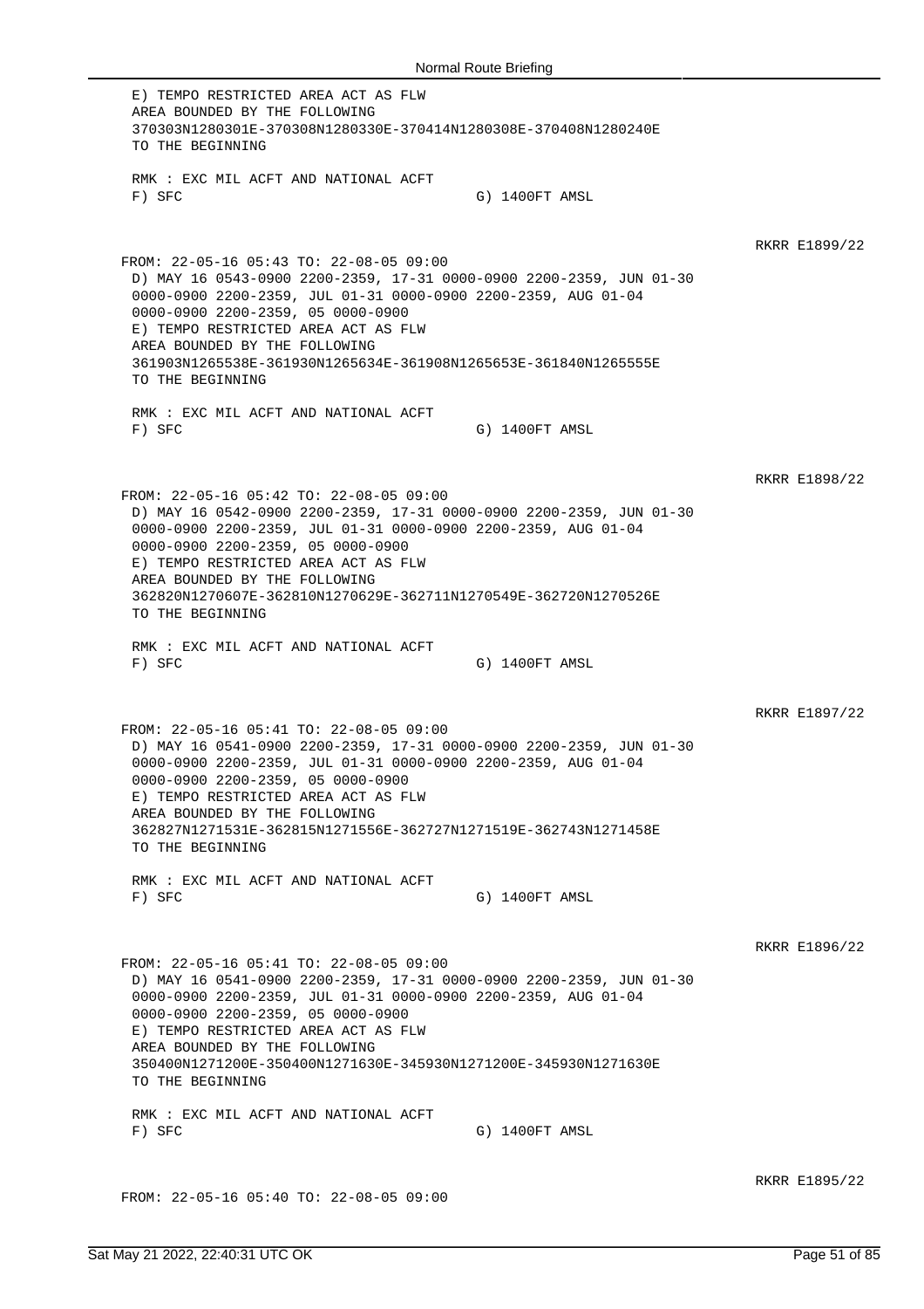E) TEMPO RESTRICTED AREA ACT AS FLW
AREA BOUNDED BY THE FOLLOWING
370303N1280301E-370308N1280330E-370414N1280308E-370408N1280240E
TO THE BEGINNING

RMK : EXC MIL ACFT AND NATIONAL ACFT
F) SFC G) 1400FT AMSL

RKRR E1899/22

FROM: 22-05-16 05:43 TO: 22-08-05 09:00
D) MAY 16 0543-0900 2200-2359, 17-31 0000-0900 2200-2359, JUN 01-30
0000-0900 2200-2359, JUL 01-31 0000-0900 2200-2359, AUG 01-04
0000-0900 2200-2359, 05 0000-0900
E) TEMPO RESTRICTED AREA ACT AS FLW
AREA BOUNDED BY THE FOLLOWING
361903N1265538E-361930N1265634E-361908N1265653E-361840N1265555E
TO THE BEGINNING

RMK : EXC MIL ACFT AND NATIONAL ACFT
F) SFC G) 1400FT AMSL

RKRR E1898/22

FROM: 22-05-16 05:42 TO: 22-08-05 09:00
D) MAY 16 0542-0900 2200-2359, 17-31 0000-0900 2200-2359, JUN 01-30
0000-0900 2200-2359, JUL 01-31 0000-0900 2200-2359, AUG 01-04
0000-0900 2200-2359, 05 0000-0900
E) TEMPO RESTRICTED AREA ACT AS FLW
AREA BOUNDED BY THE FOLLOWING
362820N1270607E-362810N1270629E-362711N1270549E-362720N1270526E
TO THE BEGINNING

RMK : EXC MIL ACFT AND NATIONAL ACFT
F) SFC G) 1400FT AMSL

RKRR E1897/22

FROM: 22-05-16 05:41 TO: 22-08-05 09:00
D) MAY 16 0541-0900 2200-2359, 17-31 0000-0900 2200-2359, JUN 01-30
0000-0900 2200-2359, JUL 01-31 0000-0900 2200-2359, AUG 01-04
0000-0900 2200-2359, 05 0000-0900
E) TEMPO RESTRICTED AREA ACT AS FLW
AREA BOUNDED BY THE FOLLOWING
362827N1271531E-362815N1271556E-362727N1271519E-362743N1271458E
TO THE BEGINNING

RMK : EXC MIL ACFT AND NATIONAL ACFT
F) SFC G) 1400FT AMSL

RKRR E1896/22

FROM: 22-05-16 05:41 TO: 22-08-05 09:00
D) MAY 16 0541-0900 2200-2359, 17-31 0000-0900 2200-2359, JUN 01-30
0000-0900 2200-2359, JUL 01-31 0000-0900 2200-2359, AUG 01-04
0000-0900 2200-2359, 05 0000-0900
E) TEMPO RESTRICTED AREA ACT AS FLW
AREA BOUNDED BY THE FOLLOWING
350400N1271200E-350400N1271630E-345930N1271200E-345930N1271630E
TO THE BEGINNING

RMK : EXC MIL ACFT AND NATIONAL ACFT
F) SFC G) 1400FT AMSL

RKRR E1895/22

FROM: 22-05-16 05:40 TO: 22-08-05 09:00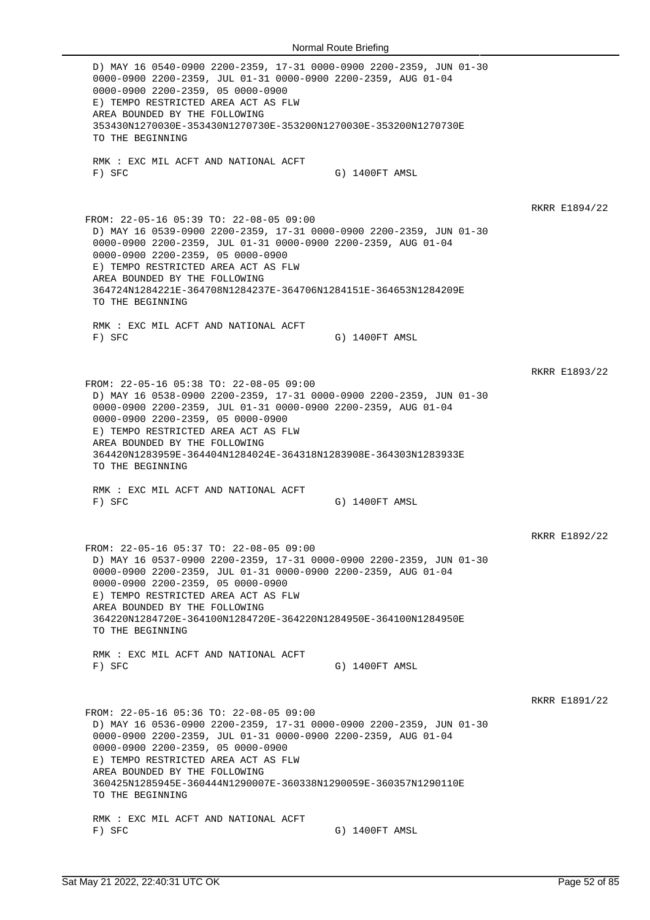D) MAY 16 0540-0900 2200-2359, 17-31 0000-0900 2200-2359, JUN 01-30 0000-0900 2200-2359, JUL 01-31 0000-0900 2200-2359, AUG 01-04 0000-0900 2200-2359, 05 0000-0900
E) TEMPO RESTRICTED AREA ACT AS FLW
AREA BOUNDED BY THE FOLLOWING
353430N1270030E-353430N1270730E-353200N1270030E-353200N1270730E
TO THE BEGINNING

RMK : EXC MIL ACFT AND NATIONAL ACFT
F) SFC G) 1400FT AMSL

RKRR E1894/22

FROM: 22-05-16 05:39 TO: 22-08-05 09:00
D) MAY 16 0539-0900 2200-2359, 17-31 0000-0900 2200-2359, JUN 01-30 0000-0900 2200-2359, JUL 01-31 0000-0900 2200-2359, AUG 01-04 0000-0900 2200-2359, 05 0000-0900
E) TEMPO RESTRICTED AREA ACT AS FLW
AREA BOUNDED BY THE FOLLOWING
364724N1284221E-364708N1284237E-364706N1284151E-364653N1284209E
TO THE BEGINNING

RMK : EXC MIL ACFT AND NATIONAL ACFT
F) SFC G) 1400FT AMSL

RKRR E1893/22

FROM: 22-05-16 05:38 TO: 22-08-05 09:00
D) MAY 16 0538-0900 2200-2359, 17-31 0000-0900 2200-2359, JUN 01-30 0000-0900 2200-2359, JUL 01-31 0000-0900 2200-2359, AUG 01-04 0000-0900 2200-2359, 05 0000-0900
E) TEMPO RESTRICTED AREA ACT AS FLW
AREA BOUNDED BY THE FOLLOWING
364420N1283959E-364404N1284024E-364318N1283908E-364303N1283933E
TO THE BEGINNING

RMK : EXC MIL ACFT AND NATIONAL ACFT
F) SFC G) 1400FT AMSL

RKRR E1892/22

FROM: 22-05-16 05:37 TO: 22-08-05 09:00
D) MAY 16 0537-0900 2200-2359, 17-31 0000-0900 2200-2359, JUN 01-30 0000-0900 2200-2359, JUL 01-31 0000-0900 2200-2359, AUG 01-04 0000-0900 2200-2359, 05 0000-0900
E) TEMPO RESTRICTED AREA ACT AS FLW
AREA BOUNDED BY THE FOLLOWING
364220N1284720E-364100N1284720E-364220N1284950E-364100N1284950E
TO THE BEGINNING

RMK : EXC MIL ACFT AND NATIONAL ACFT
F) SFC G) 1400FT AMSL

RKRR E1891/22

FROM: 22-05-16 05:36 TO: 22-08-05 09:00
D) MAY 16 0536-0900 2200-2359, 17-31 0000-0900 2200-2359, JUN 01-30 0000-0900 2200-2359, JUL 01-31 0000-0900 2200-2359, AUG 01-04 0000-0900 2200-2359, 05 0000-0900
E) TEMPO RESTRICTED AREA ACT AS FLW
AREA BOUNDED BY THE FOLLOWING
360425N1285945E-360444N1290007E-360338N1290059E-360357N1290110E
TO THE BEGINNING

RMK : EXC MIL ACFT AND NATIONAL ACFT
F) SFC G) 1400FT AMSL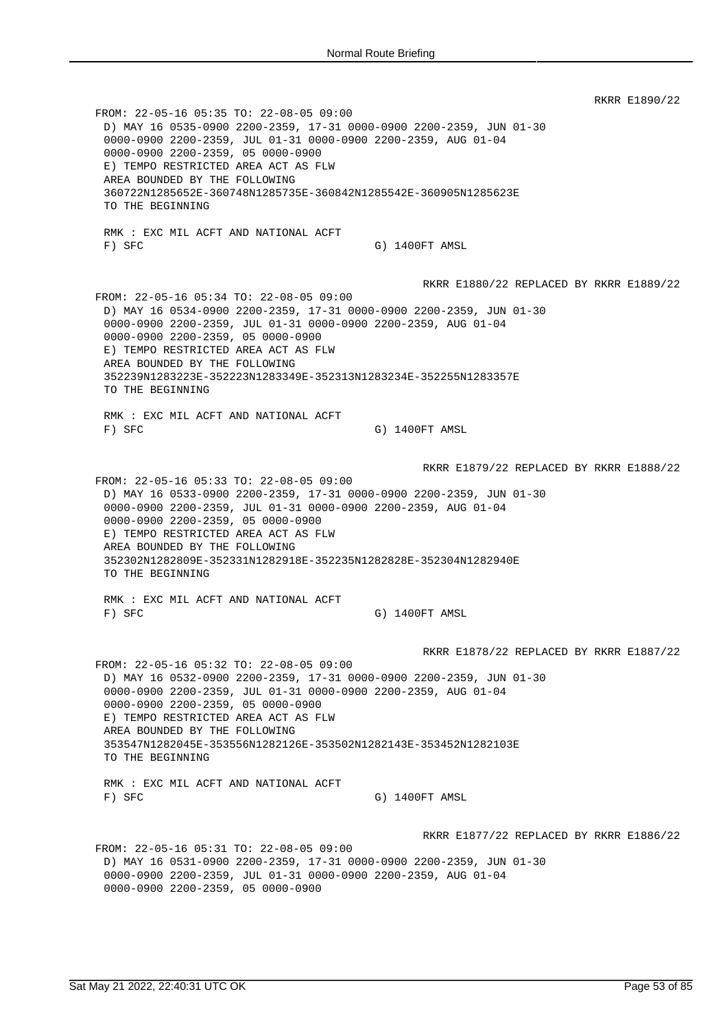RKRR E1890/22

FROM: 22-05-16 05:35 TO: 22-08-05 09:00
D) MAY 16 0535-0900 2200-2359, 17-31 0000-0900 2200-2359, JUN 01-30 0000-0900 2200-2359, JUL 01-31 0000-0900 2200-2359, AUG 01-04 0000-0900 2200-2359, 05 0000-0900
E) TEMPO RESTRICTED AREA ACT AS FLW
AREA BOUNDED BY THE FOLLOWING
360722N1285652E-360748N1285735E-360842N1285542E-360905N1285623E
TO THE BEGINNING

RMK : EXC MIL ACFT AND NATIONAL ACFT
F) SFC G) 1400FT AMSL

RKRR E1880/22 REPLACED BY RKRR E1889/22

FROM: 22-05-16 05:34 TO: 22-08-05 09:00
D) MAY 16 0534-0900 2200-2359, 17-31 0000-0900 2200-2359, JUN 01-30 0000-0900 2200-2359, JUL 01-31 0000-0900 2200-2359, AUG 01-04 0000-0900 2200-2359, 05 0000-0900
E) TEMPO RESTRICTED AREA ACT AS FLW
AREA BOUNDED BY THE FOLLOWING
352239N1283223E-352223N1283349E-352313N1283234E-352255N1283357E
TO THE BEGINNING

RMK : EXC MIL ACFT AND NATIONAL ACFT
F) SFC G) 1400FT AMSL

RKRR E1879/22 REPLACED BY RKRR E1888/22

FROM: 22-05-16 05:33 TO: 22-08-05 09:00
D) MAY 16 0533-0900 2200-2359, 17-31 0000-0900 2200-2359, JUN 01-30 0000-0900 2200-2359, JUL 01-31 0000-0900 2200-2359, AUG 01-04 0000-0900 2200-2359, 05 0000-0900
E) TEMPO RESTRICTED AREA ACT AS FLW
AREA BOUNDED BY THE FOLLOWING
352302N1282809E-352331N1282918E-352235N1282828E-352304N1282940E
TO THE BEGINNING

RMK : EXC MIL ACFT AND NATIONAL ACFT
F) SFC G) 1400FT AMSL

RKRR E1878/22 REPLACED BY RKRR E1887/22

FROM: 22-05-16 05:32 TO: 22-08-05 09:00
D) MAY 16 0532-0900 2200-2359, 17-31 0000-0900 2200-2359, JUN 01-30 0000-0900 2200-2359, JUL 01-31 0000-0900 2200-2359, AUG 01-04 0000-0900 2200-2359, 05 0000-0900
E) TEMPO RESTRICTED AREA ACT AS FLW
AREA BOUNDED BY THE FOLLOWING
353547N1282045E-353556N1282126E-353502N1282143E-353452N1282103E
TO THE BEGINNING

RMK : EXC MIL ACFT AND NATIONAL ACFT
F) SFC G) 1400FT AMSL

RKRR E1877/22 REPLACED BY RKRR E1886/22

FROM: 22-05-16 05:31 TO: 22-08-05 09:00
D) MAY 16 0531-0900 2200-2359, 17-31 0000-0900 2200-2359, JUN 01-30 0000-0900 2200-2359, JUL 01-31 0000-0900 2200-2359, AUG 01-04 0000-0900 2200-2359, 05 0000-0900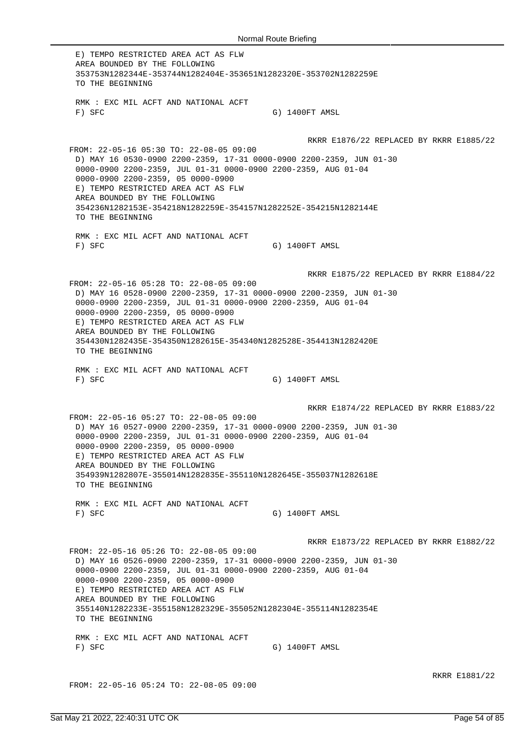E) TEMPO RESTRICTED AREA ACT AS FLW
AREA BOUNDED BY THE FOLLOWING
353753N1282344E-353744N1282404E-353651N1282320E-353702N1282259E
TO THE BEGINNING

RMK : EXC MIL ACFT AND NATIONAL ACFT
F) SFC G) 1400FT AMSL

RKRR E1876/22 REPLACED BY RKRR E1885/22

FROM: 22-05-16 05:30 TO: 22-08-05 09:00
D) MAY 16 0530-0900 2200-2359, 17-31 0000-0900 2200-2359, JUN 01-30
0000-0900 2200-2359, JUL 01-31 0000-0900 2200-2359, AUG 01-04
0000-0900 2200-2359, 05 0000-0900
E) TEMPO RESTRICTED AREA ACT AS FLW
AREA BOUNDED BY THE FOLLOWING
354236N1282153E-354218N1282259E-354157N1282252E-354215N1282144E
TO THE BEGINNING

RMK : EXC MIL ACFT AND NATIONAL ACFT
F) SFC G) 1400FT AMSL

RKRR E1875/22 REPLACED BY RKRR E1884/22

FROM: 22-05-16 05:28 TO: 22-08-05 09:00
D) MAY 16 0528-0900 2200-2359, 17-31 0000-0900 2200-2359, JUN 01-30
0000-0900 2200-2359, JUL 01-31 0000-0900 2200-2359, AUG 01-04
0000-0900 2200-2359, 05 0000-0900
E) TEMPO RESTRICTED AREA ACT AS FLW
AREA BOUNDED BY THE FOLLOWING
354430N1282435E-354350N1282615E-354340N1282528E-354413N1282420E
TO THE BEGINNING

RMK : EXC MIL ACFT AND NATIONAL ACFT
F) SFC G) 1400FT AMSL

RKRR E1874/22 REPLACED BY RKRR E1883/22

FROM: 22-05-16 05:27 TO: 22-08-05 09:00
D) MAY 16 0527-0900 2200-2359, 17-31 0000-0900 2200-2359, JUN 01-30
0000-0900 2200-2359, JUL 01-31 0000-0900 2200-2359, AUG 01-04
0000-0900 2200-2359, 05 0000-0900
E) TEMPO RESTRICTED AREA ACT AS FLW
AREA BOUNDED BY THE FOLLOWING
354939N1282807E-355014N1282835E-355110N1282645E-355037N1282618E
TO THE BEGINNING

RMK : EXC MIL ACFT AND NATIONAL ACFT
F) SFC G) 1400FT AMSL

RKRR E1873/22 REPLACED BY RKRR E1882/22

FROM: 22-05-16 05:26 TO: 22-08-05 09:00
D) MAY 16 0526-0900 2200-2359, 17-31 0000-0900 2200-2359, JUN 01-30
0000-0900 2200-2359, JUL 01-31 0000-0900 2200-2359, AUG 01-04
0000-0900 2200-2359, 05 0000-0900
E) TEMPO RESTRICTED AREA ACT AS FLW
AREA BOUNDED BY THE FOLLOWING
355140N1282233E-355158N1282329E-355052N1282304E-355114N1282354E
TO THE BEGINNING

RMK : EXC MIL ACFT AND NATIONAL ACFT
F) SFC G) 1400FT AMSL

RKRR E1881/22

FROM: 22-05-16 05:24 TO: 22-08-05 09:00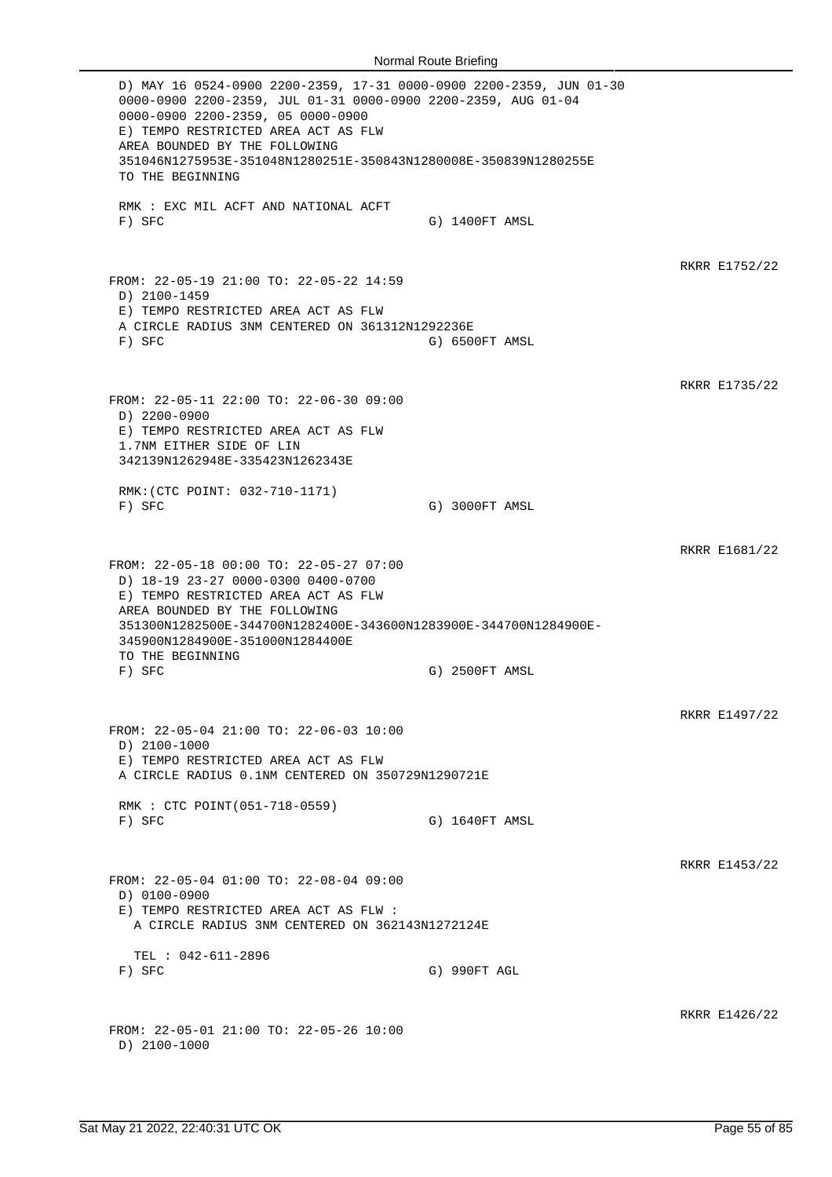D) MAY 16 0524-0900 2200-2359, 17-31 0000-0900 2200-2359, JUN 01-30 0000-0900 2200-2359, JUL 01-31 0000-0900 2200-2359, AUG 01-04 0000-0900 2200-2359, 05 0000-0900
E) TEMPO RESTRICTED AREA ACT AS FLW
AREA BOUNDED BY THE FOLLOWING
351046N1275953E-351048N1280251E-350843N1280008E-350839N1280255E
TO THE BEGINNING

RMK : EXC MIL ACFT AND NATIONAL ACFT
F) SFC G) 1400FT AMSL

RKRR E1752/22

FROM: 22-05-19 21:00 TO: 22-05-22 14:59
D) 2100-1459
E) TEMPO RESTRICTED AREA ACT AS FLW
A CIRCLE RADIUS 3NM CENTERED ON 361312N1292236E
F) SFC G) 6500FT AMSL

RKRR E1735/22

FROM: 22-05-11 22:00 TO: 22-06-30 09:00
D) 2200-0900
E) TEMPO RESTRICTED AREA ACT AS FLW
1.7NM EITHER SIDE OF LIN
342139N1262948E-335423N1262343E

RMK:(CTC POINT: 032-710-1171)
F) SFC G) 3000FT AMSL

RKRR E1681/22

FROM: 22-05-18 00:00 TO: 22-05-27 07:00
D) 18-19 23-27 0000-0300 0400-0700
E) TEMPO RESTRICTED AREA ACT AS FLW
AREA BOUNDED BY THE FOLLOWING
351300N1282500E-344700N1282400E-343600N1283900E-344700N1284900E-345900N1284900E-351000N1284400E
TO THE BEGINNING
F) SFC G) 2500FT AMSL

RKRR E1497/22

FROM: 22-05-04 21:00 TO: 22-06-03 10:00
D) 2100-1000
E) TEMPO RESTRICTED AREA ACT AS FLW
A CIRCLE RADIUS 0.1NM CENTERED ON 350729N1290721E

RMK : CTC POINT(051-718-0559)
F) SFC G) 1640FT AMSL

RKRR E1453/22

FROM: 22-05-04 01:00 TO: 22-08-04 09:00
D) 0100-0900
E) TEMPO RESTRICTED AREA ACT AS FLW :
A CIRCLE RADIUS 3NM CENTERED ON 362143N1272124E

TEL : 042-611-2896
F) SFC G) 990FT AGL

RKRR E1426/22

FROM: 22-05-01 21:00 TO: 22-05-26 10:00
D) 2100-1000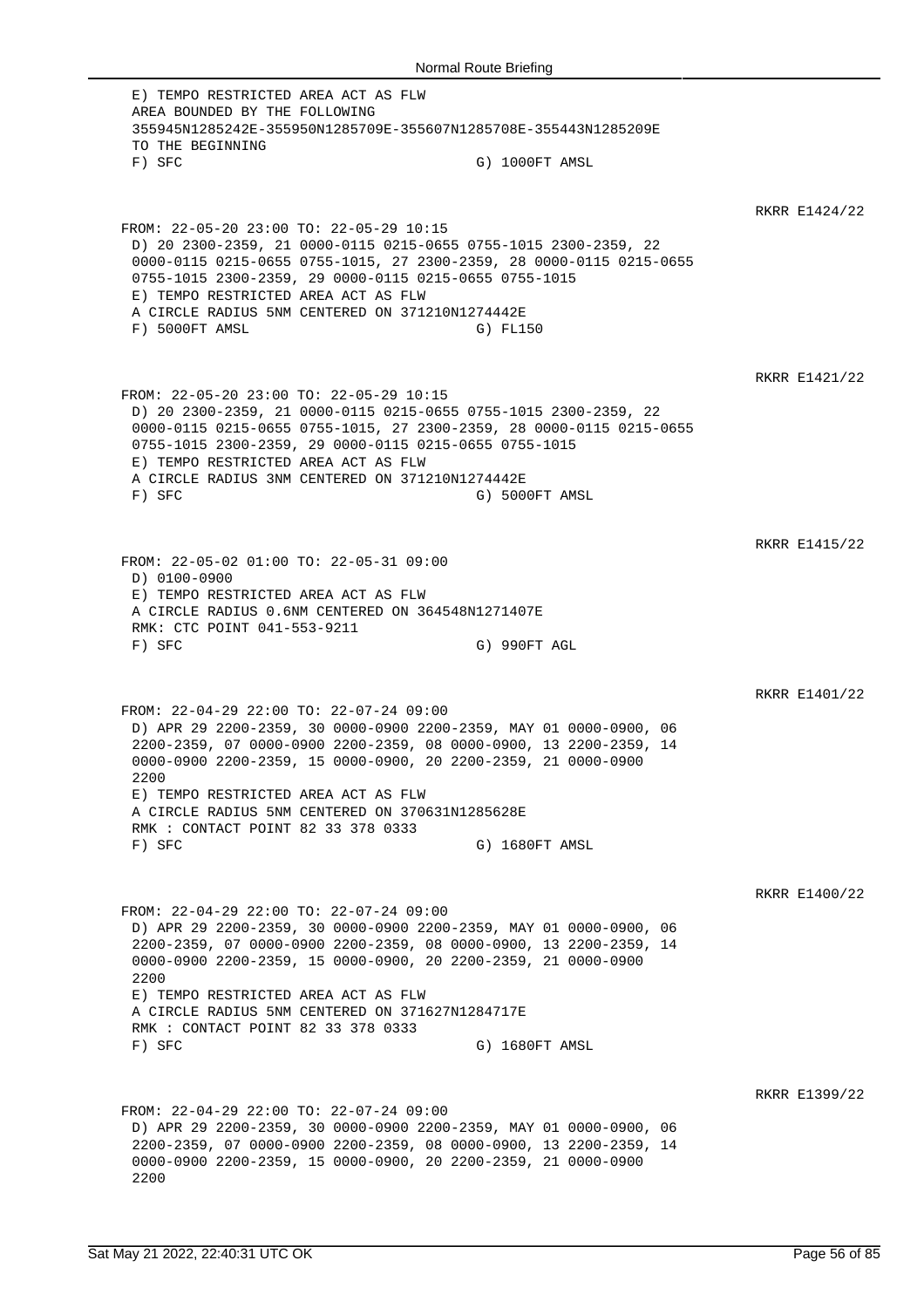```
E) TEMPO RESTRICTED AREA ACT AS FLW
AREA BOUNDED BY THE FOLLOWING
355945N1285242E-355950N1285709E-355607N1285708E-355443N1285209E
TO THE BEGINNING
F) SFC                                   G) 1000FT AMSL
```

RKRR E1424/22

```
FROM: 22-05-20 23:00 TO: 22-05-29 10:15
D) 20 2300-2359, 21 0000-0115 0215-0655 0755-1015 2300-2359, 22
0000-0115 0215-0655 0755-1015, 27 2300-2359, 28 0000-0115 0215-0655
0755-1015 2300-2359, 29 0000-0115 0215-0655 0755-1015
E) TEMPO RESTRICTED AREA ACT AS FLW
A CIRCLE RADIUS 5NM CENTERED ON 371210N1274442E
F) 5000FT AMSL                           G) FL150
```

RKRR E1421/22

```
FROM: 22-05-20 23:00 TO: 22-05-29 10:15
D) 20 2300-2359, 21 0000-0115 0215-0655 0755-1015 2300-2359, 22
0000-0115 0215-0655 0755-1015, 27 2300-2359, 28 0000-0115 0215-0655
0755-1015 2300-2359, 29 0000-0115 0215-0655 0755-1015
E) TEMPO RESTRICTED AREA ACT AS FLW
A CIRCLE RADIUS 3NM CENTERED ON 371210N1274442E
F) SFC                                   G) 5000FT AMSL
```

RKRR E1415/22

```
FROM: 22-05-02 01:00 TO: 22-05-31 09:00
D) 0100-0900
E) TEMPO RESTRICTED AREA ACT AS FLW
A CIRCLE RADIUS 0.6NM CENTERED ON 364548N1271407E
RMK: CTC POINT 041-553-9211
F) SFC                                   G) 990FT AGL
```

RKRR E1401/22

```
FROM: 22-04-29 22:00 TO: 22-07-24 09:00
D) APR 29 2200-2359, 30 0000-0900 2200-2359, MAY 01 0000-0900, 06
2200-2359, 07 0000-0900 2200-2359, 08 0000-0900, 13 2200-2359, 14
0000-0900 2200-2359, 15 0000-0900, 20 2200-2359, 21 0000-0900
2200
E) TEMPO RESTRICTED AREA ACT AS FLW
A CIRCLE RADIUS 5NM CENTERED ON 370631N1285628E
RMK : CONTACT POINT 82 33 378 0333
F) SFC                                   G) 1680FT AMSL
```

RKRR E1400/22

```
FROM: 22-04-29 22:00 TO: 22-07-24 09:00
D) APR 29 2200-2359, 30 0000-0900 2200-2359, MAY 01 0000-0900, 06
2200-2359, 07 0000-0900 2200-2359, 08 0000-0900, 13 2200-2359, 14
0000-0900 2200-2359, 15 0000-0900, 20 2200-2359, 21 0000-0900
2200
E) TEMPO RESTRICTED AREA ACT AS FLW
A CIRCLE RADIUS 5NM CENTERED ON 371627N1284717E
RMK : CONTACT POINT 82 33 378 0333
F) SFC                                   G) 1680FT AMSL
```

RKRR E1399/22

```
FROM: 22-04-29 22:00 TO: 22-07-24 09:00
D) APR 29 2200-2359, 30 0000-0900 2200-2359, MAY 01 0000-0900, 06
2200-2359, 07 0000-0900 2200-2359, 08 0000-0900, 13 2200-2359, 14
0000-0900 2200-2359, 15 0000-0900, 20 2200-2359, 21 0000-0900
2200
```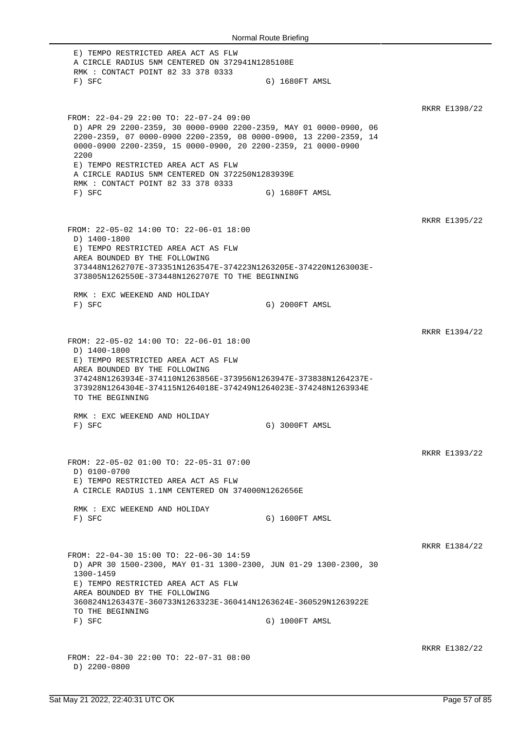E) TEMPO RESTRICTED AREA ACT AS FLW
A CIRCLE RADIUS 5NM CENTERED ON 372941N1285108E
RMK : CONTACT POINT 82 33 378 0333
F) SFC G) 1680FT AMSL

RKRR E1398/22

FROM: 22-04-29 22:00 TO: 22-07-24 09:00
D) APR 29 2200-2359, 30 0000-0900 2200-2359, MAY 01 0000-0900, 06 2200-2359, 07 0000-0900 2200-2359, 08 0000-0900, 13 2200-2359, 14 0000-0900 2200-2359, 15 0000-0900, 20 2200-2359, 21 0000-0900 2200
E) TEMPO RESTRICTED AREA ACT AS FLW
A CIRCLE RADIUS 5NM CENTERED ON 372250N1283939E
RMK : CONTACT POINT 82 33 378 0333
F) SFC G) 1680FT AMSL

RKRR E1395/22

FROM: 22-05-02 14:00 TO: 22-06-01 18:00
D) 1400-1800
E) TEMPO RESTRICTED AREA ACT AS FLW
AREA BOUNDED BY THE FOLLOWING
373448N1262707E-373351N1263547E-374223N1263205E-374220N1263003E-373805N1262550E-373448N1262707E TO THE BEGINNING

RMK : EXC WEEKEND AND HOLIDAY
F) SFC G) 2000FT AMSL

RKRR E1394/22

FROM: 22-05-02 14:00 TO: 22-06-01 18:00
D) 1400-1800
E) TEMPO RESTRICTED AREA ACT AS FLW
AREA BOUNDED BY THE FOLLOWING
374248N1263934E-374110N1263856E-373956N1263947E-373838N1264237E-373928N1264304E-374115N1264018E-374249N1264023E-374248N1263934E TO THE BEGINNING

RMK : EXC WEEKEND AND HOLIDAY
F) SFC G) 3000FT AMSL

RKRR E1393/22

FROM: 22-05-02 01:00 TO: 22-05-31 07:00
D) 0100-0700
E) TEMPO RESTRICTED AREA ACT AS FLW
A CIRCLE RADIUS 1.1NM CENTERED ON 374000N1262656E

RMK : EXC WEEKEND AND HOLIDAY
F) SFC G) 1600FT AMSL

RKRR E1384/22

FROM: 22-04-30 15:00 TO: 22-06-30 14:59
D) APR 30 1500-2300, MAY 01-31 1300-2300, JUN 01-29 1300-2300, 30 1300-1459
E) TEMPO RESTRICTED AREA ACT AS FLW
AREA BOUNDED BY THE FOLLOWING
360824N1263437E-360733N1263323E-360414N1263624E-360529N1263922E TO THE BEGINNING
F) SFC G) 1000FT AMSL

RKRR E1382/22

FROM: 22-04-30 22:00 TO: 22-07-31 08:00
D) 2200-0800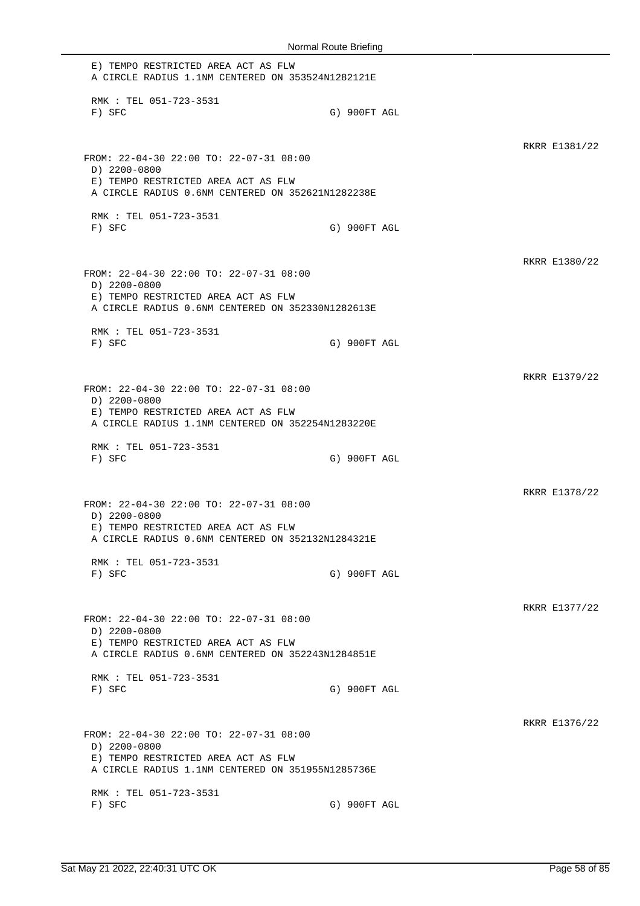E) TEMPO RESTRICTED AREA ACT AS FLW
A CIRCLE RADIUS 1.1NM CENTERED ON 353524N1282121E

RMK : TEL 051-723-3531
F) SFC G) 900FT AGL

RKRR E1381/22

FROM: 22-04-30 22:00 TO: 22-07-31 08:00
D) 2200-0800
E) TEMPO RESTRICTED AREA ACT AS FLW
A CIRCLE RADIUS 0.6NM CENTERED ON 352621N1282238E

RMK : TEL 051-723-3531
F) SFC G) 900FT AGL

RKRR E1380/22

FROM: 22-04-30 22:00 TO: 22-07-31 08:00
D) 2200-0800
E) TEMPO RESTRICTED AREA ACT AS FLW
A CIRCLE RADIUS 0.6NM CENTERED ON 352330N1282613E

RMK : TEL 051-723-3531
F) SFC G) 900FT AGL

RKRR E1379/22

FROM: 22-04-30 22:00 TO: 22-07-31 08:00
D) 2200-0800
E) TEMPO RESTRICTED AREA ACT AS FLW
A CIRCLE RADIUS 1.1NM CENTERED ON 352254N1283220E

RMK : TEL 051-723-3531
F) SFC G) 900FT AGL

RKRR E1378/22

FROM: 22-04-30 22:00 TO: 22-07-31 08:00
D) 2200-0800
E) TEMPO RESTRICTED AREA ACT AS FLW
A CIRCLE RADIUS 0.6NM CENTERED ON 352132N1284321E

RMK : TEL 051-723-3531
F) SFC G) 900FT AGL

RKRR E1377/22

FROM: 22-04-30 22:00 TO: 22-07-31 08:00
D) 2200-0800
E) TEMPO RESTRICTED AREA ACT AS FLW
A CIRCLE RADIUS 0.6NM CENTERED ON 352243N1284851E

RMK : TEL 051-723-3531
F) SFC G) 900FT AGL

RKRR E1376/22

FROM: 22-04-30 22:00 TO: 22-07-31 08:00
D) 2200-0800
E) TEMPO RESTRICTED AREA ACT AS FLW
A CIRCLE RADIUS 1.1NM CENTERED ON 351955N1285736E

RMK : TEL 051-723-3531
F) SFC G) 900FT AGL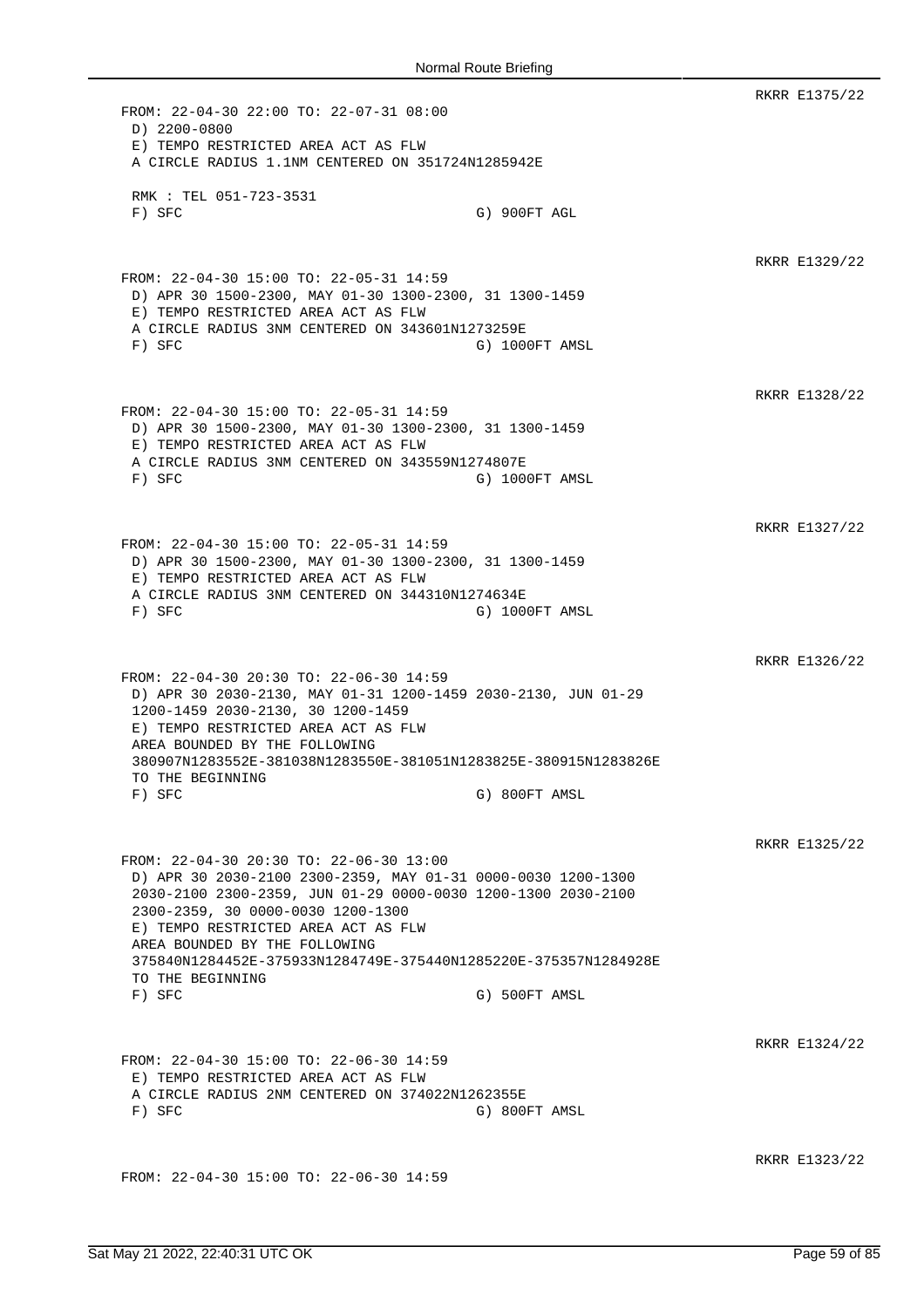RKRR E1375/22

```
FROM: 22-04-30 22:00 TO: 22-07-31 08:00
 D) 2200-0800
 E) TEMPO RESTRICTED AREA ACT AS FLW
 A CIRCLE RADIUS 1.1NM CENTERED ON 351724N1285942E

 RMK : TEL 051-723-3531
 F) SFC                              G) 900FT AGL
```

RKRR E1329/22

```
FROM: 22-04-30 15:00 TO: 22-05-31 14:59
 D) APR 30 1500-2300, MAY 01-30 1300-2300, 31 1300-1459
 E) TEMPO RESTRICTED AREA ACT AS FLW
 A CIRCLE RADIUS 3NM CENTERED ON 343601N1273259E
 F) SFC                              G) 1000FT AMSL
```

RKRR E1328/22

```
FROM: 22-04-30 15:00 TO: 22-05-31 14:59
 D) APR 30 1500-2300, MAY 01-30 1300-2300, 31 1300-1459
 E) TEMPO RESTRICTED AREA ACT AS FLW
 A CIRCLE RADIUS 3NM CENTERED ON 343559N1274807E
 F) SFC                              G) 1000FT AMSL
```

RKRR E1327/22

```
FROM: 22-04-30 15:00 TO: 22-05-31 14:59
 D) APR 30 1500-2300, MAY 01-30 1300-2300, 31 1300-1459
 E) TEMPO RESTRICTED AREA ACT AS FLW
 A CIRCLE RADIUS 3NM CENTERED ON 344310N1274634E
 F) SFC                              G) 1000FT AMSL
```

RKRR E1326/22

```
FROM: 22-04-30 20:30 TO: 22-06-30 14:59
 D) APR 30 2030-2130, MAY 01-31 1200-1459 2030-2130, JUN 01-29
 1200-1459 2030-2130, 30 1200-1459
 E) TEMPO RESTRICTED AREA ACT AS FLW
 AREA BOUNDED BY THE FOLLOWING
 380907N1283552E-381038N1283550E-381051N1283825E-380915N1283826E
 TO THE BEGINNING
 F) SFC                              G) 800FT AMSL
```

RKRR E1325/22

```
FROM: 22-04-30 20:30 TO: 22-06-30 13:00
 D) APR 30 2030-2100 2300-2359, MAY 01-31 0000-0030 1200-1300
 2030-2100 2300-2359, JUN 01-29 0000-0030 1200-1300 2030-2100
 2300-2359, 30 0000-0030 1200-1300
 E) TEMPO RESTRICTED AREA ACT AS FLW
 AREA BOUNDED BY THE FOLLOWING
 375840N1284452E-375933N1284749E-375440N1285220E-375357N1284928E
 TO THE BEGINNING
 F) SFC                              G) 500FT AMSL
```

RKRR E1324/22

```
FROM: 22-04-30 15:00 TO: 22-06-30 14:59
 E) TEMPO RESTRICTED AREA ACT AS FLW
 A CIRCLE RADIUS 2NM CENTERED ON 374022N1262355E
 F) SFC                              G) 800FT AMSL
```

RKRR E1323/22

```
FROM: 22-04-30 15:00 TO: 22-06-30 14:59
```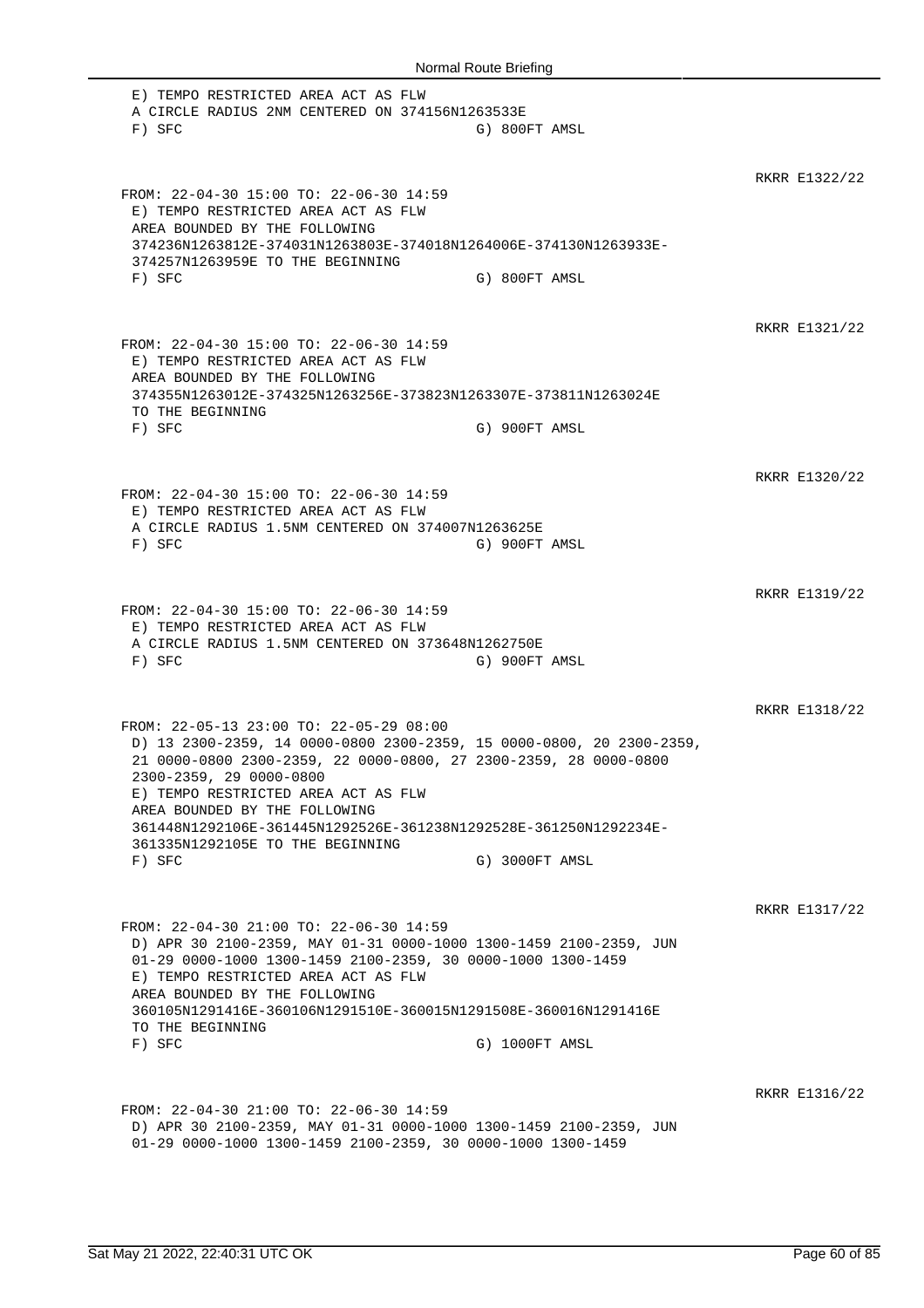```
 E) TEMPO RESTRICTED AREA ACT AS FLW
 A CIRCLE RADIUS 2NM CENTERED ON 374156N1263533E
 F) SFC                                   G) 800FT AMSL
```

RKRR E1322/22

```
FROM: 22-04-30 15:00 TO: 22-06-30 14:59
 E) TEMPO RESTRICTED AREA ACT AS FLW
 AREA BOUNDED BY THE FOLLOWING
 374236N1263812E-374031N1263803E-374018N1264006E-374130N1263933E-
 374257N1263959E TO THE BEGINNING
 F) SFC                                   G) 800FT AMSL
```

RKRR E1321/22

```
FROM: 22-04-30 15:00 TO: 22-06-30 14:59
 E) TEMPO RESTRICTED AREA ACT AS FLW
 AREA BOUNDED BY THE FOLLOWING
 374355N1263012E-374325N1263256E-373823N1263307E-373811N1263024E
 TO THE BEGINNING
 F) SFC                                   G) 900FT AMSL
```

RKRR E1320/22

```
FROM: 22-04-30 15:00 TO: 22-06-30 14:59
 E) TEMPO RESTRICTED AREA ACT AS FLW
 A CIRCLE RADIUS 1.5NM CENTERED ON 374007N1263625E
 F) SFC                                   G) 900FT AMSL
```

RKRR E1319/22

```
FROM: 22-04-30 15:00 TO: 22-06-30 14:59
 E) TEMPO RESTRICTED AREA ACT AS FLW
 A CIRCLE RADIUS 1.5NM CENTERED ON 373648N1262750E
 F) SFC                                   G) 900FT AMSL
```

RKRR E1318/22

```
FROM: 22-05-13 23:00 TO: 22-05-29 08:00
 D) 13 2300-2359, 14 0000-0800 2300-2359, 15 0000-0800, 20 2300-2359,
 21 0000-0800 2300-2359, 22 0000-0800, 27 2300-2359, 28 0000-0800
 2300-2359, 29 0000-0800
 E) TEMPO RESTRICTED AREA ACT AS FLW
 AREA BOUNDED BY THE FOLLOWING
 361448N1292106E-361445N1292526E-361238N1292528E-361250N1292234E-
 361335N1292105E TO THE BEGINNING
 F) SFC                                   G) 3000FT AMSL
```

RKRR E1317/22

```
FROM: 22-04-30 21:00 TO: 22-06-30 14:59
 D) APR 30 2100-2359, MAY 01-31 0000-1000 1300-1459 2100-2359, JUN
 01-29 0000-1000 1300-1459 2100-2359, 30 0000-1000 1300-1459
 E) TEMPO RESTRICTED AREA ACT AS FLW
 AREA BOUNDED BY THE FOLLOWING
 360105N1291416E-360106N1291510E-360015N1291508E-360016N1291416E
 TO THE BEGINNING
 F) SFC                                   G) 1000FT AMSL
```

RKRR E1316/22

```
FROM: 22-04-30 21:00 TO: 22-06-30 14:59
 D) APR 30 2100-2359, MAY 01-31 0000-1000 1300-1459 2100-2359, JUN
 01-29 0000-1000 1300-1459 2100-2359, 30 0000-1000 1300-1459
```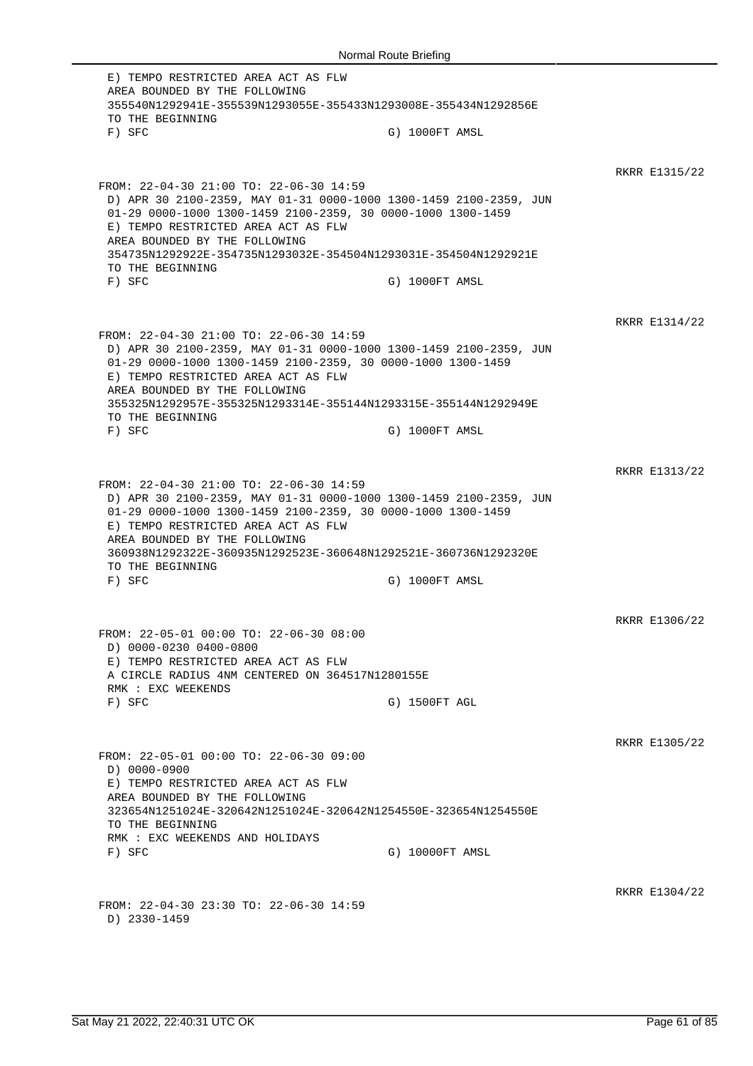E) TEMPO RESTRICTED AREA ACT AS FLW
AREA BOUNDED BY THE FOLLOWING
355540N1292941E-355539N1293055E-355433N1293008E-355434N1292856E
TO THE BEGINNING
F) SFC G) 1000FT AMSL

RKRR E1315/22

FROM: 22-04-30 21:00 TO: 22-06-30 14:59
D) APR 30 2100-2359, MAY 01-31 0000-1000 1300-1459 2100-2359, JUN 01-29 0000-1000 1300-1459 2100-2359, 30 0000-1000 1300-1459
E) TEMPO RESTRICTED AREA ACT AS FLW
AREA BOUNDED BY THE FOLLOWING
354735N1292922E-354735N1293032E-354504N1293031E-354504N1292921E
TO THE BEGINNING
F) SFC G) 1000FT AMSL

RKRR E1314/22

FROM: 22-04-30 21:00 TO: 22-06-30 14:59
D) APR 30 2100-2359, MAY 01-31 0000-1000 1300-1459 2100-2359, JUN 01-29 0000-1000 1300-1459 2100-2359, 30 0000-1000 1300-1459
E) TEMPO RESTRICTED AREA ACT AS FLW
AREA BOUNDED BY THE FOLLOWING
355325N1292957E-355325N1293314E-355144N1293315E-355144N1292949E
TO THE BEGINNING
F) SFC G) 1000FT AMSL

RKRR E1313/22

FROM: 22-04-30 21:00 TO: 22-06-30 14:59
D) APR 30 2100-2359, MAY 01-31 0000-1000 1300-1459 2100-2359, JUN 01-29 0000-1000 1300-1459 2100-2359, 30 0000-1000 1300-1459
E) TEMPO RESTRICTED AREA ACT AS FLW
AREA BOUNDED BY THE FOLLOWING
360938N1292322E-360935N1292523E-360648N1292521E-360736N1292320E
TO THE BEGINNING
F) SFC G) 1000FT AMSL

RKRR E1306/22

FROM: 22-05-01 00:00 TO: 22-06-30 08:00
D) 0000-0230 0400-0800
E) TEMPO RESTRICTED AREA ACT AS FLW
A CIRCLE RADIUS 4NM CENTERED ON 364517N1280155E
RMK : EXC WEEKENDS
F) SFC G) 1500FT AGL

RKRR E1305/22

FROM: 22-05-01 00:00 TO: 22-06-30 09:00
D) 0000-0900
E) TEMPO RESTRICTED AREA ACT AS FLW
AREA BOUNDED BY THE FOLLOWING
323654N1251024E-320642N1251024E-320642N1254550E-323654N1254550E
TO THE BEGINNING
RMK : EXC WEEKENDS AND HOLIDAYS
F) SFC G) 10000FT AMSL

RKRR E1304/22

FROM: 22-04-30 23:30 TO: 22-06-30 14:59
D) 2330-1459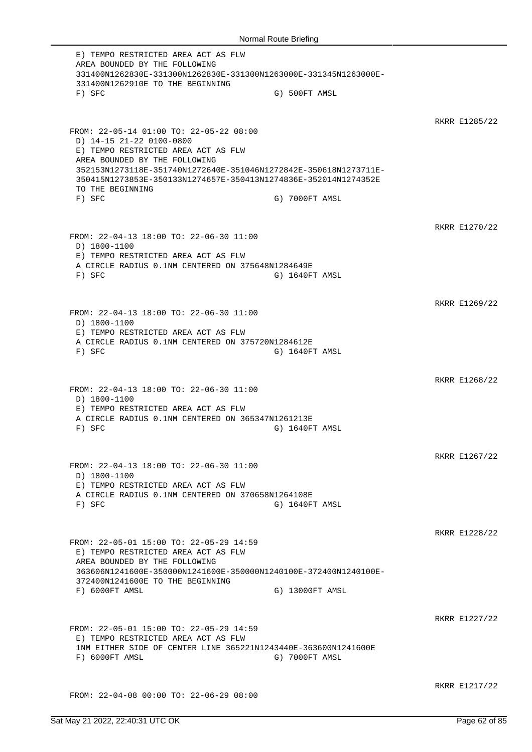E) TEMPO RESTRICTED AREA ACT AS FLW
AREA BOUNDED BY THE FOLLOWING
331400N1262830E-331300N1262830E-331300N1263000E-331345N1263000E-
331400N1262910E TO THE BEGINNING
F) SFC G) 500FT AMSL

RKRR E1285/22

FROM: 22-05-14 01:00 TO: 22-05-22 08:00
D) 14-15 21-22 0100-0800
E) TEMPO RESTRICTED AREA ACT AS FLW
AREA BOUNDED BY THE FOLLOWING
352153N1273118E-351740N1272640E-351046N1272842E-350618N1273711E-
350415N1273853E-350133N1274657E-350413N1274836E-352014N1274352E
TO THE BEGINNING
F) SFC G) 7000FT AMSL

RKRR E1270/22

FROM: 22-04-13 18:00 TO: 22-06-30 11:00
D) 1800-1100
E) TEMPO RESTRICTED AREA ACT AS FLW
A CIRCLE RADIUS 0.1NM CENTERED ON 375648N1284649E
F) SFC G) 1640FT AMSL

RKRR E1269/22

FROM: 22-04-13 18:00 TO: 22-06-30 11:00
D) 1800-1100
E) TEMPO RESTRICTED AREA ACT AS FLW
A CIRCLE RADIUS 0.1NM CENTERED ON 375720N1284612E
F) SFC G) 1640FT AMSL

RKRR E1268/22

FROM: 22-04-13 18:00 TO: 22-06-30 11:00
D) 1800-1100
E) TEMPO RESTRICTED AREA ACT AS FLW
A CIRCLE RADIUS 0.1NM CENTERED ON 365347N1261213E
F) SFC G) 1640FT AMSL

RKRR E1267/22

FROM: 22-04-13 18:00 TO: 22-06-30 11:00
D) 1800-1100
E) TEMPO RESTRICTED AREA ACT AS FLW
A CIRCLE RADIUS 0.1NM CENTERED ON 370658N1264108E
F) SFC G) 1640FT AMSL

RKRR E1228/22

FROM: 22-05-01 15:00 TO: 22-05-29 14:59
E) TEMPO RESTRICTED AREA ACT AS FLW
AREA BOUNDED BY THE FOLLOWING
363606N1241600E-350000N1241600E-350000N1240100E-372400N1240100E-
372400N1241600E TO THE BEGINNING
F) 6000FT AMSL G) 13000FT AMSL

RKRR E1227/22

FROM: 22-05-01 15:00 TO: 22-05-29 14:59
E) TEMPO RESTRICTED AREA ACT AS FLW
1NM EITHER SIDE OF CENTER LINE 365221N1243440E-363600N1241600E
F) 6000FT AMSL G) 7000FT AMSL

RKRR E1217/22

FROM: 22-04-08 00:00 TO: 22-06-29 08:00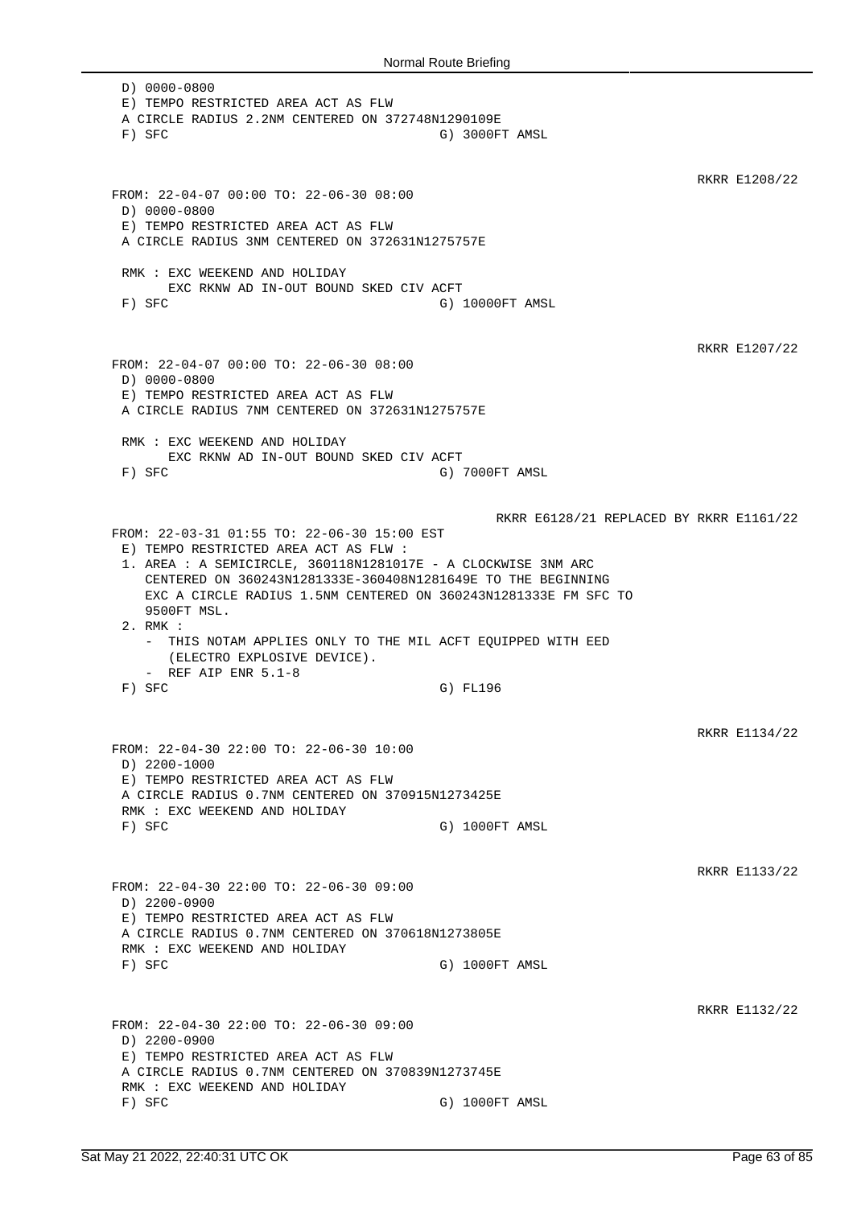D) 0000-0800
E) TEMPO RESTRICTED AREA ACT AS FLW
A CIRCLE RADIUS 2.2NM CENTERED ON 372748N1290109E
F) SFC G) 3000FT AMSL

RKRR E1208/22

FROM: 22-04-07 00:00 TO: 22-06-30 08:00
D) 0000-0800
E) TEMPO RESTRICTED AREA ACT AS FLW
A CIRCLE RADIUS 3NM CENTERED ON 372631N1275757E

RMK : EXC WEEKEND AND HOLIDAY
EXC RKNW AD IN-OUT BOUND SKED CIV ACFT
F) SFC G) 10000FT AMSL

RKRR E1207/22

FROM: 22-04-07 00:00 TO: 22-06-30 08:00
D) 0000-0800
E) TEMPO RESTRICTED AREA ACT AS FLW
A CIRCLE RADIUS 7NM CENTERED ON 372631N1275757E

RMK : EXC WEEKEND AND HOLIDAY
EXC RKNW AD IN-OUT BOUND SKED CIV ACFT
F) SFC G) 7000FT AMSL

RKRR E6128/21 REPLACED BY RKRR E1161/22

FROM: 22-03-31 01:55 TO: 22-06-30 15:00 EST
E) TEMPO RESTRICTED AREA ACT AS FLW :
1. AREA : A SEMICIRCLE, 360118N1281017E - A CLOCKWISE 3NM ARC
CENTERED ON 360243N1281333E-360408N1281649E TO THE BEGINNING
EXC A CIRCLE RADIUS 1.5NM CENTERED ON 360243N1281333E FM SFC TO
9500FT MSL.
2. RMK :
- THIS NOTAM APPLIES ONLY TO THE MIL ACFT EQUIPPED WITH EED
(ELECTRO EXPLOSIVE DEVICE).
- REF AIP ENR 5.1-8
F) SFC G) FL196

RKRR E1134/22

FROM: 22-04-30 22:00 TO: 22-06-30 10:00
D) 2200-1000
E) TEMPO RESTRICTED AREA ACT AS FLW
A CIRCLE RADIUS 0.7NM CENTERED ON 370915N1273425E
RMK : EXC WEEKEND AND HOLIDAY
F) SFC G) 1000FT AMSL

RKRR E1133/22

FROM: 22-04-30 22:00 TO: 22-06-30 09:00
D) 2200-0900
E) TEMPO RESTRICTED AREA ACT AS FLW
A CIRCLE RADIUS 0.7NM CENTERED ON 370618N1273805E
RMK : EXC WEEKEND AND HOLIDAY
F) SFC G) 1000FT AMSL

RKRR E1132/22

FROM: 22-04-30 22:00 TO: 22-06-30 09:00
D) 2200-0900
E) TEMPO RESTRICTED AREA ACT AS FLW
A CIRCLE RADIUS 0.7NM CENTERED ON 370839N1273745E
RMK : EXC WEEKEND AND HOLIDAY
F) SFC G) 1000FT AMSL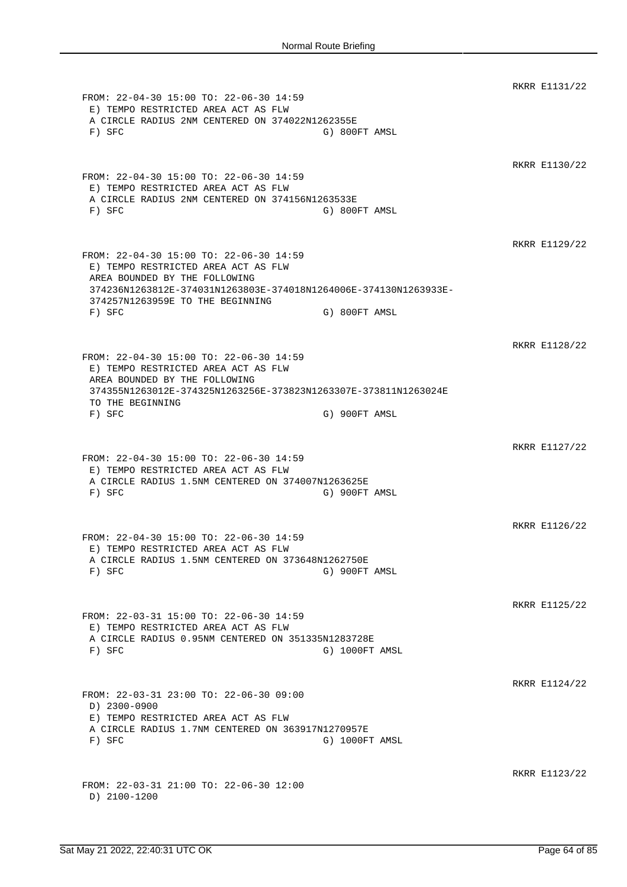RKRR E1131/22

```
FROM: 22-04-30 15:00 TO: 22-06-30 14:59
 E) TEMPO RESTRICTED AREA ACT AS FLW
 A CIRCLE RADIUS 2NM CENTERED ON 374022N1262355E
 F) SFC                                    G) 800FT AMSL
```

RKRR E1130/22

```
FROM: 22-04-30 15:00 TO: 22-06-30 14:59
 E) TEMPO RESTRICTED AREA ACT AS FLW
 A CIRCLE RADIUS 2NM CENTERED ON 374156N1263533E
 F) SFC                                    G) 800FT AMSL
```

RKRR E1129/22

```
FROM: 22-04-30 15:00 TO: 22-06-30 14:59
 E) TEMPO RESTRICTED AREA ACT AS FLW
 AREA BOUNDED BY THE FOLLOWING
 374236N1263812E-374031N1263803E-374018N1264006E-374130N1263933E-
 374257N1263959E TO THE BEGINNING
 F) SFC                                    G) 800FT AMSL
```

RKRR E1128/22

```
FROM: 22-04-30 15:00 TO: 22-06-30 14:59
 E) TEMPO RESTRICTED AREA ACT AS FLW
 AREA BOUNDED BY THE FOLLOWING
 374355N1263012E-374325N1263256E-373823N1263307E-373811N1263024E
 TO THE BEGINNING
 F) SFC                                    G) 900FT AMSL
```

RKRR E1127/22

```
FROM: 22-04-30 15:00 TO: 22-06-30 14:59
 E) TEMPO RESTRICTED AREA ACT AS FLW
 A CIRCLE RADIUS 1.5NM CENTERED ON 374007N1263625E
 F) SFC                                    G) 900FT AMSL
```

RKRR E1126/22

```
FROM: 22-04-30 15:00 TO: 22-06-30 14:59
 E) TEMPO RESTRICTED AREA ACT AS FLW
 A CIRCLE RADIUS 1.5NM CENTERED ON 373648N1262750E
 F) SFC                                    G) 900FT AMSL
```

RKRR E1125/22

```
FROM: 22-03-31 15:00 TO: 22-06-30 14:59
 E) TEMPO RESTRICTED AREA ACT AS FLW
 A CIRCLE RADIUS 0.95NM CENTERED ON 351335N1283728E
 F) SFC                                    G) 1000FT AMSL
```

RKRR E1124/22

```
FROM: 22-03-31 23:00 TO: 22-06-30 09:00
 D) 2300-0900
 E) TEMPO RESTRICTED AREA ACT AS FLW
 A CIRCLE RADIUS 1.7NM CENTERED ON 363917N1270957E
 F) SFC                                    G) 1000FT AMSL
```

RKRR E1123/22

```
FROM: 22-03-31 21:00 TO: 22-06-30 12:00
 D) 2100-1200
```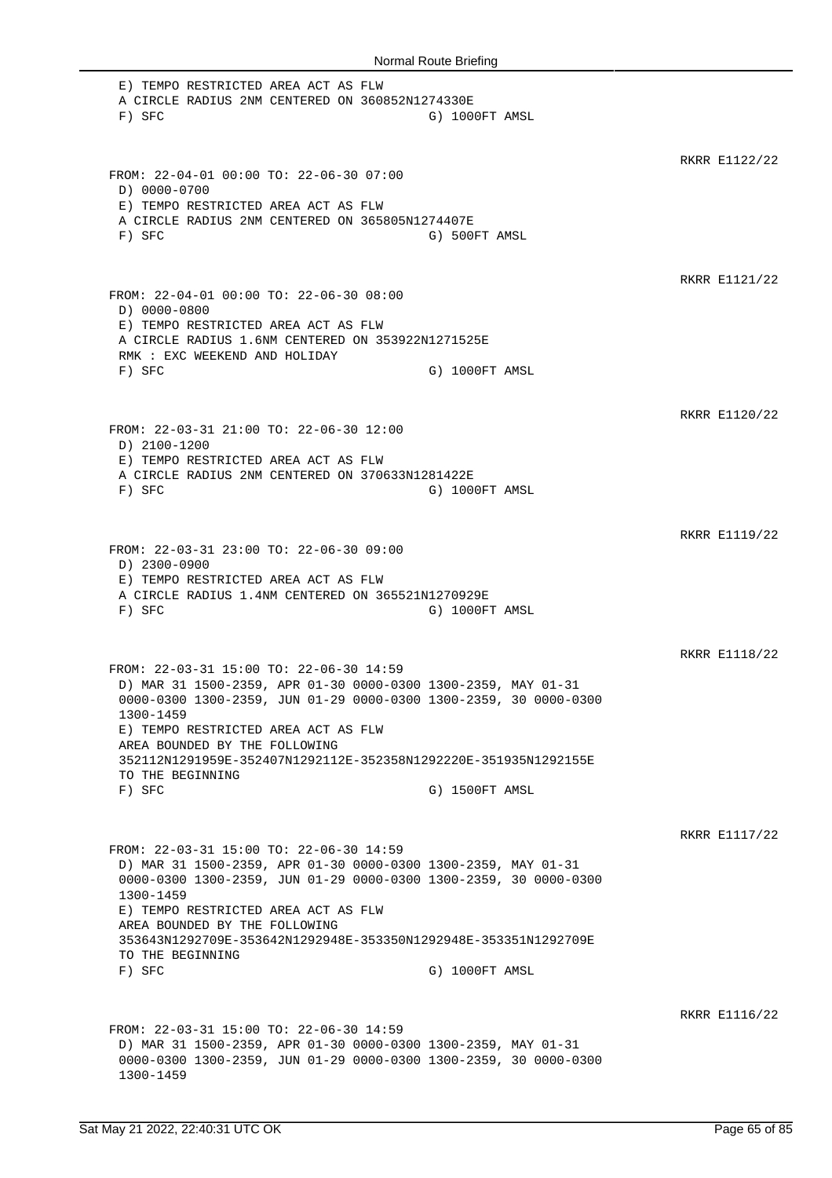E) TEMPO RESTRICTED AREA ACT AS FLW
A CIRCLE RADIUS 2NM CENTERED ON 360852N1274330E
F) SFC G) 1000FT AMSL

RKRR E1122/22

FROM: 22-04-01 00:00 TO: 22-06-30 07:00
D) 0000-0700
E) TEMPO RESTRICTED AREA ACT AS FLW
A CIRCLE RADIUS 2NM CENTERED ON 365805N1274407E
F) SFC G) 500FT AMSL

RKRR E1121/22

FROM: 22-04-01 00:00 TO: 22-06-30 08:00
D) 0000-0800
E) TEMPO RESTRICTED AREA ACT AS FLW
A CIRCLE RADIUS 1.6NM CENTERED ON 353922N1271525E
RMK : EXC WEEKEND AND HOLIDAY
F) SFC G) 1000FT AMSL

RKRR E1120/22

FROM: 22-03-31 21:00 TO: 22-06-30 12:00
D) 2100-1200
E) TEMPO RESTRICTED AREA ACT AS FLW
A CIRCLE RADIUS 2NM CENTERED ON 370633N1281422E
F) SFC G) 1000FT AMSL

RKRR E1119/22

FROM: 22-03-31 23:00 TO: 22-06-30 09:00
D) 2300-0900
E) TEMPO RESTRICTED AREA ACT AS FLW
A CIRCLE RADIUS 1.4NM CENTERED ON 365521N1270929E
F) SFC G) 1000FT AMSL

RKRR E1118/22

FROM: 22-03-31 15:00 TO: 22-06-30 14:59
D) MAR 31 1500-2359, APR 01-30 0000-0300 1300-2359, MAY 01-31 0000-0300 1300-2359, JUN 01-29 0000-0300 1300-2359, 30 0000-0300 1300-1459
E) TEMPO RESTRICTED AREA ACT AS FLW
AREA BOUNDED BY THE FOLLOWING
352112N1291959E-352407N1292112E-352358N1292220E-351935N1292155E
TO THE BEGINNING
F) SFC G) 1500FT AMSL

RKRR E1117/22

FROM: 22-03-31 15:00 TO: 22-06-30 14:59
D) MAR 31 1500-2359, APR 01-30 0000-0300 1300-2359, MAY 01-31 0000-0300 1300-2359, JUN 01-29 0000-0300 1300-2359, 30 0000-0300 1300-1459
E) TEMPO RESTRICTED AREA ACT AS FLW
AREA BOUNDED BY THE FOLLOWING
353643N1292709E-353642N1292948E-353350N1292948E-353351N1292709E
TO THE BEGINNING
F) SFC G) 1000FT AMSL

RKRR E1116/22

FROM: 22-03-31 15:00 TO: 22-06-30 14:59
D) MAR 31 1500-2359, APR 01-30 0000-0300 1300-2359, MAY 01-31 0000-0300 1300-2359, JUN 01-29 0000-0300 1300-2359, 30 0000-0300 1300-1459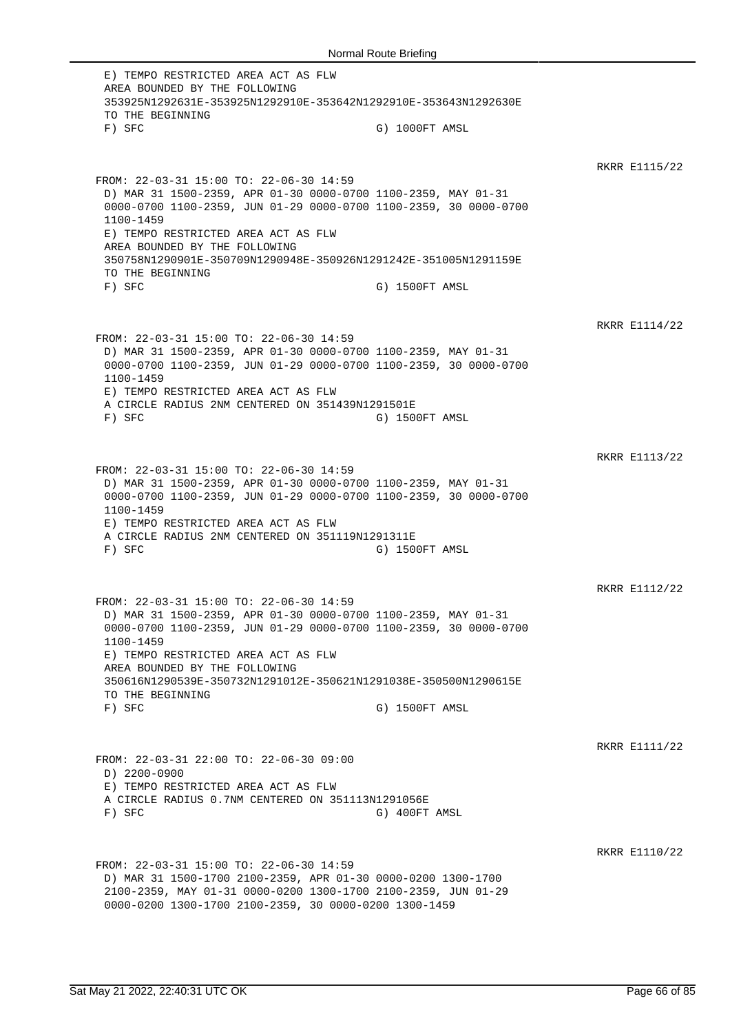E) TEMPO RESTRICTED AREA ACT AS FLW
AREA BOUNDED BY THE FOLLOWING
353925N1292631E-353925N1292910E-353642N1292910E-353643N1292630E
TO THE BEGINNING
F) SFC G) 1000FT AMSL

RKRR E1115/22

FROM: 22-03-31 15:00 TO: 22-06-30 14:59
D) MAR 31 1500-2359, APR 01-30 0000-0700 1100-2359, MAY 01-31
0000-0700 1100-2359, JUN 01-29 0000-0700 1100-2359, 30 0000-0700
1100-1459
E) TEMPO RESTRICTED AREA ACT AS FLW
AREA BOUNDED BY THE FOLLOWING
350758N1290901E-350709N1290948E-350926N1291242E-351005N1291159E
TO THE BEGINNING
F) SFC G) 1500FT AMSL

RKRR E1114/22

FROM: 22-03-31 15:00 TO: 22-06-30 14:59
D) MAR 31 1500-2359, APR 01-30 0000-0700 1100-2359, MAY 01-31
0000-0700 1100-2359, JUN 01-29 0000-0700 1100-2359, 30 0000-0700
1100-1459
E) TEMPO RESTRICTED AREA ACT AS FLW
A CIRCLE RADIUS 2NM CENTERED ON 351439N1291501E
F) SFC G) 1500FT AMSL

RKRR E1113/22

FROM: 22-03-31 15:00 TO: 22-06-30 14:59
D) MAR 31 1500-2359, APR 01-30 0000-0700 1100-2359, MAY 01-31
0000-0700 1100-2359, JUN 01-29 0000-0700 1100-2359, 30 0000-0700
1100-1459
E) TEMPO RESTRICTED AREA ACT AS FLW
A CIRCLE RADIUS 2NM CENTERED ON 351119N1291311E
F) SFC G) 1500FT AMSL

RKRR E1112/22

FROM: 22-03-31 15:00 TO: 22-06-30 14:59
D) MAR 31 1500-2359, APR 01-30 0000-0700 1100-2359, MAY 01-31
0000-0700 1100-2359, JUN 01-29 0000-0700 1100-2359, 30 0000-0700
1100-1459
E) TEMPO RESTRICTED AREA ACT AS FLW
AREA BOUNDED BY THE FOLLOWING
350616N1290539E-350732N1291012E-350621N1291038E-350500N1290615E
TO THE BEGINNING
F) SFC G) 1500FT AMSL

RKRR E1111/22

FROM: 22-03-31 22:00 TO: 22-06-30 09:00
D) 2200-0900
E) TEMPO RESTRICTED AREA ACT AS FLW
A CIRCLE RADIUS 0.7NM CENTERED ON 351113N1291056E
F) SFC G) 400FT AMSL

RKRR E1110/22

FROM: 22-03-31 15:00 TO: 22-06-30 14:59
D) MAR 31 1500-1700 2100-2359, APR 01-30 0000-0200 1300-1700
2100-2359, MAY 01-31 0000-0200 1300-1700 2100-2359, JUN 01-29
0000-0200 1300-1700 2100-2359, 30 0000-0200 1300-1459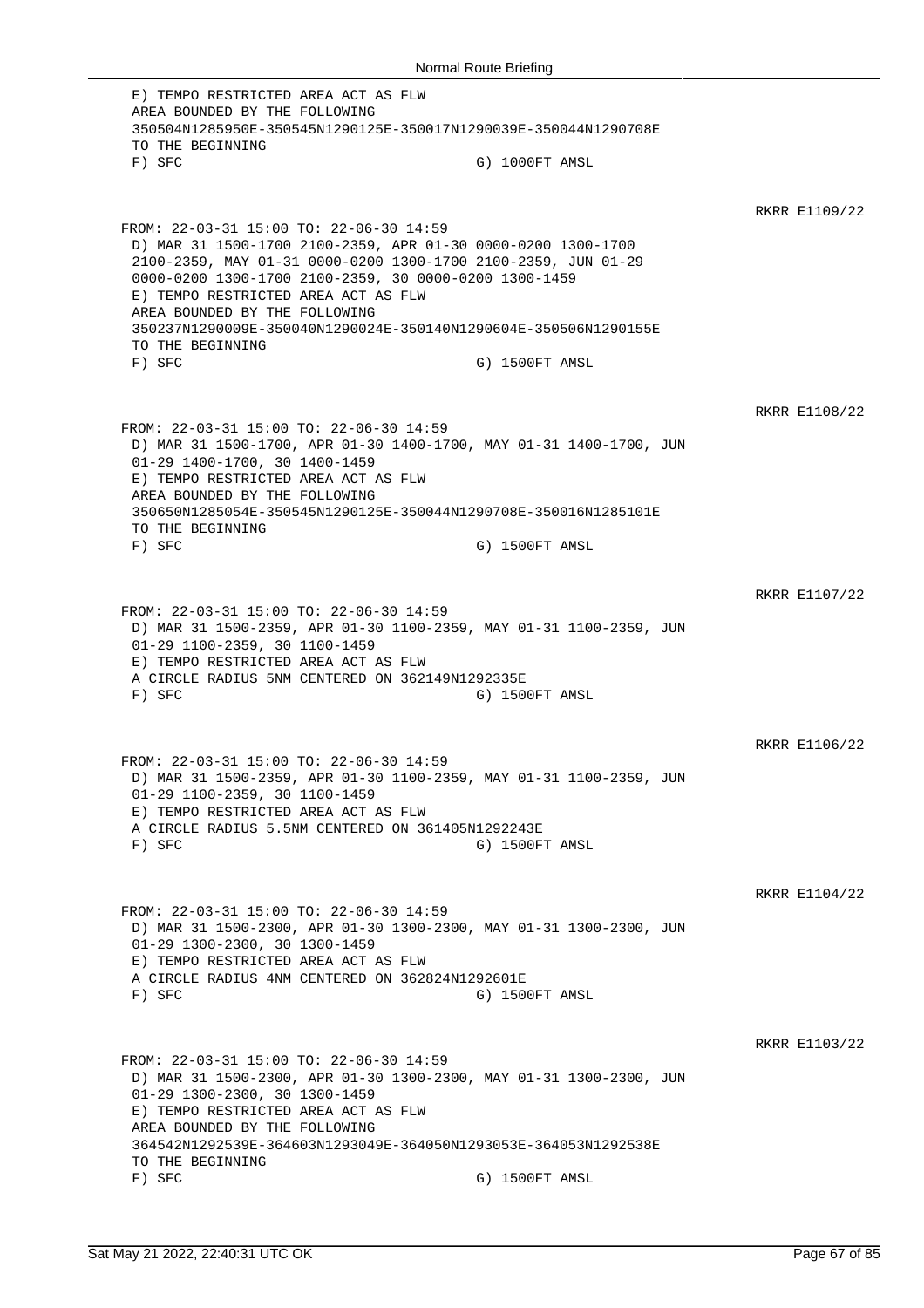E) TEMPO RESTRICTED AREA ACT AS FLW
AREA BOUNDED BY THE FOLLOWING
350504N1285950E-350545N1290125E-350017N1290039E-350044N1290708E
TO THE BEGINNING
F) SFC G) 1000FT AMSL

RKRR E1109/22

FROM: 22-03-31 15:00 TO: 22-06-30 14:59
D) MAR 31 1500-1700 2100-2359, APR 01-30 0000-0200 1300-1700
2100-2359, MAY 01-31 0000-0200 1300-1700 2100-2359, JUN 01-29
0000-0200 1300-1700 2100-2359, 30 0000-0200 1300-1459
E) TEMPO RESTRICTED AREA ACT AS FLW
AREA BOUNDED BY THE FOLLOWING
350237N1290009E-350040N1290024E-350140N1290604E-350506N1290155E
TO THE BEGINNING
F) SFC G) 1500FT AMSL

RKRR E1108/22

FROM: 22-03-31 15:00 TO: 22-06-30 14:59
D) MAR 31 1500-1700, APR 01-30 1400-1700, MAY 01-31 1400-1700, JUN
01-29 1400-1700, 30 1400-1459
E) TEMPO RESTRICTED AREA ACT AS FLW
AREA BOUNDED BY THE FOLLOWING
350650N1285054E-350545N1290125E-350044N1290708E-350016N1285101E
TO THE BEGINNING
F) SFC G) 1500FT AMSL

RKRR E1107/22

FROM: 22-03-31 15:00 TO: 22-06-30 14:59
D) MAR 31 1500-2359, APR 01-30 1100-2359, MAY 01-31 1100-2359, JUN
01-29 1100-2359, 30 1100-1459
E) TEMPO RESTRICTED AREA ACT AS FLW
A CIRCLE RADIUS 5NM CENTERED ON 362149N1292335E
F) SFC G) 1500FT AMSL

RKRR E1106/22

FROM: 22-03-31 15:00 TO: 22-06-30 14:59
D) MAR 31 1500-2359, APR 01-30 1100-2359, MAY 01-31 1100-2359, JUN
01-29 1100-2359, 30 1100-1459
E) TEMPO RESTRICTED AREA ACT AS FLW
A CIRCLE RADIUS 5.5NM CENTERED ON 361405N1292243E
F) SFC G) 1500FT AMSL

RKRR E1104/22

FROM: 22-03-31 15:00 TO: 22-06-30 14:59
D) MAR 31 1500-2300, APR 01-30 1300-2300, MAY 01-31 1300-2300, JUN
01-29 1300-2300, 30 1300-1459
E) TEMPO RESTRICTED AREA ACT AS FLW
A CIRCLE RADIUS 4NM CENTERED ON 362824N1292601E
F) SFC G) 1500FT AMSL

RKRR E1103/22

FROM: 22-03-31 15:00 TO: 22-06-30 14:59
D) MAR 31 1500-2300, APR 01-30 1300-2300, MAY 01-31 1300-2300, JUN
01-29 1300-2300, 30 1300-1459
E) TEMPO RESTRICTED AREA ACT AS FLW
AREA BOUNDED BY THE FOLLOWING
364542N1292539E-364603N1293049E-364050N1293053E-364053N1292538E
TO THE BEGINNING
F) SFC G) 1500FT AMSL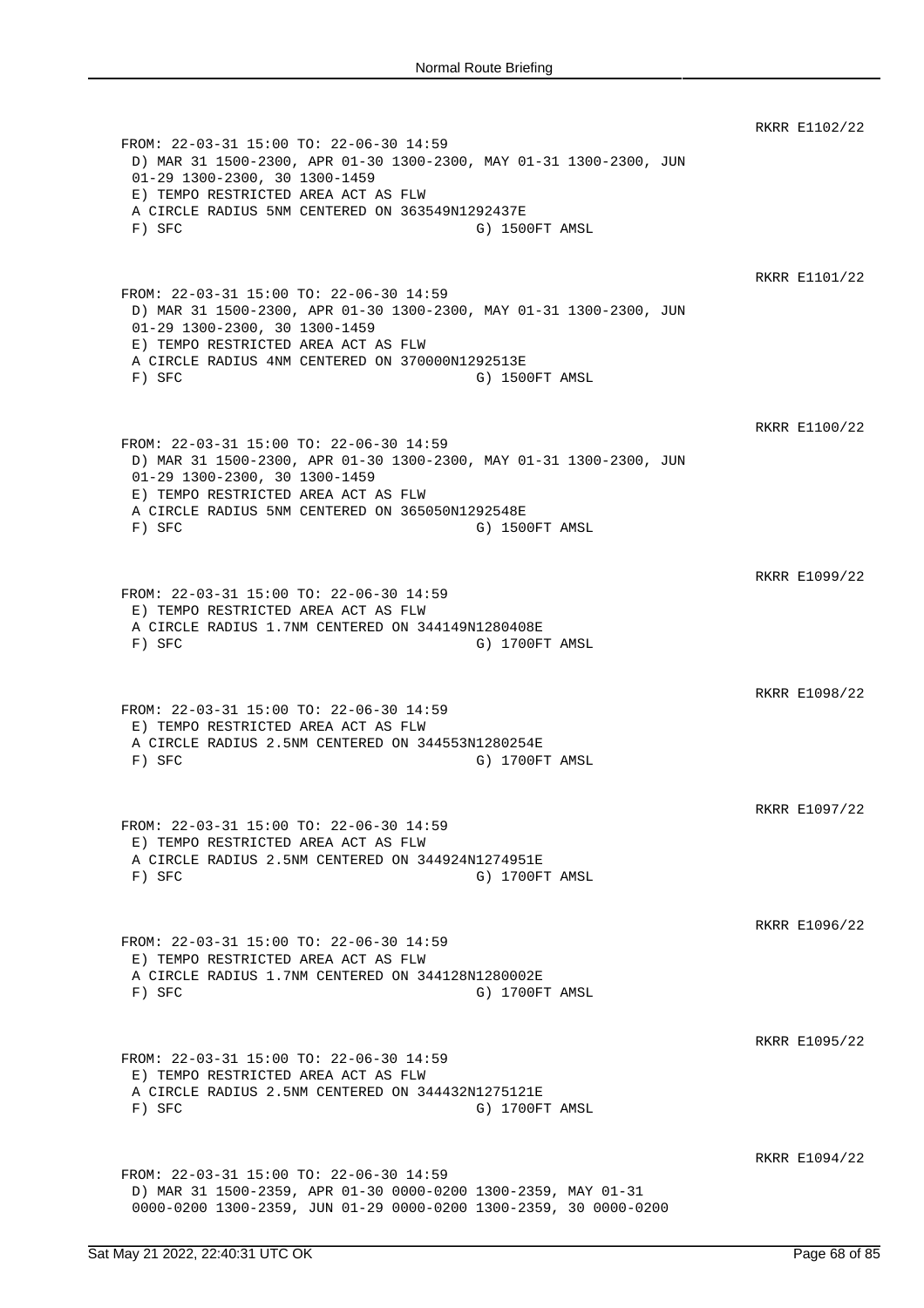RKRR E1102/22

FROM: 22-03-31 15:00 TO: 22-06-30 14:59
D) MAR 31 1500-2300, APR 01-30 1300-2300, MAY 01-31 1300-2300, JUN 01-29 1300-2300, 30 1300-1459
E) TEMPO RESTRICTED AREA ACT AS FLW
A CIRCLE RADIUS 5NM CENTERED ON 363549N1292437E
F) SFC G) 1500FT AMSL

RKRR E1101/22

FROM: 22-03-31 15:00 TO: 22-06-30 14:59
D) MAR 31 1500-2300, APR 01-30 1300-2300, MAY 01-31 1300-2300, JUN 01-29 1300-2300, 30 1300-1459
E) TEMPO RESTRICTED AREA ACT AS FLW
A CIRCLE RADIUS 4NM CENTERED ON 370000N1292513E
F) SFC G) 1500FT AMSL

RKRR E1100/22

FROM: 22-03-31 15:00 TO: 22-06-30 14:59
D) MAR 31 1500-2300, APR 01-30 1300-2300, MAY 01-31 1300-2300, JUN 01-29 1300-2300, 30 1300-1459
E) TEMPO RESTRICTED AREA ACT AS FLW
A CIRCLE RADIUS 5NM CENTERED ON 365050N1292548E
F) SFC G) 1500FT AMSL

RKRR E1099/22

FROM: 22-03-31 15:00 TO: 22-06-30 14:59
E) TEMPO RESTRICTED AREA ACT AS FLW
A CIRCLE RADIUS 1.7NM CENTERED ON 344149N1280408E
F) SFC G) 1700FT AMSL

RKRR E1098/22

FROM: 22-03-31 15:00 TO: 22-06-30 14:59
E) TEMPO RESTRICTED AREA ACT AS FLW
A CIRCLE RADIUS 2.5NM CENTERED ON 344553N1280254E
F) SFC G) 1700FT AMSL

RKRR E1097/22

FROM: 22-03-31 15:00 TO: 22-06-30 14:59
E) TEMPO RESTRICTED AREA ACT AS FLW
A CIRCLE RADIUS 2.5NM CENTERED ON 344924N1274951E
F) SFC G) 1700FT AMSL

RKRR E1096/22

FROM: 22-03-31 15:00 TO: 22-06-30 14:59
E) TEMPO RESTRICTED AREA ACT AS FLW
A CIRCLE RADIUS 1.7NM CENTERED ON 344128N1280002E
F) SFC G) 1700FT AMSL

RKRR E1095/22

FROM: 22-03-31 15:00 TO: 22-06-30 14:59
E) TEMPO RESTRICTED AREA ACT AS FLW
A CIRCLE RADIUS 2.5NM CENTERED ON 344432N1275121E
F) SFC G) 1700FT AMSL

RKRR E1094/22

FROM: 22-03-31 15:00 TO: 22-06-30 14:59
D) MAR 31 1500-2359, APR 01-30 0000-0200 1300-2359, MAY 01-31 0000-0200 1300-2359, JUN 01-29 0000-0200 1300-2359, 30 0000-0200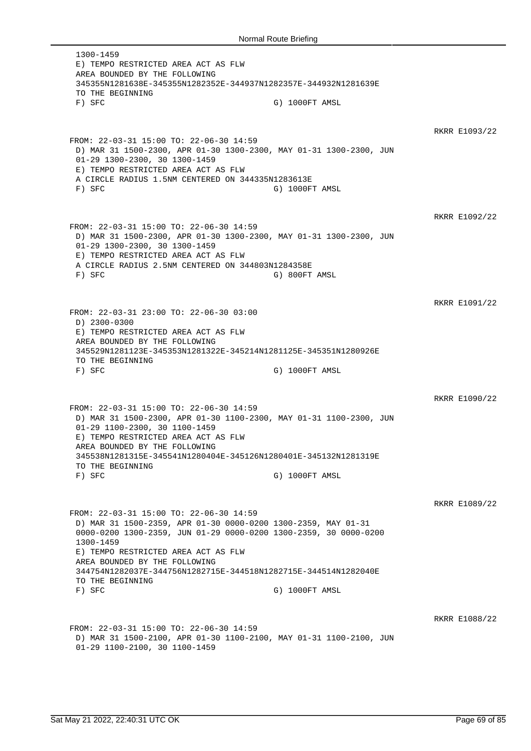1300-1459
E) TEMPO RESTRICTED AREA ACT AS FLW
AREA BOUNDED BY THE FOLLOWING
345355N1281638E-345355N1282352E-344937N1282357E-344932N1281639E
TO THE BEGINNING
F) SFC G) 1000FT AMSL

RKRR E1093/22

FROM: 22-03-31 15:00 TO: 22-06-30 14:59
D) MAR 31 1500-2300, APR 01-30 1300-2300, MAY 01-31 1300-2300, JUN 01-29 1300-2300, 30 1300-1459
E) TEMPO RESTRICTED AREA ACT AS FLW
A CIRCLE RADIUS 1.5NM CENTERED ON 344335N1283613E
F) SFC G) 1000FT AMSL

RKRR E1092/22

FROM: 22-03-31 15:00 TO: 22-06-30 14:59
D) MAR 31 1500-2300, APR 01-30 1300-2300, MAY 01-31 1300-2300, JUN 01-29 1300-2300, 30 1300-1459
E) TEMPO RESTRICTED AREA ACT AS FLW
A CIRCLE RADIUS 2.5NM CENTERED ON 344803N1284358E
F) SFC G) 800FT AMSL

RKRR E1091/22

FROM: 22-03-31 23:00 TO: 22-06-30 03:00
D) 2300-0300
E) TEMPO RESTRICTED AREA ACT AS FLW
AREA BOUNDED BY THE FOLLOWING
345529N1281123E-345353N1281322E-345214N1281125E-345351N1280926E
TO THE BEGINNING
F) SFC G) 1000FT AMSL

RKRR E1090/22

FROM: 22-03-31 15:00 TO: 22-06-30 14:59
D) MAR 31 1500-2300, APR 01-30 1100-2300, MAY 01-31 1100-2300, JUN 01-29 1100-2300, 30 1100-1459
E) TEMPO RESTRICTED AREA ACT AS FLW
AREA BOUNDED BY THE FOLLOWING
345538N1281315E-345541N1280404E-345126N1280401E-345132N1281319E
TO THE BEGINNING
F) SFC G) 1000FT AMSL

RKRR E1089/22

FROM: 22-03-31 15:00 TO: 22-06-30 14:59
D) MAR 31 1500-2359, APR 01-30 0000-0200 1300-2359, MAY 01-31 0000-0200 1300-2359, JUN 01-29 0000-0200 1300-2359, 30 0000-0200 1300-1459
E) TEMPO RESTRICTED AREA ACT AS FLW
AREA BOUNDED BY THE FOLLOWING
344754N1282037E-344756N1282715E-344518N1282715E-344514N1282040E
TO THE BEGINNING
F) SFC G) 1000FT AMSL

RKRR E1088/22

FROM: 22-03-31 15:00 TO: 22-06-30 14:59
D) MAR 31 1500-2100, APR 01-30 1100-2100, MAY 01-31 1100-2100, JUN 01-29 1100-2100, 30 1100-1459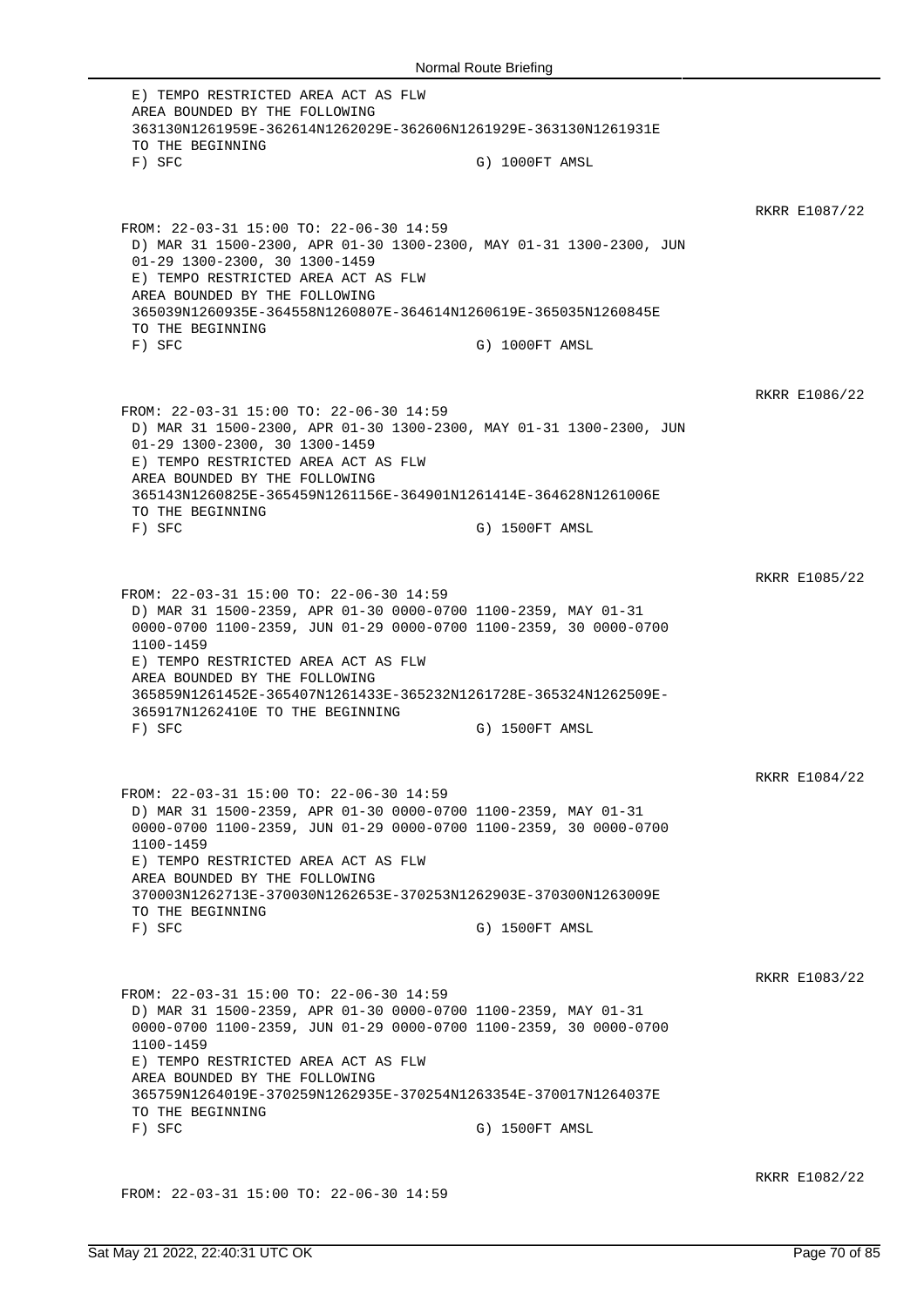E) TEMPO RESTRICTED AREA ACT AS FLW
AREA BOUNDED BY THE FOLLOWING
363130N1261959E-362614N1262029E-362606N1261929E-363130N1261931E
TO THE BEGINNING
F) SFC G) 1000FT AMSL

RKRR E1087/22

FROM: 22-03-31 15:00 TO: 22-06-30 14:59
D) MAR 31 1500-2300, APR 01-30 1300-2300, MAY 01-31 1300-2300, JUN
01-29 1300-2300, 30 1300-1459
E) TEMPO RESTRICTED AREA ACT AS FLW
AREA BOUNDED BY THE FOLLOWING
365039N1260935E-364558N1260807E-364614N1260619E-365035N1260845E
TO THE BEGINNING
F) SFC G) 1000FT AMSL

RKRR E1086/22

FROM: 22-03-31 15:00 TO: 22-06-30 14:59
D) MAR 31 1500-2300, APR 01-30 1300-2300, MAY 01-31 1300-2300, JUN
01-29 1300-2300, 30 1300-1459
E) TEMPO RESTRICTED AREA ACT AS FLW
AREA BOUNDED BY THE FOLLOWING
365143N1260825E-365459N1261156E-364901N1261414E-364628N1261006E
TO THE BEGINNING
F) SFC G) 1500FT AMSL

RKRR E1085/22

FROM: 22-03-31 15:00 TO: 22-06-30 14:59
D) MAR 31 1500-2359, APR 01-30 0000-0700 1100-2359, MAY 01-31
0000-0700 1100-2359, JUN 01-29 0000-0700 1100-2359, 30 0000-0700
1100-1459
E) TEMPO RESTRICTED AREA ACT AS FLW
AREA BOUNDED BY THE FOLLOWING
365859N1261452E-365407N1261433E-365232N1261728E-365324N1262509E-
365917N1262410E TO THE BEGINNING
F) SFC G) 1500FT AMSL

RKRR E1084/22

FROM: 22-03-31 15:00 TO: 22-06-30 14:59
D) MAR 31 1500-2359, APR 01-30 0000-0700 1100-2359, MAY 01-31
0000-0700 1100-2359, JUN 01-29 0000-0700 1100-2359, 30 0000-0700
1100-1459
E) TEMPO RESTRICTED AREA ACT AS FLW
AREA BOUNDED BY THE FOLLOWING
370003N1262713E-370030N1262653E-370253N1262903E-370300N1263009E
TO THE BEGINNING
F) SFC G) 1500FT AMSL

RKRR E1083/22

FROM: 22-03-31 15:00 TO: 22-06-30 14:59
D) MAR 31 1500-2359, APR 01-30 0000-0700 1100-2359, MAY 01-31
0000-0700 1100-2359, JUN 01-29 0000-0700 1100-2359, 30 0000-0700
1100-1459
E) TEMPO RESTRICTED AREA ACT AS FLW
AREA BOUNDED BY THE FOLLOWING
365759N1264019E-370259N1262935E-370254N1263354E-370017N1264037E
TO THE BEGINNING
F) SFC G) 1500FT AMSL

RKRR E1082/22

FROM: 22-03-31 15:00 TO: 22-06-30 14:59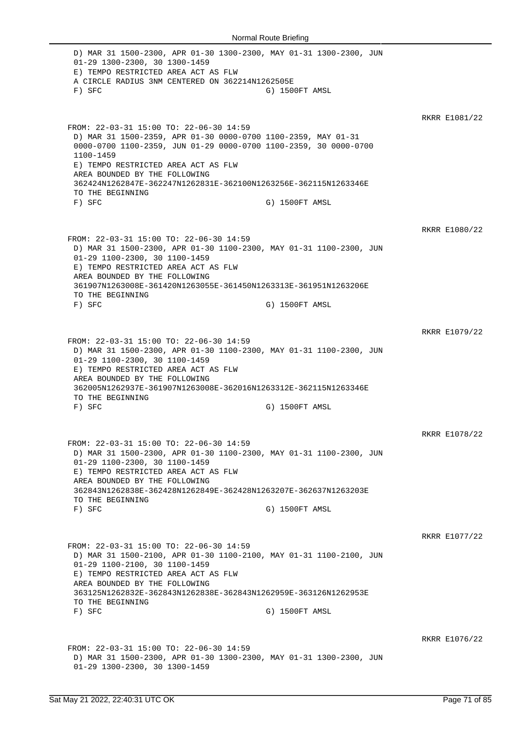D) MAR 31 1500-2300, APR 01-30 1300-2300, MAY 01-31 1300-2300, JUN 01-29 1300-2300, 30 1300-1459
E) TEMPO RESTRICTED AREA ACT AS FLW
A CIRCLE RADIUS 3NM CENTERED ON 362214N1262505E
F) SFC G) 1500FT AMSL

RKRR E1081/22

FROM: 22-03-31 15:00 TO: 22-06-30 14:59
D) MAR 31 1500-2359, APR 01-30 0000-0700 1100-2359, MAY 01-31 0000-0700 1100-2359, JUN 01-29 0000-0700 1100-2359, 30 0000-0700 1100-1459
E) TEMPO RESTRICTED AREA ACT AS FLW
AREA BOUNDED BY THE FOLLOWING
362424N1262847E-362247N1262831E-362100N1263256E-362115N1263346E TO THE BEGINNING
F) SFC G) 1500FT AMSL

RKRR E1080/22

FROM: 22-03-31 15:00 TO: 22-06-30 14:59
D) MAR 31 1500-2300, APR 01-30 1100-2300, MAY 01-31 1100-2300, JUN 01-29 1100-2300, 30 1100-1459
E) TEMPO RESTRICTED AREA ACT AS FLW
AREA BOUNDED BY THE FOLLOWING
361907N1263008E-361420N1263055E-361450N1263313E-361951N1263206E TO THE BEGINNING
F) SFC G) 1500FT AMSL

RKRR E1079/22

FROM: 22-03-31 15:00 TO: 22-06-30 14:59
D) MAR 31 1500-2300, APR 01-30 1100-2300, MAY 01-31 1100-2300, JUN 01-29 1100-2300, 30 1100-1459
E) TEMPO RESTRICTED AREA ACT AS FLW
AREA BOUNDED BY THE FOLLOWING
362005N1262937E-361907N1263008E-362016N1263312E-362115N1263346E TO THE BEGINNING
F) SFC G) 1500FT AMSL

RKRR E1078/22

FROM: 22-03-31 15:00 TO: 22-06-30 14:59
D) MAR 31 1500-2300, APR 01-30 1100-2300, MAY 01-31 1100-2300, JUN 01-29 1100-2300, 30 1100-1459
E) TEMPO RESTRICTED AREA ACT AS FLW
AREA BOUNDED BY THE FOLLOWING
362843N1262838E-362428N1262849E-362428N1263207E-362637N1263203E TO THE BEGINNING
F) SFC G) 1500FT AMSL

RKRR E1077/22

FROM: 22-03-31 15:00 TO: 22-06-30 14:59
D) MAR 31 1500-2100, APR 01-30 1100-2100, MAY 01-31 1100-2100, JUN 01-29 1100-2100, 30 1100-1459
E) TEMPO RESTRICTED AREA ACT AS FLW
AREA BOUNDED BY THE FOLLOWING
363125N1262832E-362843N1262838E-362843N1262959E-363126N1262953E TO THE BEGINNING
F) SFC G) 1500FT AMSL

RKRR E1076/22

FROM: 22-03-31 15:00 TO: 22-06-30 14:59
D) MAR 31 1500-2300, APR 01-30 1300-2300, MAY 01-31 1300-2300, JUN 01-29 1300-2300, 30 1300-1459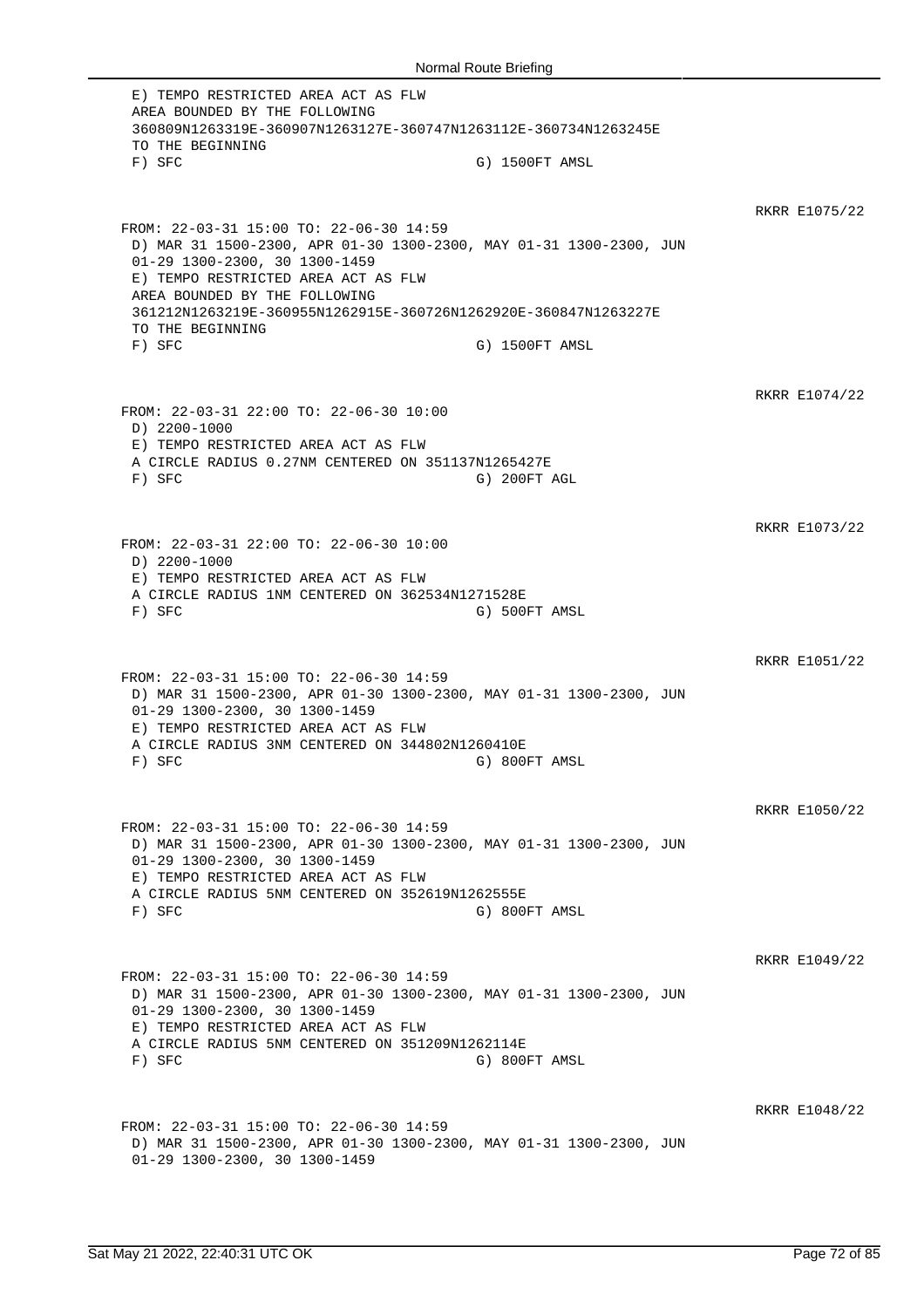E) TEMPO RESTRICTED AREA ACT AS FLW
AREA BOUNDED BY THE FOLLOWING
360809N1263319E-360907N1263127E-360747N1263112E-360734N1263245E
TO THE BEGINNING
F) SFC G) 1500FT AMSL

RKRR E1075/22

FROM: 22-03-31 15:00 TO: 22-06-30 14:59
D) MAR 31 1500-2300, APR 01-30 1300-2300, MAY 01-31 1300-2300, JUN 01-29 1300-2300, 30 1300-1459
E) TEMPO RESTRICTED AREA ACT AS FLW
AREA BOUNDED BY THE FOLLOWING
361212N1263219E-360955N1262915E-360726N1262920E-360847N1263227E
TO THE BEGINNING
F) SFC G) 1500FT AMSL

RKRR E1074/22

FROM: 22-03-31 22:00 TO: 22-06-30 10:00
D) 2200-1000
E) TEMPO RESTRICTED AREA ACT AS FLW
A CIRCLE RADIUS 0.27NM CENTERED ON 351137N1265427E
F) SFC G) 200FT AGL

RKRR E1073/22

FROM: 22-03-31 22:00 TO: 22-06-30 10:00
D) 2200-1000
E) TEMPO RESTRICTED AREA ACT AS FLW
A CIRCLE RADIUS 1NM CENTERED ON 362534N1271528E
F) SFC G) 500FT AMSL

RKRR E1051/22

FROM: 22-03-31 15:00 TO: 22-06-30 14:59
D) MAR 31 1500-2300, APR 01-30 1300-2300, MAY 01-31 1300-2300, JUN 01-29 1300-2300, 30 1300-1459
E) TEMPO RESTRICTED AREA ACT AS FLW
A CIRCLE RADIUS 3NM CENTERED ON 344802N1260410E
F) SFC G) 800FT AMSL

RKRR E1050/22

FROM: 22-03-31 15:00 TO: 22-06-30 14:59
D) MAR 31 1500-2300, APR 01-30 1300-2300, MAY 01-31 1300-2300, JUN 01-29 1300-2300, 30 1300-1459
E) TEMPO RESTRICTED AREA ACT AS FLW
A CIRCLE RADIUS 5NM CENTERED ON 352619N1262555E
F) SFC G) 800FT AMSL

RKRR E1049/22

FROM: 22-03-31 15:00 TO: 22-06-30 14:59
D) MAR 31 1500-2300, APR 01-30 1300-2300, MAY 01-31 1300-2300, JUN 01-29 1300-2300, 30 1300-1459
E) TEMPO RESTRICTED AREA ACT AS FLW
A CIRCLE RADIUS 5NM CENTERED ON 351209N1262114E
F) SFC G) 800FT AMSL

RKRR E1048/22

FROM: 22-03-31 15:00 TO: 22-06-30 14:59
D) MAR 31 1500-2300, APR 01-30 1300-2300, MAY 01-31 1300-2300, JUN 01-29 1300-2300, 30 1300-1459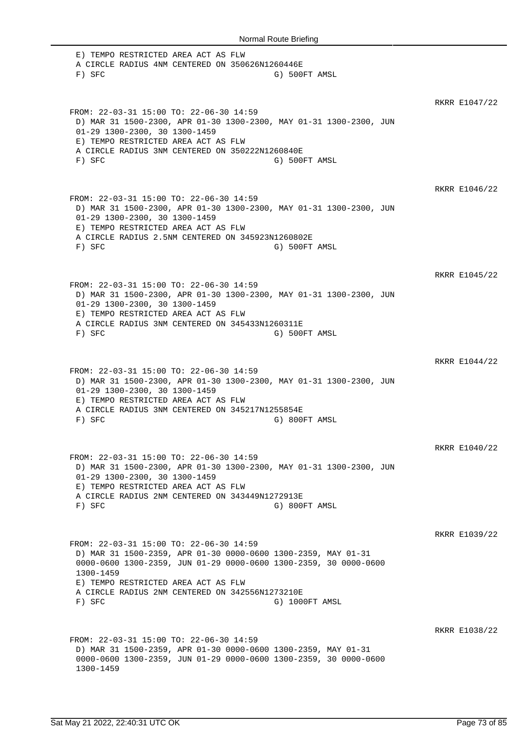E) TEMPO RESTRICTED AREA ACT AS FLW
A CIRCLE RADIUS 4NM CENTERED ON 350626N1260446E
F) SFC G) 500FT AMSL

RKRR E1047/22

FROM: 22-03-31 15:00 TO: 22-06-30 14:59
D) MAR 31 1500-2300, APR 01-30 1300-2300, MAY 01-31 1300-2300, JUN 01-29 1300-2300, 30 1300-1459
E) TEMPO RESTRICTED AREA ACT AS FLW
A CIRCLE RADIUS 3NM CENTERED ON 350222N1260840E
F) SFC G) 500FT AMSL

RKRR E1046/22

FROM: 22-03-31 15:00 TO: 22-06-30 14:59
D) MAR 31 1500-2300, APR 01-30 1300-2300, MAY 01-31 1300-2300, JUN 01-29 1300-2300, 30 1300-1459
E) TEMPO RESTRICTED AREA ACT AS FLW
A CIRCLE RADIUS 2.5NM CENTERED ON 345923N1260802E
F) SFC G) 500FT AMSL

RKRR E1045/22

FROM: 22-03-31 15:00 TO: 22-06-30 14:59
D) MAR 31 1500-2300, APR 01-30 1300-2300, MAY 01-31 1300-2300, JUN 01-29 1300-2300, 30 1300-1459
E) TEMPO RESTRICTED AREA ACT AS FLW
A CIRCLE RADIUS 3NM CENTERED ON 345433N1260311E
F) SFC G) 500FT AMSL

RKRR E1044/22

FROM: 22-03-31 15:00 TO: 22-06-30 14:59
D) MAR 31 1500-2300, APR 01-30 1300-2300, MAY 01-31 1300-2300, JUN 01-29 1300-2300, 30 1300-1459
E) TEMPO RESTRICTED AREA ACT AS FLW
A CIRCLE RADIUS 3NM CENTERED ON 345217N1255854E
F) SFC G) 800FT AMSL

RKRR E1040/22

FROM: 22-03-31 15:00 TO: 22-06-30 14:59
D) MAR 31 1500-2300, APR 01-30 1300-2300, MAY 01-31 1300-2300, JUN 01-29 1300-2300, 30 1300-1459
E) TEMPO RESTRICTED AREA ACT AS FLW
A CIRCLE RADIUS 2NM CENTERED ON 343449N1272913E
F) SFC G) 800FT AMSL

RKRR E1039/22

FROM: 22-03-31 15:00 TO: 22-06-30 14:59
D) MAR 31 1500-2359, APR 01-30 0000-0600 1300-2359, MAY 01-31 0000-0600 1300-2359, JUN 01-29 0000-0600 1300-2359, 30 0000-0600 1300-1459
E) TEMPO RESTRICTED AREA ACT AS FLW
A CIRCLE RADIUS 2NM CENTERED ON 342556N1273210E
F) SFC G) 1000FT AMSL

RKRR E1038/22

FROM: 22-03-31 15:00 TO: 22-06-30 14:59
D) MAR 31 1500-2359, APR 01-30 0000-0600 1300-2359, MAY 01-31 0000-0600 1300-2359, JUN 01-29 0000-0600 1300-2359, 30 0000-0600 1300-1459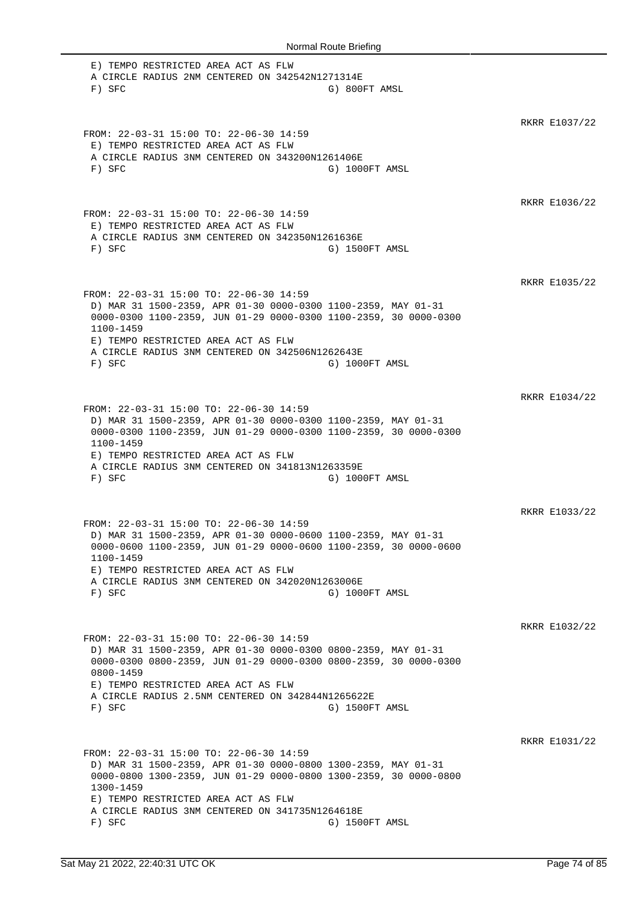```
E) TEMPO RESTRICTED AREA ACT AS FLW
A CIRCLE RADIUS 2NM CENTERED ON 342542N1271314E
F) SFC                                  G) 800FT AMSL
```

RKRR E1037/22

```
FROM: 22-03-31 15:00 TO: 22-06-30 14:59
E) TEMPO RESTRICTED AREA ACT AS FLW
A CIRCLE RADIUS 3NM CENTERED ON 343200N1261406E
F) SFC                                  G) 1000FT AMSL
```

RKRR E1036/22

```
FROM: 22-03-31 15:00 TO: 22-06-30 14:59
E) TEMPO RESTRICTED AREA ACT AS FLW
A CIRCLE RADIUS 3NM CENTERED ON 342350N1261636E
F) SFC                                  G) 1500FT AMSL
```

RKRR E1035/22

```
FROM: 22-03-31 15:00 TO: 22-06-30 14:59
D) MAR 31 1500-2359, APR 01-30 0000-0300 1100-2359, MAY 01-31
0000-0300 1100-2359, JUN 01-29 0000-0300 1100-2359, 30 0000-0300
1100-1459
E) TEMPO RESTRICTED AREA ACT AS FLW
A CIRCLE RADIUS 3NM CENTERED ON 342506N1262643E
F) SFC                                  G) 1000FT AMSL
```

RKRR E1034/22

```
FROM: 22-03-31 15:00 TO: 22-06-30 14:59
D) MAR 31 1500-2359, APR 01-30 0000-0300 1100-2359, MAY 01-31
0000-0300 1100-2359, JUN 01-29 0000-0300 1100-2359, 30 0000-0300
1100-1459
E) TEMPO RESTRICTED AREA ACT AS FLW
A CIRCLE RADIUS 3NM CENTERED ON 341813N1263359E
F) SFC                                  G) 1000FT AMSL
```

RKRR E1033/22

```
FROM: 22-03-31 15:00 TO: 22-06-30 14:59
D) MAR 31 1500-2359, APR 01-30 0000-0600 1100-2359, MAY 01-31
0000-0600 1100-2359, JUN 01-29 0000-0600 1100-2359, 30 0000-0600
1100-1459
E) TEMPO RESTRICTED AREA ACT AS FLW
A CIRCLE RADIUS 3NM CENTERED ON 342020N1263006E
F) SFC                                  G) 1000FT AMSL
```

RKRR E1032/22

```
FROM: 22-03-31 15:00 TO: 22-06-30 14:59
D) MAR 31 1500-2359, APR 01-30 0000-0300 0800-2359, MAY 01-31
0000-0300 0800-2359, JUN 01-29 0000-0300 0800-2359, 30 0000-0300
0800-1459
E) TEMPO RESTRICTED AREA ACT AS FLW
A CIRCLE RADIUS 2.5NM CENTERED ON 342844N1265622E
F) SFC                                  G) 1500FT AMSL
```

RKRR E1031/22

```
FROM: 22-03-31 15:00 TO: 22-06-30 14:59
D) MAR 31 1500-2359, APR 01-30 0000-0800 1300-2359, MAY 01-31
0000-0800 1300-2359, JUN 01-29 0000-0800 1300-2359, 30 0000-0800
1300-1459
E) TEMPO RESTRICTED AREA ACT AS FLW
A CIRCLE RADIUS 3NM CENTERED ON 341735N1264618E
F) SFC                                  G) 1500FT AMSL
```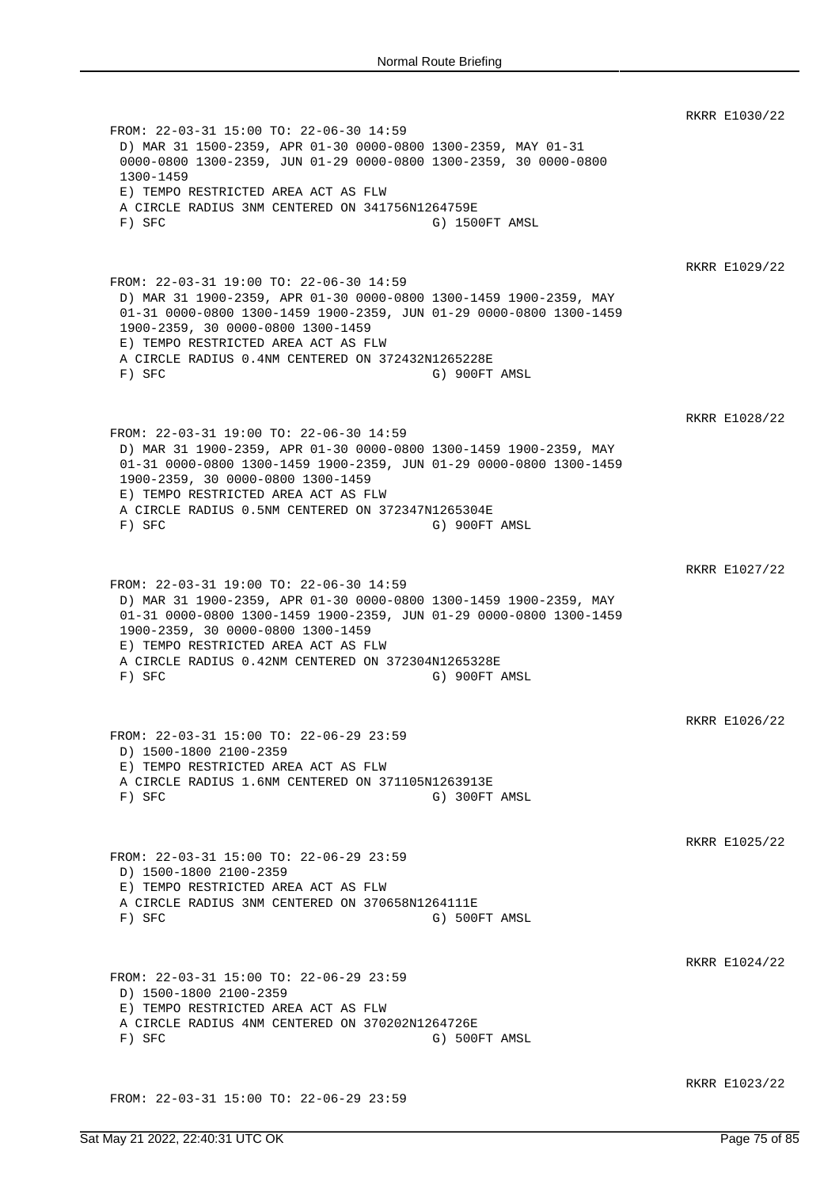RKRR E1030/22

```
FROM: 22-03-31 15:00 TO: 22-06-30 14:59
 D) MAR 31 1500-2359, APR 01-30 0000-0800 1300-2359, MAY 01-31
 0000-0800 1300-2359, JUN 01-29 0000-0800 1300-2359, 30 0000-0800
 1300-1459
 E) TEMPO RESTRICTED AREA ACT AS FLW
 A CIRCLE RADIUS 3NM CENTERED ON 341756N1264759E
 F) SFC                                G) 1500FT AMSL
```

RKRR E1029/22

```
FROM: 22-03-31 19:00 TO: 22-06-30 14:59
 D) MAR 31 1900-2359, APR 01-30 0000-0800 1300-1459 1900-2359, MAY
 01-31 0000-0800 1300-1459 1900-2359, JUN 01-29 0000-0800 1300-1459
 1900-2359, 30 0000-0800 1300-1459
 E) TEMPO RESTRICTED AREA ACT AS FLW
 A CIRCLE RADIUS 0.4NM CENTERED ON 372432N1265228E
 F) SFC                                G) 900FT AMSL
```

RKRR E1028/22

```
FROM: 22-03-31 19:00 TO: 22-06-30 14:59
 D) MAR 31 1900-2359, APR 01-30 0000-0800 1300-1459 1900-2359, MAY
 01-31 0000-0800 1300-1459 1900-2359, JUN 01-29 0000-0800 1300-1459
 1900-2359, 30 0000-0800 1300-1459
 E) TEMPO RESTRICTED AREA ACT AS FLW
 A CIRCLE RADIUS 0.5NM CENTERED ON 372347N1265304E
 F) SFC                                G) 900FT AMSL
```

RKRR E1027/22

```
FROM: 22-03-31 19:00 TO: 22-06-30 14:59
 D) MAR 31 1900-2359, APR 01-30 0000-0800 1300-1459 1900-2359, MAY
 01-31 0000-0800 1300-1459 1900-2359, JUN 01-29 0000-0800 1300-1459
 1900-2359, 30 0000-0800 1300-1459
 E) TEMPO RESTRICTED AREA ACT AS FLW
 A CIRCLE RADIUS 0.42NM CENTERED ON 372304N1265328E
 F) SFC                                G) 900FT AMSL
```

RKRR E1026/22

```
FROM: 22-03-31 15:00 TO: 22-06-29 23:59
 D) 1500-1800 2100-2359
 E) TEMPO RESTRICTED AREA ACT AS FLW
 A CIRCLE RADIUS 1.6NM CENTERED ON 371105N1263913E
 F) SFC                                G) 300FT AMSL
```

RKRR E1025/22

```
FROM: 22-03-31 15:00 TO: 22-06-29 23:59
 D) 1500-1800 2100-2359
 E) TEMPO RESTRICTED AREA ACT AS FLW
 A CIRCLE RADIUS 3NM CENTERED ON 370658N1264111E
 F) SFC                                G) 500FT AMSL
```

RKRR E1024/22

```
FROM: 22-03-31 15:00 TO: 22-06-29 23:59
 D) 1500-1800 2100-2359
 E) TEMPO RESTRICTED AREA ACT AS FLW
 A CIRCLE RADIUS 4NM CENTERED ON 370202N1264726E
 F) SFC                                G) 500FT AMSL
```

RKRR E1023/22

```
FROM: 22-03-31 15:00 TO: 22-06-29 23:59
```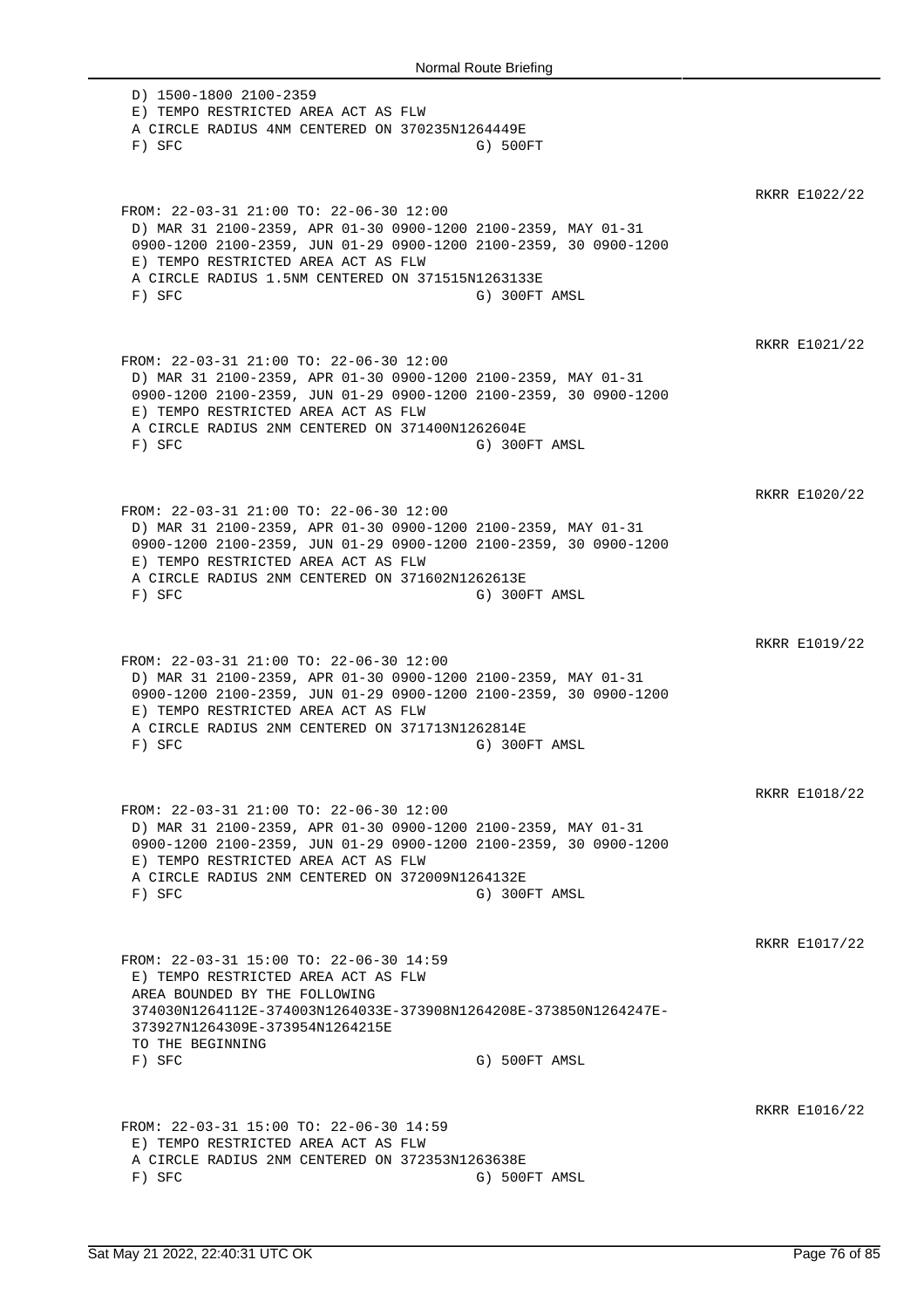```
 D) 1500-1800 2100-2359
 E) TEMPO RESTRICTED AREA ACT AS FLW
 A CIRCLE RADIUS 4NM CENTERED ON 370235N1264449E
 F) SFC                                    G) 500FT
```

RKRR E1022/22

```
FROM: 22-03-31 21:00 TO: 22-06-30 12:00
 D) MAR 31 2100-2359, APR 01-30 0900-1200 2100-2359, MAY 01-31
 0900-1200 2100-2359, JUN 01-29 0900-1200 2100-2359, 30 0900-1200
 E) TEMPO RESTRICTED AREA ACT AS FLW
 A CIRCLE RADIUS 1.5NM CENTERED ON 371515N1263133E
 F) SFC                                    G) 300FT AMSL
```

RKRR E1021/22

```
FROM: 22-03-31 21:00 TO: 22-06-30 12:00
 D) MAR 31 2100-2359, APR 01-30 0900-1200 2100-2359, MAY 01-31
 0900-1200 2100-2359, JUN 01-29 0900-1200 2100-2359, 30 0900-1200
 E) TEMPO RESTRICTED AREA ACT AS FLW
 A CIRCLE RADIUS 2NM CENTERED ON 371400N1262604E
 F) SFC                                    G) 300FT AMSL
```

RKRR E1020/22

```
FROM: 22-03-31 21:00 TO: 22-06-30 12:00
 D) MAR 31 2100-2359, APR 01-30 0900-1200 2100-2359, MAY 01-31
 0900-1200 2100-2359, JUN 01-29 0900-1200 2100-2359, 30 0900-1200
 E) TEMPO RESTRICTED AREA ACT AS FLW
 A CIRCLE RADIUS 2NM CENTERED ON 371602N1262613E
 F) SFC                                    G) 300FT AMSL
```

RKRR E1019/22

```
FROM: 22-03-31 21:00 TO: 22-06-30 12:00
 D) MAR 31 2100-2359, APR 01-30 0900-1200 2100-2359, MAY 01-31
 0900-1200 2100-2359, JUN 01-29 0900-1200 2100-2359, 30 0900-1200
 E) TEMPO RESTRICTED AREA ACT AS FLW
 A CIRCLE RADIUS 2NM CENTERED ON 371713N1262814E
 F) SFC                                    G) 300FT AMSL
```

RKRR E1018/22

```
FROM: 22-03-31 21:00 TO: 22-06-30 12:00
 D) MAR 31 2100-2359, APR 01-30 0900-1200 2100-2359, MAY 01-31
 0900-1200 2100-2359, JUN 01-29 0900-1200 2100-2359, 30 0900-1200
 E) TEMPO RESTRICTED AREA ACT AS FLW
 A CIRCLE RADIUS 2NM CENTERED ON 372009N1264132E
 F) SFC                                    G) 300FT AMSL
```

RKRR E1017/22

```
FROM: 22-03-31 15:00 TO: 22-06-30 14:59
 E) TEMPO RESTRICTED AREA ACT AS FLW
 AREA BOUNDED BY THE FOLLOWING
 374030N1264112E-374003N1264033E-373908N1264208E-373850N1264247E-
 373927N1264309E-373954N1264215E
 TO THE BEGINNING
 F) SFC                                    G) 500FT AMSL
```

RKRR E1016/22

```
FROM: 22-03-31 15:00 TO: 22-06-30 14:59
 E) TEMPO RESTRICTED AREA ACT AS FLW
 A CIRCLE RADIUS 2NM CENTERED ON 372353N1263638E
 F) SFC                                    G) 500FT AMSL
```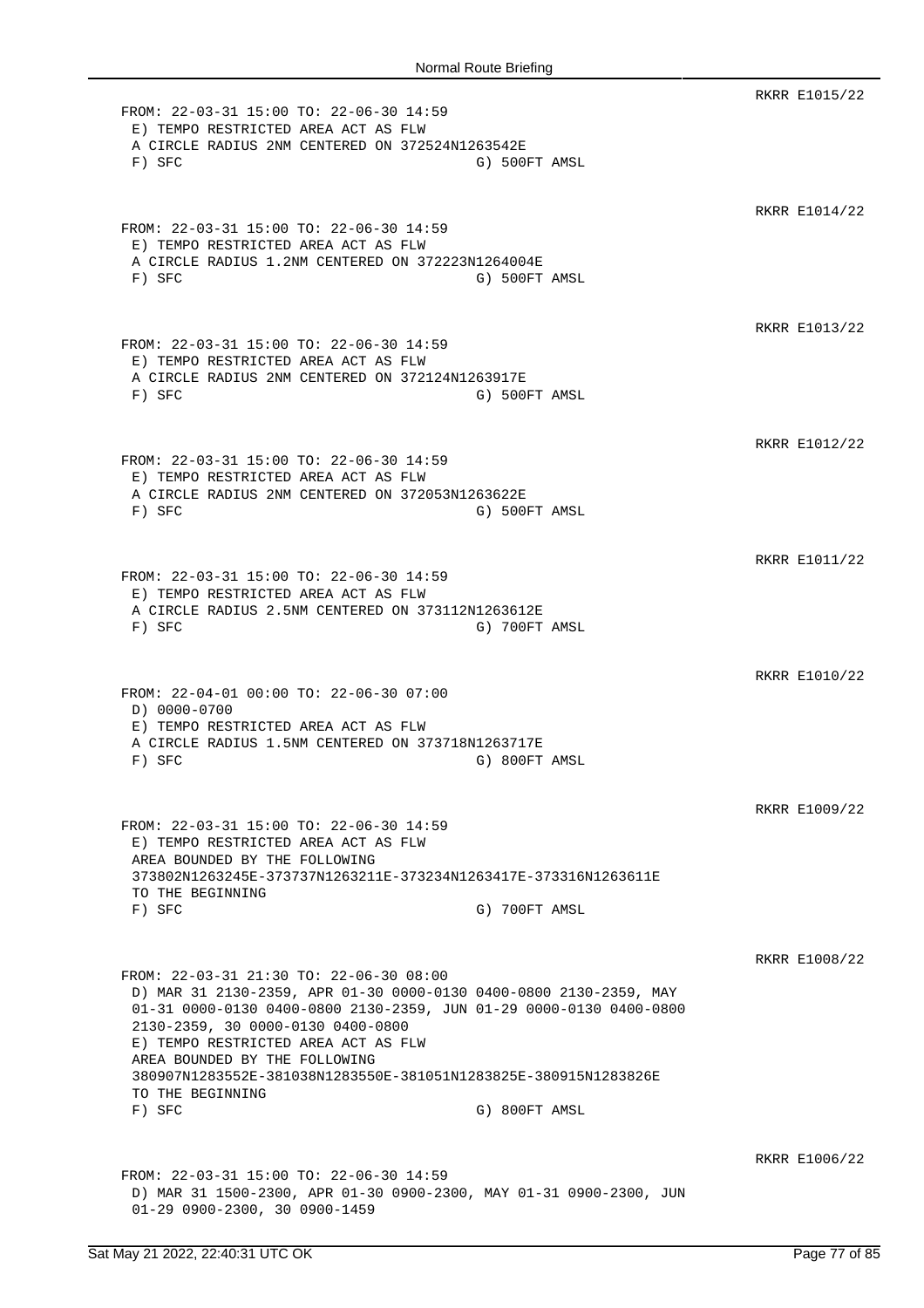RKRR E1015/22

```
FROM: 22-03-31 15:00 TO: 22-06-30 14:59
 E) TEMPO RESTRICTED AREA ACT AS FLW
 A CIRCLE RADIUS 2NM CENTERED ON 372524N1263542E
 F) SFC                              G) 500FT AMSL
```

RKRR E1014/22

```
FROM: 22-03-31 15:00 TO: 22-06-30 14:59
 E) TEMPO RESTRICTED AREA ACT AS FLW
 A CIRCLE RADIUS 1.2NM CENTERED ON 372223N1264004E
 F) SFC                              G) 500FT AMSL
```

RKRR E1013/22

```
FROM: 22-03-31 15:00 TO: 22-06-30 14:59
 E) TEMPO RESTRICTED AREA ACT AS FLW
 A CIRCLE RADIUS 2NM CENTERED ON 372124N1263917E
 F) SFC                              G) 500FT AMSL
```

RKRR E1012/22

```
FROM: 22-03-31 15:00 TO: 22-06-30 14:59
 E) TEMPO RESTRICTED AREA ACT AS FLW
 A CIRCLE RADIUS 2NM CENTERED ON 372053N1263622E
 F) SFC                              G) 500FT AMSL
```

RKRR E1011/22

```
FROM: 22-03-31 15:00 TO: 22-06-30 14:59
 E) TEMPO RESTRICTED AREA ACT AS FLW
 A CIRCLE RADIUS 2.5NM CENTERED ON 373112N1263612E
 F) SFC                              G) 700FT AMSL
```

RKRR E1010/22

```
FROM: 22-04-01 00:00 TO: 22-06-30 07:00
 D) 0000-0700
 E) TEMPO RESTRICTED AREA ACT AS FLW
 A CIRCLE RADIUS 1.5NM CENTERED ON 373718N1263717E
 F) SFC                              G) 800FT AMSL
```

RKRR E1009/22

```
FROM: 22-03-31 15:00 TO: 22-06-30 14:59
 E) TEMPO RESTRICTED AREA ACT AS FLW
 AREA BOUNDED BY THE FOLLOWING
 373802N1263245E-373737N1263211E-373234N1263417E-373316N1263611E
 TO THE BEGINNING
 F) SFC                              G) 700FT AMSL
```

RKRR E1008/22

```
FROM: 22-03-31 21:30 TO: 22-06-30 08:00
 D) MAR 31 2130-2359, APR 01-30 0000-0130 0400-0800 2130-2359, MAY
 01-31 0000-0130 0400-0800 2130-2359, JUN 01-29 0000-0130 0400-0800
 2130-2359, 30 0000-0130 0400-0800
 E) TEMPO RESTRICTED AREA ACT AS FLW
 AREA BOUNDED BY THE FOLLOWING
 380907N1283552E-381038N1283550E-381051N1283825E-380915N1283826E
 TO THE BEGINNING
 F) SFC                              G) 800FT AMSL
```

RKRR E1006/22

```
FROM: 22-03-31 15:00 TO: 22-06-30 14:59
 D) MAR 31 1500-2300, APR 01-30 0900-2300, MAY 01-31 0900-2300, JUN
 01-29 0900-2300, 30 0900-1459
```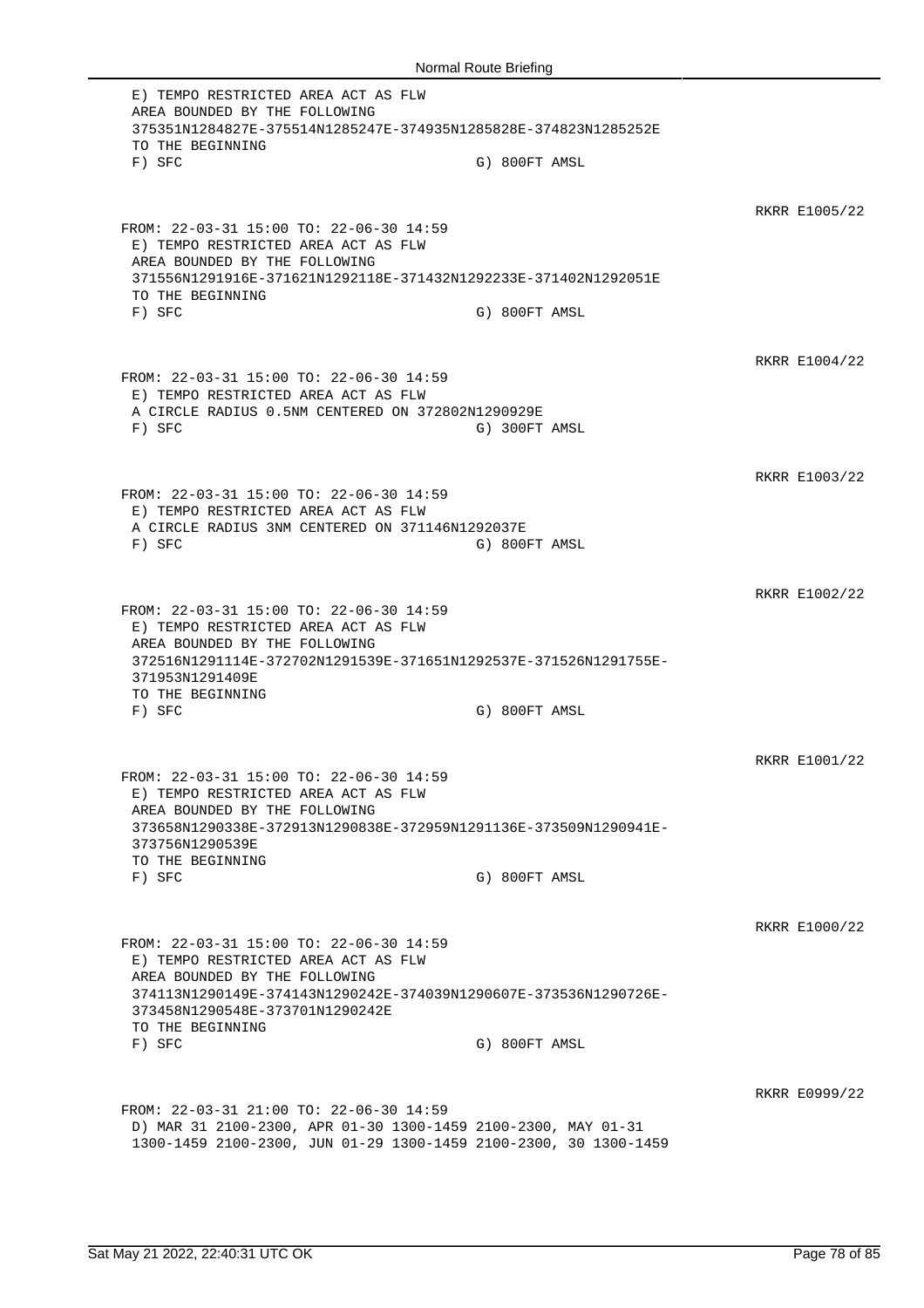```
 E) TEMPO RESTRICTED AREA ACT AS FLW
 AREA BOUNDED BY THE FOLLOWING
 375351N1284827E-375514N1285247E-374935N1285828E-374823N1285252E
 TO THE BEGINNING
 F) SFC                                        G) 800FT AMSL
```

RKRR E1005/22

```
FROM: 22-03-31 15:00 TO: 22-06-30 14:59
 E) TEMPO RESTRICTED AREA ACT AS FLW
 AREA BOUNDED BY THE FOLLOWING
 371556N1291916E-371621N1292118E-371432N1292233E-371402N1292051E
 TO THE BEGINNING
 F) SFC                                        G) 800FT AMSL
```

RKRR E1004/22

```
FROM: 22-03-31 15:00 TO: 22-06-30 14:59
 E) TEMPO RESTRICTED AREA ACT AS FLW
 A CIRCLE RADIUS 0.5NM CENTERED ON 372802N1290929E
 F) SFC                                        G) 300FT AMSL
```

RKRR E1003/22

```
FROM: 22-03-31 15:00 TO: 22-06-30 14:59
 E) TEMPO RESTRICTED AREA ACT AS FLW
 A CIRCLE RADIUS 3NM CENTERED ON 371146N1292037E
 F) SFC                                        G) 800FT AMSL
```

RKRR E1002/22

```
FROM: 22-03-31 15:00 TO: 22-06-30 14:59
 E) TEMPO RESTRICTED AREA ACT AS FLW
 AREA BOUNDED BY THE FOLLOWING
 372516N1291114E-372702N1291539E-371651N1292537E-371526N1291755E-
 371953N1291409E
 TO THE BEGINNING
 F) SFC                                        G) 800FT AMSL
```

RKRR E1001/22

```
FROM: 22-03-31 15:00 TO: 22-06-30 14:59
 E) TEMPO RESTRICTED AREA ACT AS FLW
 AREA BOUNDED BY THE FOLLOWING
 373658N1290338E-372913N1290838E-372959N1291136E-373509N1290941E-
 373756N1290539E
 TO THE BEGINNING
 F) SFC                                        G) 800FT AMSL
```

RKRR E1000/22

```
FROM: 22-03-31 15:00 TO: 22-06-30 14:59
 E) TEMPO RESTRICTED AREA ACT AS FLW
 AREA BOUNDED BY THE FOLLOWING
 374113N1290149E-374143N1290242E-374039N1290607E-373536N1290726E-
 373458N1290548E-373701N1290242E
 TO THE BEGINNING
 F) SFC                                        G) 800FT AMSL
```

RKRR E0999/22

```
FROM: 22-03-31 21:00 TO: 22-06-30 14:59
 D) MAR 31 2100-2300, APR 01-30 1300-1459 2100-2300, MAY 01-31
 1300-1459 2100-2300, JUN 01-29 1300-1459 2100-2300, 30 1300-1459
```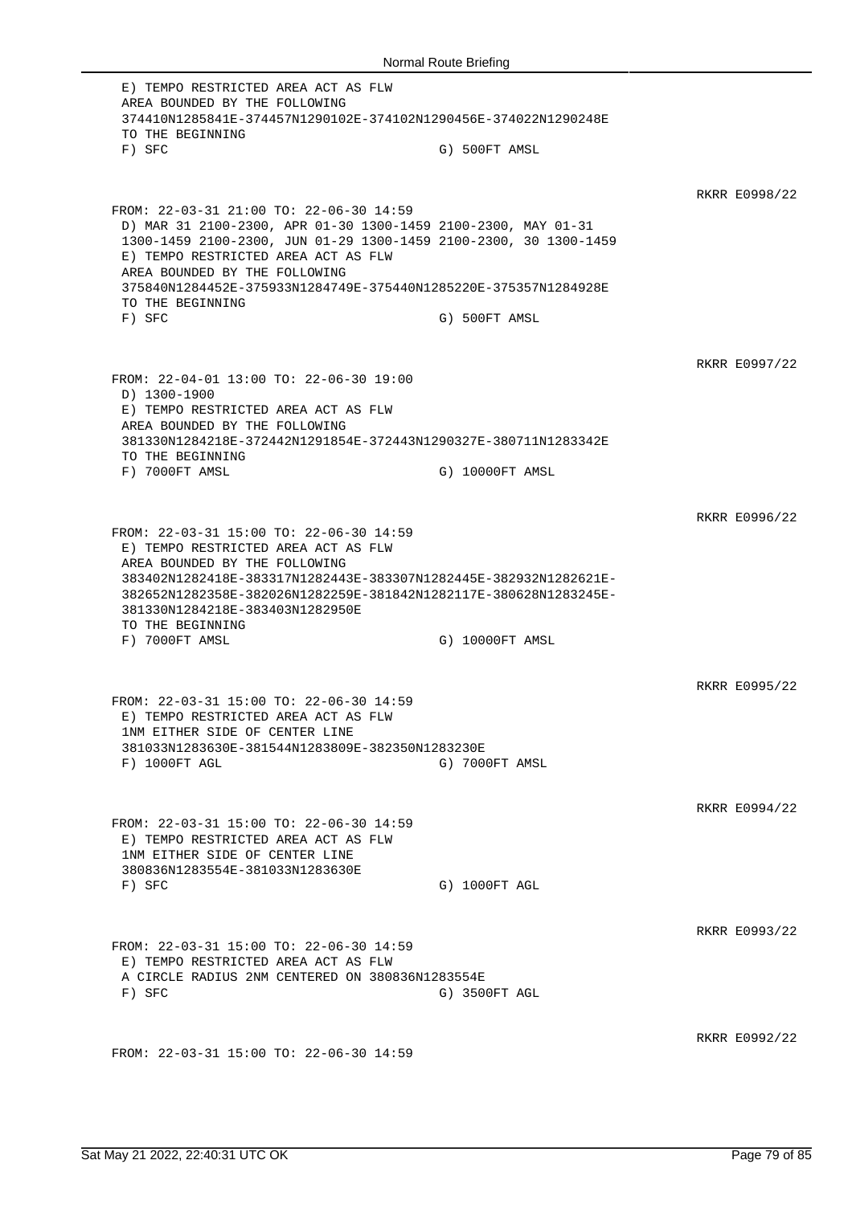```
 E) TEMPO RESTRICTED AREA ACT AS FLW
 AREA BOUNDED BY THE FOLLOWING
 374410N1285841E-374457N1290102E-374102N1290456E-374022N1290248E
 TO THE BEGINNING
 F) SFC                                  G) 500FT AMSL
```

RKRR E0998/22

```
FROM: 22-03-31 21:00 TO: 22-06-30 14:59
 D) MAR 31 2100-2300, APR 01-30 1300-1459 2100-2300, MAY 01-31
 1300-1459 2100-2300, JUN 01-29 1300-1459 2100-2300, 30 1300-1459
 E) TEMPO RESTRICTED AREA ACT AS FLW
 AREA BOUNDED BY THE FOLLOWING
 375840N1284452E-375933N1284749E-375440N1285220E-375357N1284928E
 TO THE BEGINNING
 F) SFC                                  G) 500FT AMSL
```

RKRR E0997/22

```
FROM: 22-04-01 13:00 TO: 22-06-30 19:00
 D) 1300-1900
 E) TEMPO RESTRICTED AREA ACT AS FLW
 AREA BOUNDED BY THE FOLLOWING
 381330N1284218E-372442N1291854E-372443N1290327E-380711N1283342E
 TO THE BEGINNING
 F) 7000FT AMSL                          G) 10000FT AMSL
```

RKRR E0996/22

```
FROM: 22-03-31 15:00 TO: 22-06-30 14:59
 E) TEMPO RESTRICTED AREA ACT AS FLW
 AREA BOUNDED BY THE FOLLOWING
 383402N1282418E-383317N1282443E-383307N1282445E-382932N1282621E-
 382652N1282358E-382026N1282259E-381842N1282117E-380628N1283245E-
 381330N1284218E-383403N1282950E
 TO THE BEGINNING
 F) 7000FT AMSL                          G) 10000FT AMSL
```

RKRR E0995/22

```
FROM: 22-03-31 15:00 TO: 22-06-30 14:59
 E) TEMPO RESTRICTED AREA ACT AS FLW
 1NM EITHER SIDE OF CENTER LINE
 381033N1283630E-381544N1283809E-382350N1283230E
 F) 1000FT AGL                           G) 7000FT AMSL
```

RKRR E0994/22

```
FROM: 22-03-31 15:00 TO: 22-06-30 14:59
 E) TEMPO RESTRICTED AREA ACT AS FLW
 1NM EITHER SIDE OF CENTER LINE
 380836N1283554E-381033N1283630E
 F) SFC                                  G) 1000FT AGL
```

RKRR E0993/22

```
FROM: 22-03-31 15:00 TO: 22-06-30 14:59
 E) TEMPO RESTRICTED AREA ACT AS FLW
 A CIRCLE RADIUS 2NM CENTERED ON 380836N1283554E
 F) SFC                                  G) 3500FT AGL
```

RKRR E0992/22

```
FROM: 22-03-31 15:00 TO: 22-06-30 14:59
```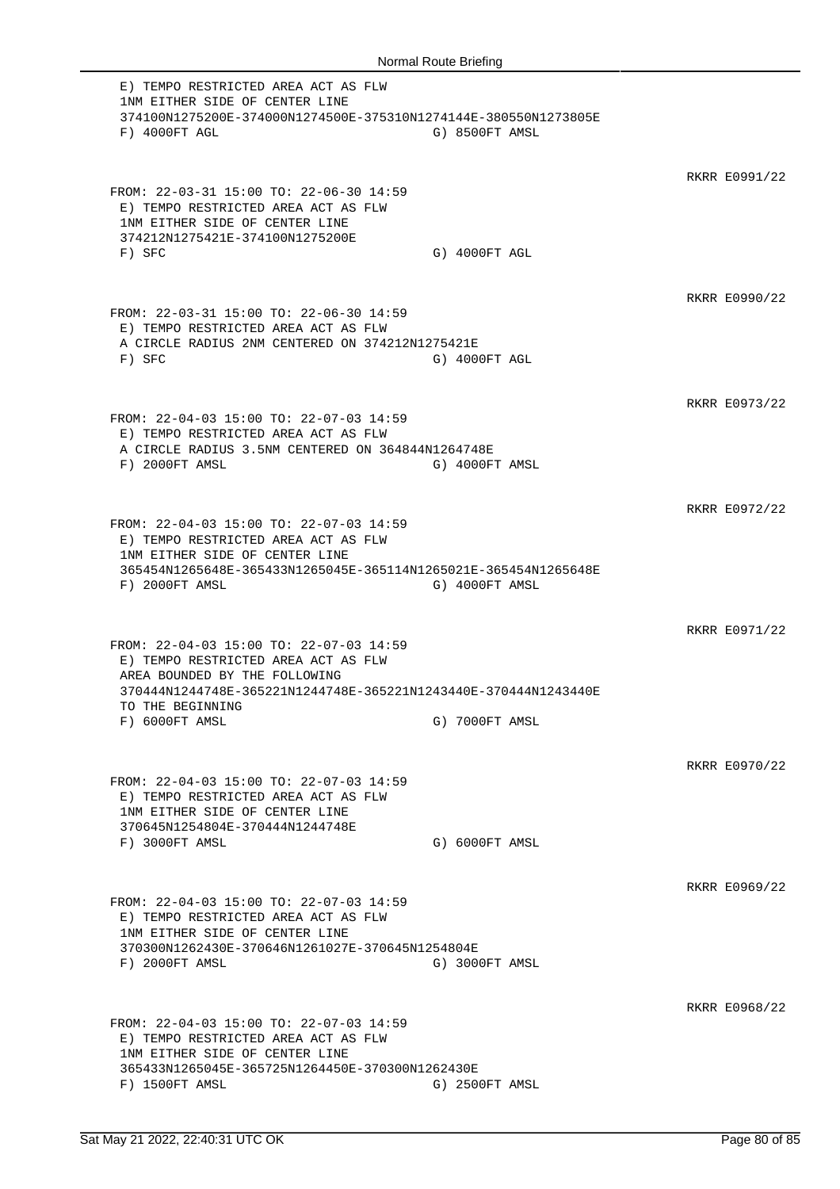```
E) TEMPO RESTRICTED AREA ACT AS FLW
1NM EITHER SIDE OF CENTER LINE
374100N1275200E-374000N1274500E-375310N1274144E-380550N1273805E
F) 4000FT AGL                              G) 8500FT AMSL
```

RKRR E0991/22

```
FROM: 22-03-31 15:00 TO: 22-06-30 14:59
E) TEMPO RESTRICTED AREA ACT AS FLW
1NM EITHER SIDE OF CENTER LINE
374212N1275421E-374100N1275200E
F) SFC                                     G) 4000FT AGL
```

RKRR E0990/22

```
FROM: 22-03-31 15:00 TO: 22-06-30 14:59
E) TEMPO RESTRICTED AREA ACT AS FLW
A CIRCLE RADIUS 2NM CENTERED ON 374212N1275421E
F) SFC                                     G) 4000FT AGL
```

RKRR E0973/22

```
FROM: 22-04-03 15:00 TO: 22-07-03 14:59
E) TEMPO RESTRICTED AREA ACT AS FLW
A CIRCLE RADIUS 3.5NM CENTERED ON 364844N1264748E
F) 2000FT AMSL                             G) 4000FT AMSL
```

RKRR E0972/22

```
FROM: 22-04-03 15:00 TO: 22-07-03 14:59
E) TEMPO RESTRICTED AREA ACT AS FLW
1NM EITHER SIDE OF CENTER LINE
365454N1265648E-365433N1265045E-365114N1265021E-365454N1265648E
F) 2000FT AMSL                             G) 4000FT AMSL
```

RKRR E0971/22

```
FROM: 22-04-03 15:00 TO: 22-07-03 14:59
E) TEMPO RESTRICTED AREA ACT AS FLW
AREA BOUNDED BY THE FOLLOWING
370444N1244748E-365221N1244748E-365221N1243440E-370444N1243440E
TO THE BEGINNING
F) 6000FT AMSL                             G) 7000FT AMSL
```

RKRR E0970/22

```
FROM: 22-04-03 15:00 TO: 22-07-03 14:59
E) TEMPO RESTRICTED AREA ACT AS FLW
1NM EITHER SIDE OF CENTER LINE
370645N1254804E-370444N1244748E
F) 3000FT AMSL                             G) 6000FT AMSL
```

RKRR E0969/22

```
FROM: 22-04-03 15:00 TO: 22-07-03 14:59
E) TEMPO RESTRICTED AREA ACT AS FLW
1NM EITHER SIDE OF CENTER LINE
370300N1262430E-370646N1261027E-370645N1254804E
F) 2000FT AMSL                             G) 3000FT AMSL
```

RKRR E0968/22

```
FROM: 22-04-03 15:00 TO: 22-07-03 14:59
E) TEMPO RESTRICTED AREA ACT AS FLW
1NM EITHER SIDE OF CENTER LINE
365433N1265045E-365725N1264450E-370300N1262430E
F) 1500FT AMSL                             G) 2500FT AMSL
```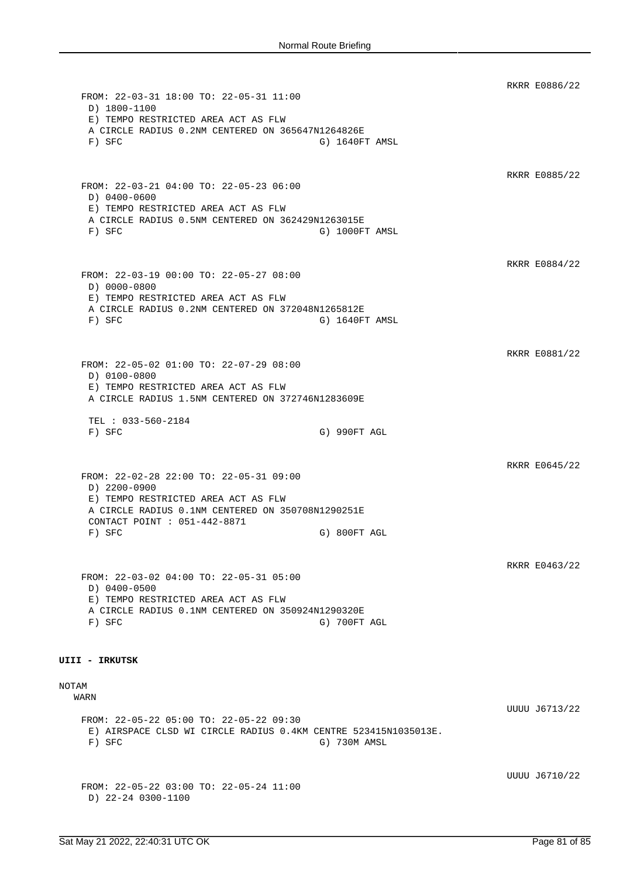RKRR E0886/22

FROM: 22-03-31 18:00 TO: 22-05-31 11:00
D) 1800-1100
E) TEMPO RESTRICTED AREA ACT AS FLW
A CIRCLE RADIUS 0.2NM CENTERED ON 365647N1264826E
F) SFC G) 1640FT AMSL

RKRR E0885/22

FROM: 22-03-21 04:00 TO: 22-05-23 06:00
D) 0400-0600
E) TEMPO RESTRICTED AREA ACT AS FLW
A CIRCLE RADIUS 0.5NM CENTERED ON 362429N1263015E
F) SFC G) 1000FT AMSL

RKRR E0884/22

FROM: 22-03-19 00:00 TO: 22-05-27 08:00
D) 0000-0800
E) TEMPO RESTRICTED AREA ACT AS FLW
A CIRCLE RADIUS 0.2NM CENTERED ON 372048N1265812E
F) SFC G) 1640FT AMSL

RKRR E0881/22

FROM: 22-05-02 01:00 TO: 22-07-29 08:00
D) 0100-0800
E) TEMPO RESTRICTED AREA ACT AS FLW
A CIRCLE RADIUS 1.5NM CENTERED ON 372746N1283609E

TEL : 033-560-2184
F) SFC G) 990FT AGL

RKRR E0645/22

FROM: 22-02-28 22:00 TO: 22-05-31 09:00
D) 2200-0900
E) TEMPO RESTRICTED AREA ACT AS FLW
A CIRCLE RADIUS 0.1NM CENTERED ON 350708N1290251E
CONTACT POINT : 051-442-8871
F) SFC G) 800FT AGL

RKRR E0463/22

FROM: 22-03-02 04:00 TO: 22-05-31 05:00
D) 0400-0500
E) TEMPO RESTRICTED AREA ACT AS FLW
A CIRCLE RADIUS 0.1NM CENTERED ON 350924N1290320E
F) SFC G) 700FT AGL

**UIII - IRKUTSK**

NOTAM
WARN

UUUU J6713/22

FROM: 22-05-22 05:00 TO: 22-05-22 09:30
E) AIRSPACE CLSD WI CIRCLE RADIUS 0.4KM CENTRE 523415N1035013E.
F) SFC G) 730M AMSL

UUUU J6710/22

FROM: 22-05-22 03:00 TO: 22-05-24 11:00
D) 22-24 0300-1100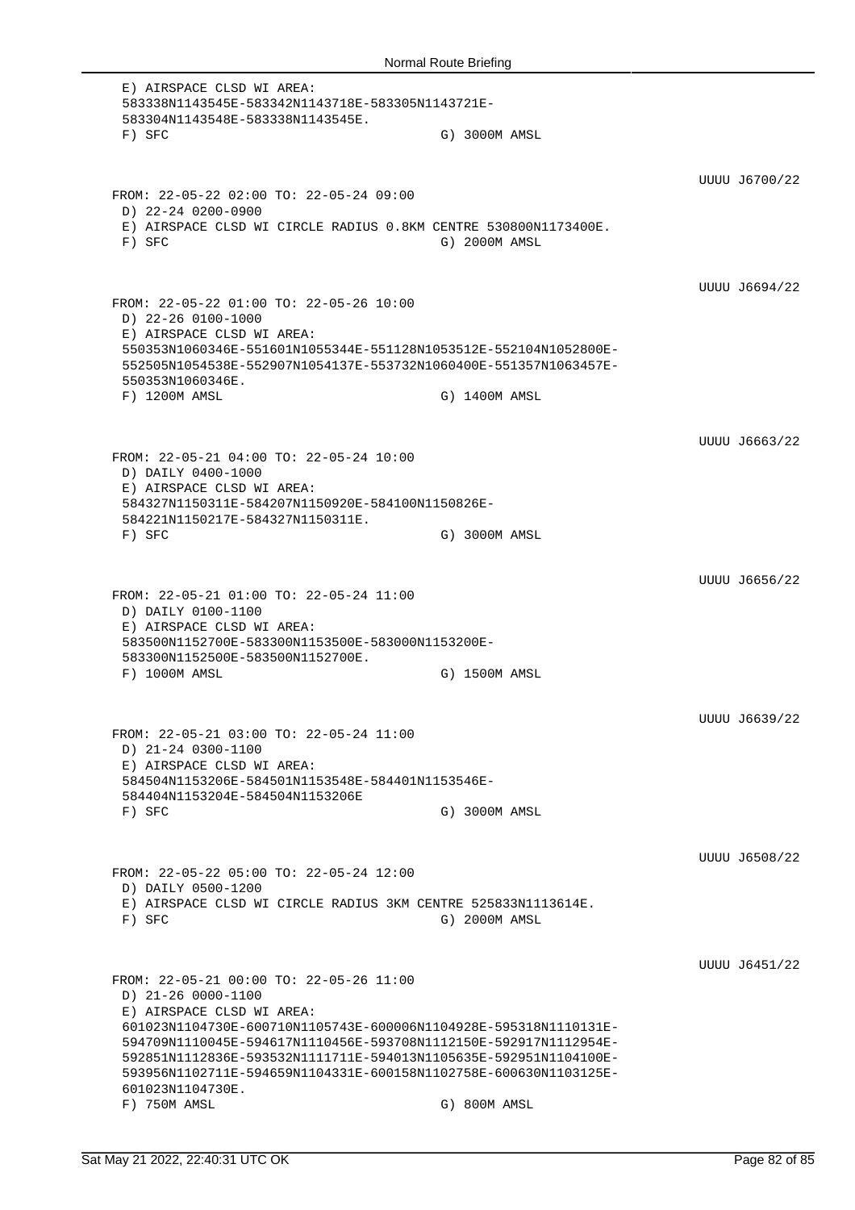E) AIRSPACE CLSD WI AREA:
583338N1143545E-583342N1143718E-583305N1143721E-
583304N1143548E-583338N1143545E.
F) SFC G) 3000M AMSL

UUUU J6700/22

FROM: 22-05-22 02:00 TO: 22-05-24 09:00
D) 22-24 0200-0900
E) AIRSPACE CLSD WI CIRCLE RADIUS 0.8KM CENTRE 530800N1173400E.
F) SFC G) 2000M AMSL

UUUU J6694/22

FROM: 22-05-22 01:00 TO: 22-05-26 10:00
D) 22-26 0100-1000
E) AIRSPACE CLSD WI AREA:
550353N1060346E-551601N1055344E-551128N1053512E-552104N1052800E-
552505N1054538E-552907N1054137E-553732N1060400E-551357N1063457E-
550353N1060346E.
F) 1200M AMSL G) 1400M AMSL

UUUU J6663/22

FROM: 22-05-21 04:00 TO: 22-05-24 10:00
D) DAILY 0400-1000
E) AIRSPACE CLSD WI AREA:
584327N1150311E-584207N1150920E-584100N1150826E-
584221N1150217E-584327N1150311E.
F) SFC G) 3000M AMSL

UUUU J6656/22

FROM: 22-05-21 01:00 TO: 22-05-24 11:00
D) DAILY 0100-1100
E) AIRSPACE CLSD WI AREA:
583500N1152700E-583300N1153500E-583000N1153200E-
583300N1152500E-583500N1152700E.
F) 1000M AMSL G) 1500M AMSL

UUUU J6639/22

FROM: 22-05-21 03:00 TO: 22-05-24 11:00
D) 21-24 0300-1100
E) AIRSPACE CLSD WI AREA:
584504N1153206E-584501N1153548E-584401N1153546E-
584404N1153204E-584504N1153206E
F) SFC G) 3000M AMSL

UUUU J6508/22

FROM: 22-05-22 05:00 TO: 22-05-24 12:00
D) DAILY 0500-1200
E) AIRSPACE CLSD WI CIRCLE RADIUS 3KM CENTRE 525833N1113614E.
F) SFC G) 2000M AMSL

UUUU J6451/22

FROM: 22-05-21 00:00 TO: 22-05-26 11:00
D) 21-26 0000-1100
E) AIRSPACE CLSD WI AREA:
601023N1104730E-600710N1105743E-600006N1104928E-595318N1110131E-
594709N1110045E-594617N1110456E-593708N1112150E-592917N1112954E-
592851N1112836E-593532N1111711E-594013N1105635E-592951N1104100E-
593956N1102711E-594659N1104331E-600158N1102758E-600630N1103125E-
601023N1104730E.
F) 750M AMSL G) 800M AMSL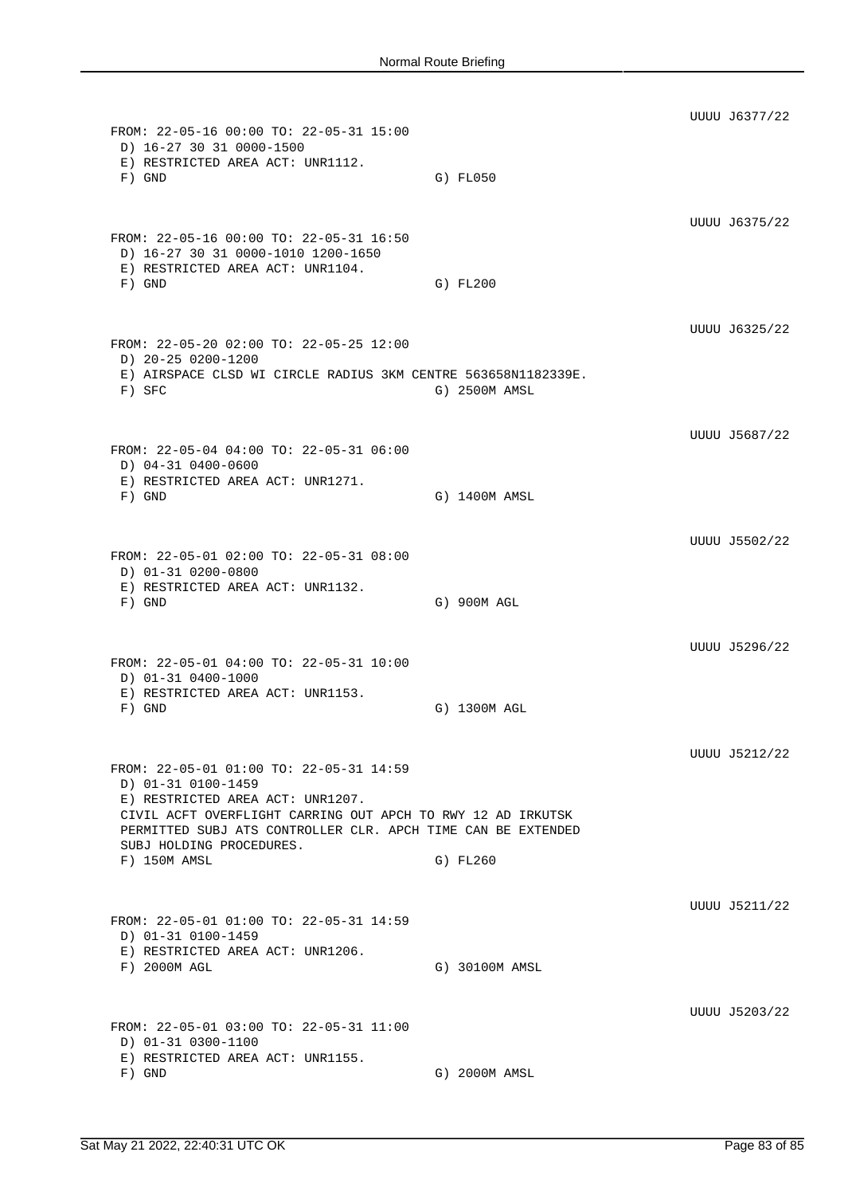UUUU J6377/22

```
FROM: 22-05-16 00:00 TO: 22-05-31 15:00
 D) 16-27 30 31 0000-1500
 E) RESTRICTED AREA ACT: UNR1112.
 F) GND                                    G) FL050
```

UUUU J6375/22

```
FROM: 22-05-16 00:00 TO: 22-05-31 16:50
 D) 16-27 30 31 0000-1010 1200-1650
 E) RESTRICTED AREA ACT: UNR1104.
 F) GND                                    G) FL200
```

UUUU J6325/22

```
FROM: 22-05-20 02:00 TO: 22-05-25 12:00
 D) 20-25 0200-1200
 E) AIRSPACE CLSD WI CIRCLE RADIUS 3KM CENTRE 563658N1182339E.
 F) SFC                                    G) 2500M AMSL
```

UUUU J5687/22

```
FROM: 22-05-04 04:00 TO: 22-05-31 06:00
 D) 04-31 0400-0600
 E) RESTRICTED AREA ACT: UNR1271.
 F) GND                                    G) 1400M AMSL
```

UUUU J5502/22

```
FROM: 22-05-01 02:00 TO: 22-05-31 08:00
 D) 01-31 0200-0800
 E) RESTRICTED AREA ACT: UNR1132.
 F) GND                                    G) 900M AGL
```

UUUU J5296/22

```
FROM: 22-05-01 04:00 TO: 22-05-31 10:00
 D) 01-31 0400-1000
 E) RESTRICTED AREA ACT: UNR1153.
 F) GND                                    G) 1300M AGL
```

UUUU J5212/22

```
FROM: 22-05-01 01:00 TO: 22-05-31 14:59
 D) 01-31 0100-1459
 E) RESTRICTED AREA ACT: UNR1207.
 CIVIL ACFT OVERFLIGHT CARRING OUT APCH TO RWY 12 AD IRKUTSK
 PERMITTED SUBJ ATS CONTROLLER CLR. APCH TIME CAN BE EXTENDED
 SUBJ HOLDING PROCEDURES.
 F) 150M AMSL                              G) FL260
```

UUUU J5211/22

```
FROM: 22-05-01 01:00 TO: 22-05-31 14:59
 D) 01-31 0100-1459
 E) RESTRICTED AREA ACT: UNR1206.
 F) 2000M AGL                              G) 30100M AMSL
```

UUUU J5203/22

```
FROM: 22-05-01 03:00 TO: 22-05-31 11:00
 D) 01-31 0300-1100
 E) RESTRICTED AREA ACT: UNR1155.
 F) GND                                    G) 2000M AMSL
```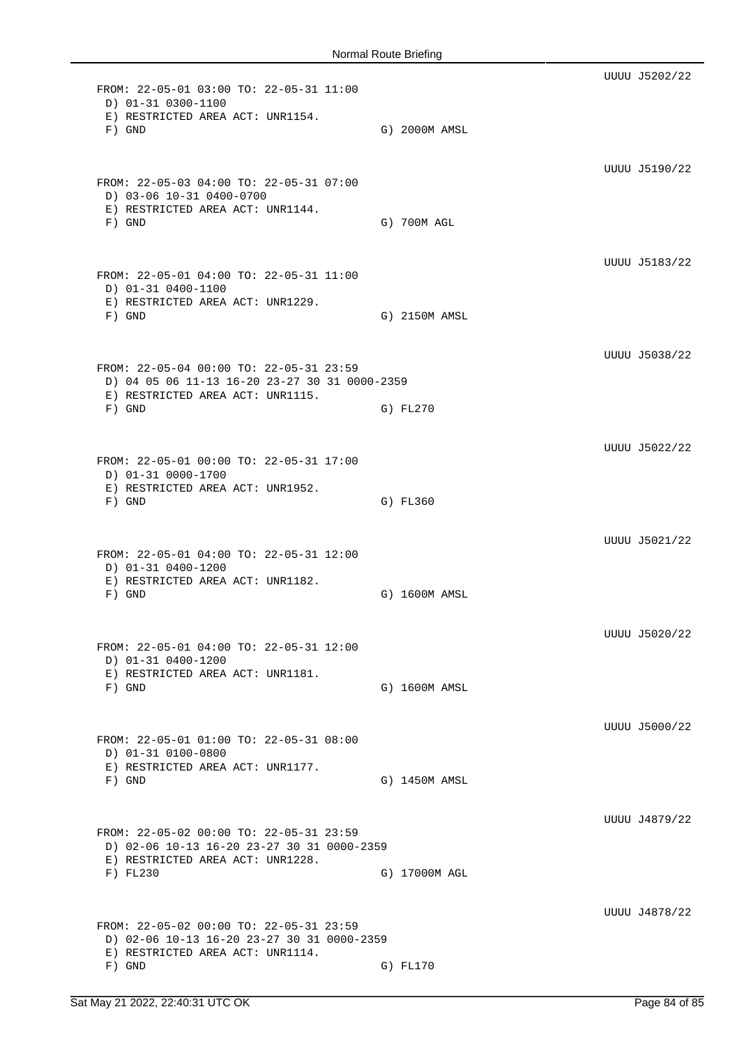UUUU J5202/22

```
FROM: 22-05-01 03:00 TO: 22-05-31 11:00
 D) 01-31 0300-1100
 E) RESTRICTED AREA ACT: UNR1154.
 F) GND                                  G) 2000M AMSL
```

UUUU J5190/22

```
FROM: 22-05-03 04:00 TO: 22-05-31 07:00
 D) 03-06 10-31 0400-0700
 E) RESTRICTED AREA ACT: UNR1144.
 F) GND                                  G) 700M AGL
```

UUUU J5183/22

```
FROM: 22-05-01 04:00 TO: 22-05-31 11:00
 D) 01-31 0400-1100
 E) RESTRICTED AREA ACT: UNR1229.
 F) GND                                  G) 2150M AMSL
```

UUUU J5038/22

```
FROM: 22-05-04 00:00 TO: 22-05-31 23:59
 D) 04 05 06 11-13 16-20 23-27 30 31 0000-2359
 E) RESTRICTED AREA ACT: UNR1115.
 F) GND                                  G) FL270
```

UUUU J5022/22

```
FROM: 22-05-01 00:00 TO: 22-05-31 17:00
 D) 01-31 0000-1700
 E) RESTRICTED AREA ACT: UNR1952.
 F) GND                                  G) FL360
```

UUUU J5021/22

```
FROM: 22-05-01 04:00 TO: 22-05-31 12:00
 D) 01-31 0400-1200
 E) RESTRICTED AREA ACT: UNR1182.
 F) GND                                  G) 1600M AMSL
```

UUUU J5020/22

```
FROM: 22-05-01 04:00 TO: 22-05-31 12:00
 D) 01-31 0400-1200
 E) RESTRICTED AREA ACT: UNR1181.
 F) GND                                  G) 1600M AMSL
```

UUUU J5000/22

```
FROM: 22-05-01 01:00 TO: 22-05-31 08:00
 D) 01-31 0100-0800
 E) RESTRICTED AREA ACT: UNR1177.
 F) GND                                  G) 1450M AMSL
```

UUUU J4879/22

```
FROM: 22-05-02 00:00 TO: 22-05-31 23:59
 D) 02-06 10-13 16-20 23-27 30 31 0000-2359
 E) RESTRICTED AREA ACT: UNR1228.
 F) FL230                                G) 17000M AGL
```

UUUU J4878/22

```
FROM: 22-05-02 00:00 TO: 22-05-31 23:59
 D) 02-06 10-13 16-20 23-27 30 31 0000-2359
 E) RESTRICTED AREA ACT: UNR1114.
 F) GND                                  G) FL170
```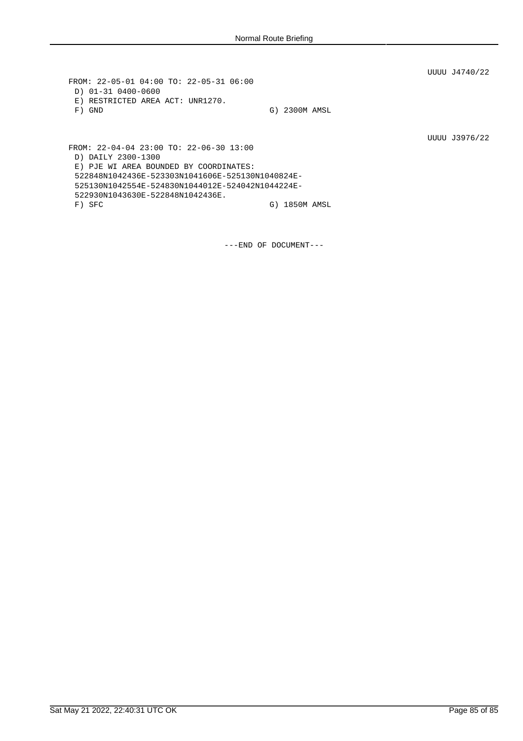UUUU J4740/22

```
FROM: 22-05-01 04:00 TO: 22-05-31 06:00
 D) 01-31 0400-0600
 E) RESTRICTED AREA ACT: UNR1270.
 F) GND                                 G) 2300M AMSL
```

UUUU J3976/22

```
FROM: 22-04-04 23:00 TO: 22-06-30 13:00
 D) DAILY 2300-1300
 E) PJE WI AREA BOUNDED BY COORDINATES:
 522848N1042436E-523303N1041606E-525130N1040824E-
 525130N1042554E-524830N1044012E-524042N1044224E-
 522930N1043630E-522848N1042436E.
 F) SFC                                 G) 1850M AMSL
```

---END OF DOCUMENT---